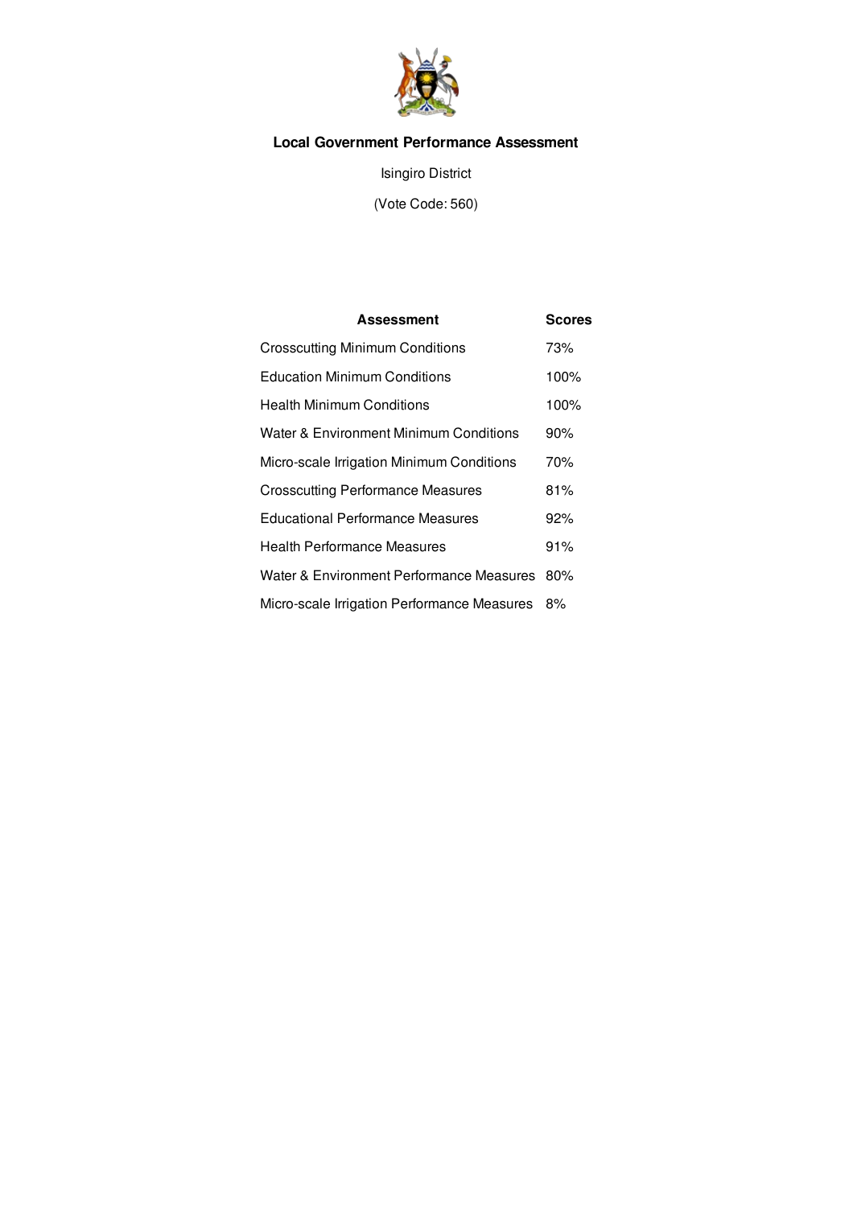# Local Government Performance Assessment

Isingiro District

(Vote Code: 560)

| Assessment | Scores |
|---|---|
| Crosscutting Minimum Conditions | 73% |
| Education Minimum Conditions | 100% |
| Health Minimum Conditions | 100% |
| Water & Environment Minimum Conditions | 90% |
| Micro-scale Irrigation Minimum Conditions | 70% |
| Crosscutting Performance Measures | 81% |
| Educational Performance Measures | 92% |
| Health Performance Measures | 91% |
| Water & Environment Performance Measures | 80% |
| Micro-scale Irrigation Performance Measures | 8% |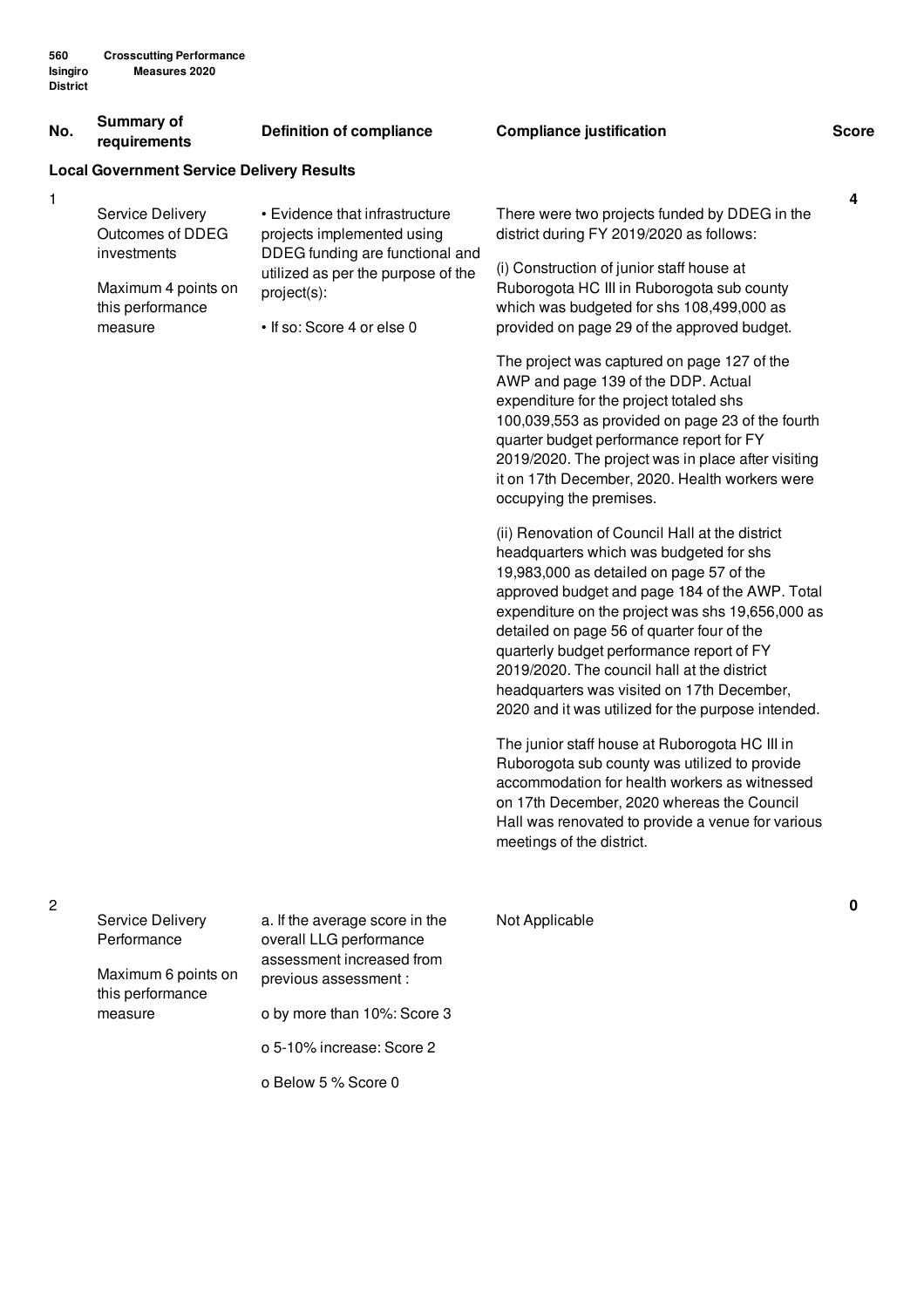| No. | Summary of requirements | Definition of compliance | Compliance justification | Score |
|---|---|---|---|---|
| **Local Government Service Delivery Results** | | | | |
| 1 | Service Delivery Outcomes of DDEG investments<br><br>Maximum 4 points on this performance measure | • Evidence that infrastructure projects implemented using DDEG funding are functional and utilized as per the purpose of the project(s):<br><br>• If so: Score 4 or else 0 | There were two projects funded by DDEG in the district during FY 2019/2020 as follows:<br><br>(i) Construction of junior staff house at Ruborogota HC III in Ruborogota sub county which was budgeted for shs 108,499,000 as provided on page 29 of the approved budget.<br><br>The project was captured on page 127 of the AWP and page 139 of the DDP. Actual expenditure for the project totaled shs 100,039,553 as provided on page 23 of the fourth quarter budget performance report for FY 2019/2020. The project was in place after visiting it on 17th December, 2020. Health workers were occupying the premises.<br><br>(ii) Renovation of Council Hall at the district headquarters which was budgeted for shs 19,983,000 as detailed on page 57 of the approved budget and page 184 of the AWP. Total expenditure on the project was shs 19,656,000 as detailed on page 56 of quarter four of the quarterly budget performance report of FY 2019/2020. The council hall at the district headquarters was visited on 17th December, 2020 and it was utilized for the purpose intended.<br><br>The junior staff house at Ruborogota HC III in Ruborogota sub county was utilized to provide accommodation for health workers as witnessed on 17th December, 2020 whereas the Council Hall was renovated to provide a venue for various meetings of the district. | **4** |
| 2 | Service Delivery Performance<br><br>Maximum 6 points on this performance measure | a. If the average score in the overall LLG performance assessment increased from previous assessment :<br><br>o by more than 10%: Score 3<br><br>o 5-10% increase: Score 2<br><br>o Below 5 % Score 0 | Not Applicable | **0** |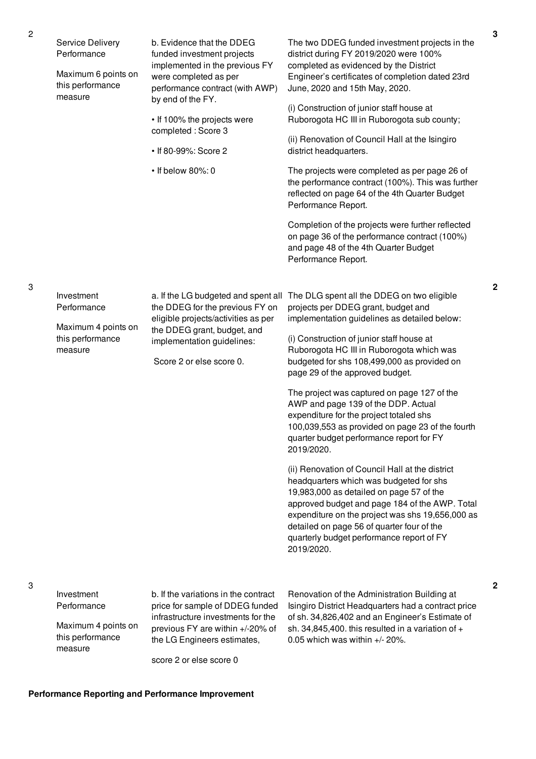| No. | Summary of requirements | Definition of compliance | Compliance justification | Score |
|---|---|---|---|---|
| 2 | Service Delivery Performance<br><br>Maximum 6 points on this performance measure | b. Evidence that the DDEG funded investment projects implemented in the previous FY were completed as per performance contract (with AWP) by end of the FY.<br><br>• If 100% the projects were completed : Score 3<br><br>• If 80-99%: Score 2<br><br>• If below 80%: 0 | The two DDEG funded investment projects in the district during FY 2019/2020 were 100% completed as evidenced by the District Engineer's certificates of completion dated 23rd June, 2020 and 15th May, 2020.<br><br>(i) Construction of junior staff house at Ruborogota HC III in Ruborogota sub county;<br><br>(ii) Renovation of Council Hall at the Isingiro district headquarters.<br><br>The projects were completed as per page 26 of the performance contract (100%). This was further reflected on page 64 of the 4th Quarter Budget Performance Report.<br><br>Completion of the projects were further reflected on page 36 of the performance contract (100%) and page 48 of the 4th Quarter Budget Performance Report. | 3 |
| 3 | Investment Performance<br><br>Maximum 4 points on this performance measure | a. If the LG budgeted and spent all the DDEG for the previous FY on eligible projects/activities as per the DDEG grant, budget, and implementation guidelines:<br><br>Score 2 or else score 0. | The DLG spent all the DDEG on two eligible projects per DDEG grant, budget and implementation guidelines as detailed below:<br><br>(i) Construction of junior staff house at Ruborogota HC III in Ruborogota which was budgeted for shs 108,499,000 as provided on page 29 of the approved budget.<br><br>The project was captured on page 127 of the AWP and page 139 of the DDP. Actual expenditure for the project totaled shs 100,039,553 as provided on page 23 of the fourth quarter budget performance report for FY 2019/2020.<br><br>(ii) Renovation of Council Hall at the district headquarters which was budgeted for shs 19,983,000 as detailed on page 57 of the approved budget and page 184 of the AWP. Total expenditure on the project was shs 19,656,000 as detailed on page 56 of quarter four of the quarterly budget performance report of FY 2019/2020. | 2 |
| 3 | Investment Performance<br><br>Maximum 4 points on this performance measure | b. If the variations in the contract price for sample of DDEG funded infrastructure investments for the previous FY are within +/-20% of the LG Engineers estimates,<br><br>score 2 or else score 0 | Renovation of the Administration Building at Isingiro District Headquarters had a contract price of sh. 34,826,402 and an Engineer's Estimate of sh. 34,845,400. this resulted in a variation of + 0.05 which was within +/- 20%. | 2 |

**Performance Reporting and Performance Improvement**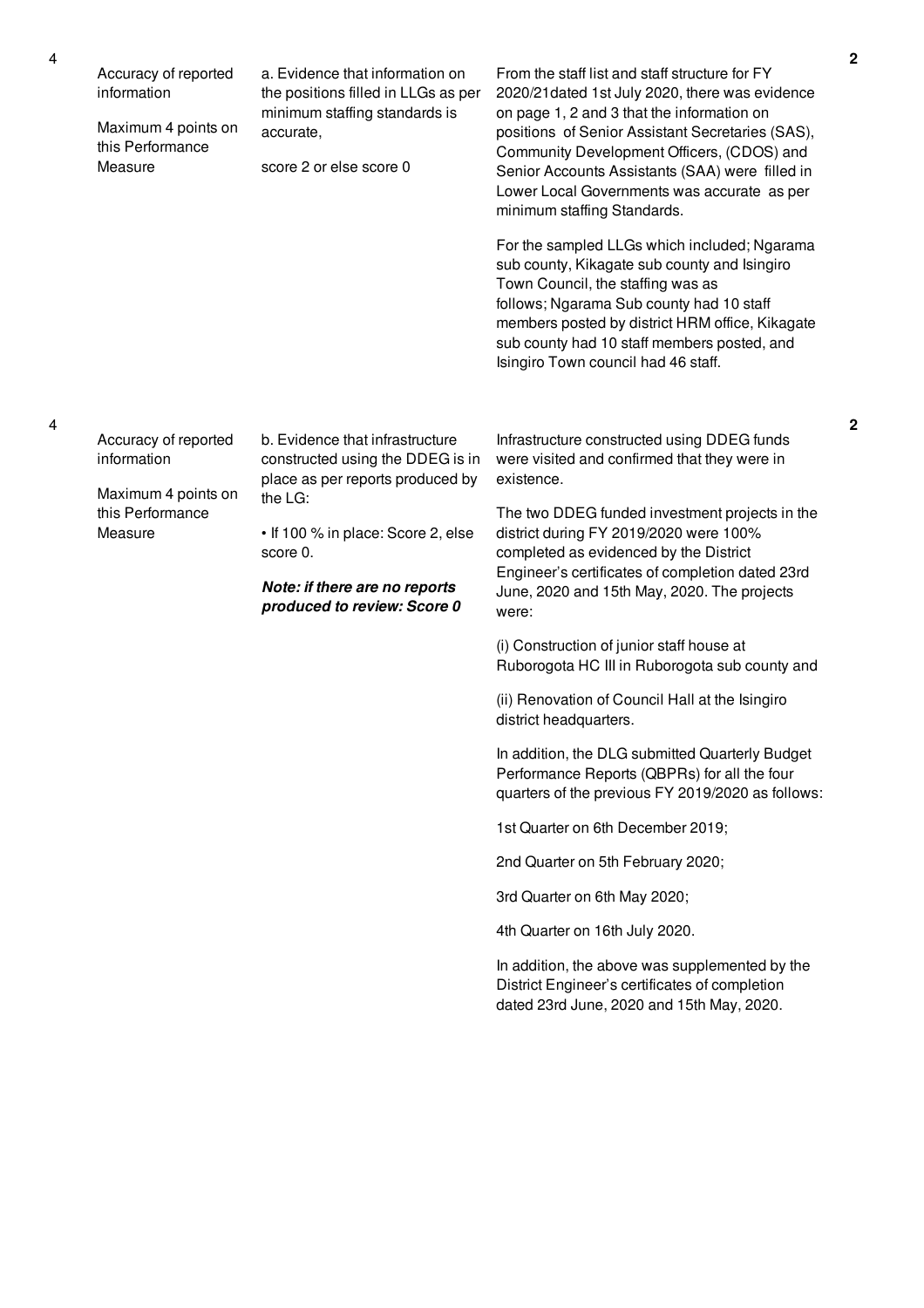| No. | Performance Measure | Scoring Guide | Justification | Score |
|---|---|---|---|---|
| 4 | Accuracy of reported information<br><br>Maximum 4 points on this Performance Measure | a. Evidence that information on the positions filled in LLGs as per minimum staffing standards is accurate,<br><br>score 2 or else score 0 | From the staff list and staff structure for FY 2020/21dated 1st July 2020, there was evidence on page 1, 2 and 3 that the information on positions of Senior Assistant Secretaries (SAS), Community Development Officers, (CDOS) and Senior Accounts Assistants (SAA) were filled in Lower Local Governments was accurate as per minimum staffing Standards.<br><br>For the sampled LLGs which included; Ngarama sub county, Kikagate sub county and Isingiro Town Council, the staffing was as follows; Ngarama Sub county had 10 staff members posted by district HRM office, Kikagate sub county had 10 staff members posted, and Isingiro Town council had 46 staff. | 2 |
| 4 | Accuracy of reported information<br><br>Maximum 4 points on this Performance Measure | b. Evidence that infrastructure constructed using the DDEG is in place as per reports produced by the LG:<br><br>• If 100 % in place: Score 2, else score 0.<br><br>***Note: if there are no reports produced to review: Score 0*** | Infrastructure constructed using DDEG funds were visited and confirmed that they were in existence.<br><br>The two DDEG funded investment projects in the district during FY 2019/2020 were 100% completed as evidenced by the District Engineer's certificates of completion dated 23rd June, 2020 and 15th May, 2020. The projects were:<br><br>(i) Construction of junior staff house at Ruborogota HC III in Ruborogota sub county and<br><br>(ii) Renovation of Council Hall at the Isingiro district headquarters.<br><br>In addition, the DLG submitted Quarterly Budget Performance Reports (QBPRs) for all the four quarters of the previous FY 2019/2020 as follows:<br><br>1st Quarter on 6th December 2019;<br><br>2nd Quarter on 5th February 2020;<br><br>3rd Quarter on 6th May 2020;<br><br>4th Quarter on 16th July 2020.<br><br>In addition, the above was supplemented by the District Engineer's certificates of completion dated 23rd June, 2020 and 15th May, 2020. | 2 |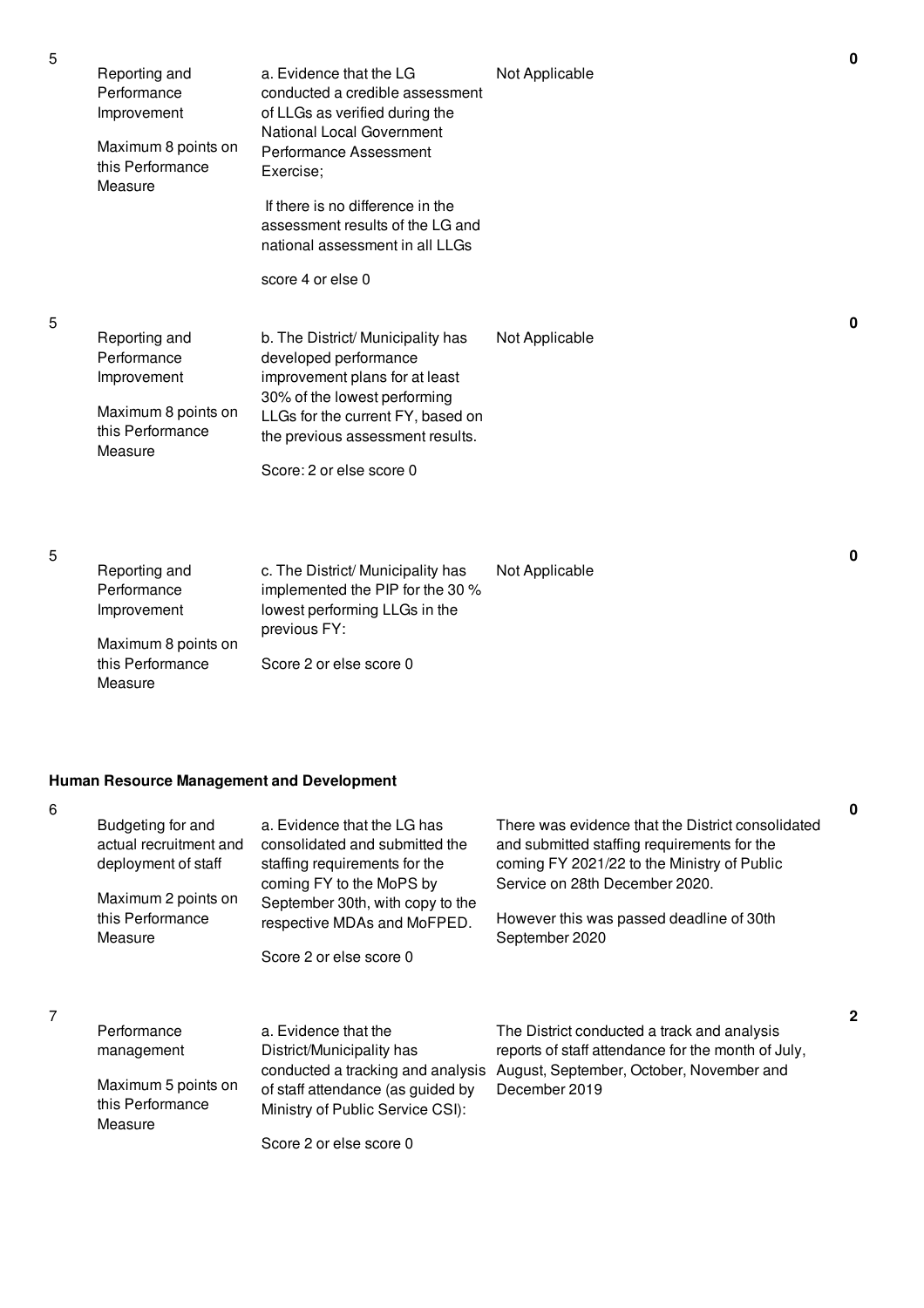| No. | Performance Measure | Indicator | Assessment Finding | Score |
|---|---|---|---|---|
| 5 | Reporting and Performance Improvement<br><br>Maximum 8 points on this Performance Measure | a. Evidence that the LG conducted a credible assessment of LLGs as verified during the National Local Government Performance Assessment Exercise;<br><br>If there is no difference in the assessment results of the LG and national assessment in all LLGs<br><br>score 4 or else 0 | Not Applicable | 0 |
| 5 | Reporting and Performance Improvement<br><br>Maximum 8 points on this Performance Measure | b. The District/ Municipality has developed performance improvement plans for at least 30% of the lowest performing LLGs for the current FY, based on the previous assessment results.<br><br>Score: 2 or else score 0 | Not Applicable | 0 |
| 5 | Reporting and Performance Improvement<br><br>Maximum 8 points on this Performance Measure | c. The District/ Municipality has implemented the PIP for the 30 % lowest performing LLGs in the previous FY:<br><br>Score 2 or else score 0 | Not Applicable | 0 |

**Human Resource Management and Development**

| No. | Performance Measure | Indicator | Assessment Finding | Score |
|---|---|---|---|---|
| 6 | Budgeting for and actual recruitment and deployment of staff<br><br>Maximum 2 points on this Performance Measure | a. Evidence that the LG has consolidated and submitted the staffing requirements for the coming FY to the MoPS by September 30th, with copy to the respective MDAs and MoFPED.<br><br>Score 2 or else score 0 | There was evidence that the District consolidated and submitted staffing requirements for the coming FY 2021/22 to the Ministry of Public Service on 28th December 2020.<br><br>However this was passed deadline of 30th September 2020 | 0 |
| 7 | Performance management<br><br>Maximum 5 points on this Performance Measure | a. Evidence that the District/Municipality has conducted a tracking and analysis of staff attendance (as guided by Ministry of Public Service CSI):<br><br>Score 2 or else score 0 | The District conducted a track and analysis reports of staff attendance for the month of July, August, September, October, November and December 2019 | 2 |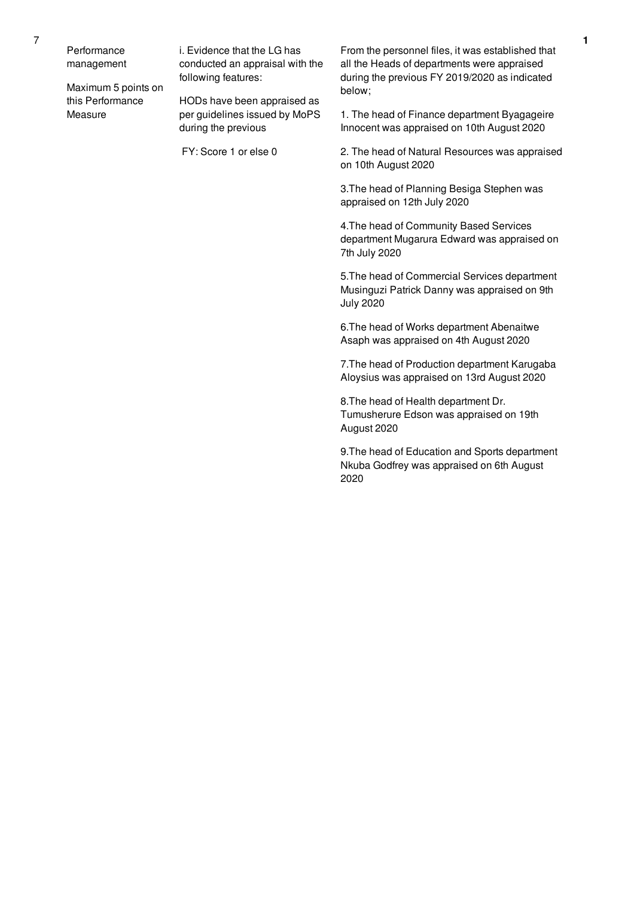| No. | Performance Area | Performance Measure | Assessment | Score |
|---|---|---|---|---|
| 7 | Performance management<br><br>Maximum 5 points on this Performance Measure | i. Evidence that the LG has conducted an appraisal with the following features:<br><br>HODs have been appraised as per guidelines issued by MoPS during the previous<br><br>FY: Score 1 or else 0 | From the personnel files, it was established that all the Heads of departments were appraised during the previous FY 2019/2020 as indicated below;<br><br>1. The head of Finance department Byagageire Innocent was appraised on 10th August 2020<br><br>2. The head of Natural Resources was appraised on 10th August 2020<br><br>3.The head of Planning Besiga Stephen was appraised on 12th July 2020<br><br>4.The head of Community Based Services department Mugarura Edward was appraised on 7th July 2020<br><br>5.The head of Commercial Services department Musinguzi Patrick Danny was appraised on 9th July 2020<br><br>6.The head of Works department Abenaitwe Asaph was appraised on 4th August 2020<br><br>7.The head of Production department Karugaba Aloysius was appraised on 13rd August 2020<br><br>8.The head of Health department Dr. Tumusherure Edson was appraised on 19th August 2020<br><br>9.The head of Education and Sports department Nkuba Godfrey was appraised on 6th August 2020 | **1** |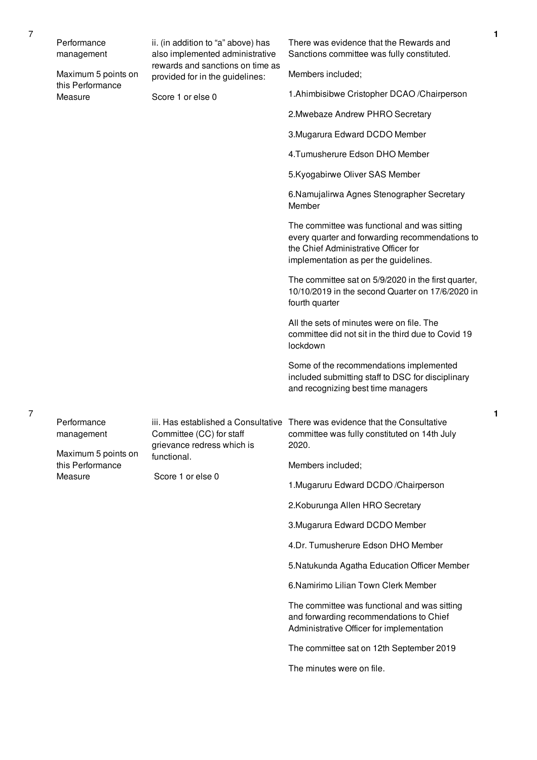| | | | | |
|---|---|---|---|---|
| 7 | Performance management<br><br>Maximum 5 points on this Performance Measure | ii. (in addition to "a" above) has also implemented administrative rewards and sanctions on time as provided for in the guidelines:<br><br>Score 1 or else 0 | There was evidence that the Rewards and Sanctions committee was fully constituted.<br><br>Members included;<br><br>1.Ahimbisibwe Cristopher DCAO /Chairperson<br><br>2.Mwebaze Andrew PHRO Secretary<br><br>3.Mugarura Edward DCDO Member<br><br>4.Tumusherure Edson DHO Member<br><br>5.Kyogabirwe Oliver SAS Member<br><br>6.Namujalirwa Agnes Stenographer Secretary Member<br><br>The committee was functional and was sitting every quarter and forwarding recommendations to the Chief Administrative Officer for implementation as per the guidelines.<br><br>The committee sat on 5/9/2020 in the first quarter, 10/10/2019 in the second Quarter on 17/6/2020 in fourth quarter<br><br>All the sets of minutes were on file. The committee did not sit in the third due to Covid 19 lockdown<br><br>Some of the recommendations implemented included submitting staff to DSC for disciplinary and recognizing best time managers | 1 |
| 7 | Performance management<br><br>Maximum 5 points on this Performance Measure | iii. Has established a Consultative Committee (CC) for staff grievance redress which is functional.<br><br>Score 1 or else 0 | There was evidence that the Consultative committee was fully constituted on 14th July 2020.<br><br>Members included;<br><br>1.Mugaruru Edward DCDO /Chairperson<br><br>2.Koburunga Allen HRO Secretary<br><br>3.Mugarura Edward DCDO Member<br><br>4.Dr. Tumusherure Edson DHO Member<br><br>5.Natukunda Agatha Education Officer Member<br><br>6.Namirimo Lilian Town Clerk Member<br><br>The committee was functional and was sitting and forwarding recommendations to Chief Administrative Officer for implementation<br><br>The committee sat on 12th September 2019<br><br>The minutes were on file. | 1 |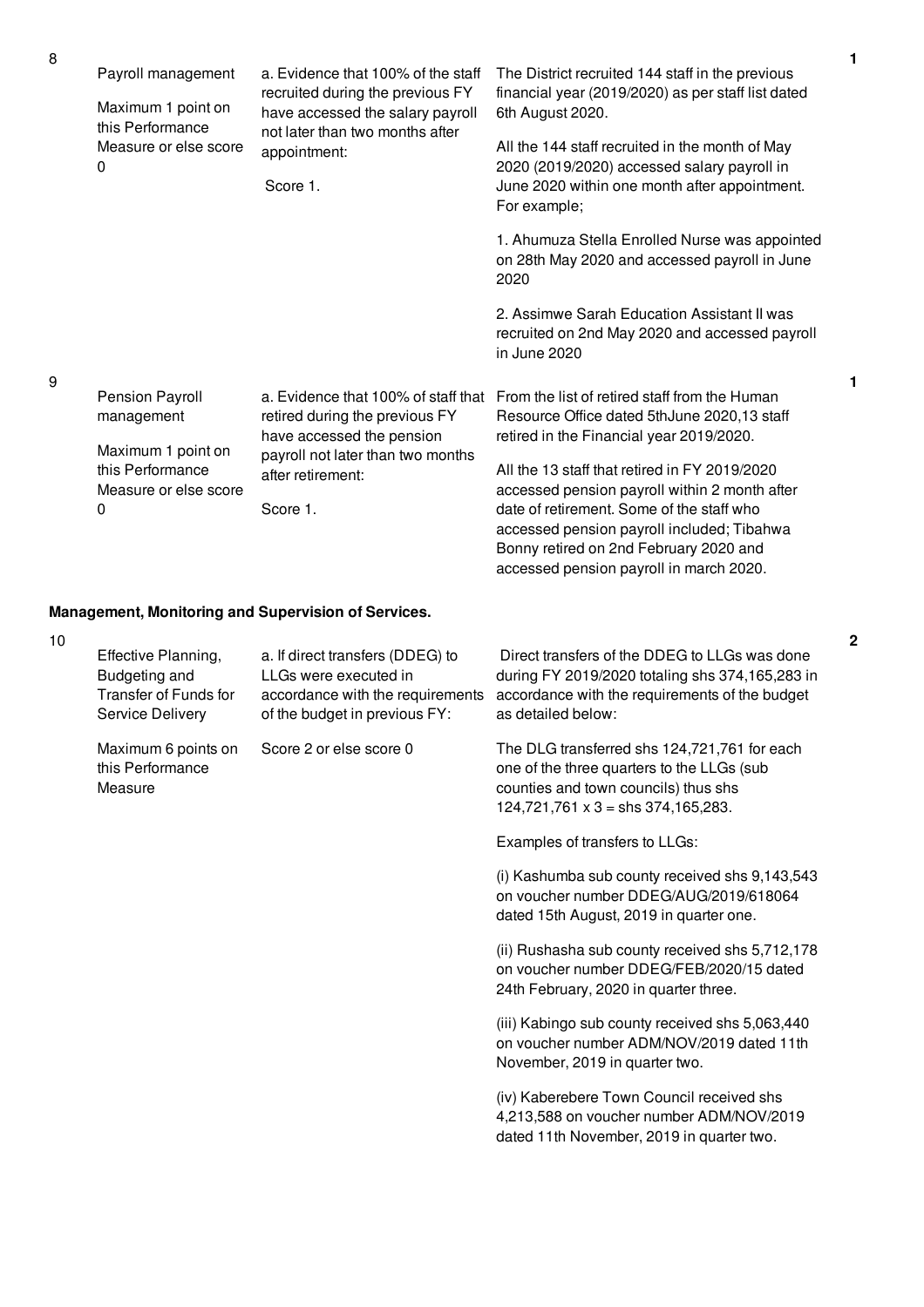| No. | Performance Area | Performance Measure | Assessment | Score |
|---|---|---|---|---|
| 8 | Payroll management<br><br>Maximum 1 point on this Performance Measure or else score 0 | a. Evidence that 100% of the staff recruited during the previous FY have accessed the salary payroll not later than two months after appointment:<br><br>Score 1. | The District recruited 144 staff in the previous financial year (2019/2020) as per staff list dated 6th August 2020.<br><br>All the 144 staff recruited in the month of May 2020 (2019/2020) accessed salary payroll in June 2020 within one month after appointment. For example;<br><br>1. Ahumuza Stella Enrolled Nurse was appointed on 28th May 2020 and accessed payroll in June 2020<br><br>2. Assimwe Sarah Education Assistant II was recruited on 2nd May 2020 and accessed payroll in June 2020 | 1 |
| 9 | Pension Payroll management<br><br>Maximum 1 point on this Performance Measure or else score 0 | a. Evidence that 100% of staff that retired during the previous FY have accessed the pension payroll not later than two months after retirement:<br><br>Score 1. | From the list of retired staff from the Human Resource Office dated 5thJune 2020,13 staff retired in the Financial year 2019/2020.<br><br>All the 13 staff that retired in FY 2019/2020 accessed pension payroll within 2 month after date of retirement. Some of the staff who accessed pension payroll included; Tibahwa Bonny retired on 2nd February 2020 and accessed pension payroll in march 2020. | 1 |

**Management, Monitoring and Supervision of Services.**

| No. | Performance Area | Performance Measure | Assessment | Score |
|---|---|---|---|---|
| 10 | Effective Planning, Budgeting and Transfer of Funds for Service Delivery<br><br>Maximum 6 points on this Performance Measure | a. If direct transfers (DDEG) to LLGs were executed in accordance with the requirements of the budget in previous FY:<br><br>Score 2 or else score 0 | Direct transfers of the DDEG to LLGs was done during FY 2019/2020 totaling shs 374,165,283 in accordance with the requirements of the budget as detailed below:<br><br>The DLG transferred shs 124,721,761 for each one of the three quarters to the LLGs (sub counties and town councils) thus shs 124,721,761 x 3 = shs 374,165,283.<br><br>Examples of transfers to LLGs:<br><br>(i) Kashumba sub county received shs 9,143,543 on voucher number DDEG/AUG/2019/618064 dated 15th August, 2019 in quarter one.<br><br>(ii) Rushasha sub county received shs 5,712,178 on voucher number DDEG/FEB/2020/15 dated 24th February, 2020 in quarter three.<br><br>(iii) Kabingo sub county received shs 5,063,440 on voucher number ADM/NOV/2019 dated 11th November, 2019 in quarter two.<br><br>(iv) Kaberebere Town Council received shs 4,213,588 on voucher number ADM/NOV/2019 dated 11th November, 2019 in quarter two. | 2 |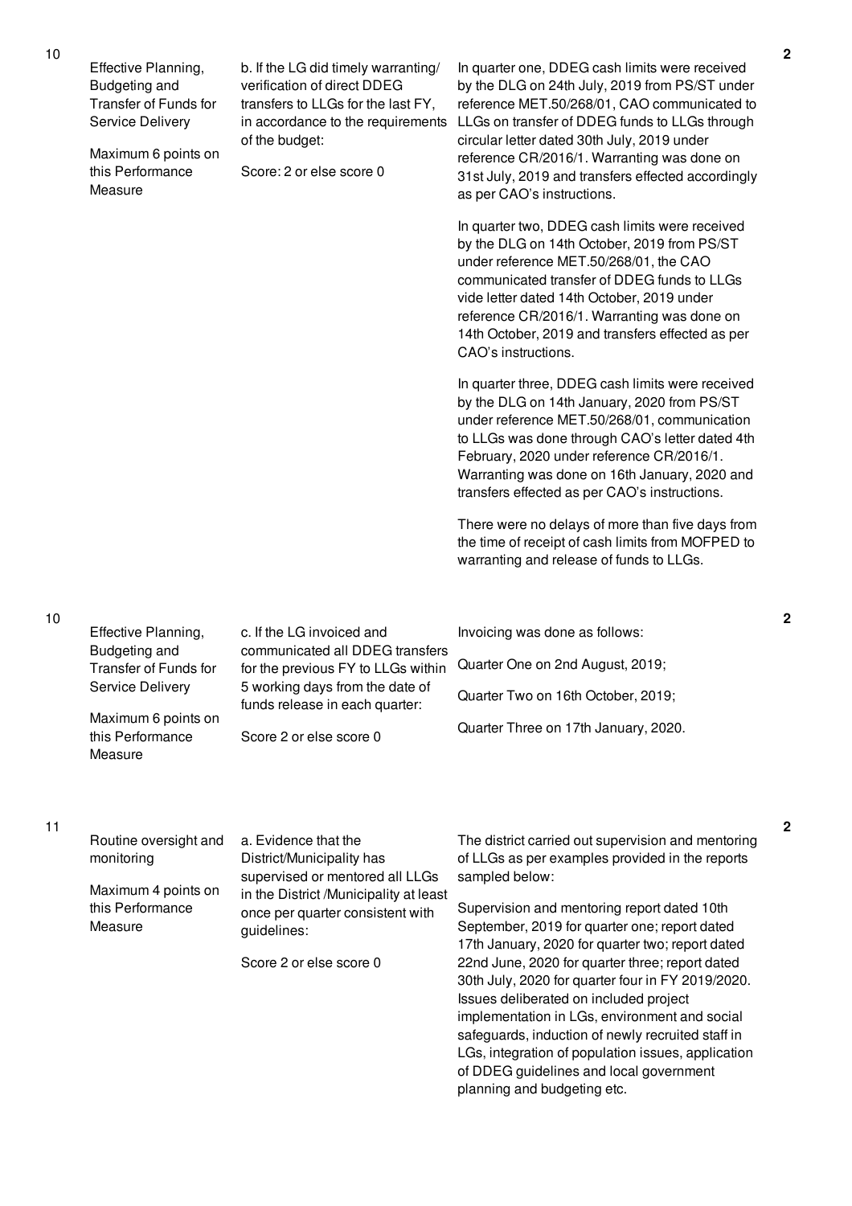| No. | Performance Area | Performance Measure | Assessment Findings | Score |
|---|---|---|---|---|
| 10 | Effective Planning, Budgeting and Transfer of Funds for Service Delivery<br><br>Maximum 6 points on this Performance Measure | b. If the LG did timely warranting/ verification of direct DDEG transfers to LLGs for the last FY, in accordance to the requirements of the budget:<br><br>Score: 2 or else score 0 | In quarter one, DDEG cash limits were received by the DLG on 24th July, 2019 from PS/ST under reference MET.50/268/01, CAO communicated to LLGs on transfer of DDEG funds to LLGs through circular letter dated 30th July, 2019 under reference CR/2016/1. Warranting was done on 31st July, 2019 and transfers effected accordingly as per CAO's instructions.<br><br>In quarter two, DDEG cash limits were received by the DLG on 14th October, 2019 from PS/ST under reference MET.50/268/01, the CAO communicated transfer of DDEG funds to LLGs vide letter dated 14th October, 2019 under reference CR/2016/1. Warranting was done on 14th October, 2019 and transfers effected as per CAO's instructions.<br><br>In quarter three, DDEG cash limits were received by the DLG on 14th January, 2020 from PS/ST under reference MET.50/268/01, communication to LLGs was done through CAO's letter dated 4th February, 2020 under reference CR/2016/1. Warranting was done on 16th January, 2020 and transfers effected as per CAO's instructions.<br><br>There were no delays of more than five days from the time of receipt of cash limits from MOFPED to warranting and release of funds to LLGs. | 2 |
| 10 | Effective Planning, Budgeting and Transfer of Funds for Service Delivery<br><br>Maximum 6 points on this Performance Measure | c. If the LG invoiced and communicated all DDEG transfers for the previous FY to LLGs within 5 working days from the date of funds release in each quarter:<br><br>Score 2 or else score 0 | Invoicing was done as follows:<br><br>Quarter One on 2nd August, 2019;<br><br>Quarter Two on 16th October, 2019;<br><br>Quarter Three on 17th January, 2020. | 2 |
| 11 | Routine oversight and monitoring<br><br>Maximum 4 points on this Performance Measure | a. Evidence that the District/Municipality has supervised or mentored all LLGs in the District /Municipality at least once per quarter consistent with guidelines:<br><br>Score 2 or else score 0 | The district carried out supervision and mentoring of LLGs as per examples provided in the reports sampled below:<br><br>Supervision and mentoring report dated 10th September, 2019 for quarter one; report dated 17th January, 2020 for quarter two; report dated 22nd June, 2020 for quarter three; report dated 30th July, 2020 for quarter four in FY 2019/2020. Issues deliberated on included project implementation in LGs, environment and social safeguards, induction of newly recruited staff in LGs, integration of population issues, application of DDEG guidelines and local government planning and budgeting etc. | 2 |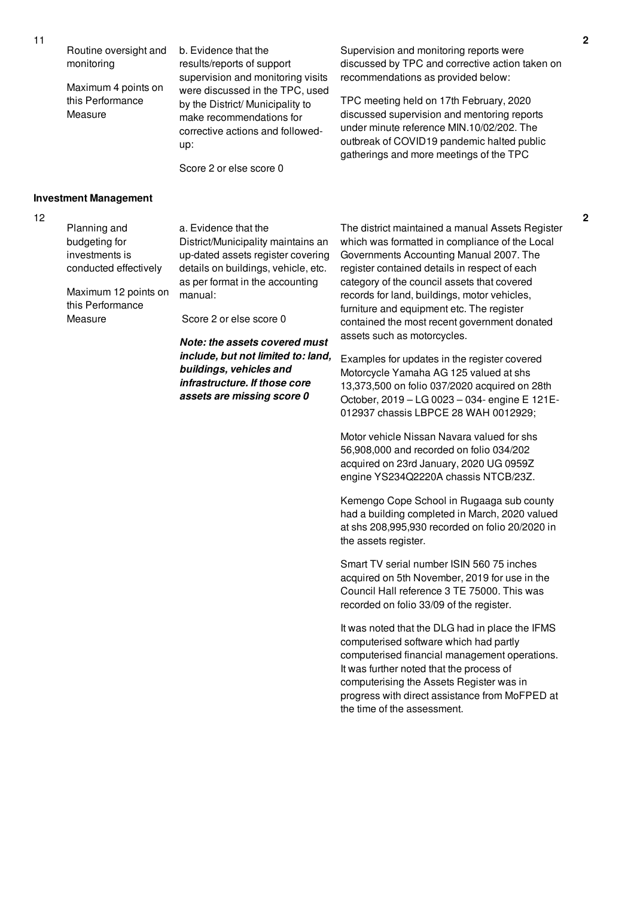| No. | Performance Area | Performance Measure | Assessment | Score |
|---|---|---|---|---|
| 11 | Routine oversight and monitoring<br><br>Maximum 4 points on this Performance Measure | b. Evidence that the results/reports of support supervision and monitoring visits were discussed in the TPC, used by the District/ Municipality to make recommendations for corrective actions and followed-up:<br><br>Score 2 or else score 0 | Supervision and monitoring reports were discussed by TPC and corrective action taken on recommendations as provided below:<br><br>TPC meeting held on 17th February, 2020 discussed supervision and mentoring reports under minute reference MIN.10/02/202. The outbreak of COVID19 pandemic halted public gatherings and more meetings of the TPC | 2 |

**Investment Management**

| No. | Performance Area | Performance Measure | Assessment | Score |
|---|---|---|---|---|
| 12 | Planning and budgeting for investments is conducted effectively<br><br>Maximum 12 points on this Performance Measure | a. Evidence that the District/Municipality maintains an up-dated assets register covering details on buildings, vehicle, etc. as per format in the accounting manual:<br><br>Score 2 or else score 0<br><br>***Note: the assets covered must include, but not limited to: land, buildings, vehicles and infrastructure. If those core assets are missing score 0*** | The district maintained a manual Assets Register which was formatted in compliance of the Local Governments Accounting Manual 2007. The register contained details in respect of each category of the council assets that covered records for land, buildings, motor vehicles, furniture and equipment etc. The register contained the most recent government donated assets such as motorcycles.<br><br>Examples for updates in the register covered Motorcycle Yamaha AG 125 valued at shs 13,373,500 on folio 037/2020 acquired on 28th October, 2019 – LG 0023 – 034- engine E 121E-012937 chassis LBPCE 28 WAH 0012929;<br><br>Motor vehicle Nissan Navara valued for shs 56,908,000 and recorded on folio 034/202 acquired on 23rd January, 2020 UG 0959Z engine YS234Q2220A chassis NTCB/23Z.<br><br>Kemengo Cope School in Rugaaga sub county had a building completed in March, 2020 valued at shs 208,995,930 recorded on folio 20/2020 in the assets register.<br><br>Smart TV serial number ISIN 560 75 inches acquired on 5th November, 2019 for use in the Council Hall reference 3 TE 75000. This was recorded on folio 33/09 of the register.<br><br>It was noted that the DLG had in place the IFMS computerised software which had partly computerised financial management operations. It was further noted that the process of computerising the Assets Register was in progress with direct assistance from MoFPED at the time of the assessment. | 2 |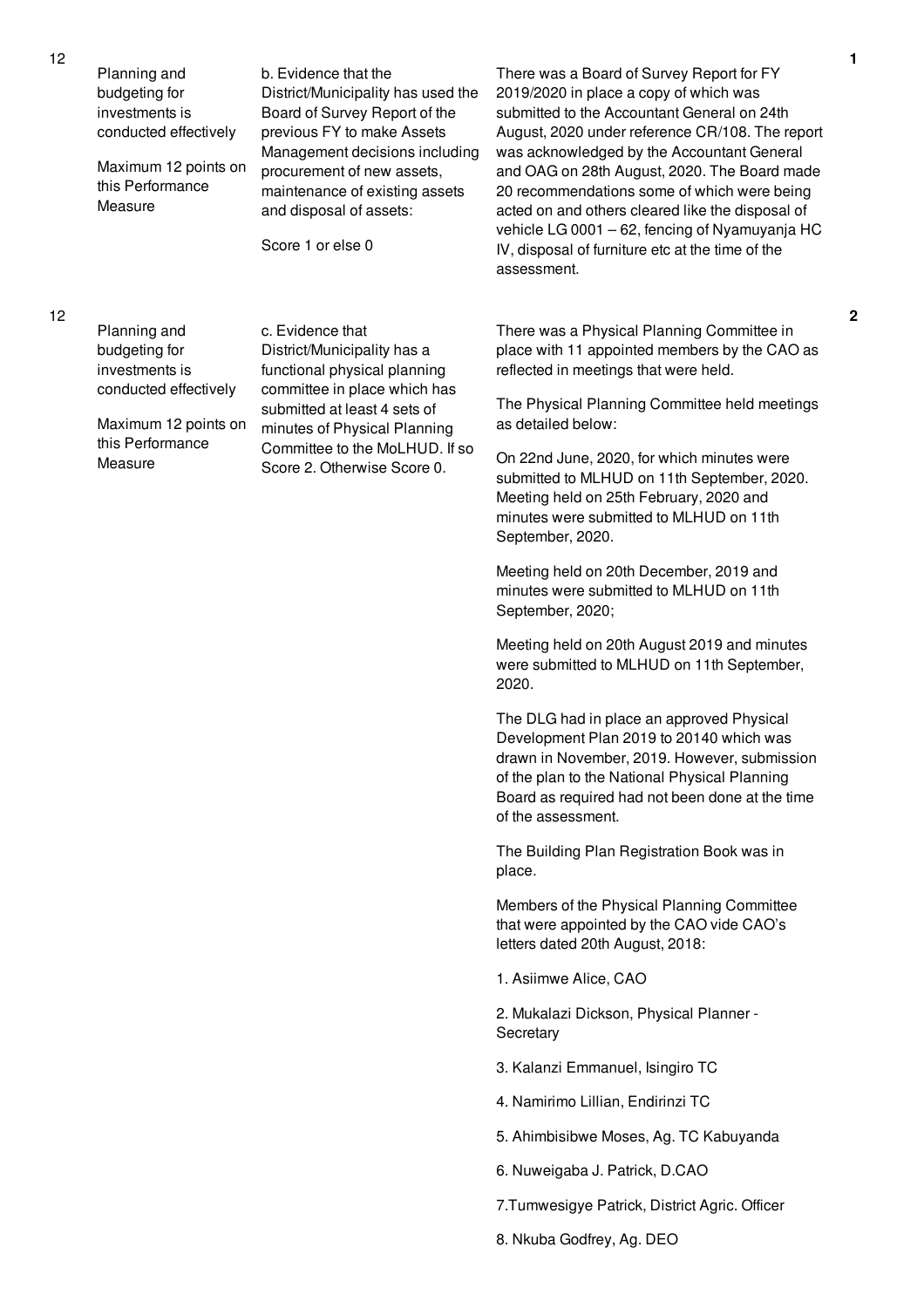| No. | Performance Area | Performance Measure | Assessment Findings | Score |
|---|---|---|---|---|
| 12 | Planning and budgeting for investments is conducted effectively<br><br>Maximum 12 points on this Performance Measure | b. Evidence that the District/Municipality has used the Board of Survey Report of the previous FY to make Assets Management decisions including procurement of new assets, maintenance of existing assets and disposal of assets:<br><br>Score 1 or else 0 | There was a Board of Survey Report for FY 2019/2020 in place a copy of which was submitted to the Accountant General on 24th August, 2020 under reference CR/108. The report was acknowledged by the Accountant General and OAG on 28th August, 2020. The Board made 20 recommendations some of which were being acted on and others cleared like the disposal of vehicle LG 0001 – 62, fencing of Nyamuyanja HC IV, disposal of furniture etc at the time of the assessment. | 1 |
| 12 | Planning and budgeting for investments is conducted effectively<br><br>Maximum 12 points on this Performance Measure | c. Evidence that District/Municipality has a functional physical planning committee in place which has submitted at least 4 sets of minutes of Physical Planning Committee to the MoLHUD. If so Score 2. Otherwise Score 0. | There was a Physical Planning Committee in place with 11 appointed members by the CAO as reflected in meetings that were held.<br><br>The Physical Planning Committee held meetings as detailed below:<br><br>On 22nd June, 2020, for which minutes were submitted to MLHUD on 11th September, 2020. Meeting held on 25th February, 2020 and minutes were submitted to MLHUD on 11th September, 2020.<br><br>Meeting held on 20th December, 2019 and minutes were submitted to MLHUD on 11th September, 2020;<br><br>Meeting held on 20th August 2019 and minutes were submitted to MLHUD on 11th September, 2020.<br><br>The DLG had in place an approved Physical Development Plan 2019 to 20140 which was drawn in November, 2019. However, submission of the plan to the National Physical Planning Board as required had not been done at the time of the assessment.<br><br>The Building Plan Registration Book was in place.<br><br>Members of the Physical Planning Committee that were appointed by the CAO vide CAO's letters dated 20th August, 2018:<br><br>1. Asiimwe Alice, CAO<br><br>2. Mukalazi Dickson, Physical Planner - Secretary<br><br>3. Kalanzi Emmanuel, Isingiro TC<br><br>4. Namirimo Lillian, Endirinzi TC<br><br>5. Ahimbisibwe Moses, Ag. TC Kabuyanda<br><br>6. Nuweigaba J. Patrick, D.CAO<br><br>7.Tumwesigye Patrick, District Agric. Officer<br><br>8. Nkuba Godfrey, Ag. DEO | 2 |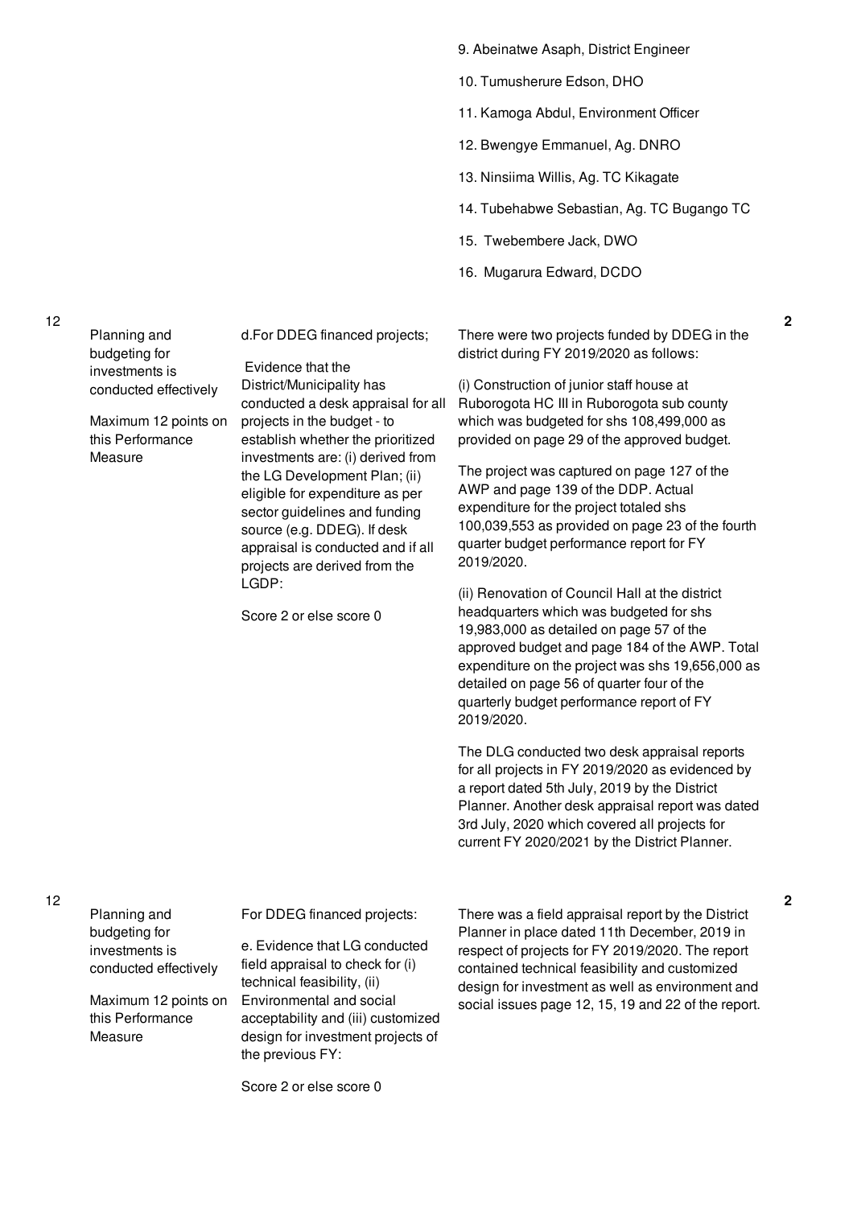| No. | Performance Measure | Indicator | Assessment Findings | Score |
|---|---|---|---|---|
| | | | 9. Abeinatwe Asaph, District Engineer<br><br>10. Tumusherure Edson, DHO<br><br>11. Kamoga Abdul, Environment Officer<br><br>12. Bwengye Emmanuel, Ag. DNRO<br><br>13. Ninsiima Willis, Ag. TC Kikagate<br><br>14. Tubehabwe Sebastian, Ag. TC Bugango TC<br><br>15. Twebembere Jack, DWO<br><br>16. Mugarura Edward, DCDO | |
| 12 | Planning and budgeting for investments is conducted effectively<br><br>Maximum 12 points on this Performance Measure | d.For DDEG financed projects;<br><br>Evidence that the District/Municipality has conducted a desk appraisal for all projects in the budget - to establish whether the prioritized investments are: (i) derived from the LG Development Plan; (ii) eligible for expenditure as per sector guidelines and funding source (e.g. DDEG). If desk appraisal is conducted and if all projects are derived from the LGDP:<br><br>Score 2 or else score 0 | There were two projects funded by DDEG in the district during FY 2019/2020 as follows:<br><br>(i) Construction of junior staff house at Ruborogota HC III in Ruborogota sub county which was budgeted for shs 108,499,000 as provided on page 29 of the approved budget.<br><br>The project was captured on page 127 of the AWP and page 139 of the DDP. Actual expenditure for the project totaled shs 100,039,553 as provided on page 23 of the fourth quarter budget performance report for FY 2019/2020.<br><br>(ii) Renovation of Council Hall at the district headquarters which was budgeted for shs 19,983,000 as detailed on page 57 of the approved budget and page 184 of the AWP. Total expenditure on the project was shs 19,656,000 as detailed on page 56 of quarter four of the quarterly budget performance report of FY 2019/2020.<br><br>The DLG conducted two desk appraisal reports for all projects in FY 2019/2020 as evidenced by a report dated 5th July, 2019 by the District Planner. Another desk appraisal report was dated 3rd July, 2020 which covered all projects for current FY 2020/2021 by the District Planner. | 2 |
| 12 | Planning and budgeting for investments is conducted effectively<br><br>Maximum 12 points on this Performance Measure | For DDEG financed projects:<br><br>e. Evidence that LG conducted field appraisal to check for (i) technical feasibility, (ii) Environmental and social acceptability and (iii) customized design for investment projects of the previous FY:<br><br>Score 2 or else score 0 | There was a field appraisal report by the District Planner in place dated 11th December, 2019 in respect of projects for FY 2019/2020. The report contained technical feasibility and customized design for investment as well as environment and social issues page 12, 15, 19 and 22 of the report. | 2 |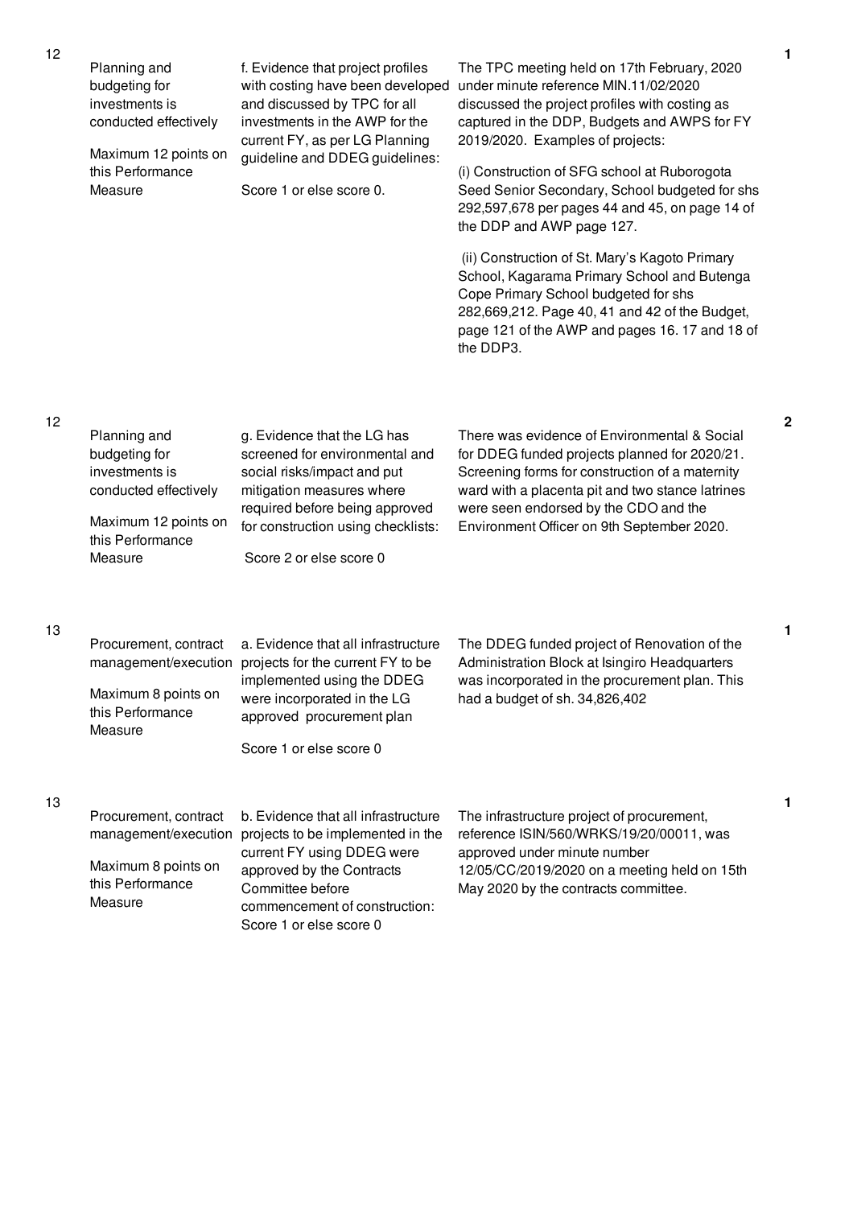| No. | Performance Measure | Assessment Criteria | Findings | Score |
|---|---|---|---|---|
| 12 | Planning and budgeting for investments is conducted effectively<br><br>Maximum 12 points on this Performance Measure | f. Evidence that project profiles with costing have been developed and discussed by TPC for all investments in the AWP for the current FY, as per LG Planning guideline and DDEG guidelines:<br><br>Score 1 or else score 0. | The TPC meeting held on 17th February, 2020 under minute reference MIN.11/02/2020 discussed the project profiles with costing as captured in the DDP, Budgets and AWPS for FY 2019/2020. Examples of projects:<br><br>(i) Construction of SFG school at Ruborogota Seed Senior Secondary, School budgeted for shs 292,597,678 per pages 44 and 45, on page 14 of the DDP and AWP page 127.<br><br>(ii) Construction of St. Mary's Kagoto Primary School, Kagarama Primary School and Butenga Cope Primary School budgeted for shs 282,669,212. Page 40, 41 and 42 of the Budget, page 121 of the AWP and pages 16. 17 and 18 of the DDP3. | 1 |
| 12 | Planning and budgeting for investments is conducted effectively<br><br>Maximum 12 points on this Performance Measure | g. Evidence that the LG has screened for environmental and social risks/impact and put mitigation measures where required before being approved for construction using checklists:<br><br>Score 2 or else score 0 | There was evidence of Environmental & Social for DDEG funded projects planned for 2020/21. Screening forms for construction of a maternity ward with a placenta pit and two stance latrines were seen endorsed by the CDO and the Environment Officer on 9th September 2020. | 2 |
| 13 | Procurement, contract management/execution<br><br>Maximum 8 points on this Performance Measure | a. Evidence that all infrastructure projects for the current FY to be implemented using the DDEG were incorporated in the LG approved procurement plan<br><br>Score 1 or else score 0 | The DDEG funded project of Renovation of the Administration Block at Isingiro Headquarters was incorporated in the procurement plan. This had a budget of sh. 34,826,402 | 1 |
| 13 | Procurement, contract management/execution<br><br>Maximum 8 points on this Performance Measure | b. Evidence that all infrastructure projects to be implemented in the current FY using DDEG were approved by the Contracts Committee before commencement of construction: Score 1 or else score 0 | The infrastructure project of procurement, reference ISIN/560/WRKS/19/20/00011, was approved under minute number 12/05/CC/2019/2020 on a meeting held on 15th May 2020 by the contracts committee. | 1 |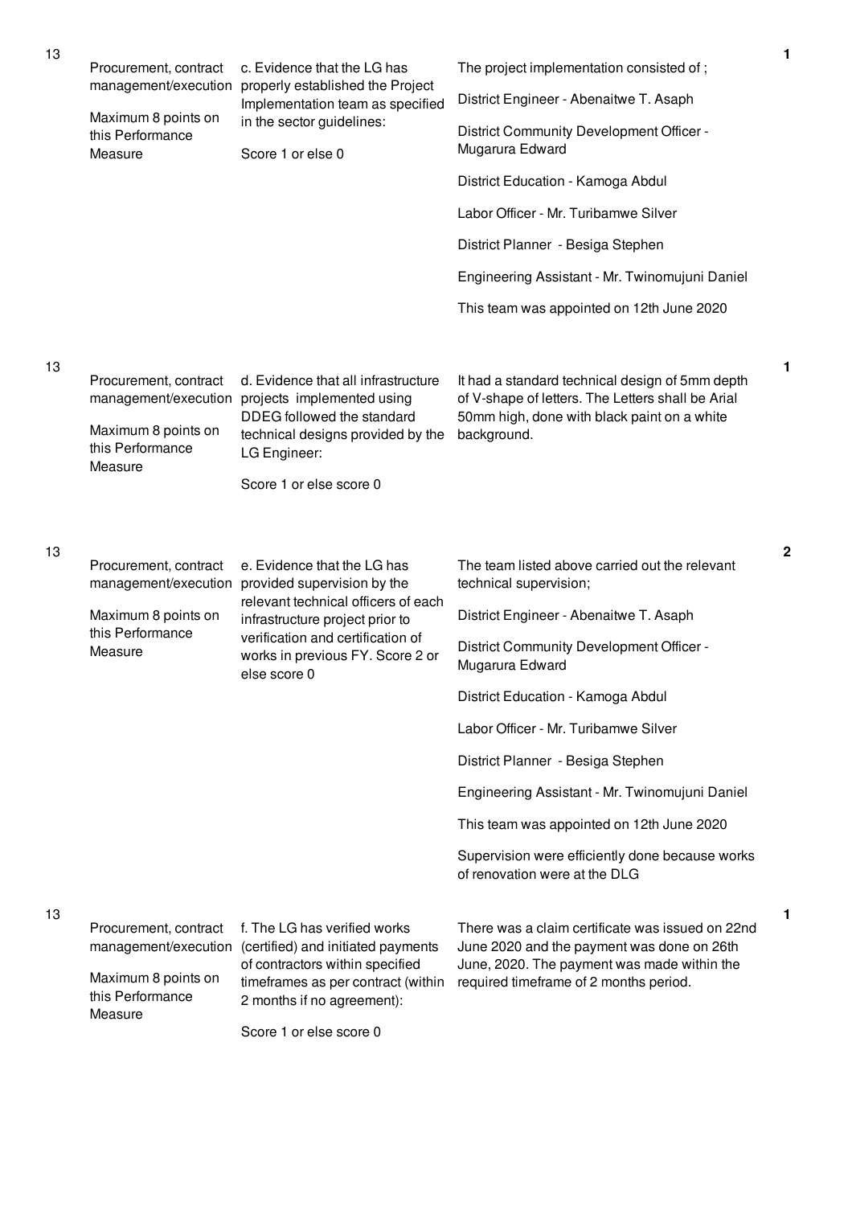| | | | | |
|---|---|---|---|---|
| 13 | Procurement, contract management/execution<br><br>Maximum 8 points on this Performance Measure | c. Evidence that the LG has properly established the Project Implementation team as specified in the sector guidelines:<br><br>Score 1 or else 0 | The project implementation consisted of ;<br><br>District Engineer - Abenaitwe T. Asaph<br><br>District Community Development Officer - Mugarura Edward<br><br>District Education - Kamoga Abdul<br><br>Labor Officer - Mr. Turibamwe Silver<br><br>District Planner - Besiga Stephen<br><br>Engineering Assistant - Mr. Twinomujuni Daniel<br><br>This team was appointed on 12th June 2020 | 1 |
| 13 | Procurement, contract management/execution<br><br>Maximum 8 points on this Performance Measure | d. Evidence that all infrastructure projects implemented using DDEG followed the standard technical designs provided by the LG Engineer:<br><br>Score 1 or else score 0 | It had a standard technical design of 5mm depth of V-shape of letters. The Letters shall be Arial 50mm high, done with black paint on a white background. | 1 |
| 13 | Procurement, contract management/execution<br><br>Maximum 8 points on this Performance Measure | e. Evidence that the LG has provided supervision by the relevant technical officers of each infrastructure project prior to verification and certification of works in previous FY. Score 2 or else score 0 | The team listed above carried out the relevant technical supervision;<br><br>District Engineer - Abenaitwe T. Asaph<br><br>District Community Development Officer - Mugarura Edward<br><br>District Education - Kamoga Abdul<br><br>Labor Officer - Mr. Turibamwe Silver<br><br>District Planner - Besiga Stephen<br><br>Engineering Assistant - Mr. Twinomujuni Daniel<br><br>This team was appointed on 12th June 2020<br><br>Supervision were efficiently done because works of renovation were at the DLG | 2 |
| 13 | Procurement, contract management/execution<br><br>Maximum 8 points on this Performance Measure | f. The LG has verified works (certified) and initiated payments of contractors within specified timeframes as per contract (within 2 months if no agreement):<br><br>Score 1 or else score 0 | There was a claim certificate was issued on 22nd June 2020 and the payment was done on 26th June, 2020. The payment was made within the required timeframe of 2 months period. | 1 |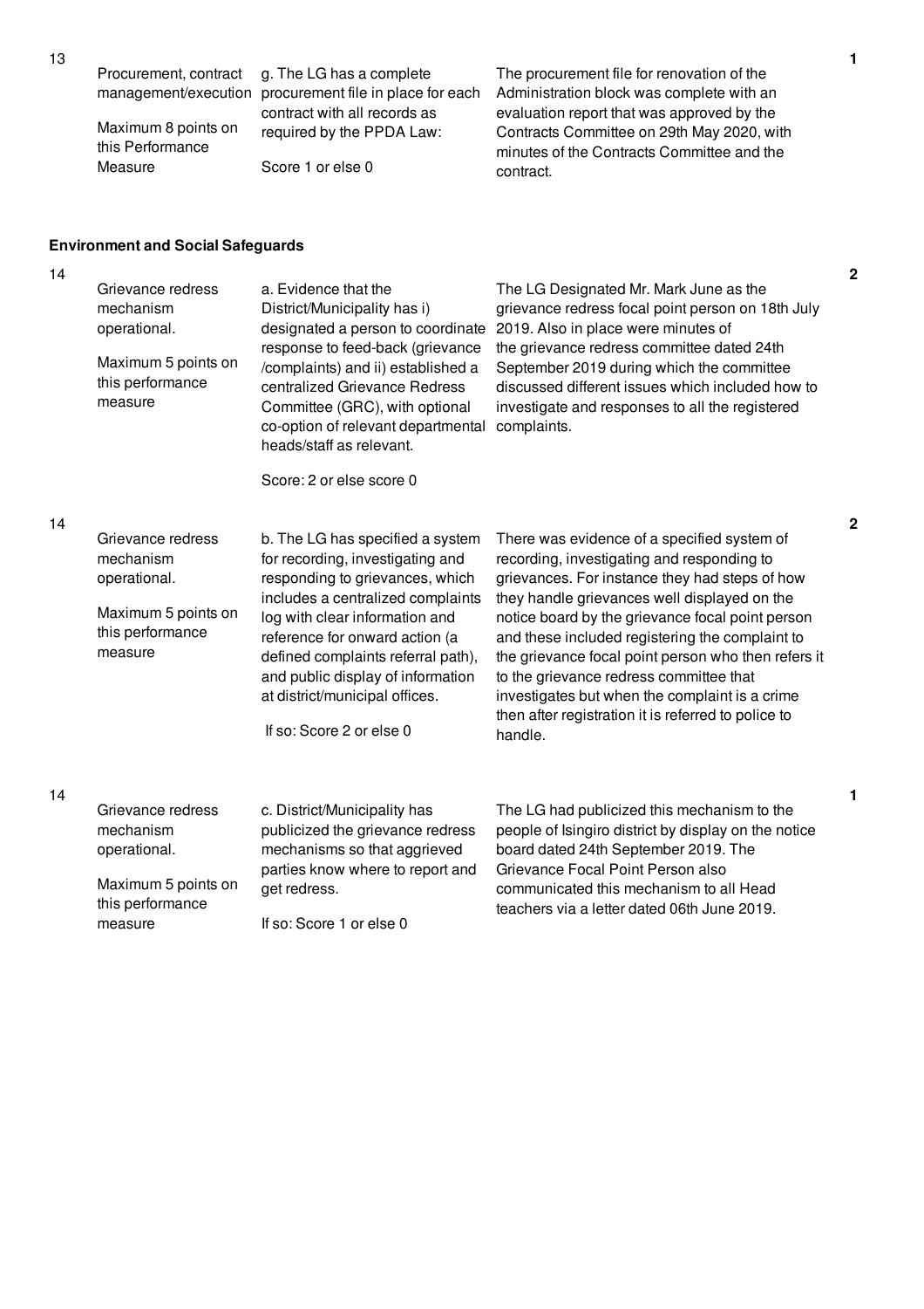| No. | Performance Area | Performance Measure | Assessment | Score |
|---|---|---|---|---|
| 13 | Procurement, contract management/execution<br><br>Maximum 8 points on this Performance Measure | g. The LG has a complete procurement file in place for each contract with all records as required by the PPDA Law:<br><br>Score 1 or else 0 | The procurement file for renovation of the Administration block was complete with an evaluation report that was approved by the Contracts Committee on 29th May 2020, with minutes of the Contracts Committee and the contract. | 1 |

**Environment and Social Safeguards**

| No. | Performance Area | Performance Measure | Assessment | Score |
|---|---|---|---|---|
| 14 | Grievance redress mechanism operational.<br><br>Maximum 5 points on this performance measure | a. Evidence that the District/Municipality has i) designated a person to coordinate response to feed-back (grievance /complaints) and ii) established a centralized Grievance Redress Committee (GRC), with optional co-option of relevant departmental heads/staff as relevant.<br><br>Score: 2 or else score 0 | The LG Designated Mr. Mark June as the grievance redress focal point person on 18th July 2019. Also in place were minutes of the grievance redress committee dated 24th September 2019 during which the committee discussed different issues which included how to investigate and responses to all the registered complaints. | 2 |
| 14 | Grievance redress mechanism operational.<br><br>Maximum 5 points on this performance measure | b. The LG has specified a system for recording, investigating and responding to grievances, which includes a centralized complaints log with clear information and reference for onward action (a defined complaints referral path), and public display of information at district/municipal offices.<br><br>If so: Score 2 or else 0 | There was evidence of a specified system of recording, investigating and responding to grievances. For instance they had steps of how they handle grievances well displayed on the notice board by the grievance focal point person and these included registering the complaint to the grievance focal point person who then refers it to the grievance redress committee that investigates but when the complaint is a crime then after registration it is referred to police to handle. | 2 |
| 14 | Grievance redress mechanism operational.<br><br>Maximum 5 points on this performance measure | c. District/Municipality has publicized the grievance redress mechanisms so that aggrieved parties know where to report and get redress.<br><br>If so: Score 1 or else 0 | The LG had publicized this mechanism to the people of Isingiro district by display on the notice board dated 24th September 2019. The Grievance Focal Point Person also communicated this mechanism to all Head teachers via a letter dated 06th June 2019. | 1 |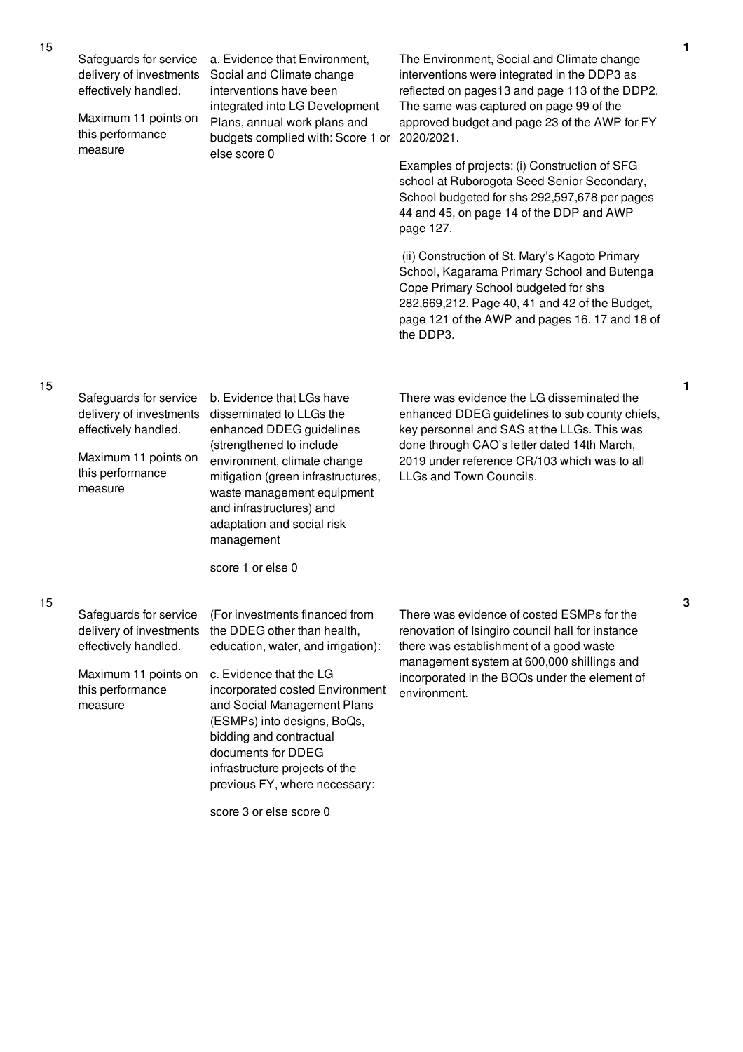| No. | Performance Area | Measure | Assessment Findings | Score |
|---|---|---|---|---|
| 15 | Safeguards for service delivery of investments effectively handled.<br><br>Maximum 11 points on this performance measure | a. Evidence that Environment, Social and Climate change interventions have been integrated into LG Development Plans, annual work plans and budgets complied with: Score 1 or else score 0 | The Environment, Social and Climate change interventions were integrated in the DDP3 as reflected on pages13 and page 113 of the DDP2. The same was captured on page 99 of the approved budget and page 23 of the AWP for FY 2020/2021.<br><br>Examples of projects: (i) Construction of SFG school at Ruborogota Seed Senior Secondary, School budgeted for shs 292,597,678 per pages 44 and 45, on page 14 of the DDP and AWP page 127.<br><br>(ii) Construction of St. Mary's Kagoto Primary School, Kagarama Primary School and Butenga Cope Primary School budgeted for shs 282,669,212. Page 40, 41 and 42 of the Budget, page 121 of the AWP and pages 16. 17 and 18 of the DDP3. | 1 |
| 15 | Safeguards for service delivery of investments effectively handled.<br><br>Maximum 11 points on this performance measure | b. Evidence that LGs have disseminated to LLGs the enhanced DDEG guidelines (strengthened to include environment, climate change mitigation (green infrastructures, waste management equipment and infrastructures) and adaptation and social risk management<br><br>score 1 or else 0 | There was evidence the LG disseminated the enhanced DDEG guidelines to sub county chiefs, key personnel and SAS at the LLGs. This was done through CAO's letter dated 14th March, 2019 under reference CR/103 which was to all LLGs and Town Councils. | 1 |
| 15 | Safeguards for service delivery of investments effectively handled.<br><br>Maximum 11 points on this performance measure | (For investments financed from the DDEG other than health, education, water, and irrigation):<br><br>c. Evidence that the LG incorporated costed Environment and Social Management Plans (ESMPs) into designs, BoQs, bidding and contractual documents for DDEG infrastructure projects of the previous FY, where necessary:<br><br>score 3 or else score 0 | There was evidence of costed ESMPs for the renovation of Isingiro council hall for instance there was establishment of a good waste management system at 600,000 shillings and incorporated in the BOQs under the element of environment. | 3 |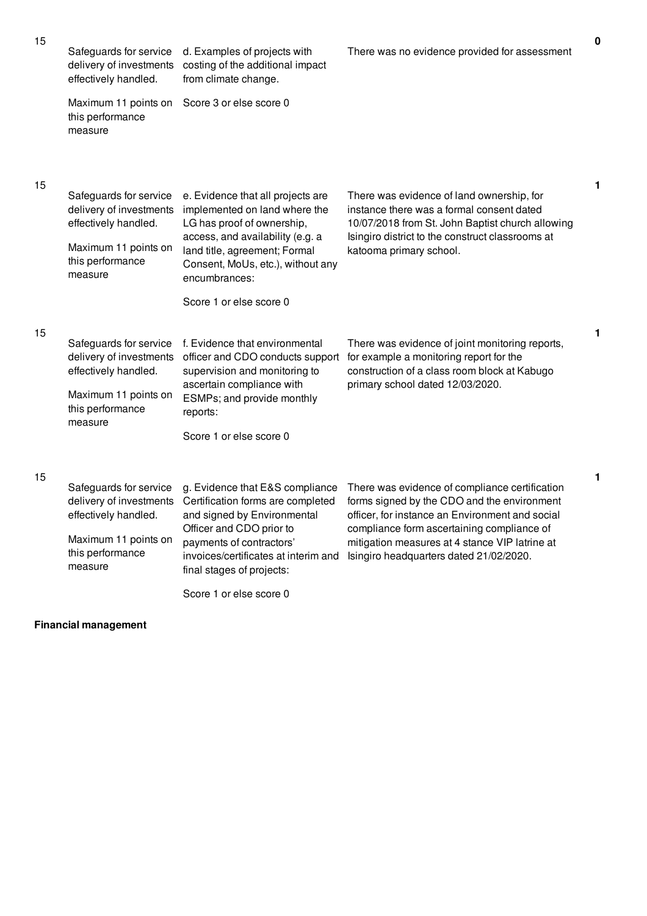| No. | Performance Measure | Criteria | Assessment | Score |
|---|---|---|---|---|
| 15 | Safeguards for service delivery of investments effectively handled.<br><br>Maximum 11 points on this performance measure | d. Examples of projects with costing of the additional impact from climate change.<br><br>Score 3 or else score 0 | There was no evidence provided for assessment | 0 |
| 15 | Safeguards for service delivery of investments effectively handled.<br><br>Maximum 11 points on this performance measure | e. Evidence that all projects are implemented on land where the LG has proof of ownership, access, and availability (e.g. a land title, agreement; Formal Consent, MoUs, etc.), without any encumbrances:<br><br>Score 1 or else score 0 | There was evidence of land ownership, for instance there was a formal consent dated 10/07/2018 from St. John Baptist church allowing Isingiro district to the construct classrooms at katooma primary school. | 1 |
| 15 | Safeguards for service delivery of investments effectively handled.<br><br>Maximum 11 points on this performance measure | f. Evidence that environmental officer and CDO conducts support supervision and monitoring to ascertain compliance with ESMPs; and provide monthly reports:<br><br>Score 1 or else score 0 | There was evidence of joint monitoring reports, for example a monitoring report for the construction of a class room block at Kabugo primary school dated 12/03/2020. | 1 |
| 15 | Safeguards for service delivery of investments effectively handled.<br><br>Maximum 11 points on this performance measure | g. Evidence that E&S compliance Certification forms are completed and signed by Environmental Officer and CDO prior to payments of contractors' invoices/certificates at interim and final stages of projects:<br><br>Score 1 or else score 0 | There was evidence of compliance certification forms signed by the CDO and the environment officer, for instance an Environment and social compliance form ascertaining compliance of mitigation measures at 4 stance VIP latrine at Isingiro headquarters dated 21/02/2020. | 1 |

**Financial management**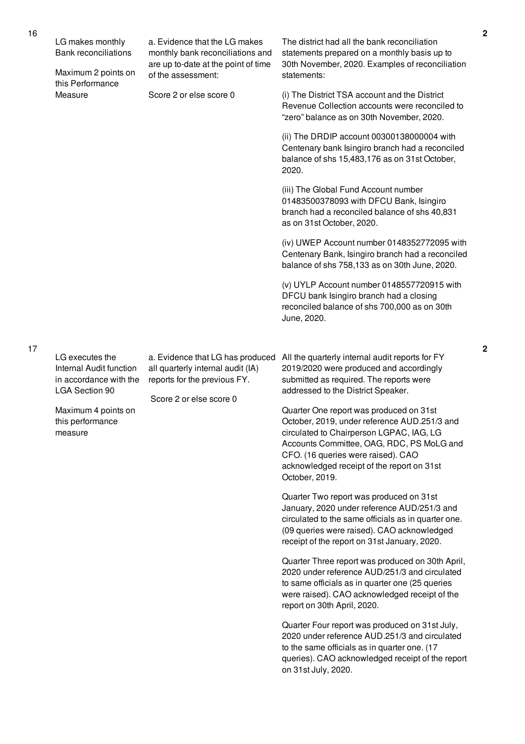| No. | Performance Measure | Scoring Guide | Justification | Score |
|---|---|---|---|---|
| 16 | LG makes monthly Bank reconciliations<br><br>Maximum 2 points on this Performance Measure | a. Evidence that the LG makes monthly bank reconciliations and are up to-date at the point of time of the assessment:<br><br>Score 2 or else score 0 | The district had all the bank reconciliation statements prepared on a monthly basis up to 30th November, 2020. Examples of reconciliation statements:<br><br>(i) The District TSA account and the District Revenue Collection accounts were reconciled to "zero" balance as on 30th November, 2020.<br><br>(ii) The DRDIP account 00300138000004 with Centenary bank Isingiro branch had a reconciled balance of shs 15,483,176 as on 31st October, 2020.<br><br>(iii) The Global Fund Account number 01483500378093 with DFCU Bank, Isingiro branch had a reconciled balance of shs 40,831 as on 31st October, 2020.<br><br>(iv) UWEP Account number 0148352772095 with Centenary Bank, Isingiro branch had a reconciled balance of shs 758,133 as on 30th June, 2020.<br><br>(v) UYLP Account number 0148557720915 with DFCU bank Isingiro branch had a closing reconciled balance of shs 700,000 as on 30th June, 2020. | 2 |
| 17 | LG executes the Internal Audit function in accordance with the LGA Section 90<br><br>Maximum 4 points on this performance measure | a. Evidence that LG has produced all quarterly internal audit (IA) reports for the previous FY.<br><br>Score 2 or else score 0 | All the quarterly internal audit reports for FY 2019/2020 were produced and accordingly submitted as required. The reports were addressed to the District Speaker.<br><br>Quarter One report was produced on 31st October, 2019, under reference AUD.251/3 and circulated to Chairperson LGPAC, IAG, LG Accounts Committee, OAG, RDC, PS MoLG and CFO. (16 queries were raised). CAO acknowledged receipt of the report on 31st October, 2019.<br><br>Quarter Two report was produced on 31st January, 2020 under reference AUD/251/3 and circulated to the same officials as in quarter one. (09 queries were raised). CAO acknowledged receipt of the report on 31st January, 2020.<br><br>Quarter Three report was produced on 30th April, 2020 under reference AUD/251/3 and circulated to same officials as in quarter one (25 queries were raised). CAO acknowledged receipt of the report on 30th April, 2020.<br><br>Quarter Four report was produced on 31st July, 2020 under reference AUD.251/3 and circulated to the same officials as in quarter one. (17 queries). CAO acknowledged receipt of the report on 31st July, 2020. | 2 |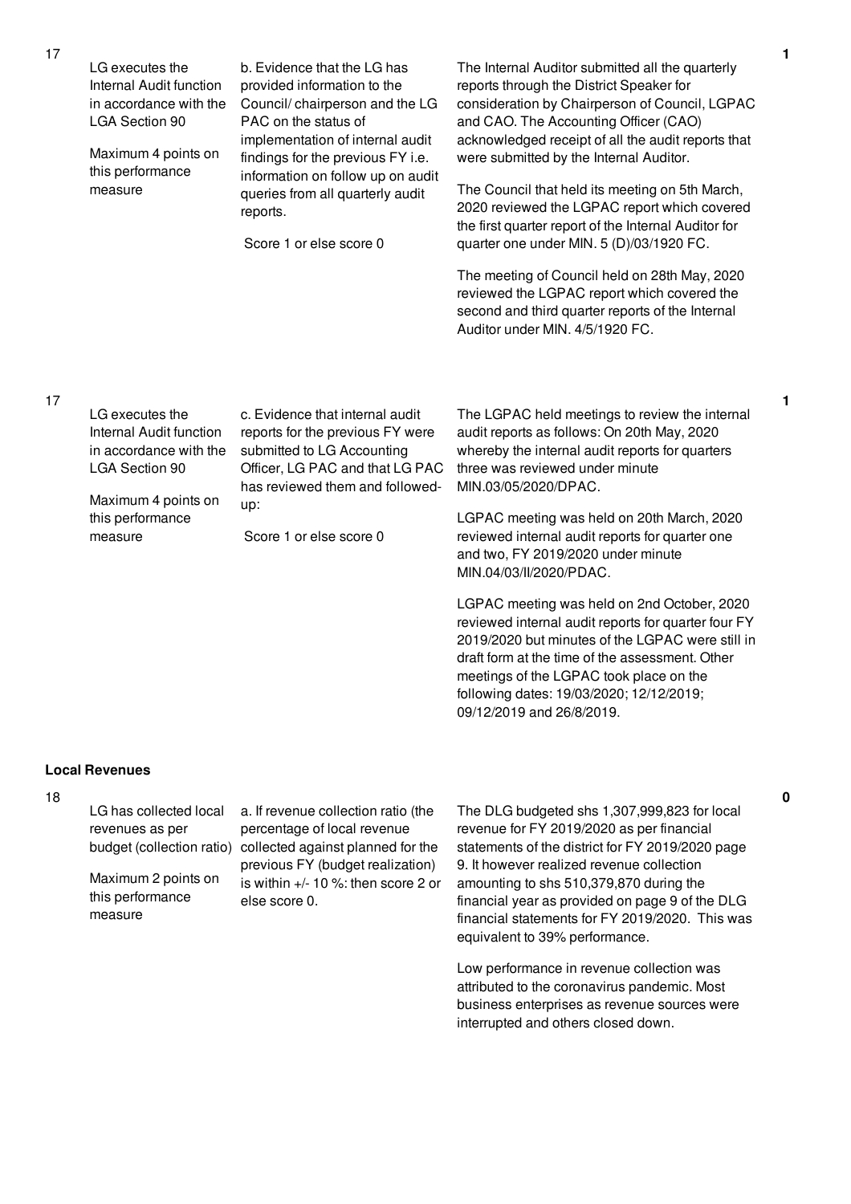| No. | Performance Area | Performance Measure | Assessment Findings | Score |
|---|---|---|---|---|
| 17 | LG executes the Internal Audit function in accordance with the LGA Section 90<br><br>Maximum 4 points on this performance measure | b. Evidence that the LG has provided information to the Council/ chairperson and the LG PAC on the status of implementation of internal audit findings for the previous FY i.e. information on follow up on audit queries from all quarterly audit reports.<br><br>Score 1 or else score 0 | The Internal Auditor submitted all the quarterly reports through the District Speaker for consideration by Chairperson of Council, LGPAC and CAO. The Accounting Officer (CAO) acknowledged receipt of all the audit reports that were submitted by the Internal Auditor.<br><br>The Council that held its meeting on 5th March, 2020 reviewed the LGPAC report which covered the first quarter report of the Internal Auditor for quarter one under MIN. 5 (D)/03/1920 FC.<br><br>The meeting of Council held on 28th May, 2020 reviewed the LGPAC report which covered the second and third quarter reports of the Internal Auditor under MIN. 4/5/1920 FC. | 1 |
| 17 | LG executes the Internal Audit function in accordance with the LGA Section 90<br><br>Maximum 4 points on this performance measure | c. Evidence that internal audit reports for the previous FY were submitted to LG Accounting Officer, LG PAC and that LG PAC has reviewed them and followed-up:<br><br>Score 1 or else score 0 | The LGPAC held meetings to review the internal audit reports as follows: On 20th May, 2020 whereby the internal audit reports for quarters three was reviewed under minute MIN.03/05/2020/DPAC.<br><br>LGPAC meeting was held on 20th March, 2020 reviewed internal audit reports for quarter one and two, FY 2019/2020 under minute MIN.04/03/II/2020/PDAC.<br><br>LGPAC meeting was held on 2nd October, 2020 reviewed internal audit reports for quarter four FY 2019/2020 but minutes of the LGPAC were still in draft form at the time of the assessment. Other meetings of the LGPAC took place on the following dates: 19/03/2020; 12/12/2019; 09/12/2019 and 26/8/2019. | 1 |

**Local Revenues**

| No. | Performance Area | Performance Measure | Assessment Findings | Score |
|---|---|---|---|---|
| 18 | LG has collected local revenues as per budget (collection ratio)<br><br>Maximum 2 points on this performance measure | a. If revenue collection ratio (the percentage of local revenue collected against planned for the previous FY (budget realization) is within +/- 10 %: then score 2 or else score 0. | The DLG budgeted shs 1,307,999,823 for local revenue for FY 2019/2020 as per financial statements of the district for FY 2019/2020 page 9. It however realized revenue collection amounting to shs 510,379,870 during the financial year as provided on page 9 of the DLG financial statements for FY 2019/2020. This was equivalent to 39% performance.<br><br>Low performance in revenue collection was attributed to the coronavirus pandemic. Most business enterprises as revenue sources were interrupted and others closed down. | 0 |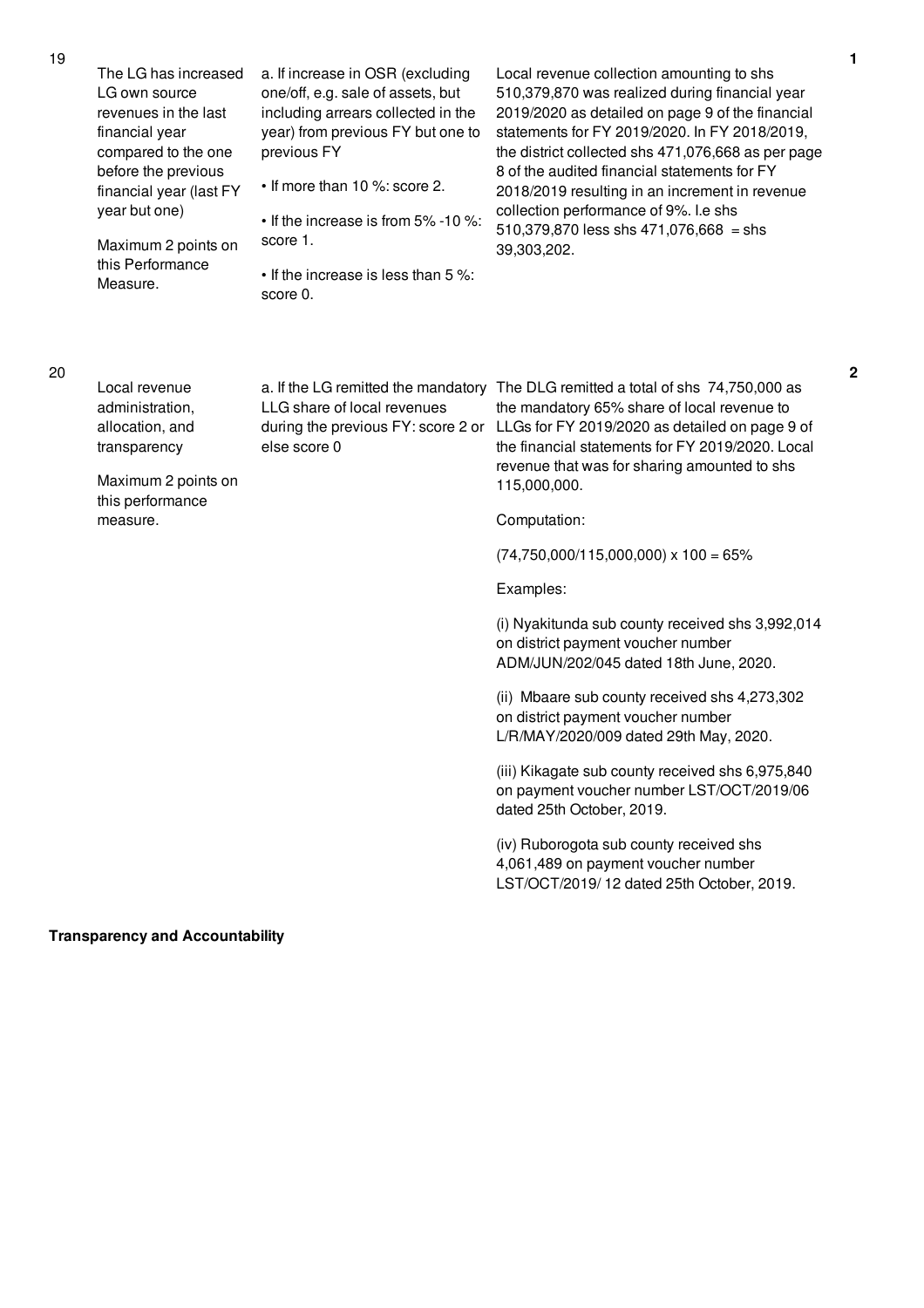| No. | Performance Measure | Scoring Guide | Justification | Score |
|---|---|---|---|---|
| 19 | The LG has increased LG own source revenues in the last financial year compared to the one before the previous financial year (last FY year but one)<br><br>Maximum 2 points on this Performance Measure. | a. If increase in OSR (excluding one/off, e.g. sale of assets, but including arrears collected in the year) from previous FY but one to previous FY<br><br>• If more than 10 %: score 2.<br><br>• If the increase is from 5% -10 %: score 1.<br><br>• If the increase is less than 5 %: score 0. | Local revenue collection amounting to shs 510,379,870 was realized during financial year 2019/2020 as detailed on page 9 of the financial statements for FY 2019/2020. In FY 2018/2019, the district collected shs 471,076,668 as per page 8 of the audited financial statements for FY 2018/2019 resulting in an increment in revenue collection performance of 9%. I.e shs 510,379,870 less shs 471,076,668 = shs 39,303,202. | 1 |
| 20 | Local revenue administration, allocation, and transparency<br><br>Maximum 2 points on this performance measure. | a. If the LG remitted the mandatory LLG share of local revenues during the previous FY: score 2 or else score 0 | The DLG remitted a total of shs 74,750,000 as the mandatory 65% share of local revenue to LLGs for FY 2019/2020 as detailed on page 9 of the financial statements for FY 2019/2020. Local revenue that was for sharing amounted to shs 115,000,000.<br><br>Computation:<br><br>(74,750,000/115,000,000) x 100 = 65%<br><br>Examples:<br><br>(i) Nyakitunda sub county received shs 3,992,014 on district payment voucher number ADM/JUN/202/045 dated 18th June, 2020.<br><br>(ii) Mbaare sub county received shs 4,273,302 on district payment voucher number L/R/MAY/2020/009 dated 29th May, 2020.<br><br>(iii) Kikagate sub county received shs 6,975,840 on payment voucher number LST/OCT/2019/06 dated 25th October, 2019.<br><br>(iv) Ruborogota sub county received shs 4,061,489 on payment voucher number LST/OCT/2019/ 12 dated 25th October, 2019. | 2 |

**Transparency and Accountability**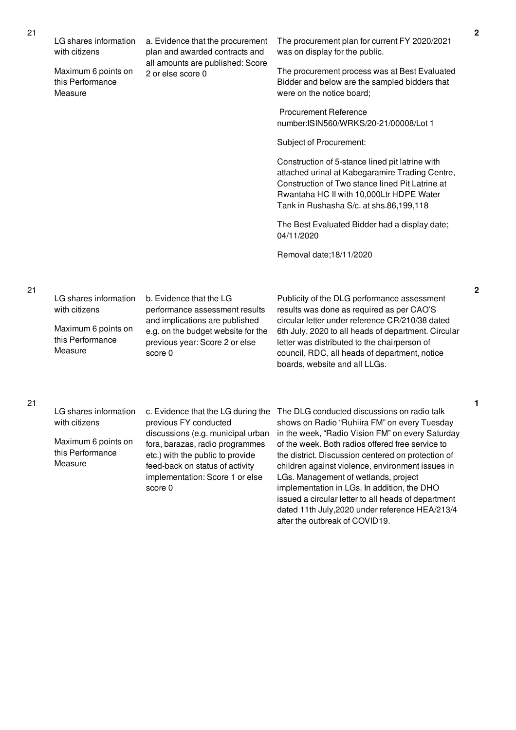| No. | Performance Area | Measure | Assessment | Score |
|---|---|---|---|---|
| 21 | LG shares information with citizens<br><br>Maximum 6 points on this Performance Measure | a. Evidence that the procurement plan and awarded contracts and all amounts are published: Score 2 or else score 0 | The procurement plan for current FY 2020/2021 was on display for the public.<br><br>The procurement process was at Best Evaluated Bidder and below are the sampled bidders that were on the notice board;<br><br>Procurement Reference number:ISIN560/WRKS/20-21/00008/Lot 1<br><br>Subject of Procurement:<br><br>Construction of 5-stance lined pit latrine with attached urinal at Kabegaramire Trading Centre, Construction of Two stance lined Pit Latrine at Rwantaha HC II with 10,000Ltr HDPE Water Tank in Rushasha S/c. at shs.86,199,118<br><br>The Best Evaluated Bidder had a display date; 04/11/2020<br><br>Removal date;18/11/2020 | 2 |
| 21 | LG shares information with citizens<br><br>Maximum 6 points on this Performance Measure | b. Evidence that the LG performance assessment results and implications are published e.g. on the budget website for the previous year: Score 2 or else score 0 | Publicity of the DLG performance assessment results was done as required as per CAO'S circular letter under reference CR/210/38 dated 6th July, 2020 to all heads of department. Circular letter was distributed to the chairperson of council, RDC, all heads of department, notice boards, website and all LLGs. | 2 |
| 21 | LG shares information with citizens<br><br>Maximum 6 points on this Performance Measure | c. Evidence that the LG during the previous FY conducted discussions (e.g. municipal urban fora, barazas, radio programmes etc.) with the public to provide feed-back on status of activity implementation: Score 1 or else score 0 | The DLG conducted discussions on radio talk shows on Radio "Ruhiira FM" on every Tuesday in the week, "Radio Vision FM" on every Saturday of the week. Both radios offered free service to the district. Discussion centered on protection of children against violence, environment issues in LGs. Management of wetlands, project implementation in LGs. In addition, the DHO issued a circular letter to all heads of department dated 11th July,2020 under reference HEA/213/4 after the outbreak of COVID19. | 1 |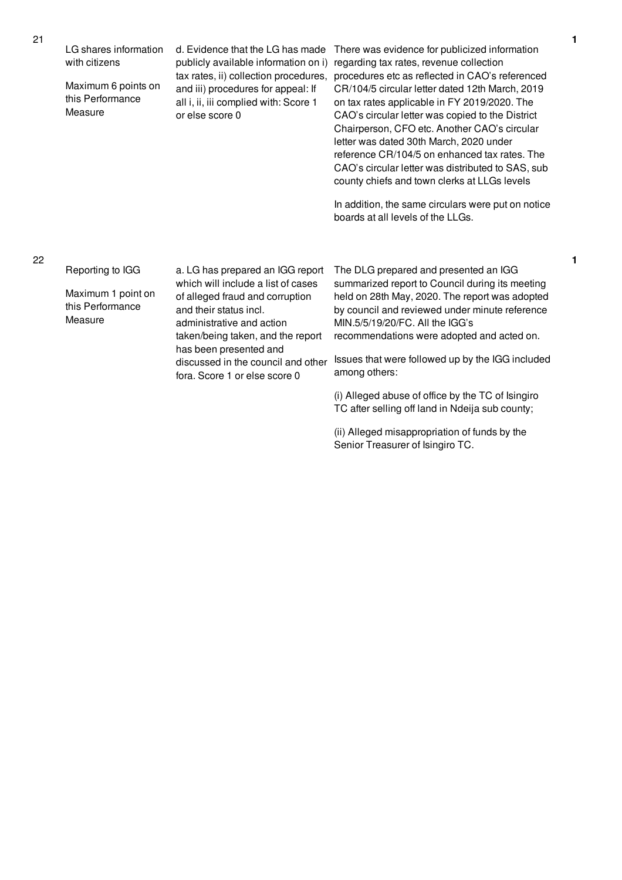| No. | Performance Area | Performance Measure | Assessment | Score |
|---|---|---|---|---|
| 21 | LG shares information with citizens<br><br>Maximum 6 points on this Performance Measure | d. Evidence that the LG has made publicly available information on i) tax rates, ii) collection procedures, and iii) procedures for appeal: If all i, ii, iii complied with: Score 1 or else score 0 | There was evidence for publicized information regarding tax rates, revenue collection procedures etc as reflected in CAO's referenced CR/104/5 circular letter dated 12th March, 2019 on tax rates applicable in FY 2019/2020. The CAO's circular letter was copied to the District Chairperson, CFO etc. Another CAO's circular letter was dated 30th March, 2020 under reference CR/104/5 on enhanced tax rates. The CAO's circular letter was distributed to SAS, sub county chiefs and town clerks at LLGs levels<br><br>In addition, the same circulars were put on notice boards at all levels of the LLGs. | 1 |
| 22 | Reporting to IGG<br><br>Maximum 1 point on this Performance Measure | a. LG has prepared an IGG report which will include a list of cases of alleged fraud and corruption and their status incl. administrative and action taken/being taken, and the report has been presented and discussed in the council and other fora. Score 1 or else score 0 | The DLG prepared and presented an IGG summarized report to Council during its meeting held on 28th May, 2020. The report was adopted by council and reviewed under minute reference MIN.5/5/19/20/FC. All the IGG's recommendations were adopted and acted on.<br><br>Issues that were followed up by the IGG included among others:<br><br>(i) Alleged abuse of office by the TC of Isingiro TC after selling off land in Ndeija sub county;<br><br>(ii) Alleged misappropriation of funds by the Senior Treasurer of Isingiro TC. | 1 |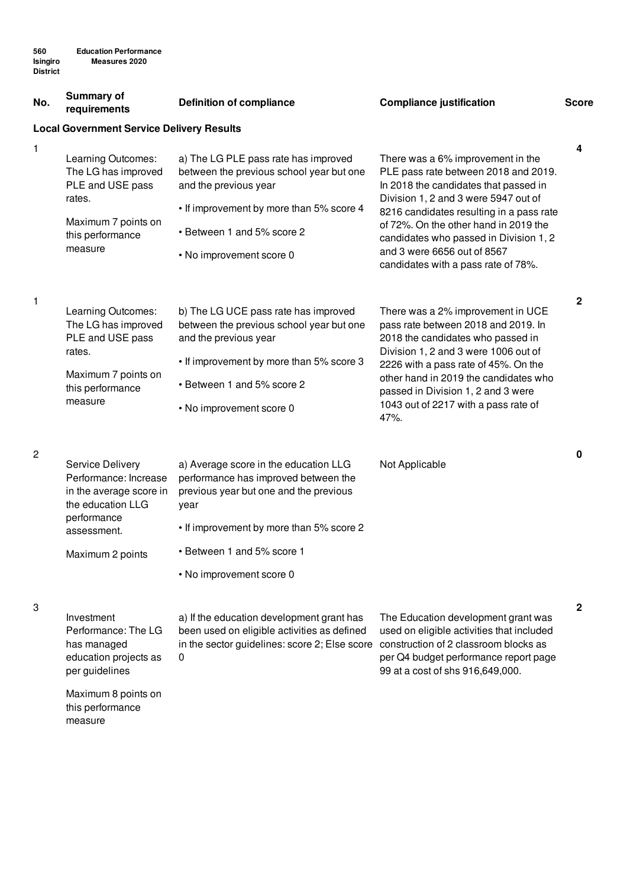**560 Isingiro District** **Education Performance Measures 2020**

| No. | Summary of requirements | Definition of compliance | Compliance justification | Score |
|---|---|---|---|---|
| **Local Government Service Delivery Results** | | | | |
| 1 | Learning Outcomes: The LG has improved PLE and USE pass rates.<br><br>Maximum 7 points on this performance measure | a) The LG PLE pass rate has improved between the previous school year but one and the previous year<br><br>• If improvement by more than 5% score 4<br><br>• Between 1 and 5% score 2<br><br>• No improvement score 0 | There was a 6% improvement in the PLE pass rate between 2018 and 2019. In 2018 the candidates that passed in Division 1, 2 and 3 were 5947 out of 8216 candidates resulting in a pass rate of 72%. On the other hand in 2019 the candidates who passed in Division 1, 2 and 3 were 6656 out of 8567 candidates with a pass rate of 78%. | 4 |
| 1 | Learning Outcomes: The LG has improved PLE and USE pass rates.<br><br>Maximum 7 points on this performance measure | b) The LG UCE pass rate has improved between the previous school year but one and the previous year<br><br>• If improvement by more than 5% score 3<br><br>• Between 1 and 5% score 2<br><br>• No improvement score 0 | There was a 2% improvement in UCE pass rate between 2018 and 2019. In 2018 the candidates who passed in Division 1, 2 and 3 were 1006 out of 2226 with a pass rate of 45%. On the other hand in 2019 the candidates who passed in Division 1, 2 and 3 were 1043 out of 2217 with a pass rate of 47%. | 2 |
| 2 | Service Delivery Performance: Increase in the average score in the education LLG performance assessment.<br><br>Maximum 2 points | a) Average score in the education LLG performance has improved between the previous year but one and the previous year<br><br>• If improvement by more than 5% score 2<br><br>• Between 1 and 5% score 1<br><br>• No improvement score 0 | Not Applicable | 0 |
| 3 | Investment Performance: The LG has managed education projects as per guidelines<br><br>Maximum 8 points on this performance measure | a) If the education development grant has been used on eligible activities as defined in the sector guidelines: score 2; Else score 0 | The Education development grant was used on eligible activities that included construction of 2 classroom blocks as per Q4 budget performance report page 99 at a cost of shs 916,649,000. | 2 |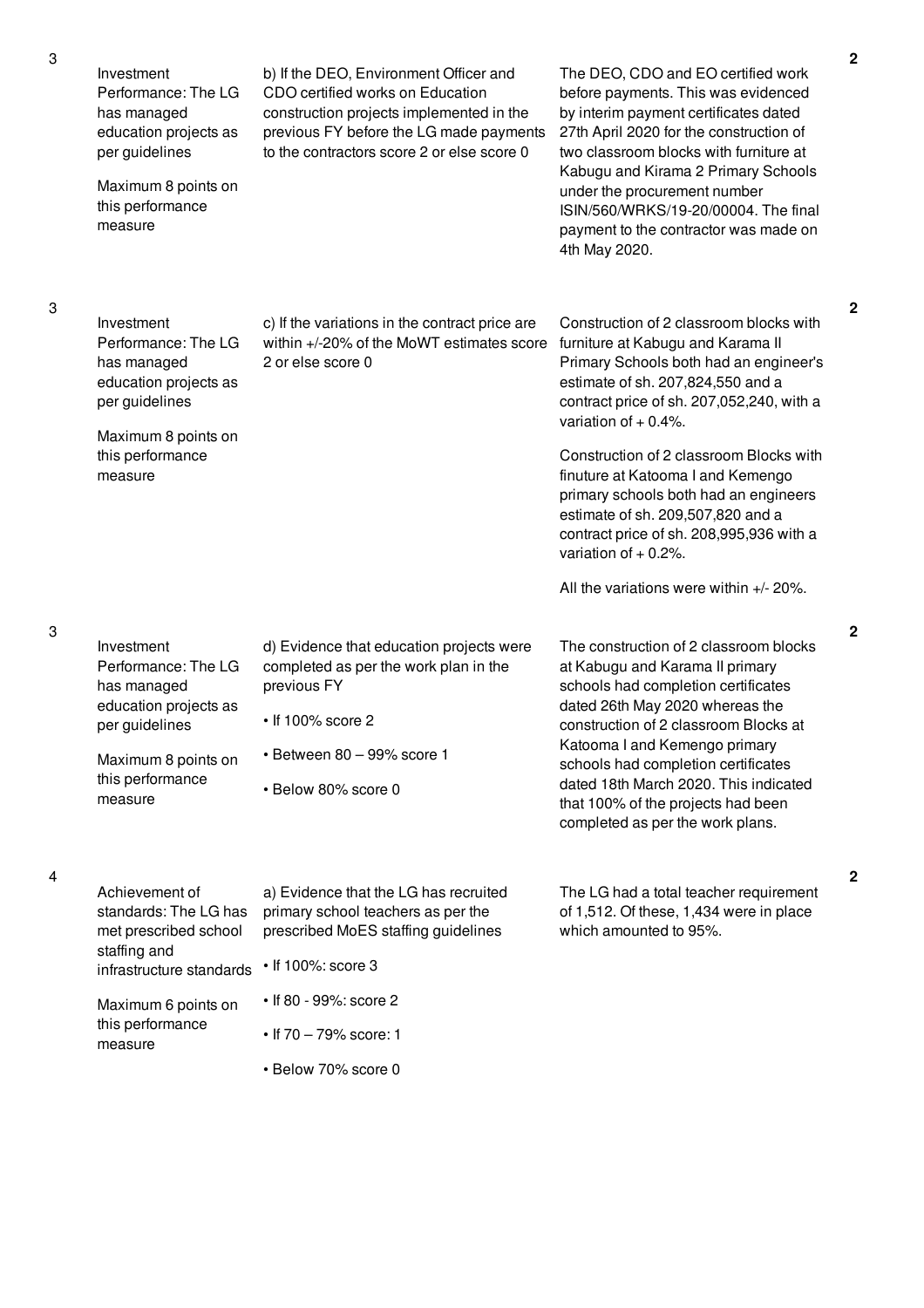| No. | Performance Area | Performance Measure | Assessment Findings | Score |
|---|---|---|---|---|
| 3 | Investment Performance: The LG has managed education projects as per guidelines<br><br>Maximum 8 points on this performance measure | b) If the DEO, Environment Officer and CDO certified works on Education construction projects implemented in the previous FY before the LG made payments to the contractors score 2 or else score 0 | The DEO, CDO and EO certified work before payments. This was evidenced by interim payment certificates dated 27th April 2020 for the construction of two classroom blocks with furniture at Kabugu and Kirama 2 Primary Schools under the procurement number ISIN/560/WRKS/19-20/00004. The final payment to the contractor was made on 4th May 2020. | 2 |
| 3 | Investment Performance: The LG has managed education projects as per guidelines<br><br>Maximum 8 points on this performance measure | c) If the variations in the contract price are within +/-20% of the MoWT estimates score 2 or else score 0 | Construction of 2 classroom blocks with furniture at Kabugu and Karama II Primary Schools both had an engineer's estimate of sh. 207,824,550 and a contract price of sh. 207,052,240, with a variation of + 0.4%.<br><br>Construction of 2 classroom Blocks with finuture at Katooma I and Kemengo primary schools both had an engineers estimate of sh. 209,507,820 and a contract price of sh. 208,995,936 with a variation of + 0.2%.<br><br>All the variations were within +/- 20%. | 2 |
| 3 | Investment Performance: The LG has managed education projects as per guidelines<br><br>Maximum 8 points on this performance measure | d) Evidence that education projects were completed as per the work plan in the previous FY<br><br>• If 100% score 2<br><br>• Between 80 – 99% score 1<br><br>• Below 80% score 0 | The construction of 2 classroom blocks at Kabugu and Karama II primary schools had completion certificates dated 26th May 2020 whereas the construction of 2 classroom Blocks at Katooma I and Kemengo primary schools had completion certificates dated 18th March 2020. This indicated that 100% of the projects had been completed as per the work plans. | 2 |
| 4 | Achievement of standards: The LG has met prescribed school staffing and infrastructure standards<br><br>Maximum 6 points on this performance measure | a) Evidence that the LG has recruited primary school teachers as per the prescribed MoES staffing guidelines<br><br>• If 100%: score 3<br><br>• If 80 - 99%: score 2<br><br>• If 70 – 79% score: 1<br><br>• Below 70% score 0 | The LG had a total teacher requirement of 1,512. Of these, 1,434 were in place which amounted to 95%. | 2 |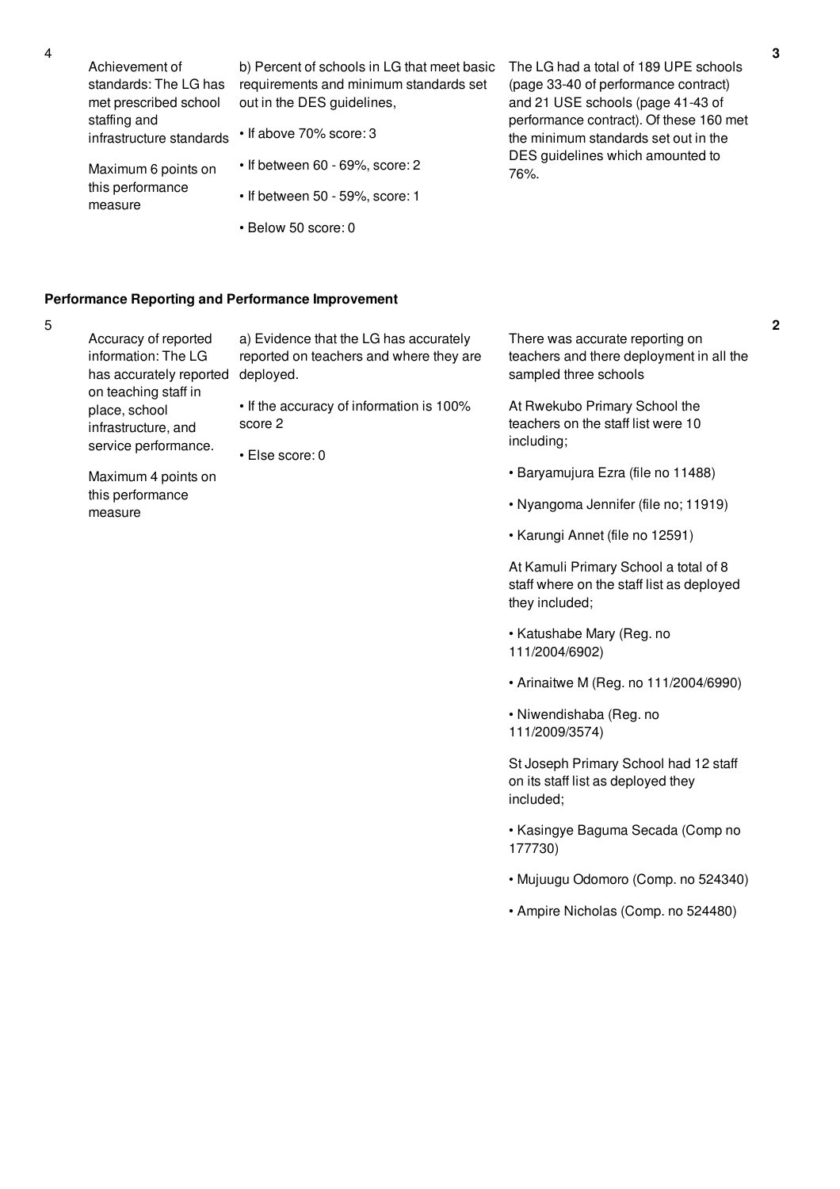| No. | Performance Measure | Scoring Guide | Justification | Score |
|---|---|---|---|---|
| 4 | Achievement of standards: The LG has met prescribed school staffing and infrastructure standards<br><br>Maximum 6 points on this performance measure | b) Percent of schools in LG that meet basic requirements and minimum standards set out in the DES guidelines,<br><br>• If above 70% score: 3<br><br>• If between 60 - 69%, score: 2<br><br>• If between 50 - 59%, score: 1<br><br>• Below 50 score: 0 | The LG had a total of 189 UPE schools (page 33-40 of performance contract) and 21 USE schools (page 41-43 of performance contract). Of these 160 met the minimum standards set out in the DES guidelines which amounted to 76%. | 3 |

**Performance Reporting and Performance Improvement**

| No. | Performance Measure | Scoring Guide | Justification | Score |
|---|---|---|---|---|
| 5 | Accuracy of reported information: The LG has accurately reported on teaching staff in place, school infrastructure, and service performance.<br><br>Maximum 4 points on this performance measure | a) Evidence that the LG has accurately reported on teachers and where they are deployed.<br><br>• If the accuracy of information is 100% score 2<br><br>• Else score: 0 | There was accurate reporting on teachers and there deployment in all the sampled three schools<br><br>At Rwekubo Primary School the teachers on the staff list were 10 including;<br><br>• Baryamujura Ezra (file no 11488)<br><br>• Nyangoma Jennifer (file no; 11919)<br><br>• Karungi Annet (file no 12591)<br><br>At Kamuli Primary School a total of 8 staff where on the staff list as deployed they included;<br><br>• Katushabe Mary (Reg. no 111/2004/6902)<br><br>• Arinaitwe M (Reg. no 111/2004/6990)<br><br>• Niwendishaba (Reg. no 111/2009/3574)<br><br>St Joseph Primary School had 12 staff on its staff list as deployed they included;<br><br>• Kasingye Baguma Secada (Comp no 177730)<br><br>• Mujuugu Odomoro (Comp. no 524340)<br><br>• Ampire Nicholas (Comp. no 524480) | 2 |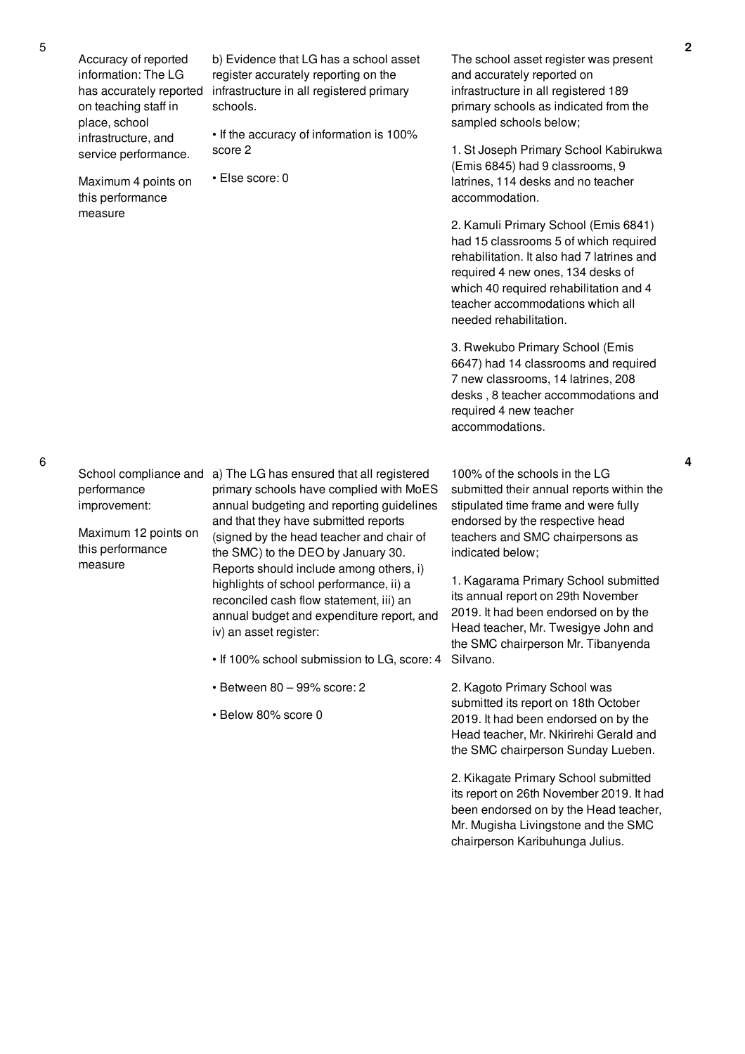| | | | | |
|---|---|---|---|---|
| 5 | Accuracy of reported information: The LG has accurately reported on teaching staff in place, school infrastructure, and service performance.<br><br>Maximum 4 points on this performance measure | b) Evidence that LG has a school asset register accurately reporting on the infrastructure in all registered primary schools.<br><br>• If the accuracy of information is 100% score 2<br><br>• Else score: 0 | The school asset register was present and accurately reported on infrastructure in all registered 189 primary schools as indicated from the sampled schools below;<br><br>1. St Joseph Primary School Kabirukwa (Emis 6845) had 9 classrooms, 9 latrines, 114 desks and no teacher accommodation.<br><br>2. Kamuli Primary School (Emis 6841) had 15 classrooms 5 of which required rehabilitation. It also had 7 latrines and required 4 new ones, 134 desks of which 40 required rehabilitation and 4 teacher accommodations which all needed rehabilitation.<br><br>3. Rwekubo Primary School (Emis 6647) had 14 classrooms and required 7 new classrooms, 14 latrines, 208 desks , 8 teacher accommodations and required 4 new teacher accommodations. | 2 |
| 6 | School compliance and performance improvement:<br><br>Maximum 12 points on this performance measure | a) The LG has ensured that all registered primary schools have complied with MoES annual budgeting and reporting guidelines and that they have submitted reports (signed by the head teacher and chair of the SMC) to the DEO by January 30. Reports should include among others, i) highlights of school performance, ii) a reconciled cash flow statement, iii) an annual budget and expenditure report, and iv) an asset register:<br><br>• If 100% school submission to LG, score: 4<br><br>• Between 80 – 99% score: 2<br><br>• Below 80% score 0 | 100% of the schools in the LG submitted their annual reports within the stipulated time frame and were fully endorsed by the respective head teachers and SMC chairpersons as indicated below;<br><br>1. Kagarama Primary School submitted its annual report on 29th November 2019. It had been endorsed on by the Head teacher, Mr. Twesigye John and the SMC chairperson Mr. Tibanyenda Silvano.<br><br>2. Kagoto Primary School was submitted its report on 18th October 2019. It had been endorsed on by the Head teacher, Mr. Nkirirehi Gerald and the SMC chairperson Sunday Lueben.<br><br>2. Kikagate Primary School submitted its report on 26th November 2019. It had been endorsed on by the Head teacher, Mr. Mugisha Livingstone and the SMC chairperson Karibuhunga Julius. | 4 |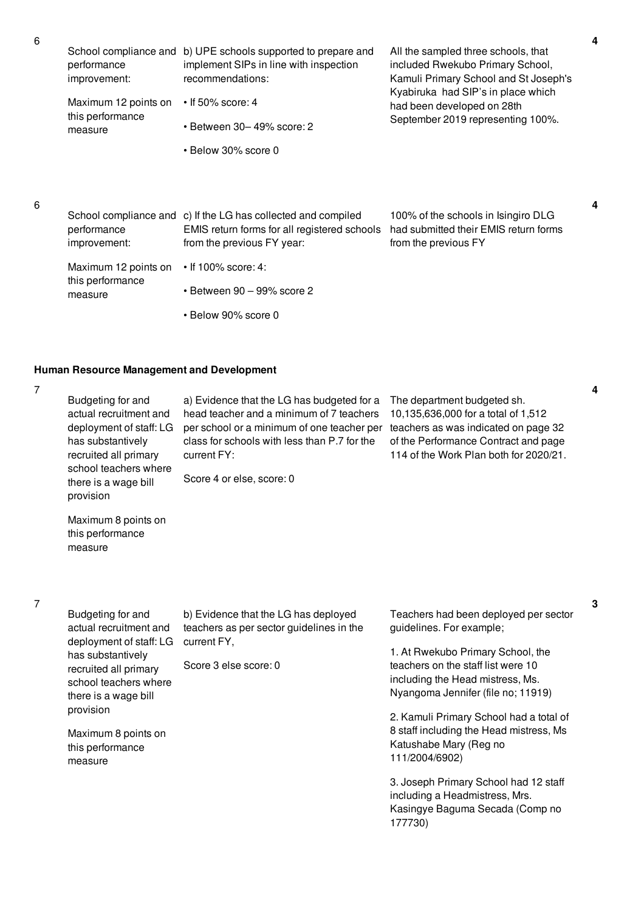| No. | Performance Area | Performance Measure | Assessment | Score |
|---|---|---|---|---|
| 6 | School compliance and performance improvement:<br><br>Maximum 12 points on this performance measure | b) UPE schools supported to prepare and implement SIPs in line with inspection recommendations:<br><br>• If 50% score: 4<br><br>• Between 30– 49% score: 2<br><br>• Below 30% score 0 | All the sampled three schools, that included Rwekubo Primary School, Kamuli Primary School and St Joseph's Kyabiruka had SIP's in place which had been developed on 28th September 2019 representing 100%. | 4 |
| 6 | School compliance and performance improvement:<br><br>Maximum 12 points on this performance measure | c) If the LG has collected and compiled EMIS return forms for all registered schools from the previous FY year:<br><br>• If 100% score: 4:<br><br>• Between 90 – 99% score 2<br><br>• Below 90% score 0 | 100% of the schools in Isingiro DLG had submitted their EMIS return forms from the previous FY | 4 |

**Human Resource Management and Development**

| No. | Performance Area | Performance Measure | Assessment | Score |
|---|---|---|---|---|
| 7 | Budgeting for and actual recruitment and deployment of staff: LG has substantively recruited all primary school teachers where there is a wage bill provision<br><br>Maximum 8 points on this performance measure | a) Evidence that the LG has budgeted for a head teacher and a minimum of 7 teachers per school or a minimum of one teacher per class for schools with less than P.7 for the current FY:<br><br>Score 4 or else, score: 0 | The department budgeted sh. 10,135,636,000 for a total of 1,512 teachers as was indicated on page 32 of the Performance Contract and page 114 of the Work Plan both for 2020/21. | 4 |
| 7 | Budgeting for and actual recruitment and deployment of staff: LG has substantively recruited all primary school teachers where there is a wage bill provision<br><br>Maximum 8 points on this performance measure | b) Evidence that the LG has deployed teachers as per sector guidelines in the current FY,<br><br>Score 3 else score: 0 | Teachers had been deployed per sector guidelines. For example;<br><br>1. At Rwekubo Primary School, the teachers on the staff list were 10 including the Head mistress, Ms. Nyangoma Jennifer (file no; 11919)<br><br>2. Kamuli Primary School had a total of 8 staff including the Head mistress, Ms Katushabe Mary (Reg no 111/2004/6902)<br><br>3. Joseph Primary School had 12 staff including a Headmistress, Mrs. Kasingye Baguma Secada (Comp no 177730) | 3 |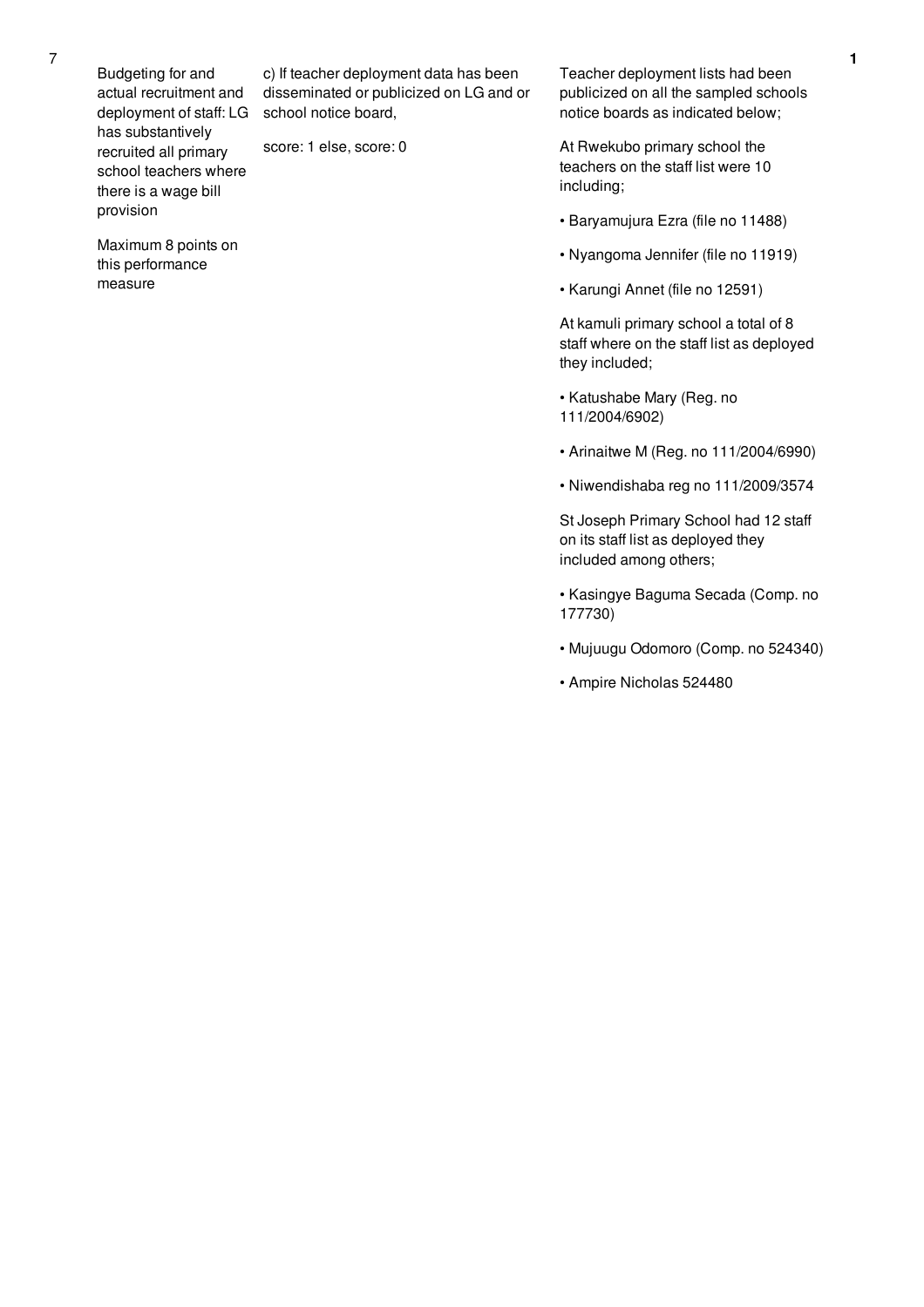| 7 | Budgeting for and actual recruitment and deployment of staff: LG has substantively recruited all primary school teachers where there is a wage bill provision<br><br>Maximum 8 points on this performance measure | c) If teacher deployment data has been disseminated or publicized on LG and or school notice board,<br><br>score: 1 else, score: 0 | Teacher deployment lists had been publicized on all the sampled schools notice boards as indicated below;<br><br>At Rwekubo primary school the teachers on the staff list were 10 including;<br><br>• Baryamujura Ezra (file no 11488)<br><br>• Nyangoma Jennifer (file no 11919)<br><br>• Karungi Annet (file no 12591)<br><br>At kamuli primary school a total of 8 staff where on the staff list as deployed they included;<br><br>• Katushabe Mary (Reg. no 111/2004/6902)<br><br>• Arinaitwe M (Reg. no 111/2004/6990)<br><br>• Niwendishaba reg no 111/2009/3574<br><br>St Joseph Primary School had 12 staff on its staff list as deployed they included among others;<br><br>• Kasingye Baguma Secada (Comp. no 177730)<br><br>• Mujuugu Odomoro (Comp. no 524340)<br><br>• Ampire Nicholas 524480 | 1 |
|---|---|---|---|---|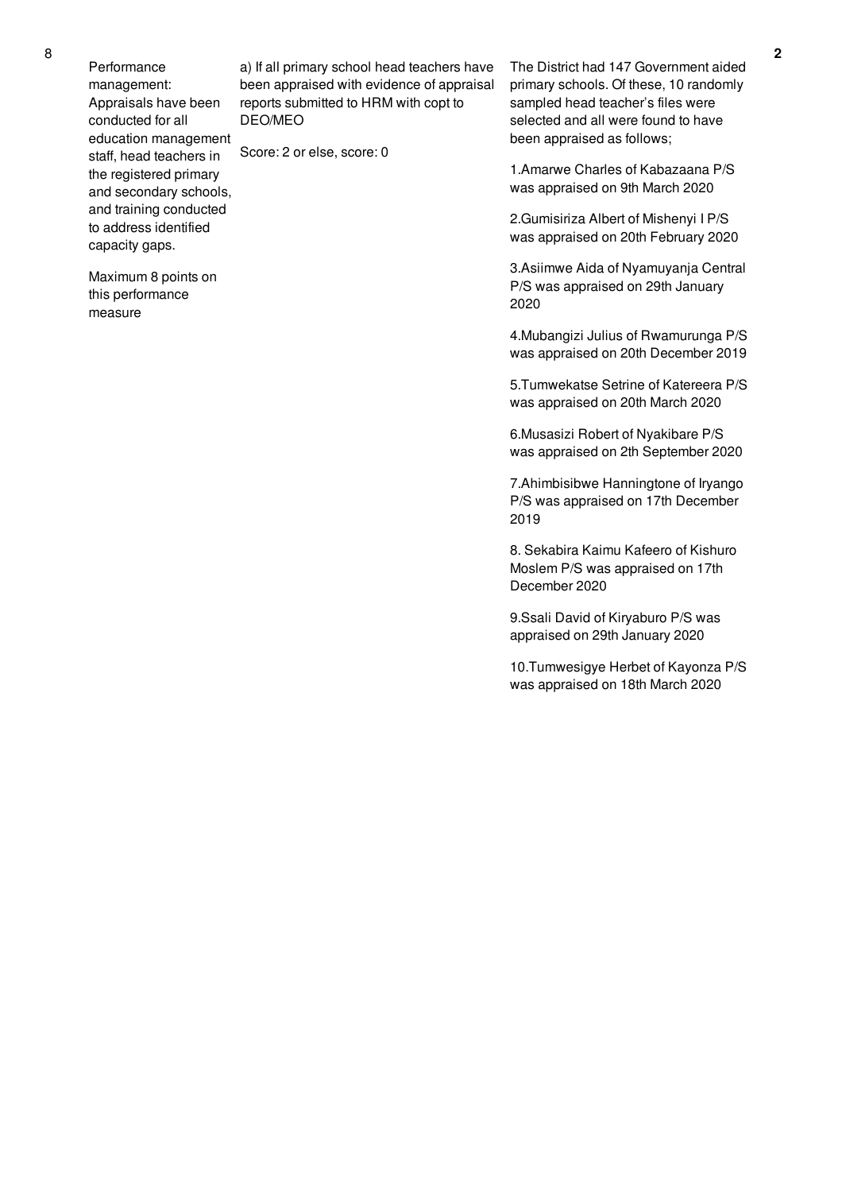| 8 | Performance management: Appraisals have been conducted for all education management staff, head teachers in the registered primary and secondary schools, and training conducted to address identified capacity gaps.<br><br>Maximum 8 points on this performance measure | a) If all primary school head teachers have been appraised with evidence of appraisal reports submitted to HRM with copt to DEO/MEO<br><br>Score: 2 or else, score: 0 | The District had 147 Government aided primary schools. Of these, 10 randomly sampled head teacher's files were selected and all were found to have been appraised as follows;<br><br>1.Amarwe Charles of Kabazaana P/S was appraised on 9th March 2020<br><br>2.Gumisiriza Albert of Mishenyi I P/S was appraised on 20th February 2020<br><br>3.Asiimwe Aida of Nyamuyanja Central P/S was appraised on 29th January 2020<br><br>4.Mubangizi Julius of Rwamurunga P/S was appraised on 20th December 2019<br><br>5.Tumwekatse Setrine of Katereera P/S was appraised on 20th March 2020<br><br>6.Musasizi Robert of Nyakibare P/S was appraised on 2th September 2020<br><br>7.Ahimbisibwe Hanningtone of Iryango P/S was appraised on 17th December 2019<br><br>8. Sekabira Kaimu Kafeero of Kishuro Moslem P/S was appraised on 17th December 2020<br><br>9.Ssali David of Kiryaburo P/S was appraised on 29th January 2020<br><br>10.Tumwesigye Herbet of Kayonza P/S was appraised on 18th March 2020 | 2 |
|---|---|---|---|---|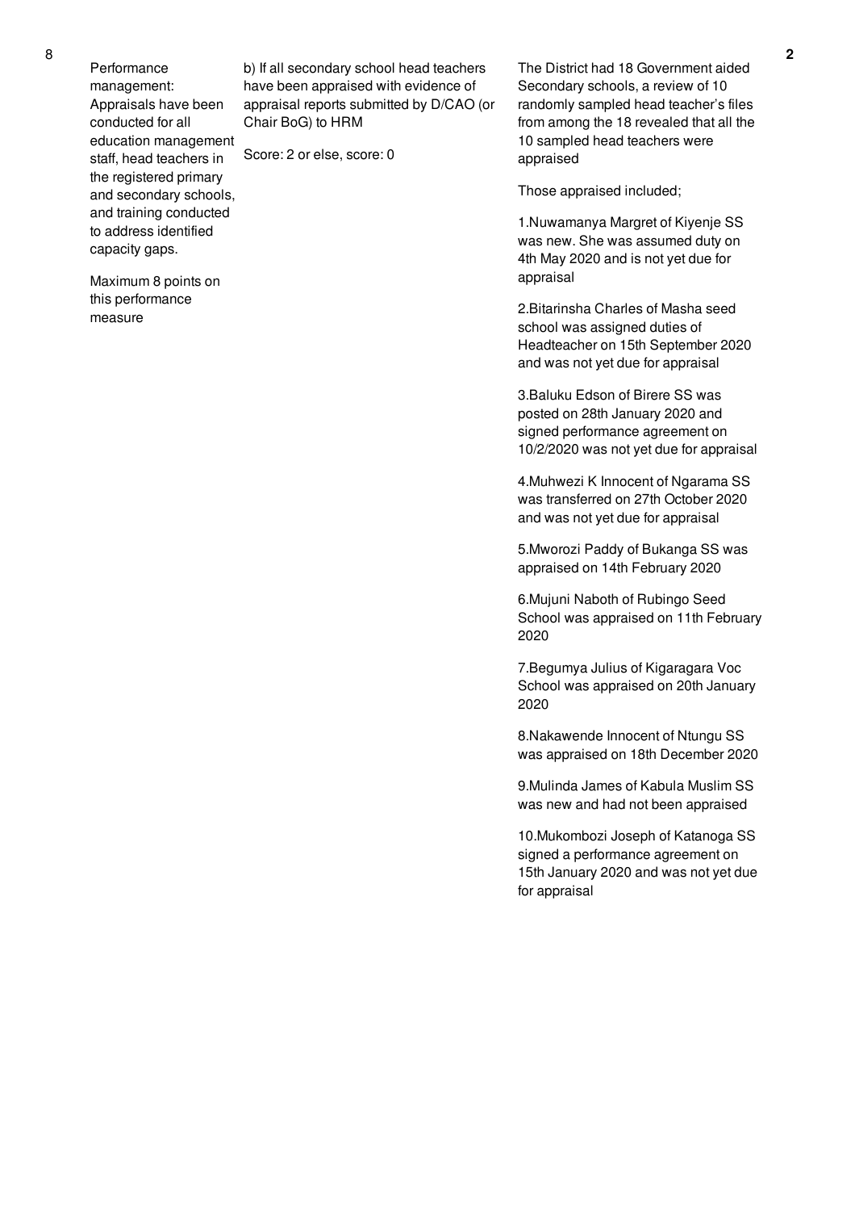| 8 | Performance management: Appraisals have been conducted for all education management staff, head teachers in the registered primary and secondary schools, and training conducted to address identified capacity gaps.<br><br>Maximum 8 points on this performance measure | b) If all secondary school head teachers have been appraised with evidence of appraisal reports submitted by D/CAO (or Chair BoG) to HRM<br><br>Score: 2 or else, score: 0 | The District had 18 Government aided Secondary schools, a review of 10 randomly sampled head teacher's files from among the 18 revealed that all the 10 sampled head teachers were appraised<br><br>Those appraised included;<br><br>1.Nuwamanya Margret of Kiyenje SS was new. She was assumed duty on 4th May 2020 and is not yet due for appraisal<br><br>2.Bitarinsha Charles of Masha seed school was assigned duties of Headteacher on 15th September 2020 and was not yet due for appraisal<br><br>3.Baluku Edson of Birere SS was posted on 28th January 2020 and signed performance agreement on 10/2/2020 was not yet due for appraisal<br><br>4.Muhwezi K Innocent of Ngarama SS was transferred on 27th October 2020 and was not yet due for appraisal<br><br>5.Mworozi Paddy of Bukanga SS was appraised on 14th February 2020<br><br>6.Mujuni Naboth of Rubingo Seed School was appraised on 11th February 2020<br><br>7.Begumya Julius of Kigaragara Voc School was appraised on 20th January 2020<br><br>8.Nakawende Innocent of Ntungu SS was appraised on 18th December 2020<br><br>9.Mulinda James of Kabula Muslim SS was new and had not been appraised<br><br>10.Mukombozi Joseph of Katanoga SS signed a performance agreement on 15th January 2020 and was not yet due for appraisal | 2 |
|---|---|---|---|---|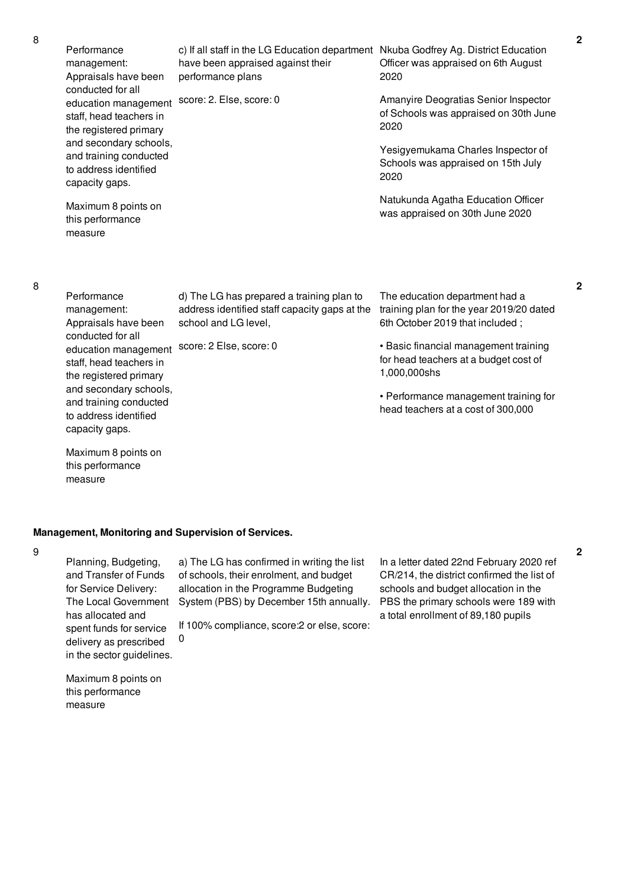| | | | | |
|---|---|---|---|---|
| 8 | Performance management: Appraisals have been conducted for all education management staff, head teachers in the registered primary and secondary schools, and training conducted to address identified capacity gaps.<br><br>Maximum 8 points on this performance measure | c) If all staff in the LG Education department have been appraised against their performance plans<br><br>score: 2. Else, score: 0 | Nkuba Godfrey Ag. District Education Officer was appraised on 6th August 2020<br><br>Amanyire Deogratias Senior Inspector of Schools was appraised on 30th June 2020<br><br>Yesigyemukama Charles Inspector of Schools was appraised on 15th July 2020<br><br>Natukunda Agatha Education Officer was appraised on 30th June 2020 | 2 |
| 8 | Performance management: Appraisals have been conducted for all education management staff, head teachers in the registered primary and secondary schools, and training conducted to address identified capacity gaps.<br><br>Maximum 8 points on this performance measure | d) The LG has prepared a training plan to address identified staff capacity gaps at the school and LG level,<br><br>score: 2 Else, score: 0 | The education department had a training plan for the year 2019/20 dated 6th October 2019 that included ;<br><br>• Basic financial management training for head teachers at a budget cost of 1,000,000shs<br><br>• Performance management training for head teachers at a cost of 300,000 | 2 |

**Management, Monitoring and Supervision of Services.**

| | | | | |
|---|---|---|---|---|
| 9 | Planning, Budgeting, and Transfer of Funds for Service Delivery: The Local Government has allocated and spent funds for service delivery as prescribed in the sector guidelines.<br><br>Maximum 8 points on this performance measure | a) The LG has confirmed in writing the list of schools, their enrolment, and budget allocation in the Programme Budgeting System (PBS) by December 15th annually.<br><br>If 100% compliance, score:2 or else, score: 0 | In a letter dated 22nd February 2020 ref CR/214, the district confirmed the list of schools and budget allocation in the PBS the primary schools were 189 with a total enrollment of 89,180 pupils | 2 |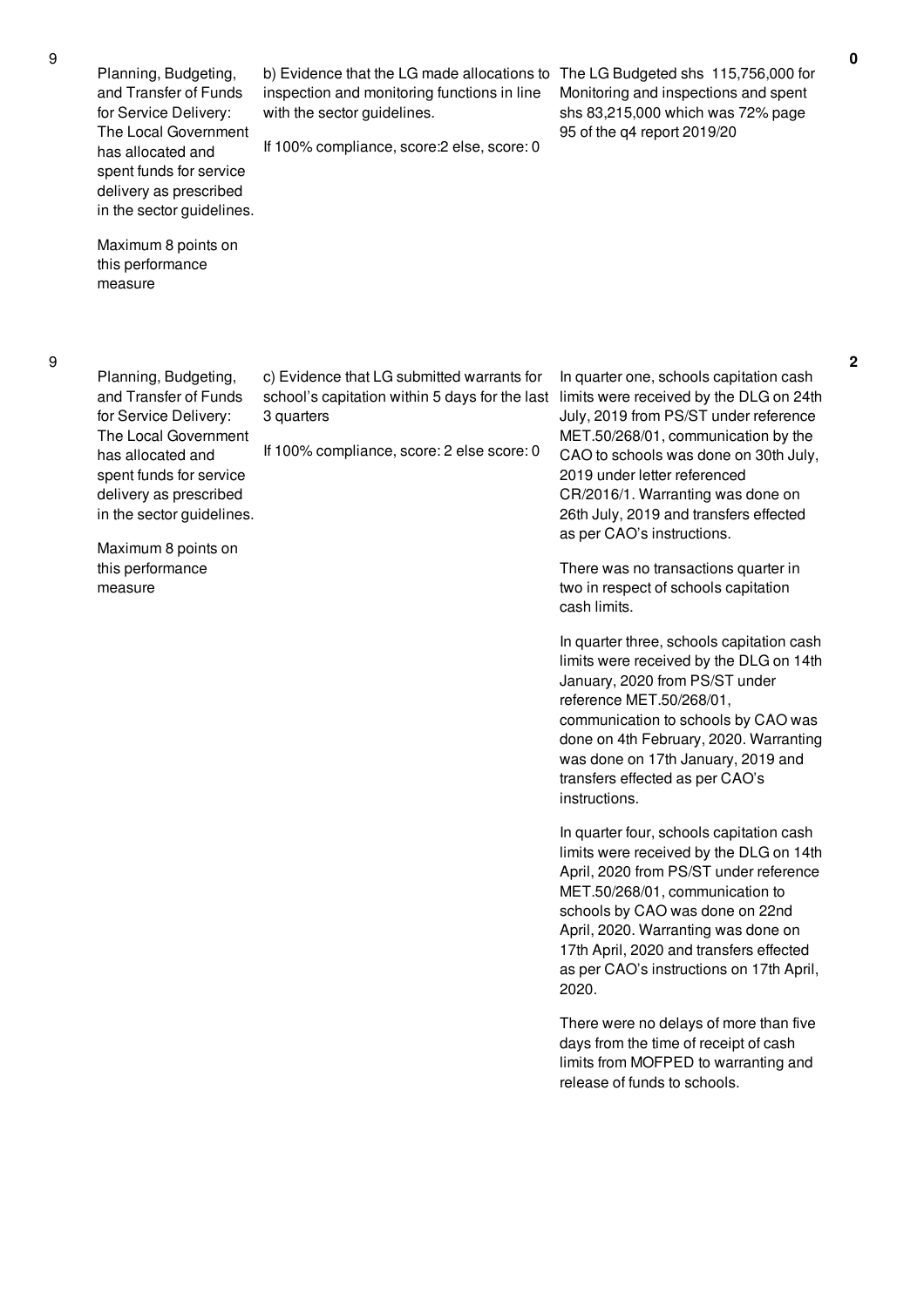| | | | | |
|---|---|---|---|---|
| 9 | Planning, Budgeting, and Transfer of Funds for Service Delivery: The Local Government has allocated and spent funds for service delivery as prescribed in the sector guidelines.<br><br>Maximum 8 points on this performance measure | b) Evidence that the LG made allocations to inspection and monitoring functions in line with the sector guidelines.<br><br>If 100% compliance, score:2 else, score: 0 | The LG Budgeted shs 115,756,000 for Monitoring and inspections and spent shs 83,215,000 which was 72% page 95 of the q4 report 2019/20 | **0** |
| 9 | Planning, Budgeting, and Transfer of Funds for Service Delivery: The Local Government has allocated and spent funds for service delivery as prescribed in the sector guidelines.<br><br>Maximum 8 points on this performance measure | c) Evidence that LG submitted warrants for school's capitation within 5 days for the last 3 quarters<br><br>If 100% compliance, score: 2 else score: 0 | In quarter one, schools capitation cash limits were received by the DLG on 24th July, 2019 from PS/ST under reference MET.50/268/01, communication by the CAO to schools was done on 30th July, 2019 under letter referenced CR/2016/1. Warranting was done on 26th July, 2019 and transfers effected as per CAO's instructions.<br><br>There was no transactions quarter in two in respect of schools capitation cash limits.<br><br>In quarter three, schools capitation cash limits were received by the DLG on 14th January, 2020 from PS/ST under reference MET.50/268/01, communication to schools by CAO was done on 4th February, 2020. Warranting was done on 17th January, 2019 and transfers effected as per CAO's instructions.<br><br>In quarter four, schools capitation cash limits were received by the DLG on 14th April, 2020 from PS/ST under reference MET.50/268/01, communication to schools by CAO was done on 22nd April, 2020. Warranting was done on 17th April, 2020 and transfers effected as per CAO's instructions on 17th April, 2020.<br><br>There were no delays of more than five days from the time of receipt of cash limits from MOFPED to warranting and release of funds to schools. | **2** |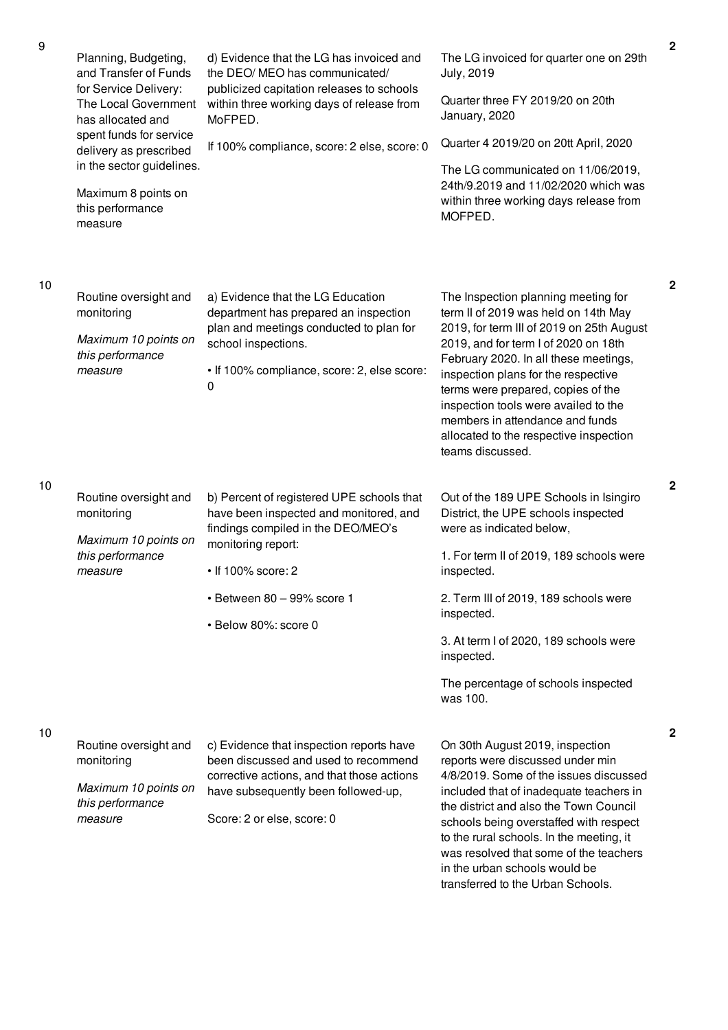| | | | | |
|---|---|---|---|---|
| 9 | Planning, Budgeting, and Transfer of Funds for Service Delivery: The Local Government has allocated and spent funds for service delivery as prescribed in the sector guidelines.<br><br>Maximum 8 points on this performance measure | d) Evidence that the LG has invoiced and the DEO/ MEO has communicated/ publicized capitation releases to schools within three working days of release from MoFPED.<br><br>If 100% compliance, score: 2 else, score: 0 | The LG invoiced for quarter one on 29th July, 2019<br><br>Quarter three FY 2019/20 on 20th January, 2020<br><br>Quarter 4 2019/20 on 20tt April, 2020<br><br>The LG communicated on 11/06/2019, 24th/9.2019 and 11/02/2020 which was within three working days release from MOFPED. | 2 |
| 10 | Routine oversight and monitoring<br><br>*Maximum 10 points on this performance measure* | a) Evidence that the LG Education department has prepared an inspection plan and meetings conducted to plan for school inspections.<br><br>• If 100% compliance, score: 2, else score: 0 | The Inspection planning meeting for term II of 2019 was held on 14th May 2019, for term III of 2019 on 25th August 2019, and for term I of 2020 on 18th February 2020. In all these meetings, inspection plans for the respective terms were prepared, copies of the inspection tools were availed to the members in attendance and funds allocated to the respective inspection teams discussed. | 2 |
| 10 | Routine oversight and monitoring<br><br>*Maximum 10 points on this performance measure* | b) Percent of registered UPE schools that have been inspected and monitored, and findings compiled in the DEO/MEO's monitoring report:<br><br>• If 100% score: 2<br><br>• Between 80 – 99% score 1<br><br>• Below 80%: score 0 | Out of the 189 UPE Schools in Isingiro District, the UPE schools inspected were as indicated below,<br><br>1. For term II of 2019, 189 schools were inspected.<br><br>2. Term III of 2019, 189 schools were inspected.<br><br>3. At term I of 2020, 189 schools were inspected.<br><br>The percentage of schools inspected was 100. | 2 |
| 10 | Routine oversight and monitoring<br><br>*Maximum 10 points on this performance measure* | c) Evidence that inspection reports have been discussed and used to recommend corrective actions, and that those actions have subsequently been followed-up,<br><br>Score: 2 or else, score: 0 | On 30th August 2019, inspection reports were discussed under min 4/8/2019. Some of the issues discussed included that of inadequate teachers in the district and also the Town Council schools being overstaffed with respect to the rural schools. In the meeting, it was resolved that some of the teachers in the urban schools would be transferred to the Urban Schools. | 2 |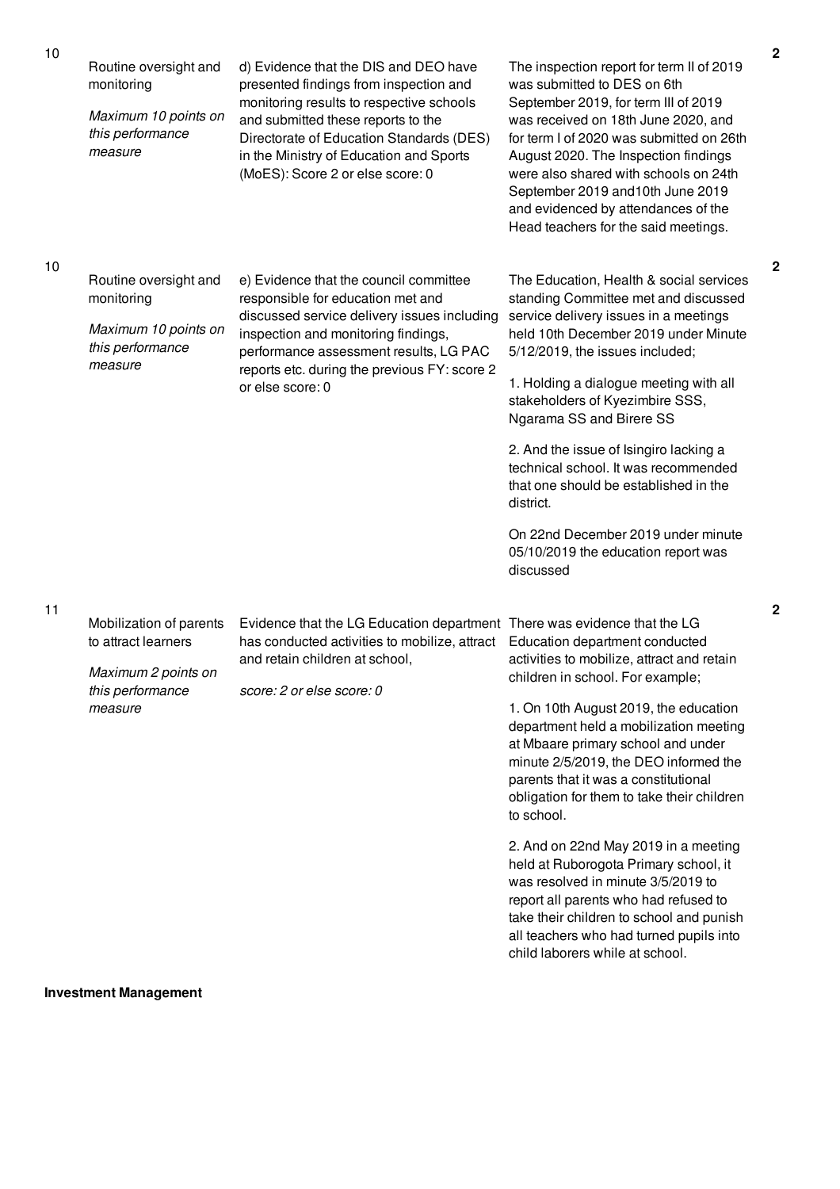| | | | | |
|---|---|---|---|---|
| 10 | Routine oversight and monitoring<br><br>*Maximum 10 points on this performance measure* | d) Evidence that the DIS and DEO have presented findings from inspection and monitoring results to respective schools and submitted these reports to the Directorate of Education Standards (DES) in the Ministry of Education and Sports (MoES): Score 2 or else score: 0 | The inspection report for term II of 2019 was submitted to DES on 6th September 2019, for term III of 2019 was received on 18th June 2020, and for term I of 2020 was submitted on 26th August 2020. The Inspection findings were also shared with schools on 24th September 2019 and10th June 2019 and evidenced by attendances of the Head teachers for the said meetings. | **2** |
| 10 | Routine oversight and monitoring<br><br>*Maximum 10 points on this performance measure* | e) Evidence that the council committee responsible for education met and discussed service delivery issues including inspection and monitoring findings, performance assessment results, LG PAC reports etc. during the previous FY: score 2 or else score: 0 | The Education, Health & social services standing Committee met and discussed service delivery issues in a meetings held 10th December 2019 under Minute 5/12/2019, the issues included;<br><br>1. Holding a dialogue meeting with all stakeholders of Kyezimbire SSS, Ngarama SS and Birere SS<br><br>2. And the issue of Isingiro lacking a technical school. It was recommended that one should be established in the district.<br><br>On 22nd December 2019 under minute 05/10/2019 the education report was discussed | **2** |
| 11 | Mobilization of parents to attract learners<br><br>*Maximum 2 points on this performance measure* | Evidence that the LG Education department has conducted activities to mobilize, attract and retain children at school,<br><br>*score: 2 or else score: 0* | There was evidence that the LG Education department conducted activities to mobilize, attract and retain children in school. For example;<br><br>1. On 10th August 2019, the education department held a mobilization meeting at Mbaare primary school and under minute 2/5/2019, the DEO informed the parents that it was a constitutional obligation for them to take their children to school.<br><br>2. And on 22nd May 2019 in a meeting held at Ruborogota Primary school, it was resolved in minute 3/5/2019 to report all parents who had refused to take their children to school and punish all teachers who had turned pupils into child laborers while at school. | **2** |

**Investment Management**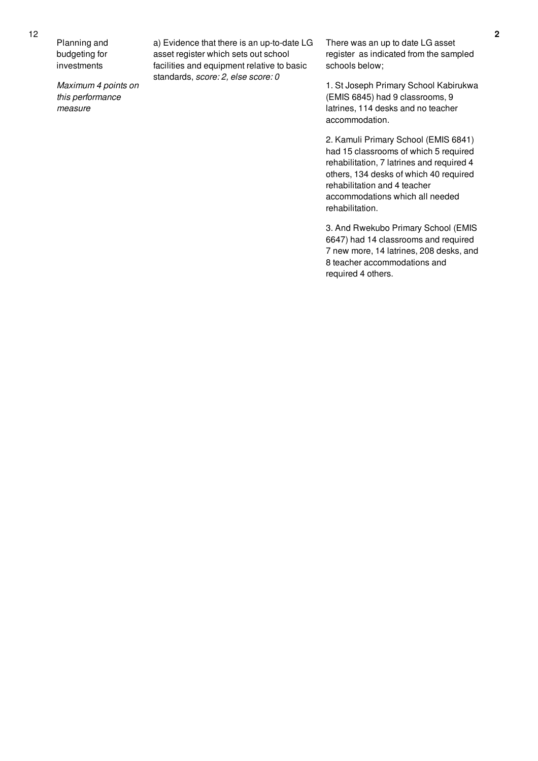| 12 | Planning and budgeting for investments<br><br>*Maximum 4 points on this performance measure* | a) Evidence that there is an up-to-date LG asset register which sets out school facilities and equipment relative to basic standards, *score: 2, else score: 0* | There was an up to date LG asset register as indicated from the sampled schools below;<br><br>1. St Joseph Primary School Kabirukwa (EMIS 6845) had 9 classrooms, 9 latrines, 114 desks and no teacher accommodation.<br><br>2. Kamuli Primary School (EMIS 6841) had 15 classrooms of which 5 required rehabilitation, 7 latrines and required 4 others, 134 desks of which 40 required rehabilitation and 4 teacher accommodations which all needed rehabilitation.<br><br>3. And Rwekubo Primary School (EMIS 6647) had 14 classrooms and required 7 new more, 14 latrines, 208 desks, and 8 teacher accommodations and required 4 others. | 2 |
|---|---|---|---|---|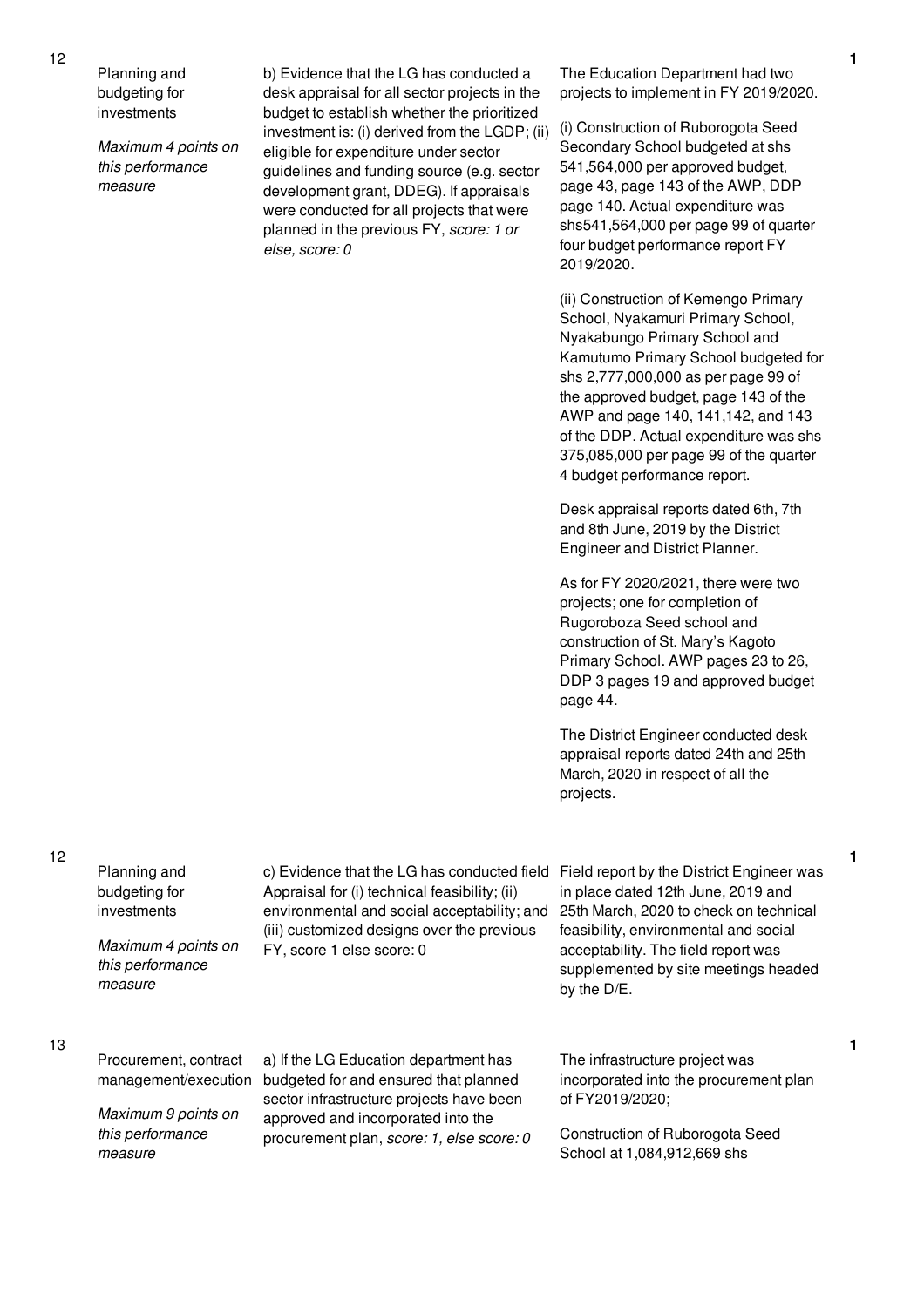| No. | Performance Area | Performance Measure | Assessment Finding | Score |
|---|---|---|---|---|
| 12 | Planning and budgeting for investments<br><br>*Maximum 4 points on this performance measure* | b) Evidence that the LG has conducted a desk appraisal for all sector projects in the budget to establish whether the prioritized investment is: (i) derived from the LGDP; (ii) eligible for expenditure under sector guidelines and funding source (e.g. sector development grant, DDEG). If appraisals were conducted for all projects that were planned in the previous FY, *score: 1 or else, score: 0* | The Education Department had two projects to implement in FY 2019/2020.<br><br>(i) Construction of Ruborogota Seed Secondary School budgeted at shs 541,564,000 per approved budget, page 43, page 143 of the AWP, DDP page 140. Actual expenditure was shs541,564,000 per page 99 of quarter four budget performance report FY 2019/2020.<br><br>(ii) Construction of Kemengo Primary School, Nyakamuri Primary School, Nyakabungo Primary School and Kamutumo Primary School budgeted for shs 2,777,000,000 as per page 99 of the approved budget, page 143 of the AWP and page 140, 141,142, and 143 of the DDP. Actual expenditure was shs 375,085,000 per page 99 of the quarter 4 budget performance report.<br><br>Desk appraisal reports dated 6th, 7th and 8th June, 2019 by the District Engineer and District Planner.<br><br>As for FY 2020/2021, there were two projects; one for completion of Rugoroboza Seed school and construction of St. Mary's Kagoto Primary School. AWP pages 23 to 26, DDP 3 pages 19 and approved budget page 44.<br><br>The District Engineer conducted desk appraisal reports dated 24th and 25th March, 2020 in respect of all the projects. | 1 |
| 12 | Planning and budgeting for investments<br><br>*Maximum 4 points on this performance measure* | c) Evidence that the LG has conducted field Appraisal for (i) technical feasibility; (ii) environmental and social acceptability; and (iii) customized designs over the previous FY, score 1 else score: 0 | Field report by the District Engineer was in place dated 12th June, 2019 and 25th March, 2020 to check on technical feasibility, environmental and social acceptability. The field report was supplemented by site meetings headed by the D/E. | 1 |
| 13 | Procurement, contract management/execution<br><br>*Maximum 9 points on this performance measure* | a) If the LG Education department has budgeted for and ensured that planned sector infrastructure projects have been approved and incorporated into the procurement plan, *score: 1, else score: 0* | The infrastructure project was incorporated into the procurement plan of FY2019/2020;<br><br>Construction of Ruborogota Seed School at 1,084,912,669 shs | 1 |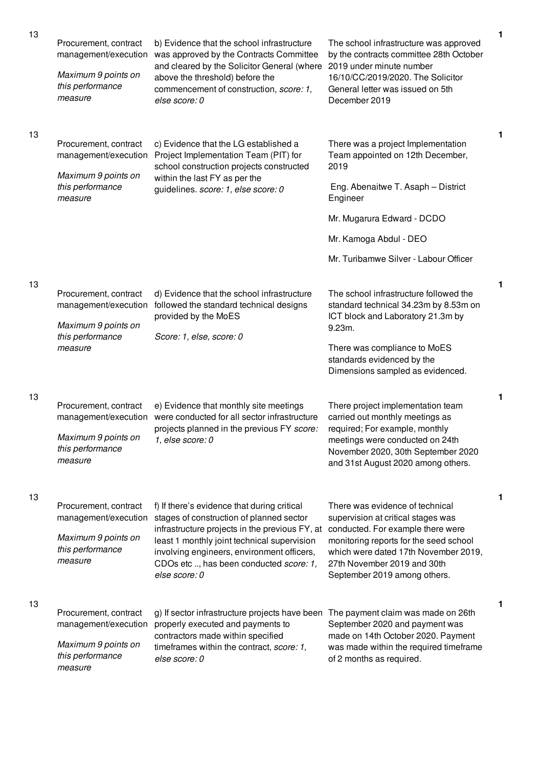| | | | | |
|---|---|---|---|---|
| 13 | Procurement, contract management/execution<br><br>*Maximum 9 points on this performance measure* | b) Evidence that the school infrastructure was approved by the Contracts Committee and cleared by the Solicitor General (where above the threshold) before the commencement of construction, *score: 1, else score: 0* | The school infrastructure was approved by the contracts committee 28th October 2019 under minute number 16/10/CC/2019/2020. The Solicitor General letter was issued on 5th December 2019 | 1 |
| 13 | Procurement, contract management/execution<br><br>*Maximum 9 points on this performance measure* | c) Evidence that the LG established a Project Implementation Team (PIT) for school construction projects constructed within the last FY as per the guidelines. *score: 1, else score: 0* | There was a project Implementation Team appointed on 12th December, 2019<br><br>Eng. Abenaitwe T. Asaph – District Engineer<br><br>Mr. Mugarura Edward - DCDO<br><br>Mr. Kamoga Abdul - DEO<br><br>Mr. Turibamwe Silver - Labour Officer | 1 |
| 13 | Procurement, contract management/execution<br><br>*Maximum 9 points on this performance measure* | d) Evidence that the school infrastructure followed the standard technical designs provided by the MoES<br><br>*Score: 1, else, score: 0* | The school infrastructure followed the standard technical 34.23m by 8.53m on ICT block and Laboratory 21.3m by 9.23m.<br><br>There was compliance to MoES standards evidenced by the Dimensions sampled as evidenced. | 1 |
| 13 | Procurement, contract management/execution<br><br>*Maximum 9 points on this performance measure* | e) Evidence that monthly site meetings were conducted for all sector infrastructure projects planned in the previous FY *score: 1, else score: 0* | There project implementation team carried out monthly meetings as required; For example, monthly meetings were conducted on 24th November 2020, 30th September 2020 and 31st August 2020 among others. | 1 |
| 13 | Procurement, contract management/execution<br><br>*Maximum 9 points on this performance measure* | f) If there's evidence that during critical stages of construction of planned sector infrastructure projects in the previous FY, at least 1 monthly joint technical supervision involving engineers, environment officers, CDOs etc .., has been conducted *score: 1, else score: 0* | There was evidence of technical supervision at critical stages was conducted. For example there were monitoring reports for the seed school which were dated 17th November 2019, 27th November 2019 and 30th September 2019 among others. | 1 |
| 13 | Procurement, contract management/execution<br><br>*Maximum 9 points on this performance measure* | g) If sector infrastructure projects have been properly executed and payments to contractors made within specified timeframes within the contract, *score: 1, else score: 0* | The payment claim was made on 26th September 2020 and payment was made on 14th October 2020. Payment was made within the required timeframe of 2 months as required. | 1 |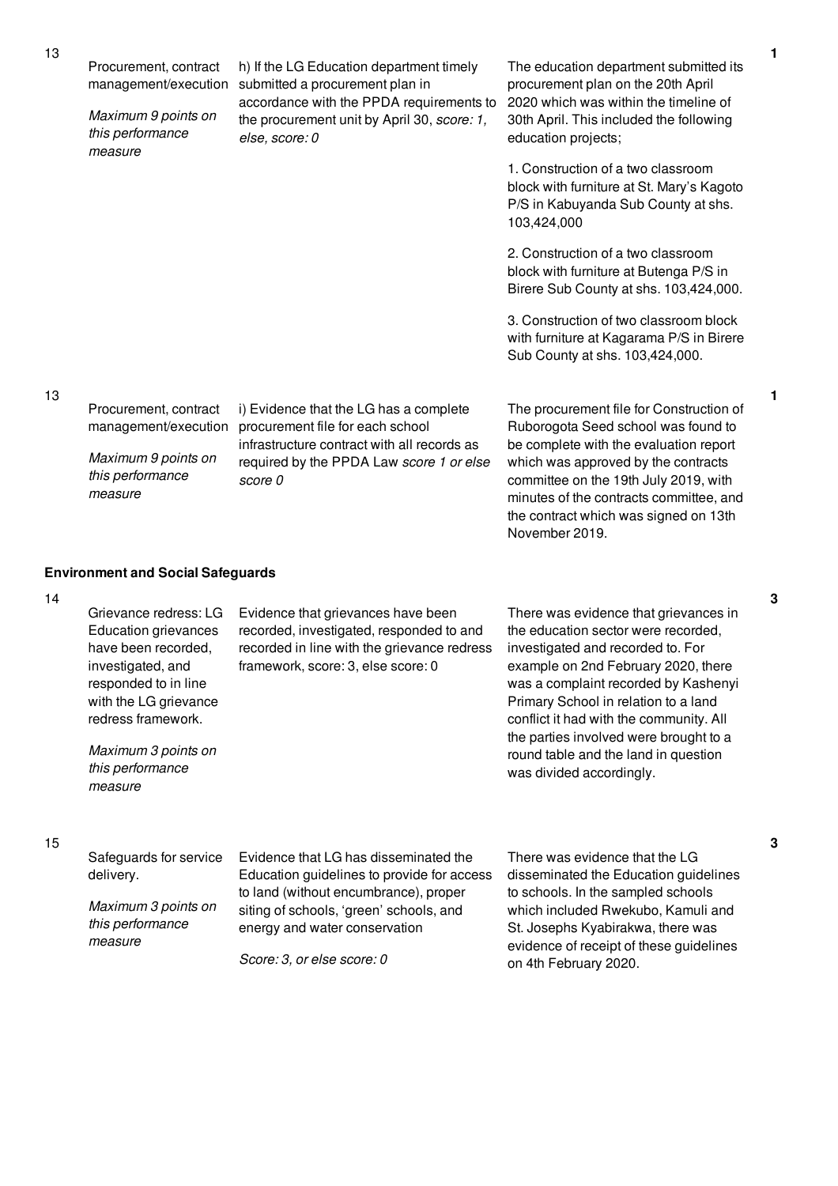| No. | Performance Area | Performance Measure | Assessment Findings | Score |
|---|---|---|---|---|
| 13 | Procurement, contract management/execution<br><br>*Maximum 9 points on this performance measure* | h) If the LG Education department timely submitted a procurement plan in accordance with the PPDA requirements to the procurement unit by April 30, *score: 1, else, score: 0* | The education department submitted its procurement plan on the 20th April 2020 which was within the timeline of 30th April. This included the following education projects;<br><br>1. Construction of a two classroom block with furniture at St. Mary's Kagoto P/S in Kabuyanda Sub County at shs. 103,424,000<br><br>2. Construction of a two classroom block with furniture at Butenga P/S in Birere Sub County at shs. 103,424,000.<br><br>3. Construction of two classroom block with furniture at Kagarama P/S in Birere Sub County at shs. 103,424,000. | 1 |
| 13 | Procurement, contract management/execution<br><br>*Maximum 9 points on this performance measure* | i) Evidence that the LG has a complete procurement file for each school infrastructure contract with all records as required by the PPDA Law *score 1 or else score 0* | The procurement file for Construction of Ruborogota Seed school was found to be complete with the evaluation report which was approved by the contracts committee on the 19th July 2019, with minutes of the contracts committee, and the contract which was signed on 13th November 2019. | 1 |

**Environment and Social Safeguards**

| No. | Performance Area | Performance Measure | Assessment Findings | Score |
|---|---|---|---|---|
| 14 | Grievance redress: LG Education grievances have been recorded, investigated, and responded to in line with the LG grievance redress framework.<br><br>*Maximum 3 points on this performance measure* | Evidence that grievances have been recorded, investigated, responded to and recorded in line with the grievance redress framework, score: 3, else score: 0 | There was evidence that grievances in the education sector were recorded, investigated and recorded to. For example on 2nd February 2020, there was a complaint recorded by Kashenyi Primary School in relation to a land conflict it had with the community. All the parties involved were brought to a round table and the land in question was divided accordingly. | 3 |
| 15 | Safeguards for service delivery.<br><br>*Maximum 3 points on this performance measure* | Evidence that LG has disseminated the Education guidelines to provide for access to land (without encumbrance), proper siting of schools, 'green' schools, and energy and water conservation<br><br>*Score: 3, or else score: 0* | There was evidence that the LG disseminated the Education guidelines to schools. In the sampled schools which included Rwekubo, Kamuli and St. Josephs Kyabirakwa, there was evidence of receipt of these guidelines on 4th February 2020. | 3 |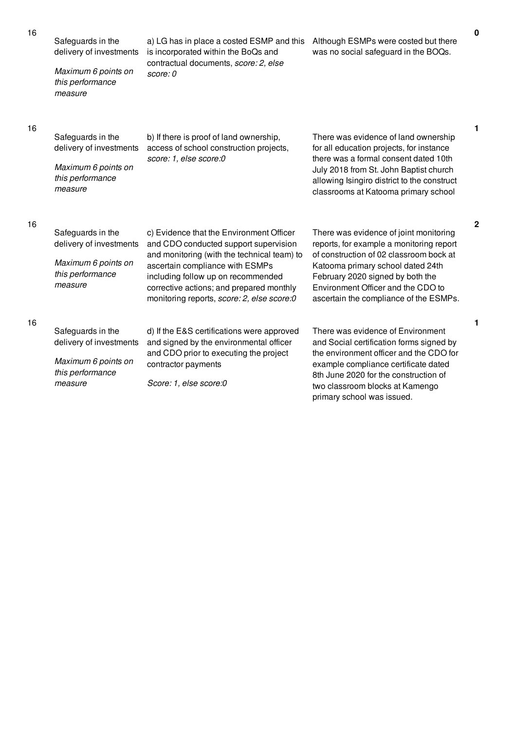| | | | | |
|---|---|---|---|---|
| 16 | Safeguards in the delivery of investments<br><br>*Maximum 6 points on this performance measure* | a) LG has in place a costed ESMP and this is incorporated within the BoQs and contractual documents, *score: 2, else score: 0* | Although ESMPs were costed but there was no social safeguard in the BOQs. | **0** |
| 16 | Safeguards in the delivery of investments<br><br>*Maximum 6 points on this performance measure* | b) If there is proof of land ownership, access of school construction projects, *score: 1, else score:0* | There was evidence of land ownership for all education projects, for instance there was a formal consent dated 10th July 2018 from St. John Baptist church allowing Isingiro district to the construct classrooms at Katooma primary school | **1** |
| 16 | Safeguards in the delivery of investments<br><br>*Maximum 6 points on this performance measure* | c) Evidence that the Environment Officer and CDO conducted support supervision and monitoring (with the technical team) to ascertain compliance with ESMPs including follow up on recommended corrective actions; and prepared monthly monitoring reports, *score: 2, else score:0* | There was evidence of joint monitoring reports, for example a monitoring report of construction of 02 classroom bock at Katooma primary school dated 24th February 2020 signed by both the Environment Officer and the CDO to ascertain the compliance of the ESMPs. | **2** |
| 16 | Safeguards in the delivery of investments<br><br>*Maximum 6 points on this performance measure* | d) If the E&S certifications were approved and signed by the environmental officer and CDO prior to executing the project contractor payments<br><br>*Score: 1, else score:0* | There was evidence of Environment and Social certification forms signed by the environment officer and the CDO for example compliance certificate dated 8th June 2020 for the construction of two classroom blocks at Kamengo primary school was issued. | **1** |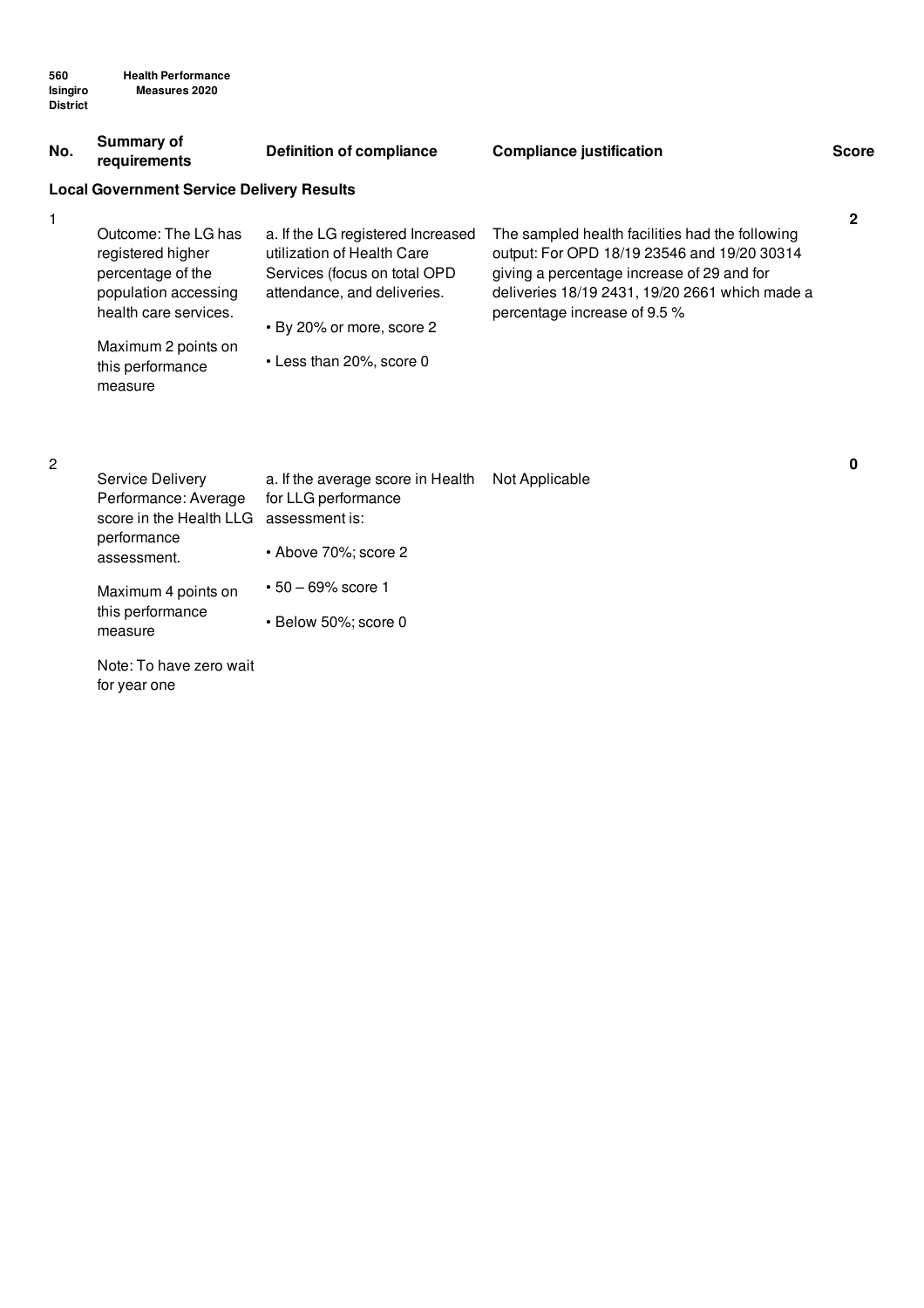| No. | Summary of requirements | Definition of compliance | Compliance justification | Score |
|---|---|---|---|---|
| **Local Government Service Delivery Results** | | | | |
| 1 | Outcome: The LG has registered higher percentage of the population accessing health care services.<br><br>Maximum 2 points on this performance measure | a. If the LG registered Increased utilization of Health Care Services (focus on total OPD attendance, and deliveries.<br><br>• By 20% or more, score 2<br><br>• Less than 20%, score 0 | The sampled health facilities had the following output: For OPD 18/19 23546 and 19/20 30314 giving a percentage increase of 29 and for deliveries 18/19 2431, 19/20 2661 which made a percentage increase of 9.5 % | 2 |
| 2 | Service Delivery Performance: Average score in the Health LLG performance assessment.<br><br>Maximum 4 points on this performance measure<br><br>Note: To have zero wait for year one | a. If the average score in Health for LLG performance assessment is:<br><br>• Above 70%; score 2<br><br>• 50 – 69% score 1<br><br>• Below 50%; score 0 | Not Applicable | 0 |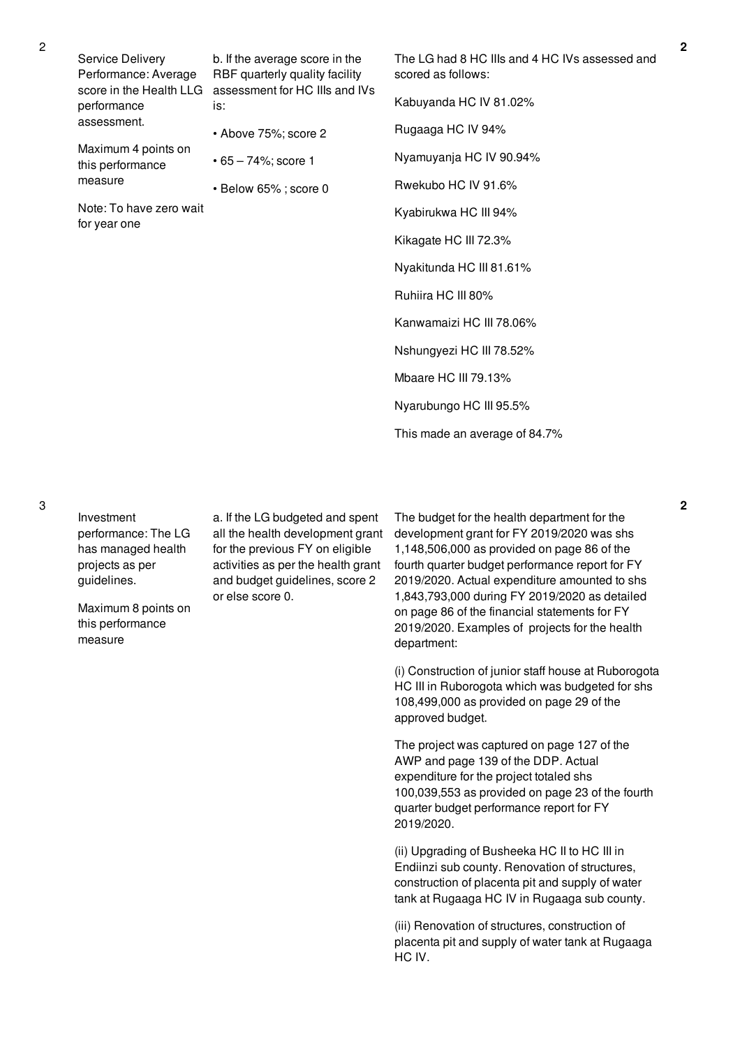| No. | Performance Measure | Scoring Guide | Justification | Score |
|---|---|---|---|---|
| 2 | Service Delivery Performance: Average score in the Health LLG performance assessment.<br><br>Maximum 4 points on this performance measure<br><br>Note: To have zero wait for year one | b. If the average score in the RBF quarterly quality facility assessment for HC IIIs and IVs is:<br><br>• Above 75%; score 2<br><br>• 65 – 74%; score 1<br><br>• Below 65% ; score 0 | The LG had 8 HC IIIs and 4 HC IVs assessed and scored as follows:<br><br>Kabuyanda HC IV 81.02%<br><br>Rugaaga HC IV 94%<br><br>Nyamuyanja HC IV 90.94%<br><br>Rwekubo HC IV 91.6%<br><br>Kyabirukwa HC III 94%<br><br>Kikagate HC III 72.3%<br><br>Nyakitunda HC III 81.61%<br><br>Ruhiira HC III 80%<br><br>Kanwamaizi HC III 78.06%<br><br>Nshungyezi HC III 78.52%<br><br>Mbaare HC III 79.13%<br><br>Nyarubungo HC III 95.5%<br><br>This made an average of 84.7% | 2 |
| 3 | Investment performance: The LG has managed health projects as per guidelines.<br><br>Maximum 8 points on this performance measure | a. If the LG budgeted and spent all the health development grant for the previous FY on eligible activities as per the health grant and budget guidelines, score 2 or else score 0. | The budget for the health department for the development grant for FY 2019/2020 was shs 1,148,506,000 as provided on page 86 of the fourth quarter budget performance report for FY 2019/2020. Actual expenditure amounted to shs 1,843,793,000 during FY 2019/2020 as detailed on page 86 of the financial statements for FY 2019/2020. Examples of projects for the health department:<br><br>(i) Construction of junior staff house at Ruborogota HC III in Ruborogota which was budgeted for shs 108,499,000 as provided on page 29 of the approved budget.<br><br>The project was captured on page 127 of the AWP and page 139 of the DDP. Actual expenditure for the project totaled shs 100,039,553 as provided on page 23 of the fourth quarter budget performance report for FY 2019/2020.<br><br>(ii) Upgrading of Busheeka HC II to HC III in Endiinzi sub county. Renovation of structures, construction of placenta pit and supply of water tank at Rugaaga HC IV in Rugaaga sub county.<br><br>(iii) Renovation of structures, construction of placenta pit and supply of water tank at Rugaaga HC IV. | 2 |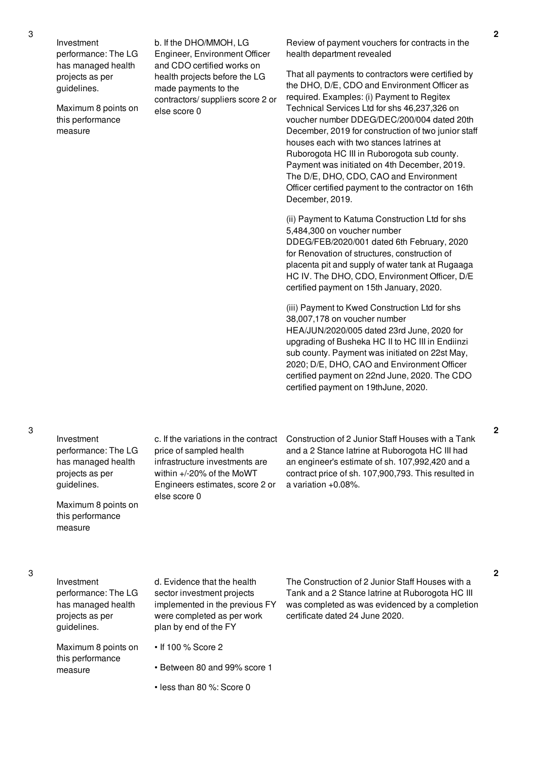| No. | Performance Area | Performance Measure | Assessment Findings | Score |
|---|---|---|---|---|
| 3 | Investment performance: The LG has managed health projects as per guidelines.<br><br>Maximum 8 points on this performance measure | b. If the DHO/MMOH, LG Engineer, Environment Officer and CDO certified works on health projects before the LG made payments to the contractors/ suppliers score 2 or else score 0 | Review of payment vouchers for contracts in the health department revealed<br><br>That all payments to contractors were certified by the DHO, D/E, CDO and Environment Officer as required. Examples: (i) Payment to Regitex Technical Services Ltd for shs 46,237,326 on voucher number DDEG/DEC/200/004 dated 20th December, 2019 for construction of two junior staff houses each with two stances latrines at Ruborogota HC III in Ruborogota sub county. Payment was initiated on 4th December, 2019. The D/E, DHO, CDO, CAO and Environment Officer certified payment to the contractor on 16th December, 2019.<br><br>(ii) Payment to Katuma Construction Ltd for shs 5,484,300 on voucher number DDEG/FEB/2020/001 dated 6th February, 2020 for Renovation of structures, construction of placenta pit and supply of water tank at Rugaaga HC IV. The DHO, CDO, Environment Officer, D/E certified payment on 15th January, 2020.<br><br>(iii) Payment to Kwed Construction Ltd for shs 38,007,178 on voucher number HEA/JUN/2020/005 dated 23rd June, 2020 for upgrading of Busheka HC II to HC III in Endiinzi sub county. Payment was initiated on 22st May, 2020; D/E, DHO, CAO and Environment Officer certified payment on 22nd June, 2020. The CDO certified payment on 19thJune, 2020. | 2 |
| 3 | Investment performance: The LG has managed health projects as per guidelines.<br><br>Maximum 8 points on this performance measure | c. If the variations in the contract price of sampled health infrastructure investments are within +/-20% of the MoWT Engineers estimates, score 2 or else score 0 | Construction of 2 Junior Staff Houses with a Tank and a 2 Stance latrine at Ruborogota HC III had an engineer's estimate of sh. 107,992,420 and a contract price of sh. 107,900,793. This resulted in a variation +0.08%. | 2 |
| 3 | Investment performance: The LG has managed health projects as per guidelines.<br><br>Maximum 8 points on this performance measure | d. Evidence that the health sector investment projects implemented in the previous FY were completed as per work plan by end of the FY<br><br>• If 100 % Score 2<br><br>• Between 80 and 99% score 1<br><br>• less than 80 %: Score 0 | The Construction of 2 Junior Staff Houses with a Tank and a 2 Stance latrine at Ruborogota HC III was completed as was evidenced by a completion certificate dated 24 June 2020. | 2 |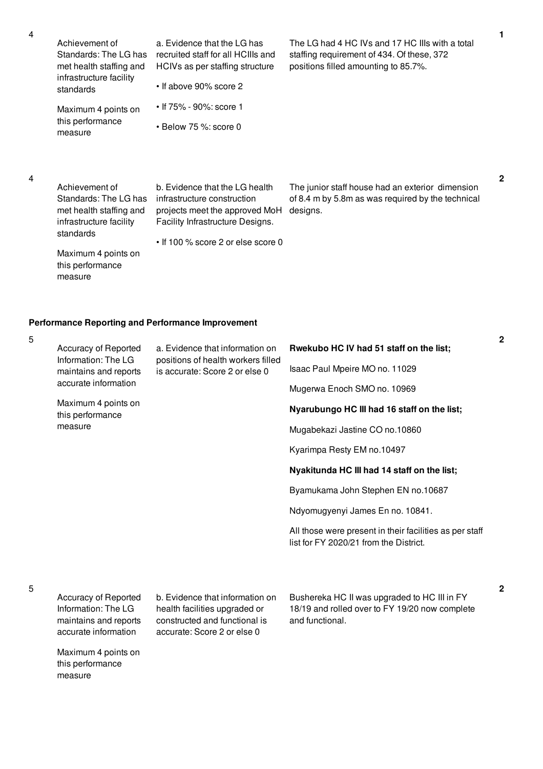| No. | Performance Area | Measure | Assessment | Score |
|---|---|---|---|---|
| 4 | Achievement of Standards: The LG has met health staffing and infrastructure facility standards<br><br>Maximum 4 points on this performance measure | a. Evidence that the LG has recruited staff for all HCIIIs and HCIVs as per staffing structure<br><br>• If above 90% score 2<br><br>• If 75% - 90%: score 1<br><br>• Below 75 %: score 0 | The LG had 4 HC IVs and 17 HC IIIs with a total staffing requirement of 434. Of these, 372 positions filled amounting to 85.7%. | 1 |
| 4 | Achievement of Standards: The LG has met health staffing and infrastructure facility standards<br><br>Maximum 4 points on this performance measure | b. Evidence that the LG health infrastructure construction projects meet the approved MoH Facility Infrastructure Designs.<br><br>• If 100 % score 2 or else score 0 | The junior staff house had an exterior dimension of 8.4 m by 5.8m as was required by the technical designs. | 2 |

**Performance Reporting and Performance Improvement**

| No. | Performance Area | Measure | Assessment | Score |
|---|---|---|---|---|
| 5 | Accuracy of Reported Information: The LG maintains and reports accurate information<br><br>Maximum 4 points on this performance measure | a. Evidence that information on positions of health workers filled is accurate: Score 2 or else 0 | **Rwekubo HC IV had 51 staff on the list;**<br><br>Isaac Paul Mpeire MO no. 11029<br><br>Mugerwa Enoch SMO no. 10969<br><br>**Nyarubungo HC III had 16 staff on the list;**<br><br>Mugabekazi Jastine CO no.10860<br><br>Kyarimpa Resty EM no.10497<br><br>**Nyakitunda HC III had 14 staff on the list;**<br><br>Byamukama John Stephen EN no.10687<br><br>Ndyomugyenyi James En no. 10841.<br><br>All those were present in their facilities as per staff list for FY 2020/21 from the District. | 2 |
| 5 | Accuracy of Reported Information: The LG maintains and reports accurate information<br><br>Maximum 4 points on this performance measure | b. Evidence that information on health facilities upgraded or constructed and functional is accurate: Score 2 or else 0 | Bushereka HC II was upgraded to HC III in FY 18/19 and rolled over to FY 19/20 now complete and functional. | 2 |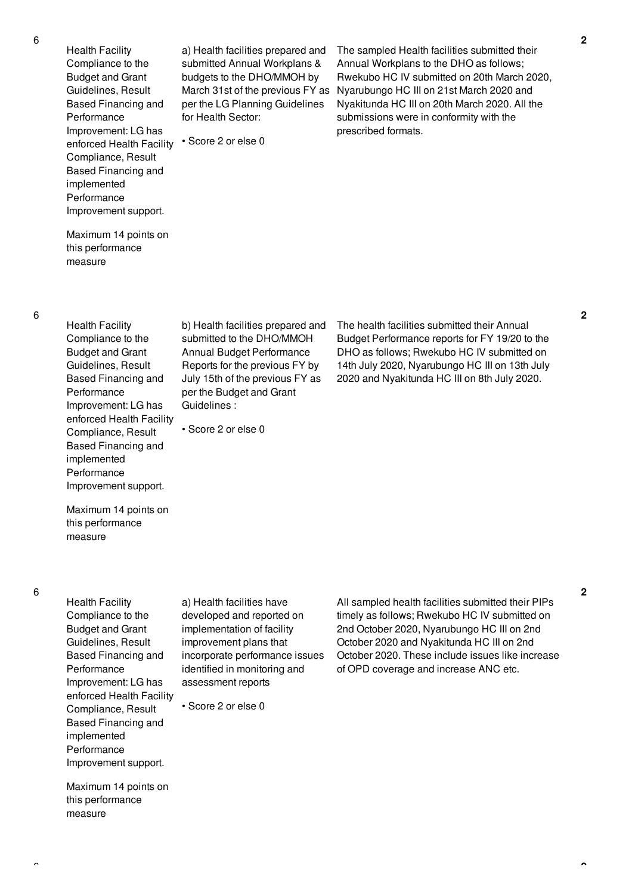| | | | | |
|---|---|---|---|---|
| 6 | Health Facility Compliance to the Budget and Grant Guidelines, Result Based Financing and Performance Improvement: LG has enforced Health Facility Compliance, Result Based Financing and implemented Performance Improvement support.<br><br>Maximum 14 points on this performance measure | a) Health facilities prepared and submitted Annual Workplans & budgets to the DHO/MMOH by March 31st of the previous FY as per the LG Planning Guidelines for Health Sector:<br><br>• Score 2 or else 0 | The sampled Health facilities submitted their Annual Workplans to the DHO as follows; Rwekubo HC IV submitted on 20th March 2020, Nyarubungo HC III on 21st March 2020 and Nyakitunda HC III on 20th March 2020. All the submissions were in conformity with the prescribed formats. | 2 |
| 6 | Health Facility Compliance to the Budget and Grant Guidelines, Result Based Financing and Performance Improvement: LG has enforced Health Facility Compliance, Result Based Financing and implemented Performance Improvement support.<br><br>Maximum 14 points on this performance measure | b) Health facilities prepared and submitted to the DHO/MMOH Annual Budget Performance Reports for the previous FY by July 15th of the previous FY as per the Budget and Grant Guidelines :<br><br>• Score 2 or else 0 | The health facilities submitted their Annual Budget Performance reports for FY 19/20 to the DHO as follows; Rwekubo HC IV submitted on 14th July 2020, Nyarubungo HC III on 13th July 2020 and Nyakitunda HC III on 8th July 2020. | 2 |
| 6 | Health Facility Compliance to the Budget and Grant Guidelines, Result Based Financing and Performance Improvement: LG has enforced Health Facility Compliance, Result Based Financing and implemented Performance Improvement support.<br><br>Maximum 14 points on this performance measure | a) Health facilities have developed and reported on implementation of facility improvement plans that incorporate performance issues identified in monitoring and assessment reports<br><br>• Score 2 or else 0 | All sampled health facilities submitted their PIPs timely as follows; Rwekubo HC IV submitted on 2nd October 2020, Nyarubungo HC III on 2nd October 2020 and Nyakitunda HC III on 2nd October 2020. These include issues like increase of OPD coverage and increase ANC etc. | 2 |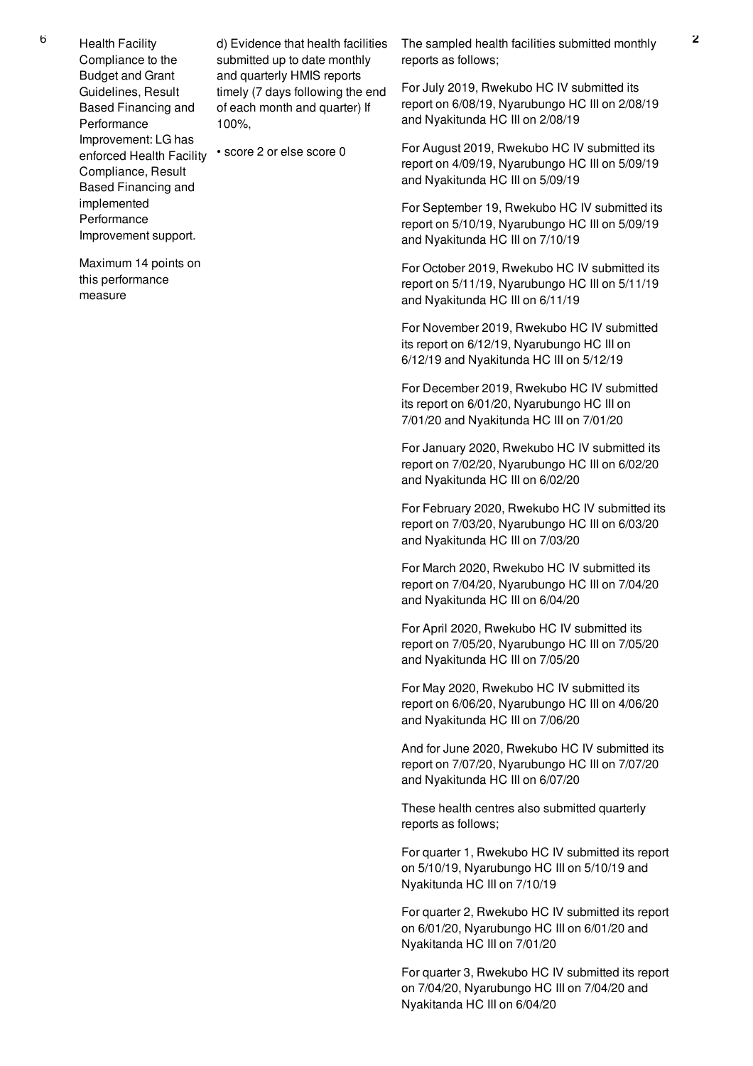| 6 | Health Facility Compliance to the Budget and Grant Guidelines, Result Based Financing and Performance Improvement: LG has enforced Health Facility Compliance, Result Based Financing and implemented Performance Improvement support.<br><br>Maximum 14 points on this performance measure | d) Evidence that health facilities submitted up to date monthly and quarterly HMIS reports timely (7 days following the end of each month and quarter) If 100%,<br><br>• score 2 or else score 0 | The sampled health facilities submitted monthly reports as follows;<br><br>For July 2019, Rwekubo HC IV submitted its report on 6/08/19, Nyarubungo HC III on 2/08/19 and Nyakitunda HC III on 2/08/19<br><br>For August 2019, Rwekubo HC IV submitted its report on 4/09/19, Nyarubungo HC III on 5/09/19 and Nyakitunda HC III on 5/09/19<br><br>For September 19, Rwekubo HC IV submitted its report on 5/10/19, Nyarubungo HC III on 5/09/19 and Nyakitunda HC III on 7/10/19<br><br>For October 2019, Rwekubo HC IV submitted its report on 5/11/19, Nyarubungo HC III on 5/11/19 and Nyakitunda HC III on 6/11/19<br><br>For November 2019, Rwekubo HC IV submitted its report on 6/12/19, Nyarubungo HC III on 6/12/19 and Nyakitunda HC III on 5/12/19<br><br>For December 2019, Rwekubo HC IV submitted its report on 6/01/20, Nyarubungo HC III on 7/01/20 and Nyakitunda HC III on 7/01/20<br><br>For January 2020, Rwekubo HC IV submitted its report on 7/02/20, Nyarubungo HC III on 6/02/20 and Nyakitunda HC III on 6/02/20<br><br>For February 2020, Rwekubo HC IV submitted its report on 7/03/20, Nyarubungo HC III on 6/03/20 and Nyakitunda HC III on 7/03/20<br><br>For March 2020, Rwekubo HC IV submitted its report on 7/04/20, Nyarubungo HC III on 7/04/20 and Nyakitunda HC III on 6/04/20<br><br>For April 2020, Rwekubo HC IV submitted its report on 7/05/20, Nyarubungo HC III on 7/05/20 and Nyakitunda HC III on 7/05/20<br><br>For May 2020, Rwekubo HC IV submitted its report on 6/06/20, Nyarubungo HC III on 4/06/20 and Nyakitunda HC III on 7/06/20<br><br>And for June 2020, Rwekubo HC IV submitted its report on 7/07/20, Nyarubungo HC III on 7/07/20 and Nyakitunda HC III on 6/07/20<br><br>These health centres also submitted quarterly reports as follows;<br><br>For quarter 1, Rwekubo HC IV submitted its report on 5/10/19, Nyarubungo HC III on 5/10/19 and Nyakitunda HC III on 7/10/19<br><br>For quarter 2, Rwekubo HC IV submitted its report on 6/01/20, Nyarubungo HC III on 6/01/20 and Nyakitanda HC III on 7/01/20<br><br>For quarter 3, Rwekubo HC IV submitted its report on 7/04/20, Nyarubungo HC III on 7/04/20 and Nyakitanda HC III on 6/04/20 | 2 |
|---|---|---|---|---|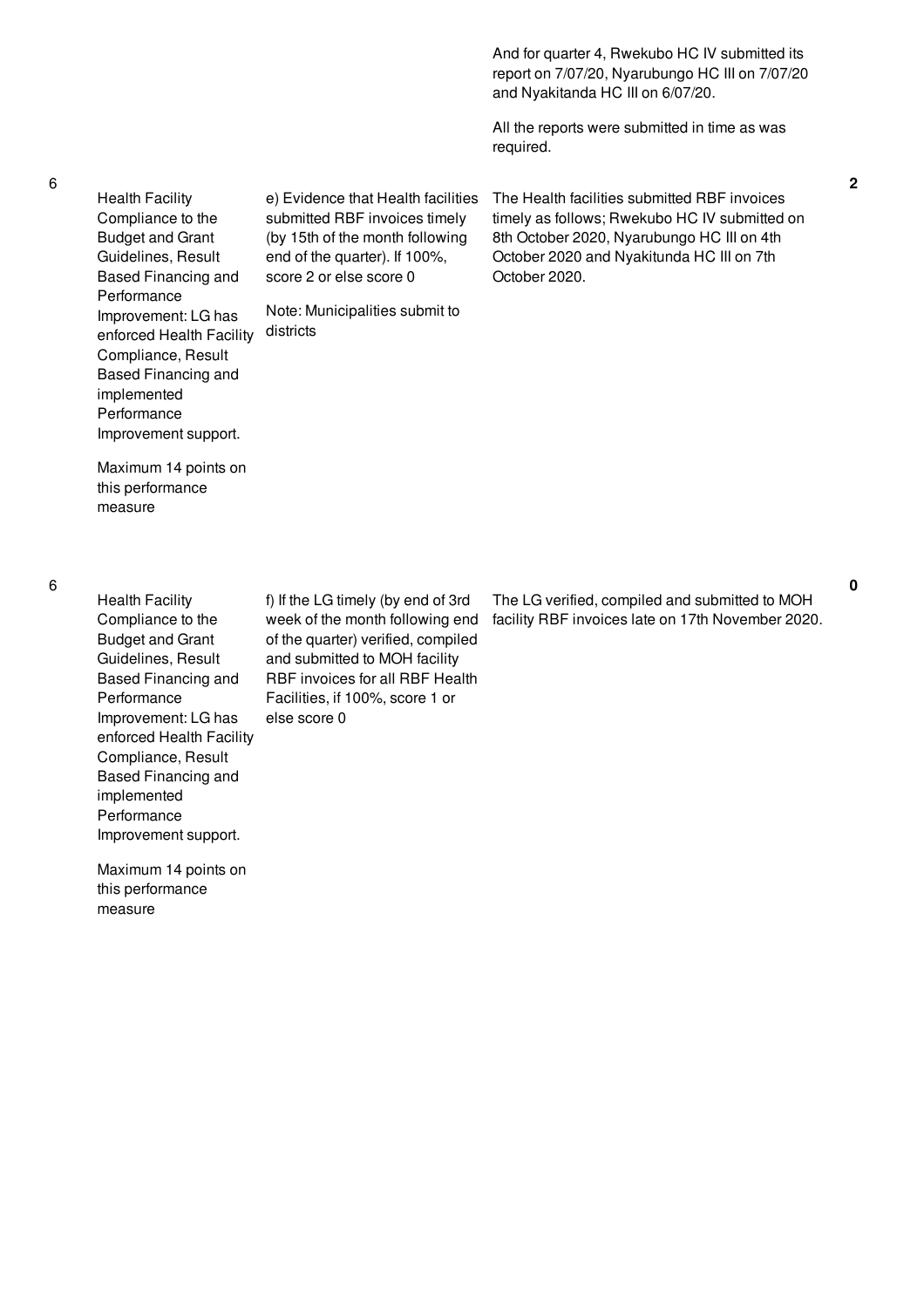| | | | | |
|---|---|---|---|---|
| | | | And for quarter 4, Rwekubo HC IV submitted its report on 7/07/20, Nyarubungo HC III on 7/07/20 and Nyakitanda HC III on 6/07/20.<br><br>All the reports were submitted in time as was required. | |
| 6 | Health Facility Compliance to the Budget and Grant Guidelines, Result Based Financing and Performance Improvement: LG has enforced Health Facility Compliance, Result Based Financing and implemented Performance Improvement support.<br><br>Maximum 14 points on this performance measure | e) Evidence that Health facilities submitted RBF invoices timely (by 15th of the month following end of the quarter). If 100%, score 2 or else score 0<br><br>Note: Municipalities submit to districts | The Health facilities submitted RBF invoices timely as follows; Rwekubo HC IV submitted on 8th October 2020, Nyarubungo HC III on 4th October 2020 and Nyakitunda HC III on 7th October 2020. | 2 |
| 6 | Health Facility Compliance to the Budget and Grant Guidelines, Result Based Financing and Performance Improvement: LG has enforced Health Facility Compliance, Result Based Financing and implemented Performance Improvement support.<br><br>Maximum 14 points on this performance measure | f) If the LG timely (by end of 3rd week of the month following end of the quarter) verified, compiled and submitted to MOH facility RBF invoices for all RBF Health Facilities, if 100%, score 1 or else score 0 | The LG verified, compiled and submitted to MOH facility RBF invoices late on 17th November 2020. | 0 |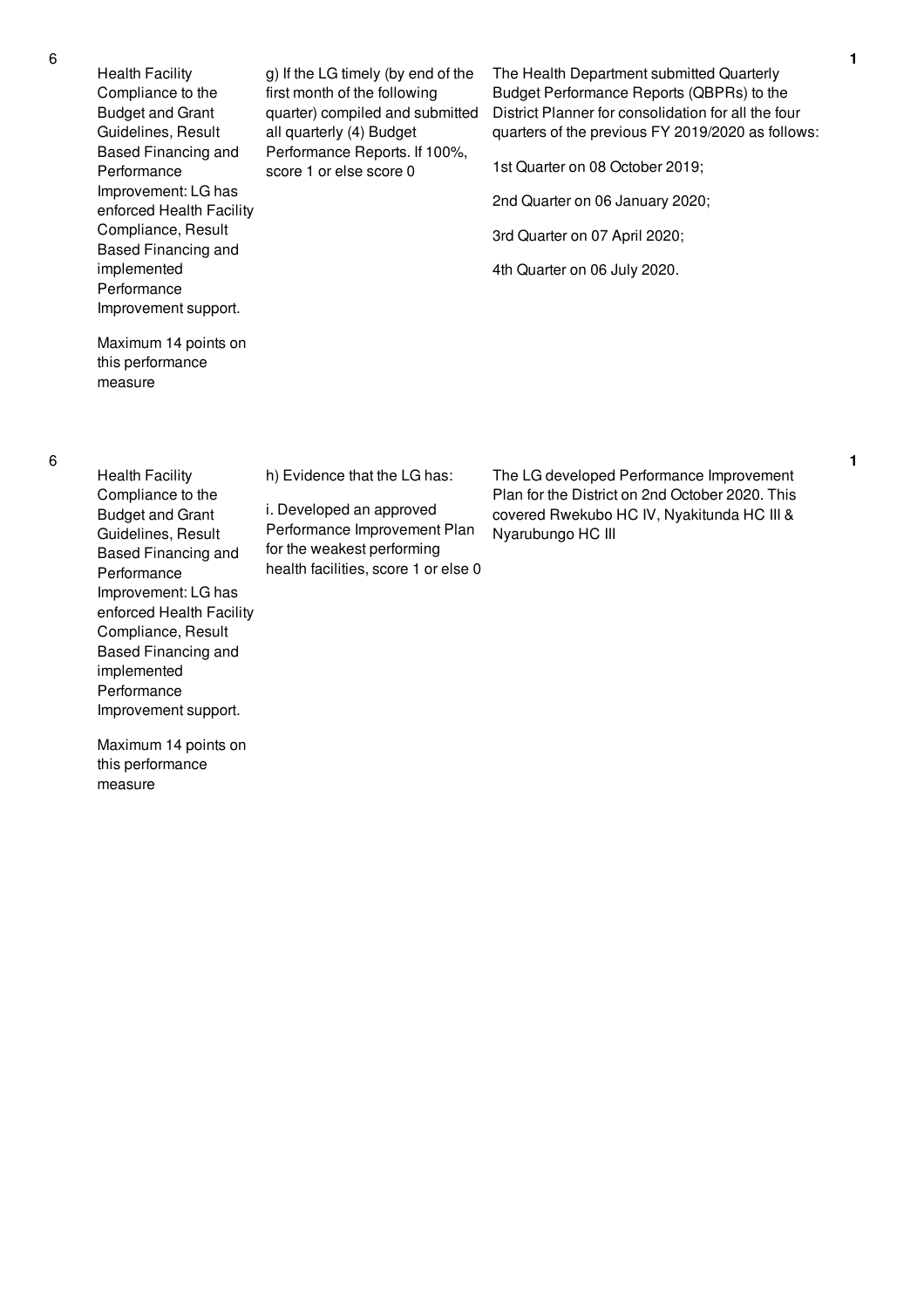| No. | Performance Area | Performance Measure | Assessment Results | Score |
|---|---|---|---|---|
| 6 | Health Facility Compliance to the Budget and Grant Guidelines, Result Based Financing and Performance Improvement: LG has enforced Health Facility Compliance, Result Based Financing and implemented Performance Improvement support.<br><br>Maximum 14 points on this performance measure | g) If the LG timely (by end of the first month of the following quarter) compiled and submitted all quarterly (4) Budget Performance Reports. If 100%, score 1 or else score 0 | The Health Department submitted Quarterly Budget Performance Reports (QBPRs) to the District Planner for consolidation for all the four quarters of the previous FY 2019/2020 as follows:<br><br>1st Quarter on 08 October 2019;<br><br>2nd Quarter on 06 January 2020;<br><br>3rd Quarter on 07 April 2020;<br><br>4th Quarter on 06 July 2020. | 1 |
| 6 | Health Facility Compliance to the Budget and Grant Guidelines, Result Based Financing and Performance Improvement: LG has enforced Health Facility Compliance, Result Based Financing and implemented Performance Improvement support.<br><br>Maximum 14 points on this performance measure | h) Evidence that the LG has:<br><br>i. Developed an approved Performance Improvement Plan for the weakest performing health facilities, score 1 or else 0 | The LG developed Performance Improvement Plan for the District on 2nd October 2020. This covered Rwekubo HC IV, Nyakitunda HC III & Nyarubungo HC III | 1 |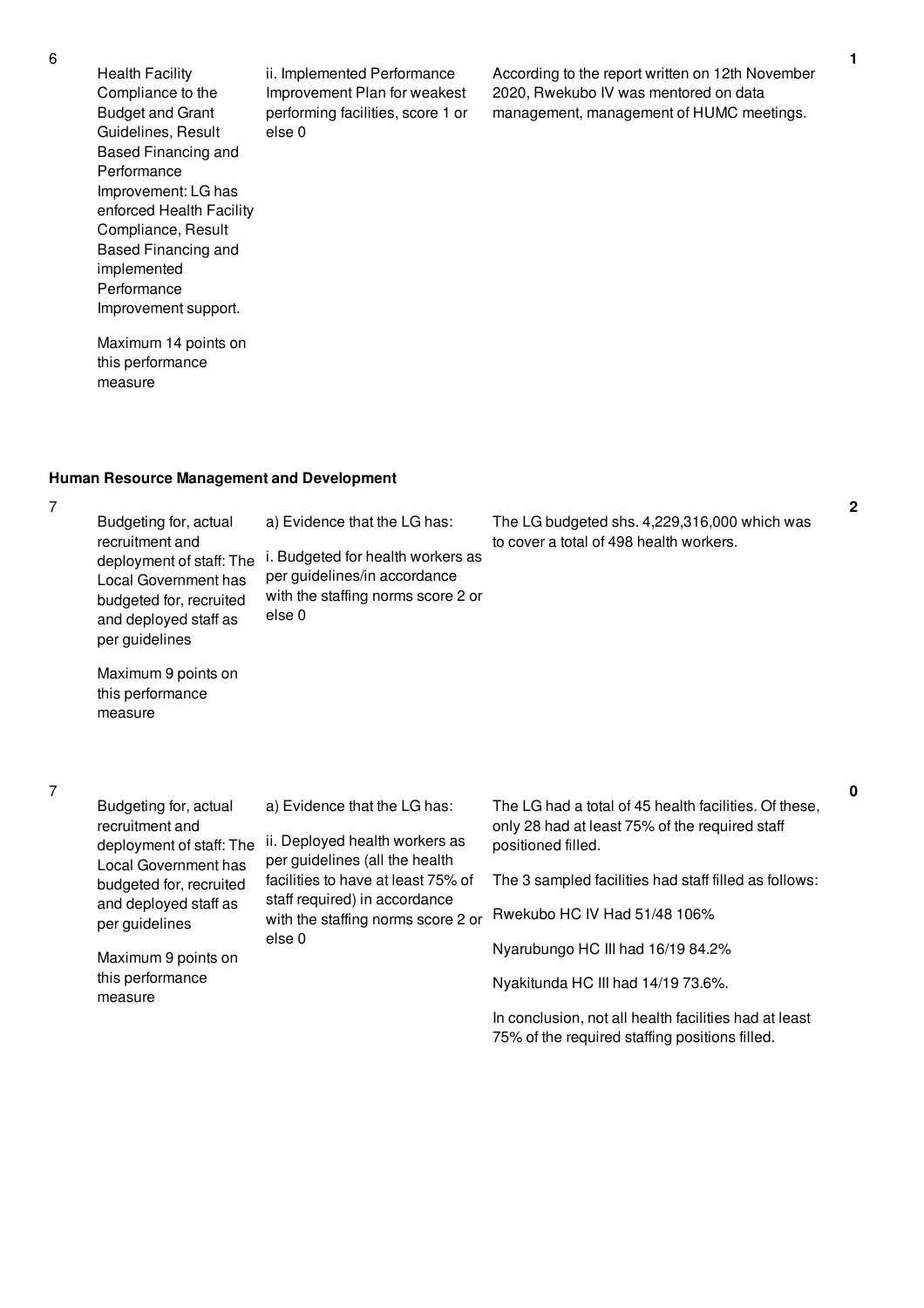| No. | Performance Measure | Scoring Guide | Assessment Findings | Score |
|---|---|---|---|---|
| 6 | Health Facility Compliance to the Budget and Grant Guidelines, Result Based Financing and Performance Improvement: LG has enforced Health Facility Compliance, Result Based Financing and implemented Performance Improvement support.<br><br>Maximum 14 points on this performance measure | ii. Implemented Performance Improvement Plan for weakest performing facilities, score 1 or else 0 | According to the report written on 12th November 2020, Rwekubo IV was mentored on data management, management of HUMC meetings. | 1 |

**Human Resource Management and Development**

| No. | Performance Measure | Scoring Guide | Assessment Findings | Score |
|---|---|---|---|---|
| 7 | Budgeting for, actual recruitment and deployment of staff: The Local Government has budgeted for, recruited and deployed staff as per guidelines<br><br>Maximum 9 points on this performance measure | a) Evidence that the LG has:<br><br>i. Budgeted for health workers as per guidelines/in accordance with the staffing norms score 2 or else 0 | The LG budgeted shs. 4,229,316,000 which was to cover a total of 498 health workers. | 2 |
| 7 | Budgeting for, actual recruitment and deployment of staff: The Local Government has budgeted for, recruited and deployed staff as per guidelines<br><br>Maximum 9 points on this performance measure | a) Evidence that the LG has:<br><br>ii. Deployed health workers as per guidelines (all the health facilities to have at least 75% of staff required) in accordance with the staffing norms score 2 or else 0 | The LG had a total of 45 health facilities. Of these, only 28 had at least 75% of the required staff positioned filled.<br><br>The 3 sampled facilities had staff filled as follows:<br><br>Rwekubo HC IV Had 51/48 106%<br><br>Nyarubungo HC III had 16/19 84.2%<br><br>Nyakitunda HC III had 14/19 73.6%.<br><br>In conclusion, not all health facilities had at least 75% of the required staffing positions filled. | 0 |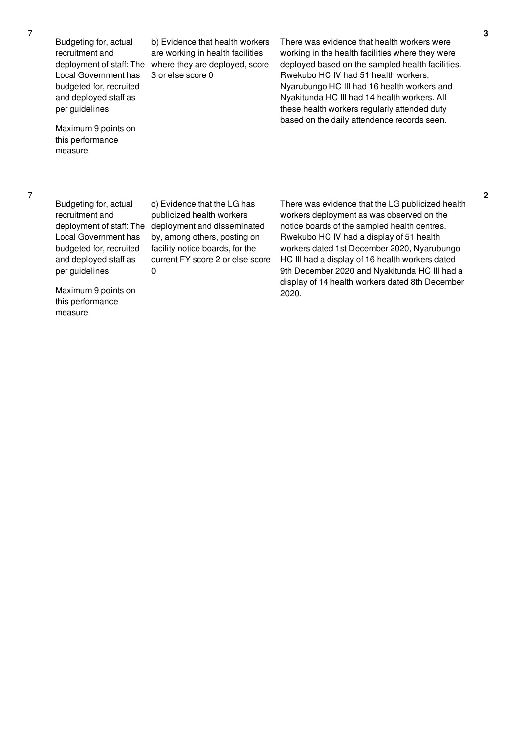| | | | | |
|---|---|---|---|---|
| 7 | Budgeting for, actual recruitment and deployment of staff: The Local Government has budgeted for, recruited and deployed staff as per guidelines<br><br>Maximum 9 points on this performance measure | b) Evidence that health workers are working in health facilities where they are deployed, score 3 or else score 0 | There was evidence that health workers were working in the health facilities where they were deployed based on the sampled health facilities. Rwekubo HC IV had 51 health workers, Nyarubungo HC III had 16 health workers and Nyakitunda HC III had 14 health workers. All these health workers regularly attended duty based on the daily attendence records seen. | 3 |
| 7 | Budgeting for, actual recruitment and deployment of staff: The Local Government has budgeted for, recruited and deployed staff as per guidelines<br><br>Maximum 9 points on this performance measure | c) Evidence that the LG has publicized health workers deployment and disseminated by, among others, posting on facility notice boards, for the current FY score 2 or else score 0 | There was evidence that the LG publicized health workers deployment as was observed on the notice boards of the sampled health centres. Rwekubo HC IV had a display of 51 health workers dated 1st December 2020, Nyarubungo HC III had a display of 16 health workers dated 9th December 2020 and Nyakitunda HC III had a display of 14 health workers dated 8th December 2020. | 2 |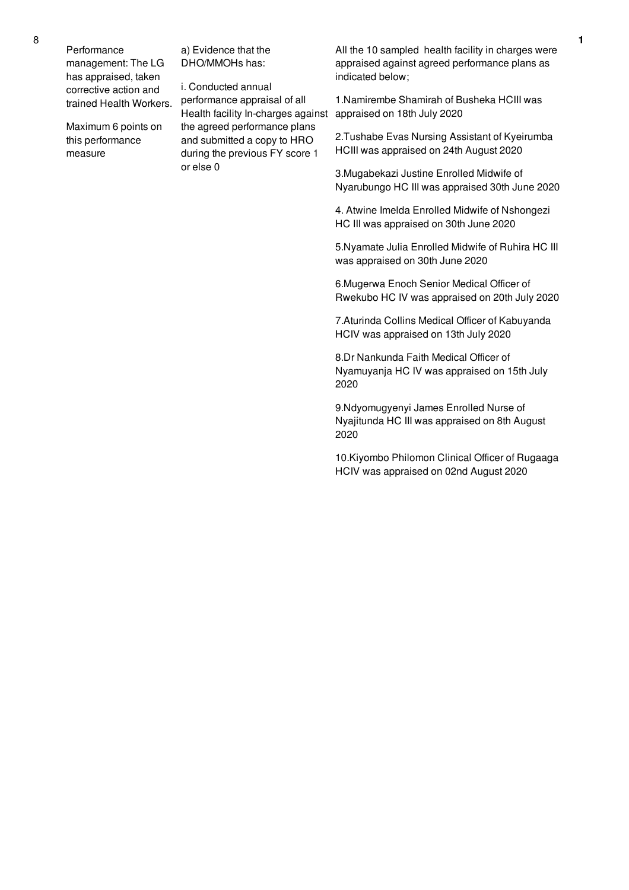| 8 | Performance management: The LG has appraised, taken corrective action and trained Health Workers.<br><br>Maximum 6 points on this performance measure | a) Evidence that the DHO/MMOHs has:<br><br>i. Conducted annual performance appraisal of all Health facility In-charges against the agreed performance plans and submitted a copy to HRO during the previous FY score 1 or else 0 | All the 10 sampled health facility in charges were appraised against agreed performance plans as indicated below;<br><br>1.Namirembe Shamirah of Busheka HCIII was appraised on 18th July 2020<br><br>2.Tushabe Evas Nursing Assistant of Kyeirumba HCIII was appraised on 24th August 2020<br><br>3.Mugabekazi Justine Enrolled Midwife of Nyarubungo HC III was appraised 30th June 2020<br><br>4. Atwine Imelda Enrolled Midwife of Nshongezi HC III was appraised on 30th June 2020<br><br>5.Nyamate Julia Enrolled Midwife of Ruhira HC III was appraised on 30th June 2020<br><br>6.Mugerwa Enoch Senior Medical Officer of Rwekubo HC IV was appraised on 20th July 2020<br><br>7.Aturinda Collins Medical Officer of Kabuyanda HCIV was appraised on 13th July 2020<br><br>8.Dr Nankunda Faith Medical Officer of Nyamuyanja HC IV was appraised on 15th July 2020<br><br>9.Ndyomugyenyi James Enrolled Nurse of Nyajitunda HC III was appraised on 8th August 2020<br><br>10.Kiyombo Philomon Clinical Officer of Rugaaga HCIV was appraised on 02nd August 2020 | 1 |
|---|---|---|---|---|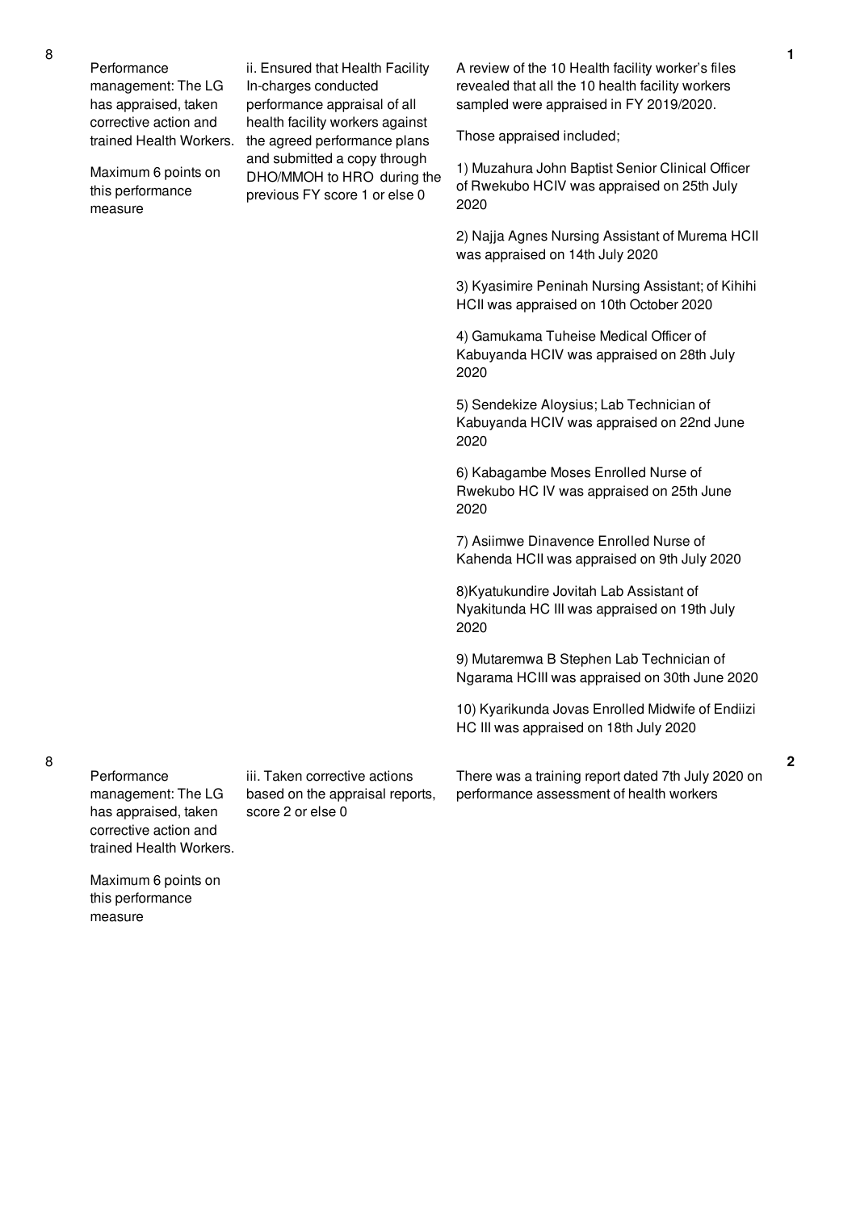| 8 | Performance management: The LG has appraised, taken corrective action and trained Health Workers.<br><br>Maximum 6 points on this performance measure | ii. Ensured that Health Facility In-charges conducted performance appraisal of all health facility workers against the agreed performance plans and submitted a copy through DHO/MMOH to HRO during the previous FY score 1 or else 0 | A review of the 10 Health facility worker's files revealed that all the 10 health facility workers sampled were appraised in FY 2019/2020.<br><br>Those appraised included;<br><br>1) Muzahura John Baptist Senior Clinical Officer of Rwekubo HCIV was appraised on 25th July 2020<br><br>2) Najja Agnes Nursing Assistant of Murema HCII was appraised on 14th July 2020<br><br>3) Kyasimire Peninah Nursing Assistant; of Kihihi HCII was appraised on 10th October 2020<br><br>4) Gamukama Tuheise Medical Officer of Kabuyanda HCIV was appraised on 28th July 2020<br><br>5) Sendekize Aloysius; Lab Technician of Kabuyanda HCIV was appraised on 22nd June 2020<br><br>6) Kabagambe Moses Enrolled Nurse of Rwekubo HC IV was appraised on 25th June 2020<br><br>7) Asiimwe Dinavence Enrolled Nurse of Kahenda HCII was appraised on 9th July 2020<br><br>8)Kyatukundire Jovitah Lab Assistant of Nyakitunda HC III was appraised on 19th July 2020<br><br>9) Mutaremwa B Stephen Lab Technician of Ngarama HCIII was appraised on 30th June 2020<br><br>10) Kyarikunda Jovas Enrolled Midwife of Endiizi HC III was appraised on 18th July 2020 | 1 |
|---|---|---|---|---|
| 8 | Performance management: The LG has appraised, taken corrective action and trained Health Workers.<br><br>Maximum 6 points on this performance measure | iii. Taken corrective actions based on the appraisal reports, score 2 or else 0 | There was a training report dated 7th July 2020 on performance assessment of health workers | 2 |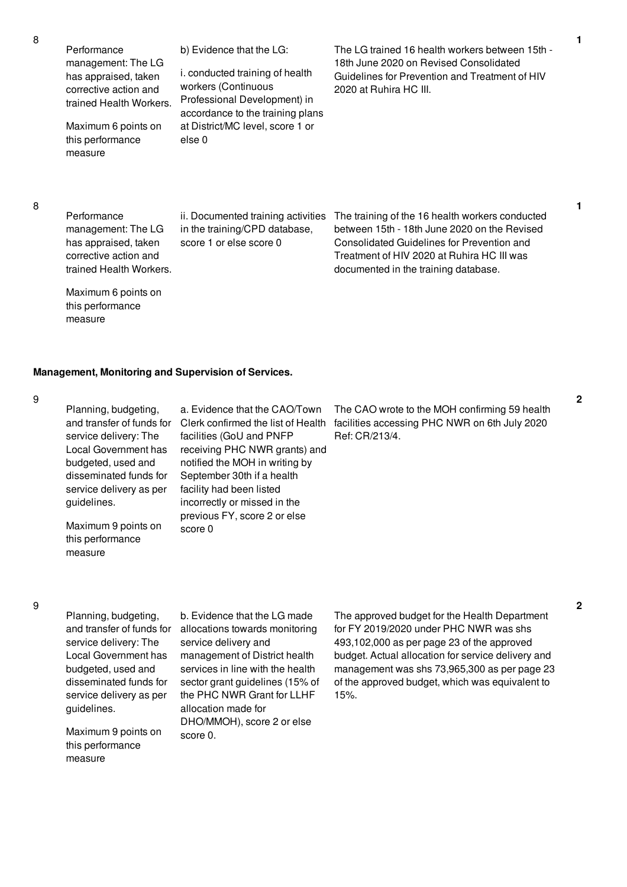| No. | Performance Measure | Scoring Guide | Assessment | Score |
|---|---|---|---|---|
| 8 | Performance management: The LG has appraised, taken corrective action and trained Health Workers.<br><br>Maximum 6 points on this performance measure | b) Evidence that the LG:<br><br>i. conducted training of health workers (Continuous Professional Development) in accordance to the training plans at District/MC level, score 1 or else 0 | The LG trained 16 health workers between 15th - 18th June 2020 on Revised Consolidated Guidelines for Prevention and Treatment of HIV 2020 at Ruhira HC III. | 1 |
| 8 | Performance management: The LG has appraised, taken corrective action and trained Health Workers.<br><br>Maximum 6 points on this performance measure | ii. Documented training activities in the training/CPD database, score 1 or else score 0 | The training of the 16 health workers conducted between 15th - 18th June 2020 on the Revised Consolidated Guidelines for Prevention and Treatment of HIV 2020 at Ruhira HC III was documented in the training database. | 1 |

**Management, Monitoring and Supervision of Services.**

| No. | Performance Measure | Scoring Guide | Assessment | Score |
|---|---|---|---|---|
| 9 | Planning, budgeting, and transfer of funds for service delivery: The Local Government has budgeted, used and disseminated funds for service delivery as per guidelines.<br><br>Maximum 9 points on this performance measure | a. Evidence that the CAO/Town Clerk confirmed the list of Health facilities (GoU and PNFP receiving PHC NWR grants) and notified the MOH in writing by September 30th if a health facility had been listed incorrectly or missed in the previous FY, score 2 or else score 0 | The CAO wrote to the MOH confirming 59 health facilities accessing PHC NWR on 6th July 2020 Ref: CR/213/4. | 2 |
| 9 | Planning, budgeting, and transfer of funds for service delivery: The Local Government has budgeted, used and disseminated funds for service delivery as per guidelines.<br><br>Maximum 9 points on this performance measure | b. Evidence that the LG made allocations towards monitoring service delivery and management of District health services in line with the health sector grant guidelines (15% of the PHC NWR Grant for LLHF allocation made for DHO/MMOH), score 2 or else score 0. | The approved budget for the Health Department for FY 2019/2020 under PHC NWR was shs 493,102,000 as per page 23 of the approved budget. Actual allocation for service delivery and management was shs 73,965,300 as per page 23 of the approved budget, which was equivalent to 15%. | 2 |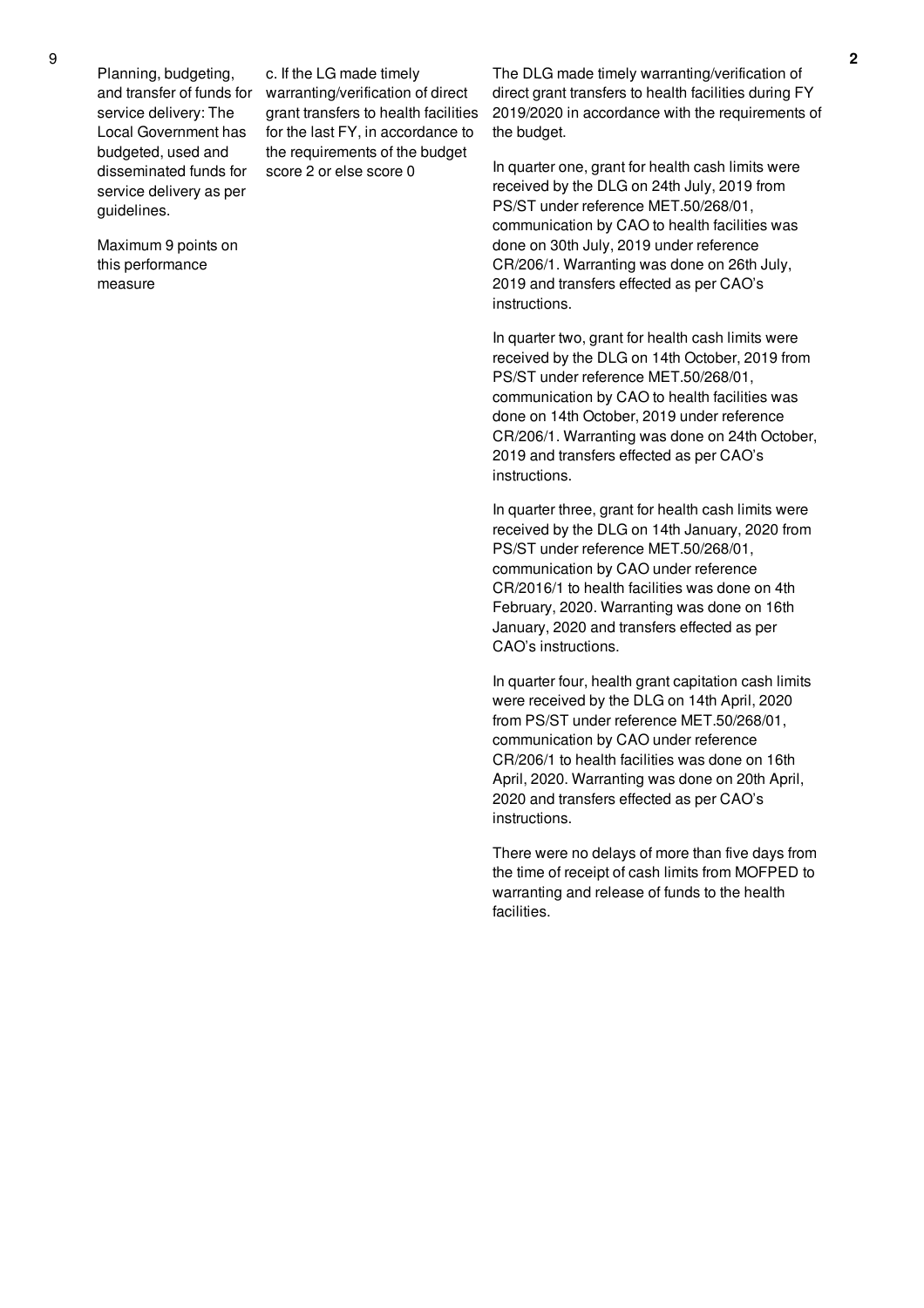| 9 | Planning, budgeting, and transfer of funds for service delivery: The Local Government has budgeted, used and disseminated funds for service delivery as per guidelines.<br><br>Maximum 9 points on this performance measure | c. If the LG made timely warranting/verification of direct grant transfers to health facilities for the last FY, in accordance to the requirements of the budget score 2 or else score 0 | The DLG made timely warranting/verification of direct grant transfers to health facilities during FY 2019/2020 in accordance with the requirements of the budget.<br><br>In quarter one, grant for health cash limits were received by the DLG on 24th July, 2019 from PS/ST under reference MET.50/268/01, communication by CAO to health facilities was done on 30th July, 2019 under reference CR/206/1. Warranting was done on 26th July, 2019 and transfers effected as per CAO's instructions.<br><br>In quarter two, grant for health cash limits were received by the DLG on 14th October, 2019 from PS/ST under reference MET.50/268/01, communication by CAO to health facilities was done on 14th October, 2019 under reference CR/206/1. Warranting was done on 24th October, 2019 and transfers effected as per CAO's instructions.<br><br>In quarter three, grant for health cash limits were received by the DLG on 14th January, 2020 from PS/ST under reference MET.50/268/01, communication by CAO under reference CR/2016/1 to health facilities was done on 4th February, 2020. Warranting was done on 16th January, 2020 and transfers effected as per CAO's instructions.<br><br>In quarter four, health grant capitation cash limits were received by the DLG on 14th April, 2020 from PS/ST under reference MET.50/268/01, communication by CAO under reference CR/206/1 to health facilities was done on 16th April, 2020. Warranting was done on 20th April, 2020 and transfers effected as per CAO's instructions.<br><br>There were no delays of more than five days from the time of receipt of cash limits from MOFPED to warranting and release of funds to the health facilities. | 2 |
|---|---|---|---|---|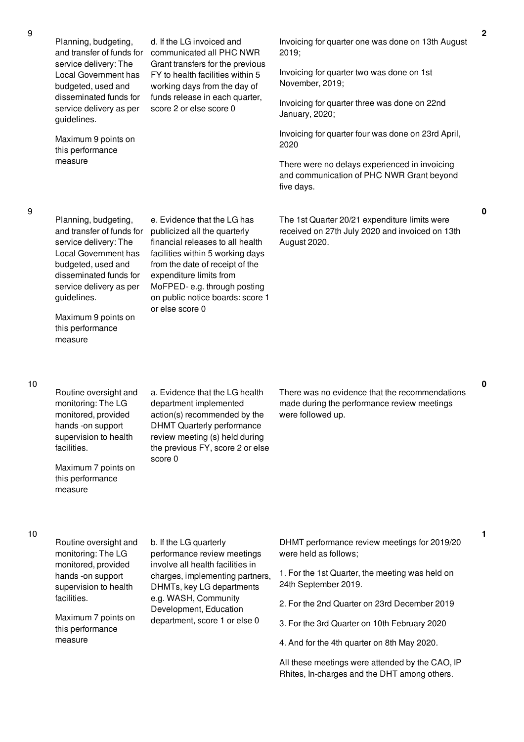| | | | | |
|---|---|---|---|---|
| 9 | Planning, budgeting, and transfer of funds for service delivery: The Local Government has budgeted, used and disseminated funds for service delivery as per guidelines.<br><br>Maximum 9 points on this performance measure | d. If the LG invoiced and communicated all PHC NWR Grant transfers for the previous FY to health facilities within 5 working days from the day of funds release in each quarter, score 2 or else score 0 | Invoicing for quarter one was done on 13th August 2019;<br><br>Invoicing for quarter two was done on 1st November, 2019;<br><br>Invoicing for quarter three was done on 22nd January, 2020;<br><br>Invoicing for quarter four was done on 23rd April, 2020<br><br>There were no delays experienced in invoicing and communication of PHC NWR Grant beyond five days. | 2 |
| 9 | Planning, budgeting, and transfer of funds for service delivery: The Local Government has budgeted, used and disseminated funds for service delivery as per guidelines.<br><br>Maximum 9 points on this performance measure | e. Evidence that the LG has publicized all the quarterly financial releases to all health facilities within 5 working days from the date of receipt of the expenditure limits from MoFPED- e.g. through posting on public notice boards: score 1 or else score 0 | The 1st Quarter 20/21 expenditure limits were received on 27th July 2020 and invoiced on 13th August 2020. | 0 |
| 10 | Routine oversight and monitoring: The LG monitored, provided hands -on support supervision to health facilities.<br><br>Maximum 7 points on this performance measure | a. Evidence that the LG health department implemented action(s) recommended by the DHMT Quarterly performance review meeting (s) held during the previous FY, score 2 or else score 0 | There was no evidence that the recommendations made during the performance review meetings were followed up. | 0 |
| 10 | Routine oversight and monitoring: The LG monitored, provided hands -on support supervision to health facilities.<br><br>Maximum 7 points on this performance measure | b. If the LG quarterly performance review meetings involve all health facilities in charges, implementing partners, DHMTs, key LG departments e.g. WASH, Community Development, Education department, score 1 or else 0 | DHMT performance review meetings for 2019/20 were held as follows;<br><br>1. For the 1st Quarter, the meeting was held on 24th September 2019.<br><br>2. For the 2nd Quarter on 23rd December 2019<br><br>3. For the 3rd Quarter on 10th February 2020<br><br>4. And for the 4th quarter on 8th May 2020.<br><br>All these meetings were attended by the CAO, IP Rhites, In-charges and the DHT among others. | 1 |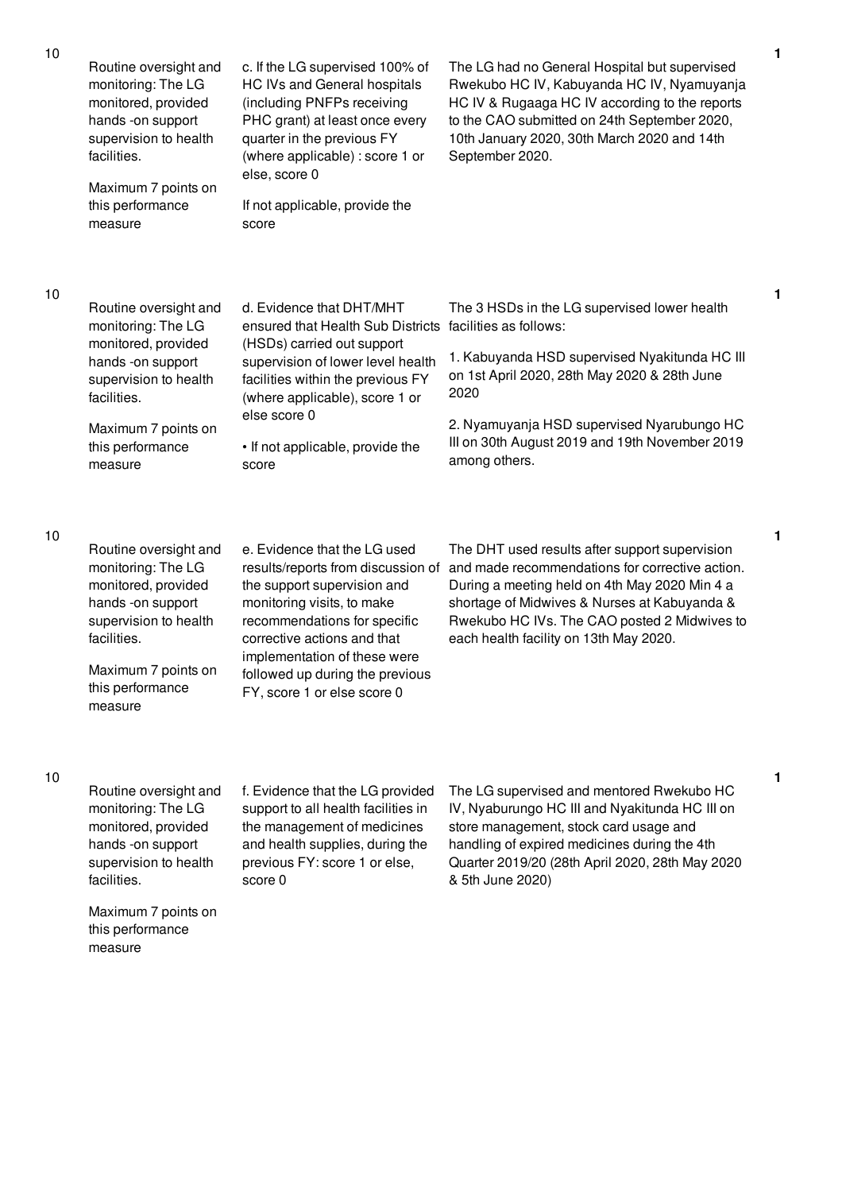| | | | | |
|---|---|---|---|---|
| 10 | Routine oversight and monitoring: The LG monitored, provided hands -on support supervision to health facilities.<br><br>Maximum 7 points on this performance measure | c. If the LG supervised 100% of HC IVs and General hospitals (including PNFPs receiving PHC grant) at least once every quarter in the previous FY (where applicable) : score 1 or else, score 0<br><br>If not applicable, provide the score | The LG had no General Hospital but supervised Rwekubo HC IV, Kabuyanda HC IV, Nyamuyanja HC IV & Rugaaga HC IV according to the reports to the CAO submitted on 24th September 2020, 10th January 2020, 30th March 2020 and 14th September 2020. | 1 |
| 10 | Routine oversight and monitoring: The LG monitored, provided hands -on support supervision to health facilities.<br><br>Maximum 7 points on this performance measure | d. Evidence that DHT/MHT ensured that Health Sub Districts (HSDs) carried out support supervision of lower level health facilities within the previous FY (where applicable), score 1 or else score 0<br><br>• If not applicable, provide the score | The 3 HSDs in the LG supervised lower health facilities as follows:<br><br>1. Kabuyanda HSD supervised Nyakitunda HC III on 1st April 2020, 28th May 2020 & 28th June 2020<br><br>2. Nyamuyanja HSD supervised Nyarubungo HC III on 30th August 2019 and 19th November 2019 among others. | 1 |
| 10 | Routine oversight and monitoring: The LG monitored, provided hands -on support supervision to health facilities.<br><br>Maximum 7 points on this performance measure | e. Evidence that the LG used results/reports from discussion of the support supervision and monitoring visits, to make recommendations for specific corrective actions and that implementation of these were followed up during the previous FY, score 1 or else score 0 | The DHT used results after support supervision and made recommendations for corrective action. During a meeting held on 4th May 2020 Min 4 a shortage of Midwives & Nurses at Kabuyanda & Rwekubo HC IVs. The CAO posted 2 Midwives to each health facility on 13th May 2020. | 1 |
| 10 | Routine oversight and monitoring: The LG monitored, provided hands -on support supervision to health facilities.<br><br>Maximum 7 points on this performance measure | f. Evidence that the LG provided support to all health facilities in the management of medicines and health supplies, during the previous FY: score 1 or else, score 0 | The LG supervised and mentored Rwekubo HC IV, Nyaburungo HC III and Nyakitunda HC III on store management, stock card usage and handling of expired medicines during the 4th Quarter 2019/20 (28th April 2020, 28th May 2020 & 5th June 2020) | 1 |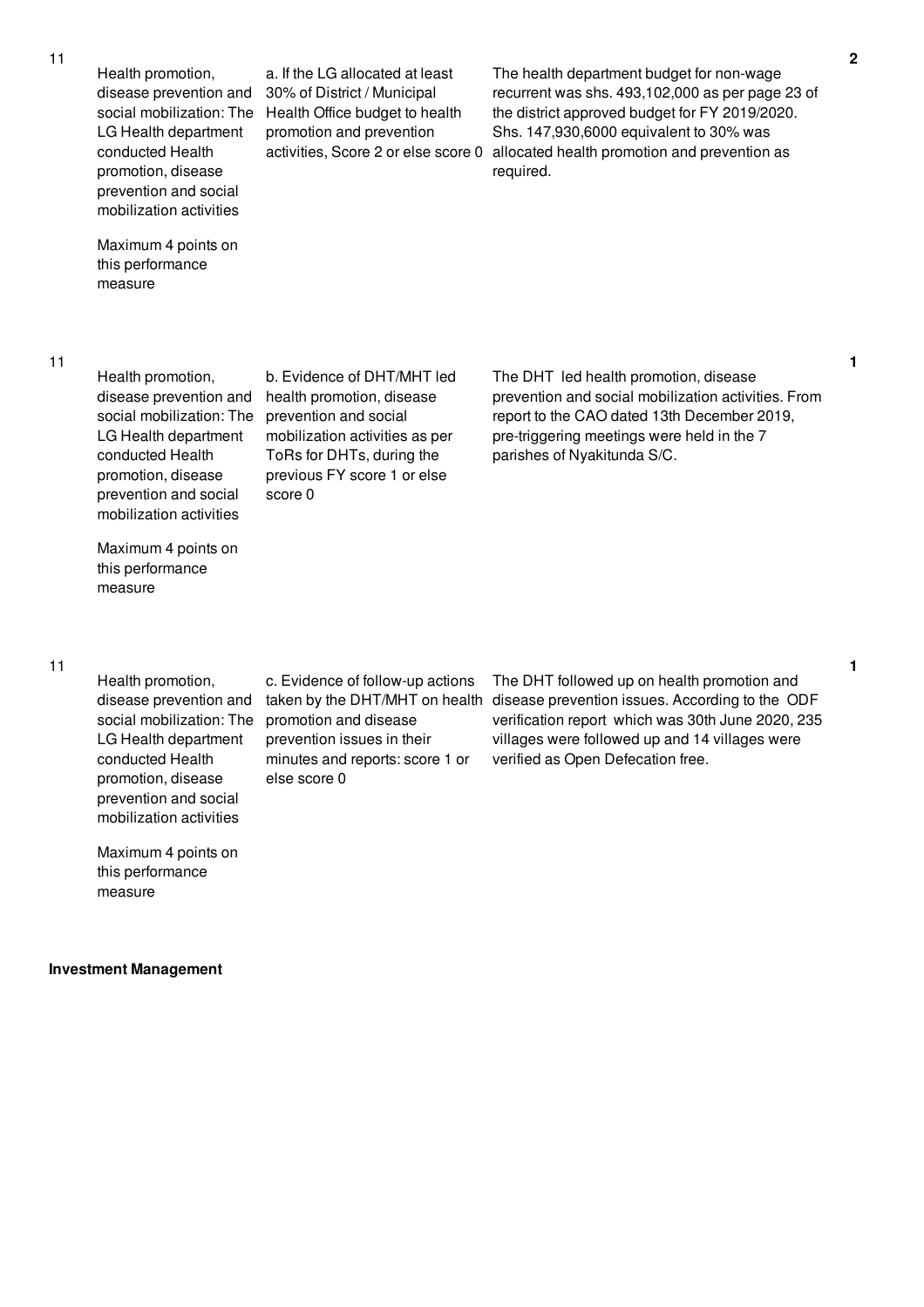| | | | | |
|---|---|---|---|---|
| 11 | Health promotion, disease prevention and social mobilization: The LG Health department conducted Health promotion, disease prevention and social mobilization activities<br><br>Maximum 4 points on this performance measure | a. If the LG allocated at least 30% of District / Municipal Health Office budget to health promotion and prevention activities, Score 2 or else score 0 | The health department budget for non-wage recurrent was shs. 493,102,000 as per page 23 of the district approved budget for FY 2019/2020. Shs. 147,930,6000 equivalent to 30% was allocated health promotion and prevention as required. | 2 |
| 11 | Health promotion, disease prevention and social mobilization: The LG Health department conducted Health promotion, disease prevention and social mobilization activities<br><br>Maximum 4 points on this performance measure | b. Evidence of DHT/MHT led health promotion, disease prevention and social mobilization activities as per ToRs for DHTs, during the previous FY score 1 or else score 0 | The DHT led health promotion, disease prevention and social mobilization activities. From report to the CAO dated 13th December 2019, pre-triggering meetings were held in the 7 parishes of Nyakitunda S/C. | 1 |
| 11 | Health promotion, disease prevention and social mobilization: The LG Health department conducted Health promotion, disease prevention and social mobilization activities<br><br>Maximum 4 points on this performance measure | c. Evidence of follow-up actions taken by the DHT/MHT on health promotion and disease prevention issues in their minutes and reports: score 1 or else score 0 | The DHT followed up on health promotion and disease prevention issues. According to the ODF verification report which was 30th June 2020, 235 villages were followed up and 14 villages were verified as Open Defecation free. | 1 |

**Investment Management**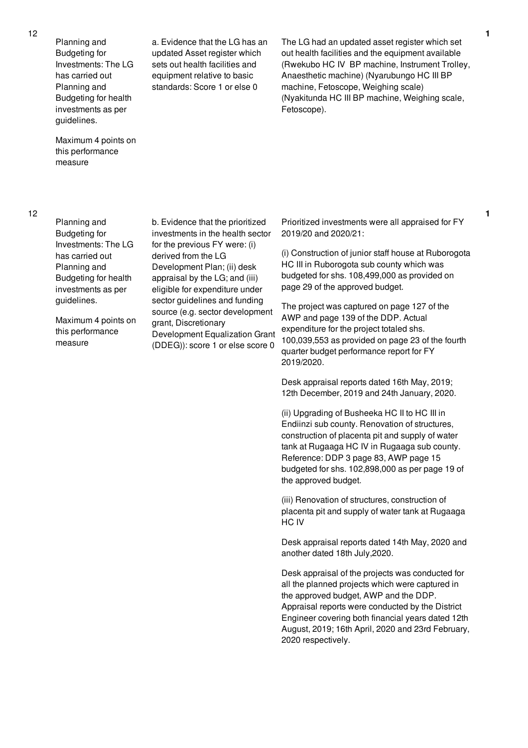| No. | Performance Area | Measure | Assessment Findings | Score |
|---|---|---|---|---|
| 12 | Planning and Budgeting for Investments: The LG has carried out Planning and Budgeting for health investments as per guidelines.<br><br>Maximum 4 points on this performance measure | a. Evidence that the LG has an updated Asset register which sets out health facilities and equipment relative to basic standards: Score 1 or else 0 | The LG had an updated asset register which set out health facilities and the equipment available (Rwekubo HC IV BP machine, Instrument Trolley, Anaesthetic machine) (Nyarubungo HC III BP machine, Fetoscope, Weighing scale) (Nyakitunda HC III BP machine, Weighing scale, Fetoscope). | 1 |
| 12 | Planning and Budgeting for Investments: The LG has carried out Planning and Budgeting for health investments as per guidelines.<br><br>Maximum 4 points on this performance measure | b. Evidence that the prioritized investments in the health sector for the previous FY were: (i) derived from the LG Development Plan; (ii) desk appraisal by the LG; and (iii) eligible for expenditure under sector guidelines and funding source (e.g. sector development grant, Discretionary Development Equalization Grant (DDEG)): score 1 or else score 0 | Prioritized investments were all appraised for FY 2019/20 and 2020/21:<br><br>(i) Construction of junior staff house at Ruborogota HC III in Ruborogota sub county which was budgeted for shs. 108,499,000 as provided on page 29 of the approved budget.<br><br>The project was captured on page 127 of the AWP and page 139 of the DDP. Actual expenditure for the project totaled shs. 100,039,553 as provided on page 23 of the fourth quarter budget performance report for FY 2019/2020.<br><br>Desk appraisal reports dated 16th May, 2019; 12th December, 2019 and 24th January, 2020.<br><br>(ii) Upgrading of Busheeka HC II to HC III in Endiinzi sub county. Renovation of structures, construction of placenta pit and supply of water tank at Rugaaga HC IV in Rugaaga sub county. Reference: DDP 3 page 83, AWP page 15 budgeted for shs. 102,898,000 as per page 19 of the approved budget.<br><br>(iii) Renovation of structures, construction of placenta pit and supply of water tank at Rugaaga HC IV<br><br>Desk appraisal reports dated 14th May, 2020 and another dated 18th July,2020.<br><br>Desk appraisal of the projects was conducted for all the planned projects which were captured in the approved budget, AWP and the DDP. Appraisal reports were conducted by the District Engineer covering both financial years dated 12th August, 2019; 16th April, 2020 and 23rd February, 2020 respectively. | 1 |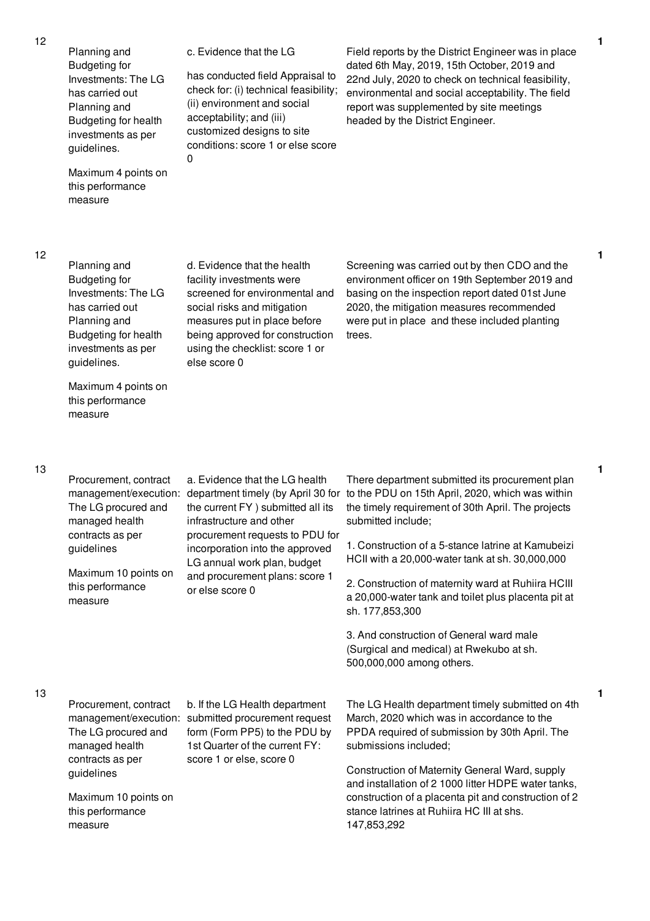| | | | | |
|---|---|---|---|---|
| 12 | Planning and Budgeting for Investments: The LG has carried out Planning and Budgeting for health investments as per guidelines.<br><br>Maximum 4 points on this performance measure | c. Evidence that the LG<br><br>has conducted field Appraisal to check for: (i) technical feasibility; (ii) environment and social acceptability; and (iii) customized designs to site conditions: score 1 or else score 0 | Field reports by the District Engineer was in place dated 6th May, 2019, 15th October, 2019 and 22nd July, 2020 to check on technical feasibility, environmental and social acceptability. The field report was supplemented by site meetings headed by the District Engineer. | 1 |
| 12 | Planning and Budgeting for Investments: The LG has carried out Planning and Budgeting for health investments as per guidelines.<br><br>Maximum 4 points on this performance measure | d. Evidence that the health facility investments were screened for environmental and social risks and mitigation measures put in place before being approved for construction using the checklist: score 1 or else score 0 | Screening was carried out by then CDO and the environment officer on 19th September 2019 and basing on the inspection report dated 01st June 2020, the mitigation measures recommended were put in place and these included planting trees. | 1 |
| 13 | Procurement, contract management/execution: The LG procured and managed health contracts as per guidelines<br><br>Maximum 10 points on this performance measure | a. Evidence that the LG health department timely (by April 30 for the current FY ) submitted all its infrastructure and other procurement requests to PDU for incorporation into the approved LG annual work plan, budget and procurement plans: score 1 or else score 0 | There department submitted its procurement plan to the PDU on 15th April, 2020, which was within the timely requirement of 30th April. The projects submitted include;<br><br>1. Construction of a 5-stance latrine at Kamubeizi HCII with a 20,000-water tank at sh. 30,000,000<br><br>2. Construction of maternity ward at Ruhiira HCIII a 20,000-water tank and toilet plus placenta pit at sh. 177,853,300<br><br>3. And construction of General ward male (Surgical and medical) at Rwekubo at sh. 500,000,000 among others. | 1 |
| 13 | Procurement, contract management/execution: The LG procured and managed health contracts as per guidelines<br><br>Maximum 10 points on this performance measure | b. If the LG Health department submitted procurement request form (Form PP5) to the PDU by 1st Quarter of the current FY: score 1 or else, score 0 | The LG Health department timely submitted on 4th March, 2020 which was in accordance to the PPDA required of submission by 30th April. The submissions included;<br><br>Construction of Maternity General Ward, supply and installation of 2 1000 litter HDPE water tanks, construction of a placenta pit and construction of 2 stance latrines at Ruhiira HC III at shs. 147,853,292 | 1 |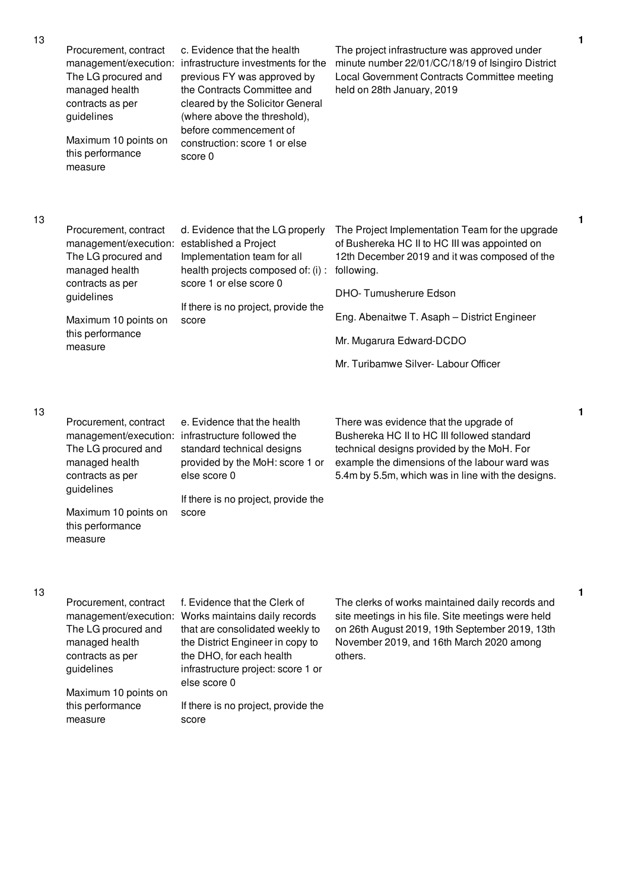| | | | | |
|---|---|---|---|---|
| 13 | Procurement, contract management/execution: The LG procured and managed health contracts as per guidelines<br><br>Maximum 10 points on this performance measure | c. Evidence that the health infrastructure investments for the previous FY was approved by the Contracts Committee and cleared by the Solicitor General (where above the threshold), before commencement of construction: score 1 or else score 0 | The project infrastructure was approved under minute number 22/01/CC/18/19 of Isingiro District Local Government Contracts Committee meeting held on 28th January, 2019 | 1 |
| 13 | Procurement, contract management/execution: The LG procured and managed health contracts as per guidelines<br><br>Maximum 10 points on this performance measure | d. Evidence that the LG properly established a Project Implementation team for all health projects composed of: (i) : score 1 or else score 0<br><br>If there is no project, provide the score | The Project Implementation Team for the upgrade of Bushereka HC II to HC III was appointed on 12th December 2019 and it was composed of the following.<br><br>DHO- Tumusherure Edson<br><br>Eng. Abenaitwe T. Asaph – District Engineer<br><br>Mr. Mugarura Edward-DCDO<br><br>Mr. Turibamwe Silver- Labour Officer | 1 |
| 13 | Procurement, contract management/execution: The LG procured and managed health contracts as per guidelines<br><br>Maximum 10 points on this performance measure | e. Evidence that the health infrastructure followed the standard technical designs provided by the MoH: score 1 or else score 0<br><br>If there is no project, provide the score | There was evidence that the upgrade of Bushereka HC II to HC III followed standard technical designs provided by the MoH. For example the dimensions of the labour ward was 5.4m by 5.5m, which was in line with the designs. | 1 |
| 13 | Procurement, contract management/execution: The LG procured and managed health contracts as per guidelines<br><br>Maximum 10 points on this performance measure | f. Evidence that the Clerk of Works maintains daily records that are consolidated weekly to the District Engineer in copy to the DHO, for each health infrastructure project: score 1 or else score 0<br><br>If there is no project, provide the score | The clerks of works maintained daily records and site meetings in his file. Site meetings were held on 26th August 2019, 19th September 2019, 13th November 2019, and 16th March 2020 among others. | 1 |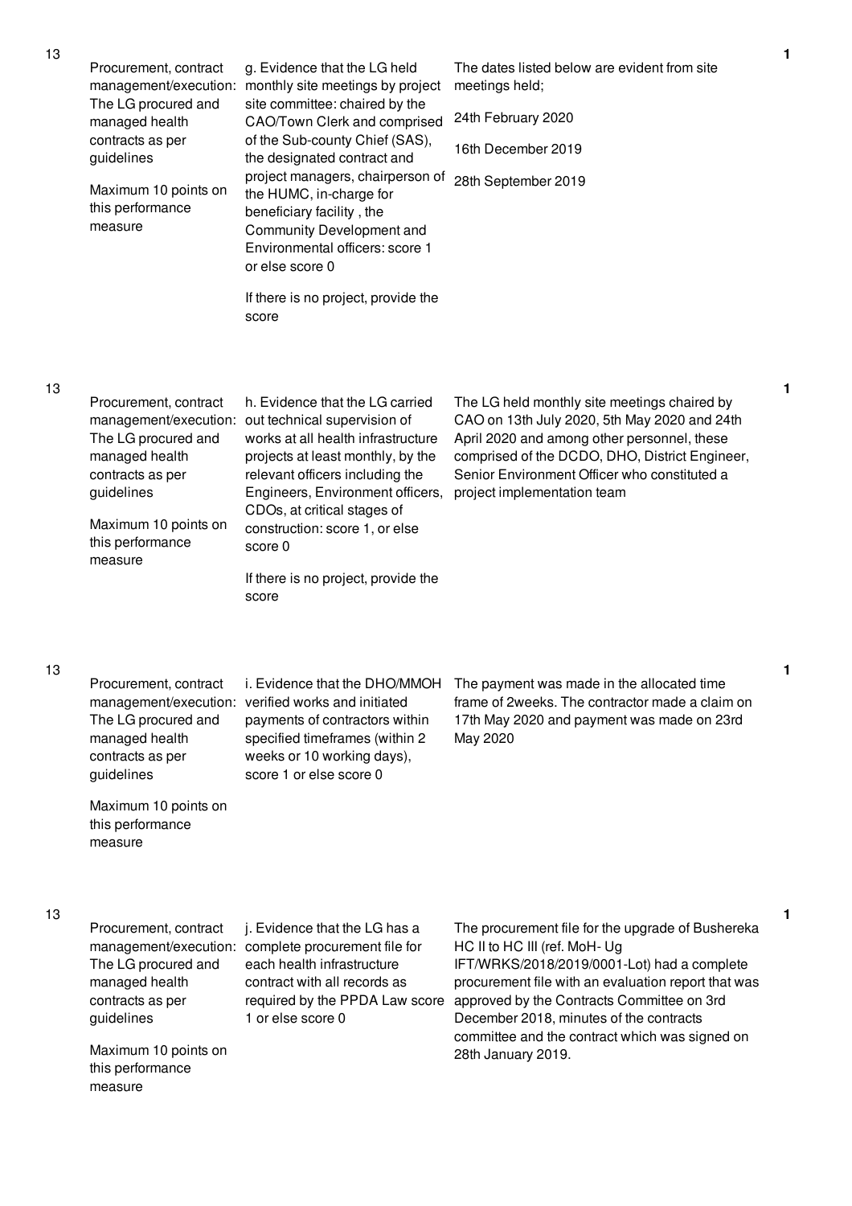| | | | | |
|---|---|---|---|---|
| 13 | Procurement, contract management/execution: The LG procured and managed health contracts as per guidelines<br><br>Maximum 10 points on this performance measure | g. Evidence that the LG held monthly site meetings by project site committee: chaired by the CAO/Town Clerk and comprised of the Sub-county Chief (SAS), the designated contract and project managers, chairperson of the HUMC, in-charge for beneficiary facility , the Community Development and Environmental officers: score 1 or else score 0<br><br>If there is no project, provide the score | The dates listed below are evident from site meetings held;<br><br>24th February 2020<br><br>16th December 2019<br><br>28th September 2019 | 1 |
| 13 | Procurement, contract management/execution: The LG procured and managed health contracts as per guidelines<br><br>Maximum 10 points on this performance measure | h. Evidence that the LG carried out technical supervision of works at all health infrastructure projects at least monthly, by the relevant officers including the Engineers, Environment officers, CDOs, at critical stages of construction: score 1, or else score 0<br><br>If there is no project, provide the score | The LG held monthly site meetings chaired by CAO on 13th July 2020, 5th May 2020 and 24th April 2020 and among other personnel, these comprised of the DCDO, DHO, District Engineer, Senior Environment Officer who constituted a project implementation team | 1 |
| 13 | Procurement, contract management/execution: The LG procured and managed health contracts as per guidelines<br><br>Maximum 10 points on this performance measure | i. Evidence that the DHO/MMOH verified works and initiated payments of contractors within specified timeframes (within 2 weeks or 10 working days), score 1 or else score 0 | The payment was made in the allocated time frame of 2weeks. The contractor made a claim on 17th May 2020 and payment was made on 23rd May 2020 | 1 |
| 13 | Procurement, contract management/execution: The LG procured and managed health contracts as per guidelines<br><br>Maximum 10 points on this performance measure | j. Evidence that the LG has a complete procurement file for each health infrastructure contract with all records as required by the PPDA Law score 1 or else score 0 | The procurement file for the upgrade of Bushereka HC II to HC III (ref. MoH- Ug IFT/WRKS/2018/2019/0001-Lot) had a complete procurement file with an evaluation report that was approved by the Contracts Committee on 3rd December 2018, minutes of the contracts committee and the contract which was signed on 28th January 2019. | 1 |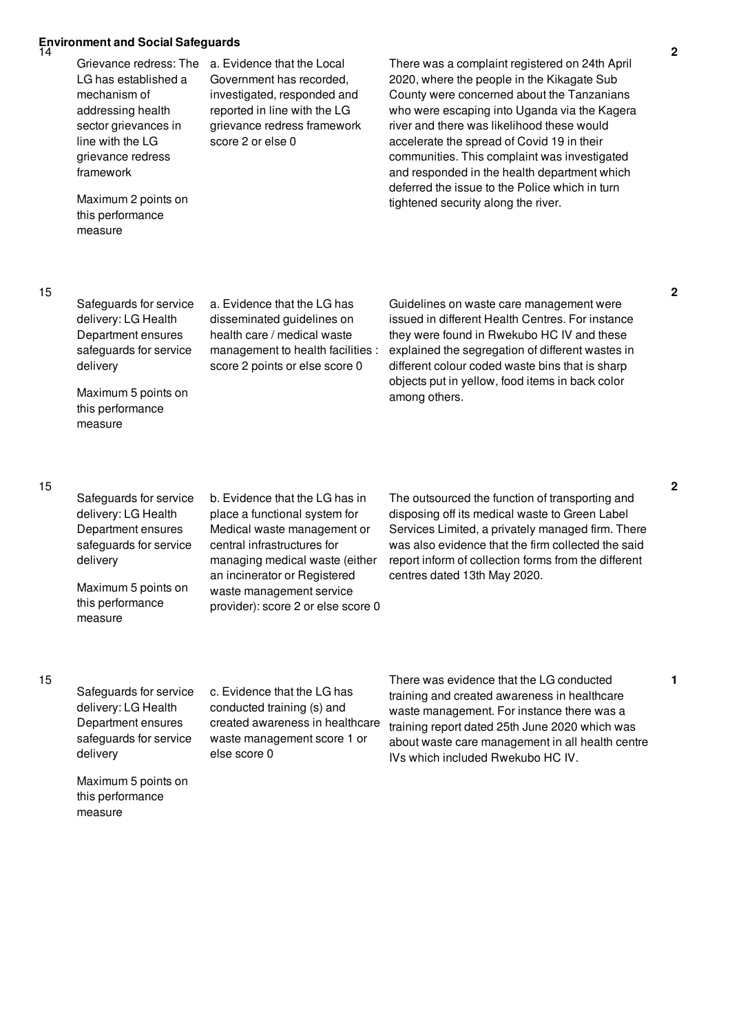**Environment and Social Safeguards**

| No. | Performance Measure | Scoring Guide | Justification | Score |
|---|---|---|---|---|
| 14 | Grievance redress: The LG has established a mechanism of addressing health sector grievances in line with the LG grievance redress framework<br><br>Maximum 2 points on this performance measure | a. Evidence that the Local Government has recorded, investigated, responded and reported in line with the LG grievance redress framework score 2 or else 0 | There was a complaint registered on 24th April 2020, where the people in the Kikagate Sub County were concerned about the Tanzanians who were escaping into Uganda via the Kagera river and there was likelihood these would accelerate the spread of Covid 19 in their communities. This complaint was investigated and responded in the health department which deferred the issue to the Police which in turn tightened security along the river. | 2 |
| 15 | Safeguards for service delivery: LG Health Department ensures safeguards for service delivery<br><br>Maximum 5 points on this performance measure | a. Evidence that the LG has disseminated guidelines on health care / medical waste management to health facilities : score 2 points or else score 0 | Guidelines on waste care management were issued in different Health Centres. For instance they were found in Rwekubo HC IV and these explained the segregation of different wastes in different colour coded waste bins that is sharp objects put in yellow, food items in back color among others. | 2 |
| 15 | Safeguards for service delivery: LG Health Department ensures safeguards for service delivery<br><br>Maximum 5 points on this performance measure | b. Evidence that the LG has in place a functional system for Medical waste management or central infrastructures for managing medical waste (either an incinerator or Registered waste management service provider): score 2 or else score 0 | The outsourced the function of transporting and disposing off its medical waste to Green Label Services Limited, a privately managed firm. There was also evidence that the firm collected the said report inform of collection forms from the different centres dated 13th May 2020. | 2 |
| 15 | Safeguards for service delivery: LG Health Department ensures safeguards for service delivery<br><br>Maximum 5 points on this performance measure | c. Evidence that the LG has conducted training (s) and created awareness in healthcare waste management score 1 or else score 0 | There was evidence that the LG conducted training and created awareness in healthcare waste management. For instance there was a training report dated 25th June 2020 which was about waste care management in all health centre IVs which included Rwekubo HC IV. | 1 |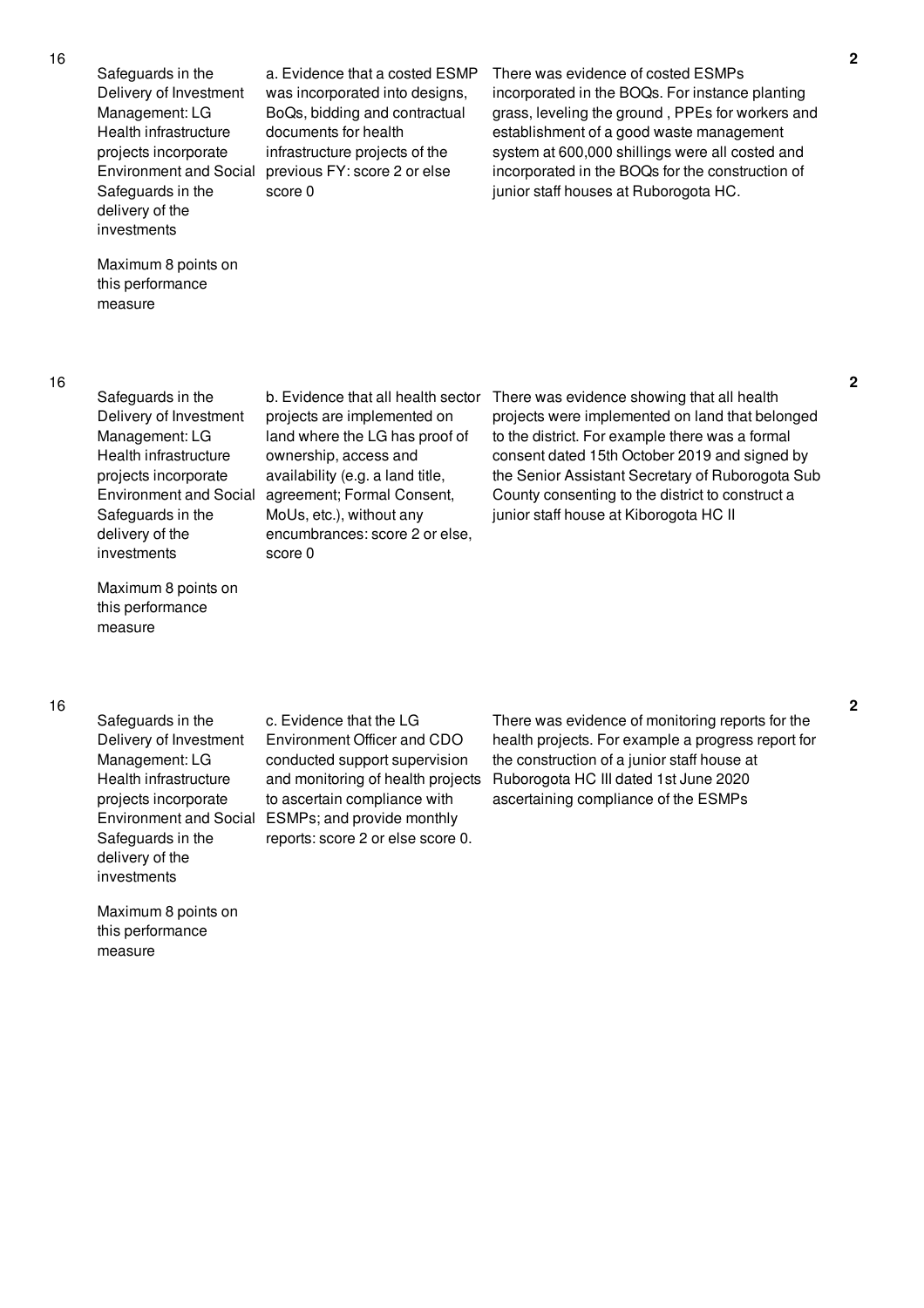| | | | | |
|---|---|---|---|---|
| 16 | Safeguards in the Delivery of Investment Management: LG Health infrastructure projects incorporate Environment and Social Safeguards in the delivery of the investments<br><br>Maximum 8 points on this performance measure | a. Evidence that a costed ESMP was incorporated into designs, BoQs, bidding and contractual documents for health infrastructure projects of the previous FY: score 2 or else score 0 | There was evidence of costed ESMPs incorporated in the BOQs. For instance planting grass, leveling the ground , PPEs for workers and establishment of a good waste management system at 600,000 shillings were all costed and incorporated in the BOQs for the construction of junior staff houses at Ruborogota HC. | 2 |
| 16 | Safeguards in the Delivery of Investment Management: LG Health infrastructure projects incorporate Environment and Social Safeguards in the delivery of the investments<br><br>Maximum 8 points on this performance measure | b. Evidence that all health sector projects are implemented on land where the LG has proof of ownership, access and availability (e.g. a land title, agreement; Formal Consent, MoUs, etc.), without any encumbrances: score 2 or else, score 0 | There was evidence showing that all health projects were implemented on land that belonged to the district. For example there was a formal consent dated 15th October 2019 and signed by the Senior Assistant Secretary of Ruborogota Sub County consenting to the district to construct a junior staff house at Kiborogota HC II | 2 |
| 16 | Safeguards in the Delivery of Investment Management: LG Health infrastructure projects incorporate Environment and Social Safeguards in the delivery of the investments<br><br>Maximum 8 points on this performance measure | c. Evidence that the LG Environment Officer and CDO conducted support supervision and monitoring of health projects to ascertain compliance with ESMPs; and provide monthly reports: score 2 or else score 0. | There was evidence of monitoring reports for the health projects. For example a progress report for the construction of a junior staff house at Ruborogota HC III dated 1st June 2020 ascertaining compliance of the ESMPs | 2 |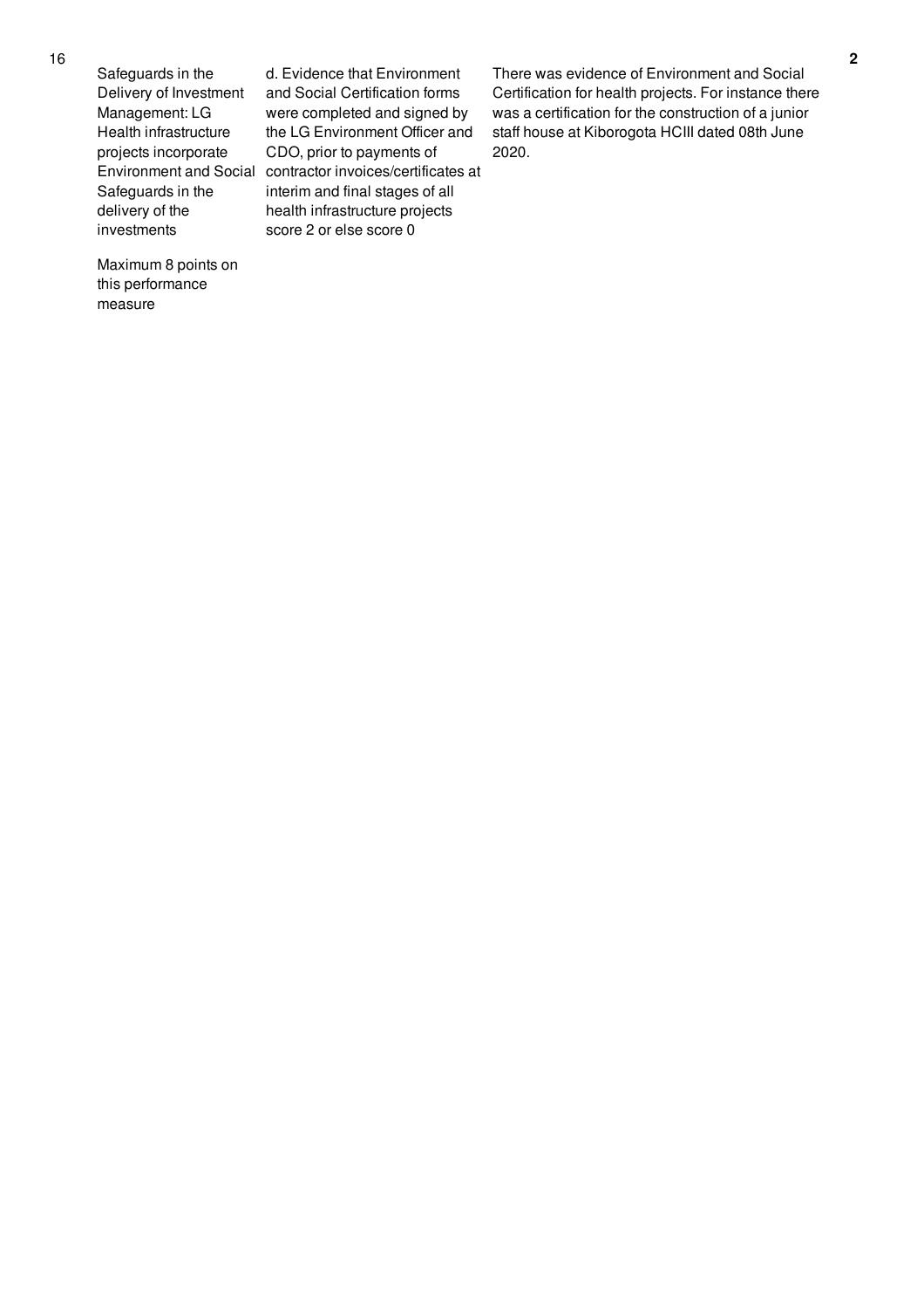| 16 | Safeguards in the Delivery of Investment Management: LG Health infrastructure projects incorporate Environment and Social Safeguards in the delivery of the investments<br><br>Maximum 8 points on this performance measure | d. Evidence that Environment and Social Certification forms were completed and signed by the LG Environment Officer and CDO, prior to payments of contractor invoices/certificates at interim and final stages of all health infrastructure projects score 2 or else score 0 | There was evidence of Environment and Social Certification for health projects. For instance there was a certification for the construction of a junior staff house at Kiborogota HCIII dated 08th June 2020. | 2 |
|---|---|---|---|---|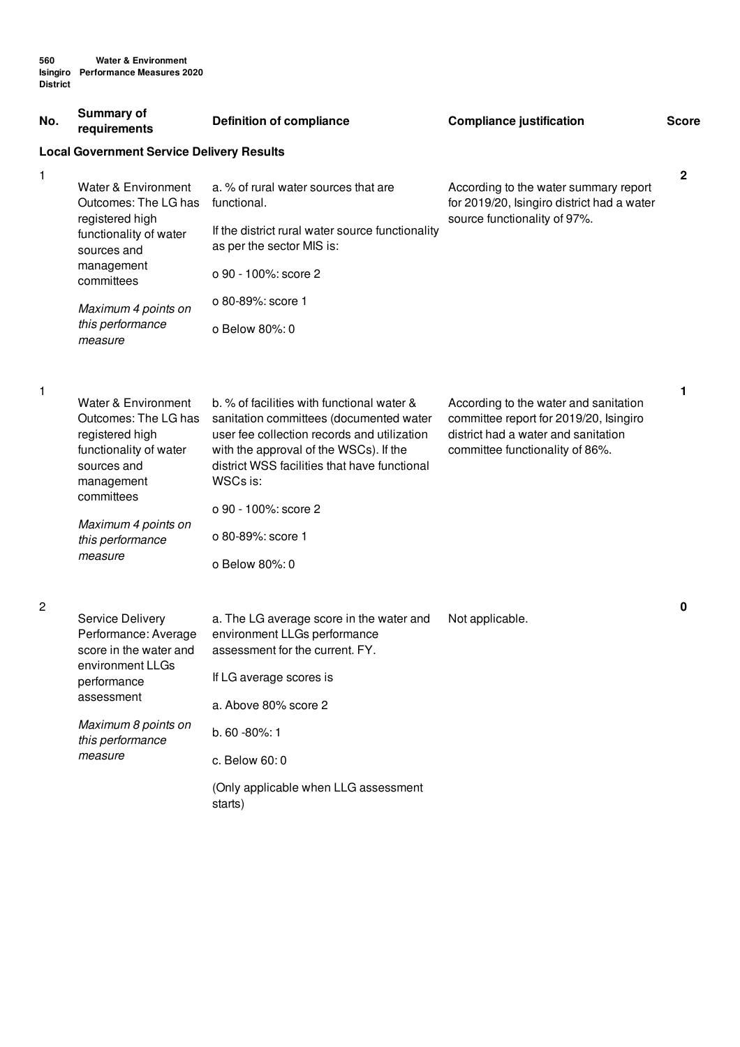560 Water & Environment
Isingiro District Performance Measures 2020

| No. | Summary of requirements | Definition of compliance | Compliance justification | Score |
|---|---|---|---|---|
| **Local Government Service Delivery Results** | | | | |
| 1 | Water & Environment Outcomes: The LG has registered high functionality of water sources and management committees<br><br>*Maximum 4 points on this performance measure* | a. % of rural water sources that are functional.<br><br>If the district rural water source functionality as per the sector MIS is:<br><br>o 90 - 100%: score 2<br><br>o 80-89%: score 1<br><br>o Below 80%: 0 | According to the water summary report for 2019/20, Isingiro district had a water source functionality of 97%. | 2 |
| 1 | Water & Environment Outcomes: The LG has registered high functionality of water sources and management committees<br><br>*Maximum 4 points on this performance measure* | b. % of facilities with functional water & sanitation committees (documented water user fee collection records and utilization with the approval of the WSCs). If the district WSS facilities that have functional WSCs is:<br><br>o 90 - 100%: score 2<br><br>o 80-89%: score 1<br><br>o Below 80%: 0 | According to the water and sanitation committee report for 2019/20, Isingiro district had a water and sanitation committee functionality of 86%. | 1 |
| 2 | Service Delivery Performance: Average score in the water and environment LLGs performance assessment<br><br>*Maximum 8 points on this performance measure* | a. The LG average score in the water and environment LLGs performance assessment for the current. FY.<br><br>If LG average scores is<br><br>a. Above 80% score 2<br><br>b. 60 -80%: 1<br><br>c. Below 60: 0<br><br>(Only applicable when LLG assessment starts) | Not applicable. | 0 |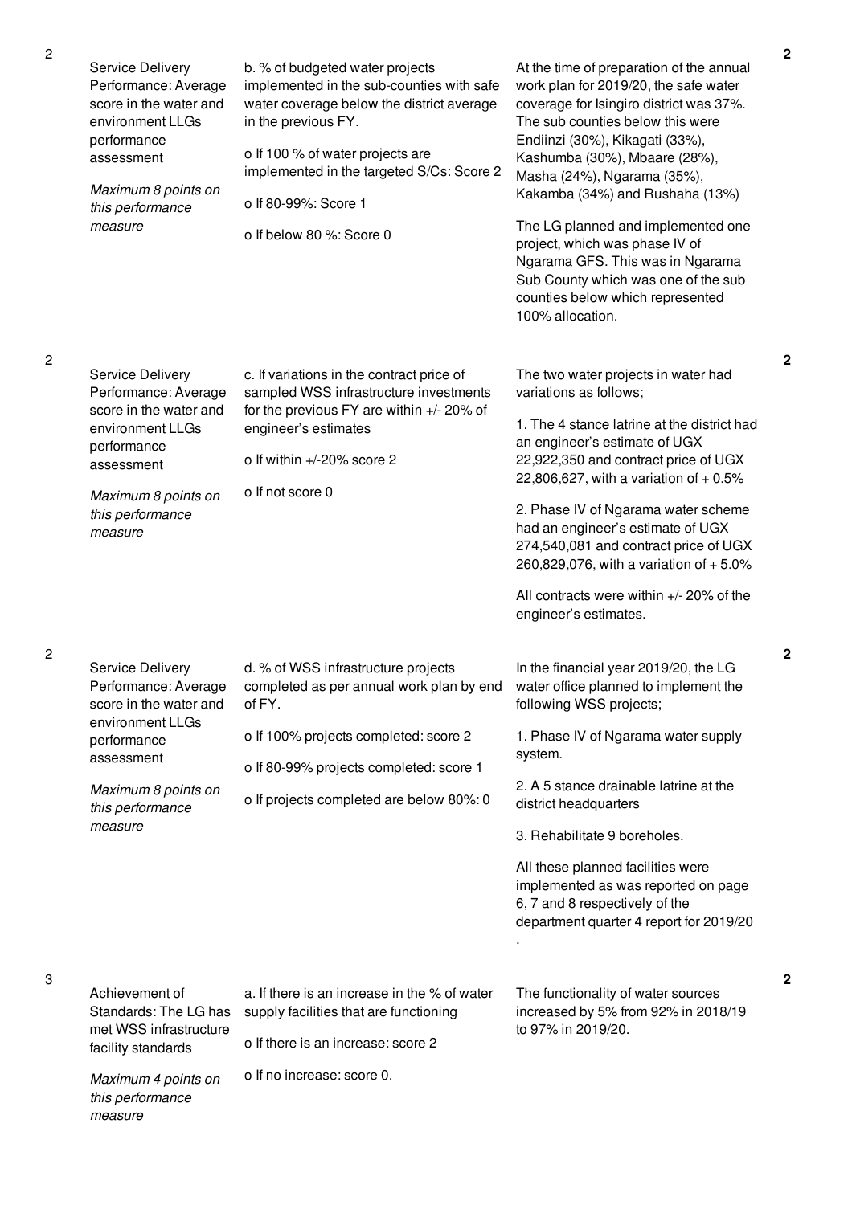| No. | Performance Measure | Scoring Guide | Justification | Score |
|---|---|---|---|---|
| 2 | Service Delivery Performance: Average score in the water and environment LLGs performance assessment<br><br>*Maximum 8 points on this performance measure* | b. % of budgeted water projects implemented in the sub-counties with safe water coverage below the district average in the previous FY.<br><br>o If 100 % of water projects are implemented in the targeted S/Cs: Score 2<br><br>o If 80-99%: Score 1<br><br>o If below 80 %: Score 0 | At the time of preparation of the annual work plan for 2019/20, the safe water coverage for Isingiro district was 37%. The sub counties below this were Endiinzi (30%), Kikagati (33%), Kashumba (30%), Mbaare (28%), Masha (24%), Ngarama (35%), Kakamba (34%) and Rushaha (13%)<br><br>The LG planned and implemented one project, which was phase IV of Ngarama GFS. This was in Ngarama Sub County which was one of the sub counties below which represented 100% allocation. | 2 |
| 2 | Service Delivery Performance: Average score in the water and environment LLGs performance assessment<br><br>*Maximum 8 points on this performance measure* | c. If variations in the contract price of sampled WSS infrastructure investments for the previous FY are within +/- 20% of engineer's estimates<br><br>o If within +/-20% score 2<br><br>o If not score 0 | The two water projects in water had variations as follows;<br><br>1. The 4 stance latrine at the district had an engineer's estimate of UGX 22,922,350 and contract price of UGX 22,806,627, with a variation of + 0.5%<br><br>2. Phase IV of Ngarama water scheme had an engineer's estimate of UGX 274,540,081 and contract price of UGX 260,829,076, with a variation of + 5.0%<br><br>All contracts were within +/- 20% of the engineer's estimates. | 2 |
| 2 | Service Delivery Performance: Average score in the water and environment LLGs performance assessment<br><br>*Maximum 8 points on this performance measure* | d. % of WSS infrastructure projects completed as per annual work plan by end of FY.<br><br>o If 100% projects completed: score 2<br><br>o If 80-99% projects completed: score 1<br><br>o If projects completed are below 80%: 0 | In the financial year 2019/20, the LG water office planned to implement the following WSS projects;<br><br>1. Phase IV of Ngarama water supply system.<br><br>2. A 5 stance drainable latrine at the district headquarters<br><br>3. Rehabilitate 9 boreholes.<br><br>All these planned facilities were implemented as was reported on page 6, 7 and 8 respectively of the department quarter 4 report for 2019/20<br><br>. | 2 |
| 3 | Achievement of Standards: The LG has met WSS infrastructure facility standards<br><br>*Maximum 4 points on this performance measure* | a. If there is an increase in the % of water supply facilities that are functioning<br><br>o If there is an increase: score 2<br><br>o If no increase: score 0. | The functionality of water sources increased by 5% from 92% in 2018/19 to 97% in 2019/20. | 2 |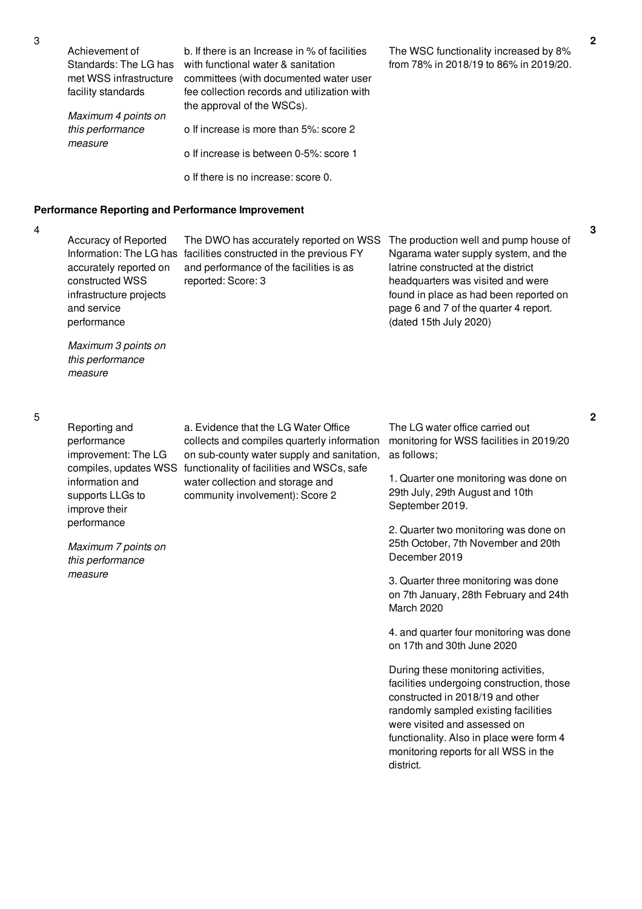| No. | Performance Measure | Scoring Guide | Justification | Score |
|---|---|---|---|---|
| 3 | Achievement of Standards: The LG has met WSS infrastructure facility standards<br><br>*Maximum 4 points on this performance measure* | b. If there is an Increase in % of facilities with functional water & sanitation committees (with documented water user fee collection records and utilization with the approval of the WSCs).<br><br>o If increase is more than 5%: score 2<br><br>o If increase is between 0-5%: score 1<br><br>o If there is no increase: score 0. | The WSC functionality increased by 8% from 78% in 2018/19 to 86% in 2019/20. | 2 |

**Performance Reporting and Performance Improvement**

| No. | Performance Measure | Scoring Guide | Justification | Score |
|---|---|---|---|---|
| 4 | Accuracy of Reported Information: The LG has accurately reported on constructed WSS infrastructure projects and service performance<br><br>*Maximum 3 points on this performance measure* | The DWO has accurately reported on WSS facilities constructed in the previous FY and performance of the facilities is as reported: Score: 3 | The production well and pump house of Ngarama water supply system, and the latrine constructed at the district headquarters was visited and were found in place as had been reported on page 6 and 7 of the quarter 4 report. (dated 15th July 2020) | 3 |
| 5 | Reporting and performance improvement: The LG compiles, updates WSS information and supports LLGs to improve their performance<br><br>*Maximum 7 points on this performance measure* | a. Evidence that the LG Water Office collects and compiles quarterly information on sub-county water supply and sanitation, functionality of facilities and WSCs, safe water collection and storage and community involvement): Score 2 | The LG water office carried out monitoring for WSS facilities in 2019/20 as follows;<br><br>1. Quarter one monitoring was done on 29th July, 29th August and 10th September 2019.<br><br>2. Quarter two monitoring was done on 25th October, 7th November and 20th December 2019<br><br>3. Quarter three monitoring was done on 7th January, 28th February and 24th March 2020<br><br>4. and quarter four monitoring was done on 17th and 30th June 2020<br><br>During these monitoring activities, facilities undergoing construction, those constructed in 2018/19 and other randomly sampled existing facilities were visited and assessed on functionality. Also in place were form 4 monitoring reports for all WSS in the district. | 2 |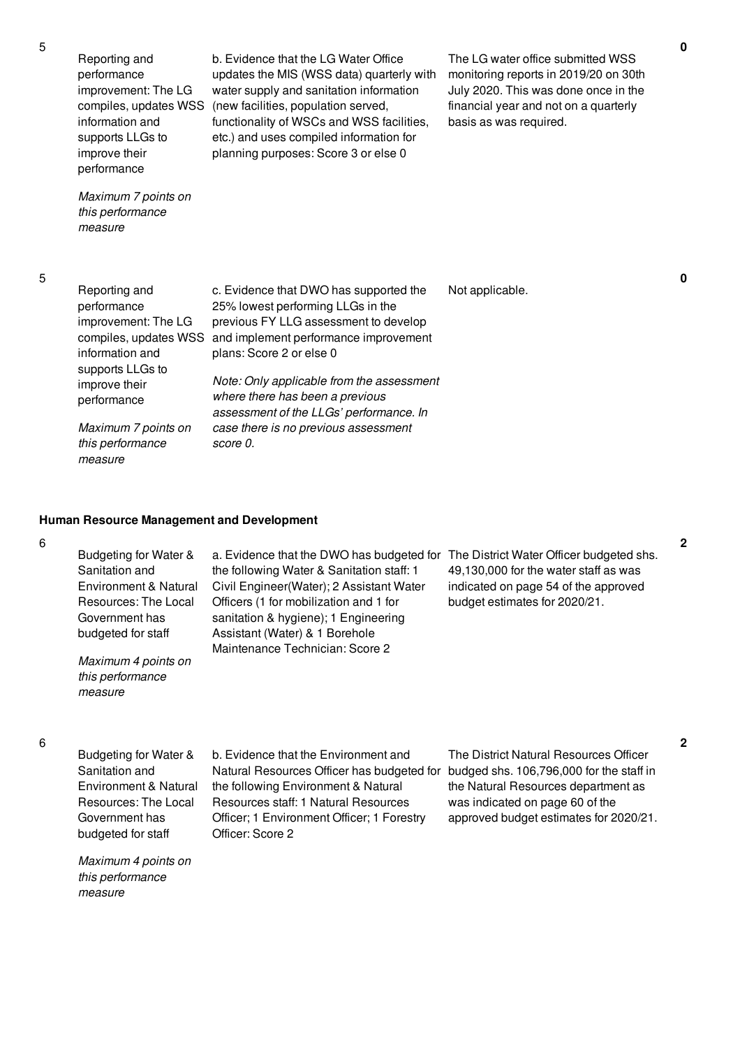| No. | Performance Measure | Scoring Guide | Assessment Findings | Score |
|---|---|---|---|---|
| 5 | Reporting and performance improvement: The LG compiles, updates WSS information and supports LLGs to improve their performance<br><br>*Maximum 7 points on this performance measure* | b. Evidence that the LG Water Office updates the MIS (WSS data) quarterly with water supply and sanitation information (new facilities, population served, functionality of WSCs and WSS facilities, etc.) and uses compiled information for planning purposes: Score 3 or else 0 | The LG water office submitted WSS monitoring reports in 2019/20 on 30th July 2020. This was done once in the financial year and not on a quarterly basis as was required. | **0** |
| 5 | Reporting and performance improvement: The LG compiles, updates WSS information and supports LLGs to improve their performance<br><br>*Maximum 7 points on this performance measure* | c. Evidence that DWO has supported the 25% lowest performing LLGs in the previous FY LLG assessment to develop and implement performance improvement plans: Score 2 or else 0<br><br>*Note: Only applicable from the assessment where there has been a previous assessment of the LLGs' performance. In case there is no previous assessment score 0.* | Not applicable. | **0** |

**Human Resource Management and Development**

| No. | Performance Measure | Scoring Guide | Assessment Findings | Score |
|---|---|---|---|---|
| 6 | Budgeting for Water & Sanitation and Environment & Natural Resources: The Local Government has budgeted for staff<br><br>*Maximum 4 points on this performance measure* | a. Evidence that the DWO has budgeted for the following Water & Sanitation staff: 1 Civil Engineer(Water); 2 Assistant Water Officers (1 for mobilization and 1 for sanitation & hygiene); 1 Engineering Assistant (Water) & 1 Borehole Maintenance Technician: Score 2 | The District Water Officer budgeted shs. 49,130,000 for the water staff as was indicated on page 54 of the approved budget estimates for 2020/21. | **2** |
| 6 | Budgeting for Water & Sanitation and Environment & Natural Resources: The Local Government has budgeted for staff<br><br>*Maximum 4 points on this performance measure* | b. Evidence that the Environment and Natural Resources Officer has budgeted for the following Environment & Natural Resources staff: 1 Natural Resources Officer; 1 Environment Officer; 1 Forestry Officer: Score 2 | The District Natural Resources Officer budged shs. 106,796,000 for the staff in the Natural Resources department as was indicated on page 60 of the approved budget estimates for 2020/21. | **2** |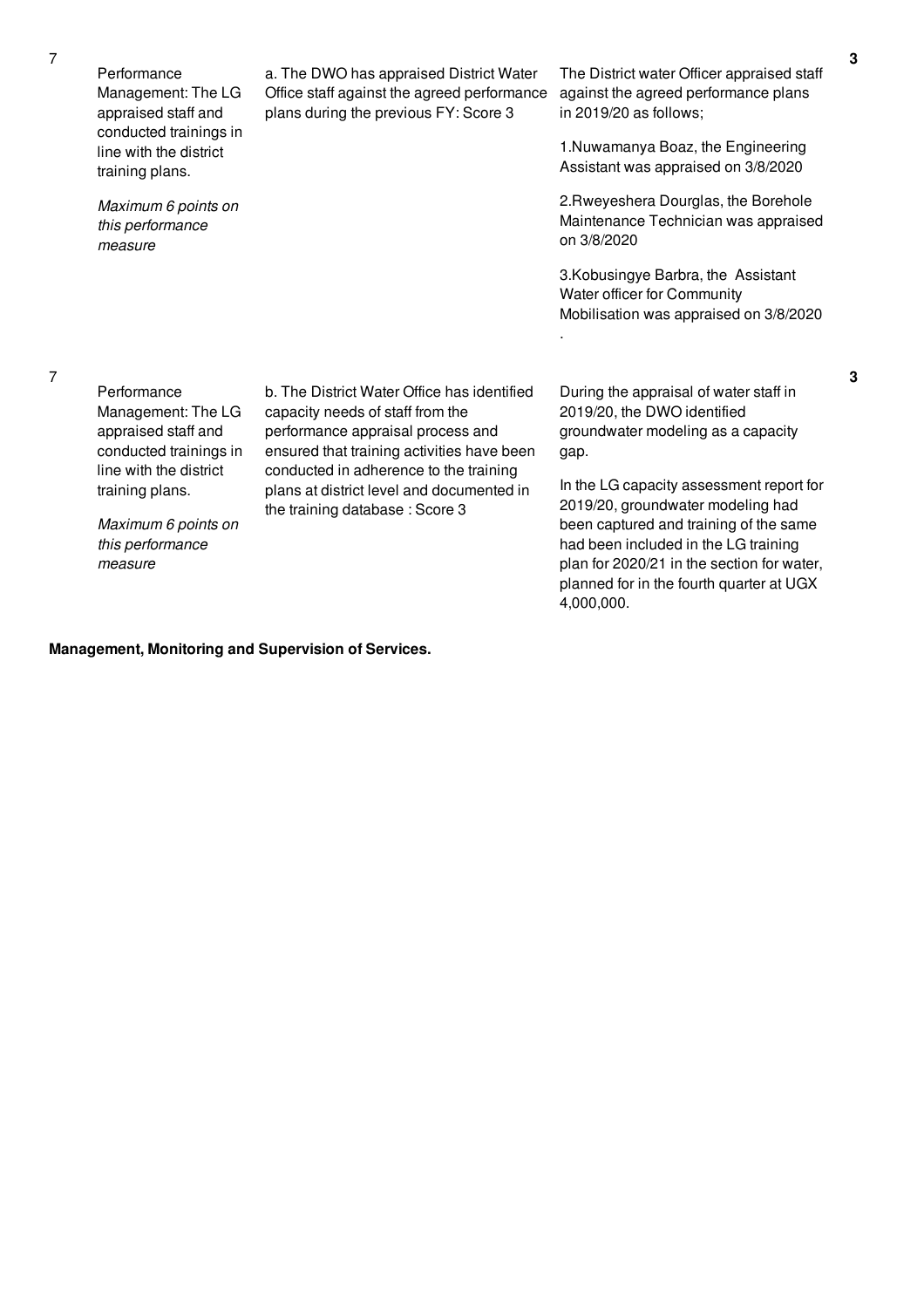| No. | Performance Measure | Criteria | Justification | Score |
|---|---|---|---|---|
| 7 | Performance Management: The LG appraised staff and conducted trainings in line with the district training plans. *Maximum 6 points on this performance measure* | a. The DWO has appraised District Water Office staff against the agreed performance plans during the previous FY: Score 3 | The District water Officer appraised staff against the agreed performance plans in 2019/20 as follows; 1.Nuwamanya Boaz, the Engineering Assistant was appraised on 3/8/2020 2.Rweyeshera Dourglas, the Borehole Maintenance Technician was appraised on 3/8/2020 3.Kobusingye Barbra, the Assistant Water officer for Community Mobilisation was appraised on 3/8/2020 . | **3** |
| 7 | Performance Management: The LG appraised staff and conducted trainings in line with the district training plans. *Maximum 6 points on this performance measure* | b. The District Water Office has identified capacity needs of staff from the performance appraisal process and ensured that training activities have been conducted in adherence to the training plans at district level and documented in the training database : Score 3 | During the appraisal of water staff in 2019/20, the DWO identified groundwater modeling as a capacity gap. In the LG capacity assessment report for 2019/20, groundwater modeling had been captured and training of the same had been included in the LG training plan for 2020/21 in the section for water, planned for in the fourth quarter at UGX 4,000,000. | **3** |

**Management, Monitoring and Supervision of Services.**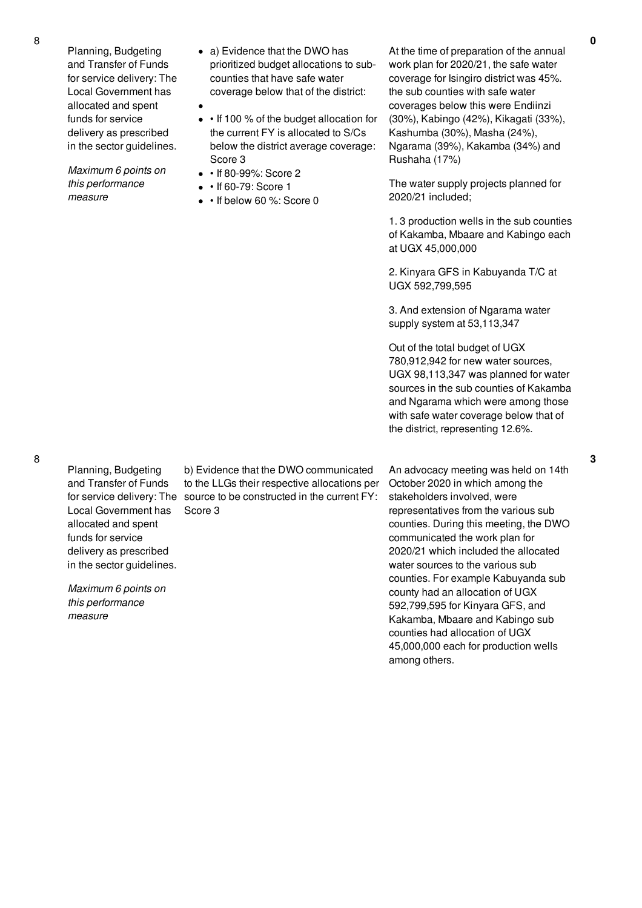| No. | Performance Area | Measure | Assessment | Score |
|---|---|---|---|---|
| 8 | Planning, Budgeting and Transfer of Funds for service delivery: The Local Government has allocated and spent funds for service delivery as prescribed in the sector guidelines.<br><br>*Maximum 6 points on this performance measure* | • a) Evidence that the DWO has prioritized budget allocations to sub-counties that have safe water coverage below that of the district:<br>•<br>• • If 100 % of the budget allocation for the current FY is allocated to S/Cs below the district average coverage: Score 3<br>• • If 80-99%: Score 2<br>• • If 60-79: Score 1<br>• • If below 60 %: Score 0 | At the time of preparation of the annual work plan for 2020/21, the safe water coverage for Isingiro district was 45%. the sub counties with safe water coverages below this were Endiinzi (30%), Kabingo (42%), Kikagati (33%), Kashumba (30%), Masha (24%), Ngarama (39%), Kakamba (34%) and Rushaha (17%)<br><br>The water supply projects planned for 2020/21 included;<br><br>1. 3 production wells in the sub counties of Kakamba, Mbaare and Kabingo each at UGX 45,000,000<br><br>2. Kinyara GFS in Kabuyanda T/C at UGX 592,799,595<br><br>3. And extension of Ngarama water supply system at 53,113,347<br><br>Out of the total budget of UGX 780,912,942 for new water sources, UGX 98,113,347 was planned for water sources in the sub counties of Kakamba and Ngarama which were among those with safe water coverage below that of the district, representing 12.6%. | 0 |
| 8 | Planning, Budgeting and Transfer of Funds for service delivery: The Local Government has allocated and spent funds for service delivery as prescribed in the sector guidelines.<br><br>*Maximum 6 points on this performance measure* | b) Evidence that the DWO communicated to the LLGs their respective allocations per source to be constructed in the current FY: Score 3 | An advocacy meeting was held on 14th October 2020 in which among the stakeholders involved, were representatives from the various sub counties. During this meeting, the DWO communicated the work plan for 2020/21 which included the allocated water sources to the various sub counties. For example Kabuyanda sub county had an allocation of UGX 592,799,595 for Kinyara GFS, and Kakamba, Mbaare and Kabingo sub counties had allocation of UGX 45,000,000 each for production wells among others. | 3 |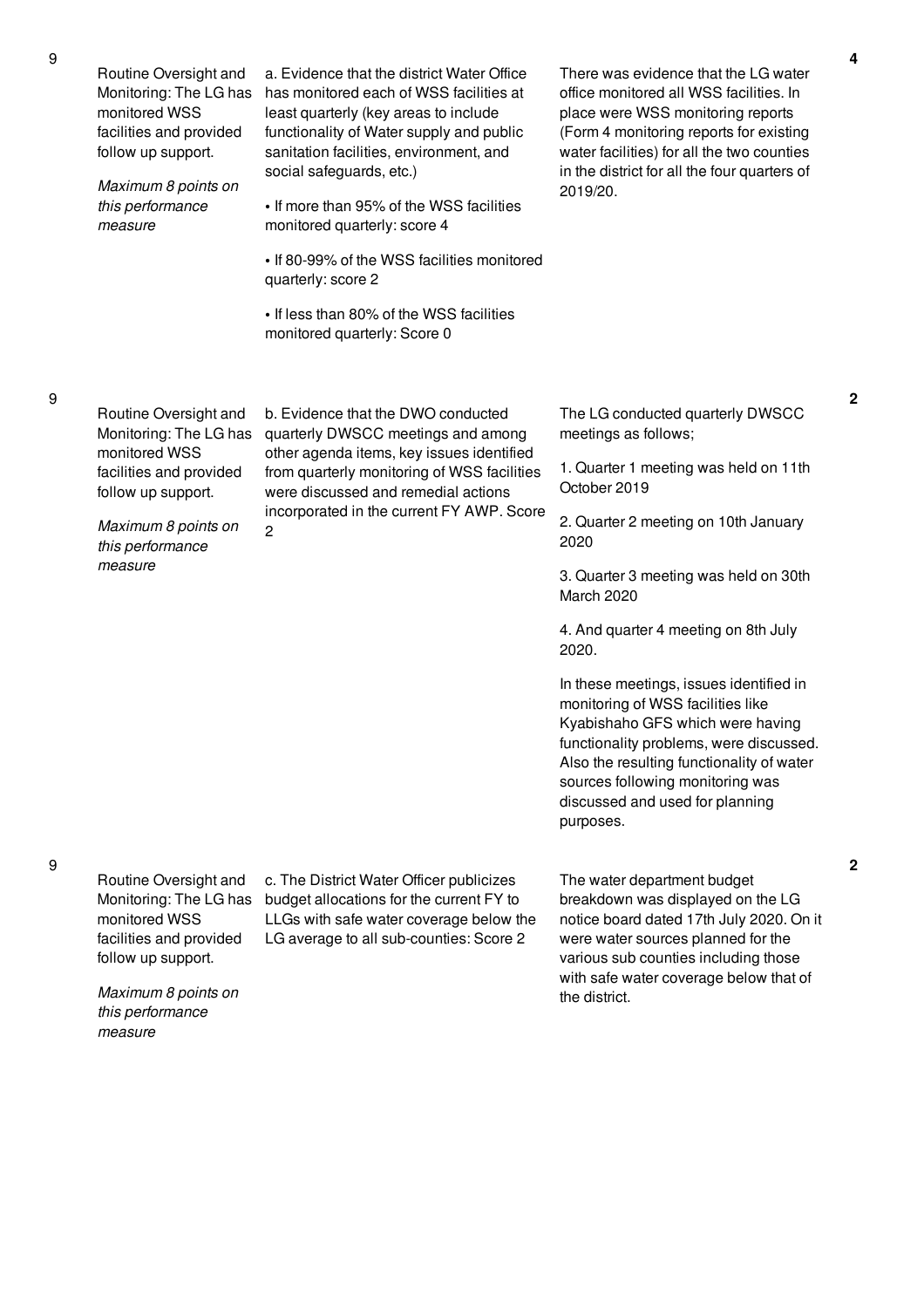| 9 | Routine Oversight and Monitoring: The LG has monitored WSS facilities and provided follow up support.<br><br>*Maximum 8 points on this performance measure* | a. Evidence that the district Water Office has monitored each of WSS facilities at least quarterly (key areas to include functionality of Water supply and public sanitation facilities, environment, and social safeguards, etc.)<br><br>• If more than 95% of the WSS facilities monitored quarterly: score 4<br><br>• If 80-99% of the WSS facilities monitored quarterly: score 2<br><br>• If less than 80% of the WSS facilities monitored quarterly: Score 0 | There was evidence that the LG water office monitored all WSS facilities. In place were WSS monitoring reports (Form 4 monitoring reports for existing water facilities) for all the two counties in the district for all the four quarters of 2019/20. | 4 |
|---|---|---|---|---|
| 9 | Routine Oversight and Monitoring: The LG has monitored WSS facilities and provided follow up support.<br><br>*Maximum 8 points on this performance measure* | b. Evidence that the DWO conducted quarterly DWSCC meetings and among other agenda items, key issues identified from quarterly monitoring of WSS facilities were discussed and remedial actions incorporated in the current FY AWP. Score 2 | The LG conducted quarterly DWSCC meetings as follows;<br><br>1. Quarter 1 meeting was held on 11th October 2019<br><br>2. Quarter 2 meeting on 10th January 2020<br><br>3. Quarter 3 meeting was held on 30th March 2020<br><br>4. And quarter 4 meeting on 8th July 2020.<br><br>In these meetings, issues identified in monitoring of WSS facilities like Kyabishaho GFS which were having functionality problems, were discussed. Also the resulting functionality of water sources following monitoring was discussed and used for planning purposes. | 2 |
| 9 | Routine Oversight and Monitoring: The LG has monitored WSS facilities and provided follow up support.<br><br>*Maximum 8 points on this performance measure* | c. The District Water Officer publicizes budget allocations for the current FY to LLGs with safe water coverage below the LG average to all sub-counties: Score 2 | The water department budget breakdown was displayed on the LG notice board dated 17th July 2020. On it were water sources planned for the various sub counties including those with safe water coverage below that of the district. | 2 |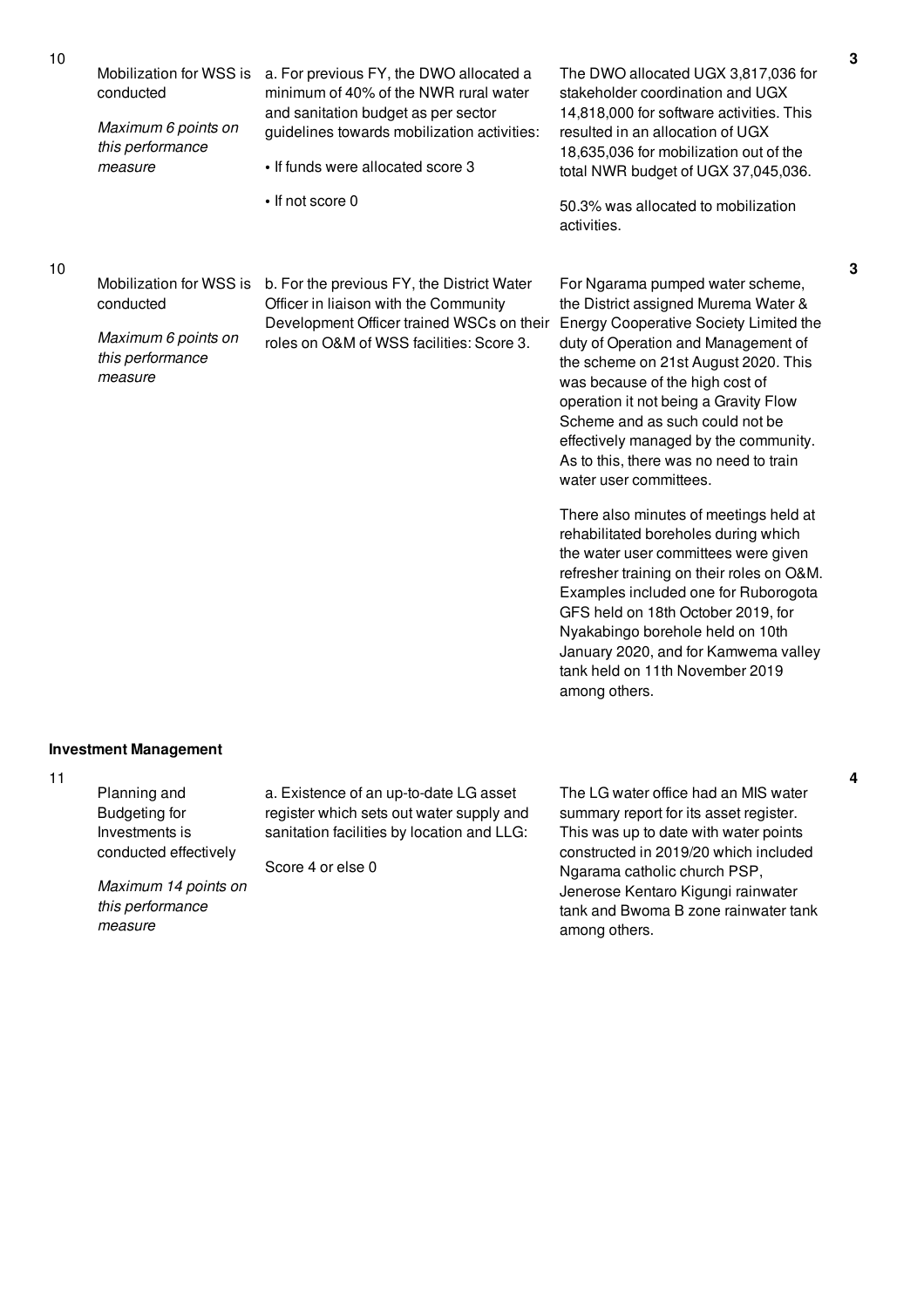| No. | Performance Area | Performance Measure | Assessment | Score |
|---|---|---|---|---|
| 10 | Mobilization for WSS is conducted<br><br>*Maximum 6 points on this performance measure* | a. For previous FY, the DWO allocated a minimum of 40% of the NWR rural water and sanitation budget as per sector guidelines towards mobilization activities:<br><br>• If funds were allocated score 3<br><br>• If not score 0 | The DWO allocated UGX 3,817,036 for stakeholder coordination and UGX 14,818,000 for software activities. This resulted in an allocation of UGX 18,635,036 for mobilization out of the total NWR budget of UGX 37,045,036.<br><br>50.3% was allocated to mobilization activities. | 3 |
| 10 | Mobilization for WSS is conducted<br><br>*Maximum 6 points on this performance measure* | b. For the previous FY, the District Water Officer in liaison with the Community Development Officer trained WSCs on their roles on O&M of WSS facilities: Score 3. | For Ngarama pumped water scheme, the District assigned Murema Water & Energy Cooperative Society Limited the duty of Operation and Management of the scheme on 21st August 2020. This was because of the high cost of operation it not being a Gravity Flow Scheme and as such could not be effectively managed by the community. As to this, there was no need to train water user committees.<br><br>There also minutes of meetings held at rehabilitated boreholes during which the water user committees were given refresher training on their roles on O&M. Examples included one for Ruborogota GFS held on 18th October 2019, for Nyakabingo borehole held on 10th January 2020, and for Kamwema valley tank held on 11th November 2019 among others. | 3 |

**Investment Management**

| No. | Performance Area | Performance Measure | Assessment | Score |
|---|---|---|---|---|
| 11 | Planning and Budgeting for Investments is conducted effectively<br><br>*Maximum 14 points on this performance measure* | a. Existence of an up-to-date LG asset register which sets out water supply and sanitation facilities by location and LLG:<br><br>Score 4 or else 0 | The LG water office had an MIS water summary report for its asset register. This was up to date with water points constructed in 2019/20 which included Ngarama catholic church PSP, Jenerose Kentaro Kigungi rainwater tank and Bwoma B zone rainwater tank among others. | 4 |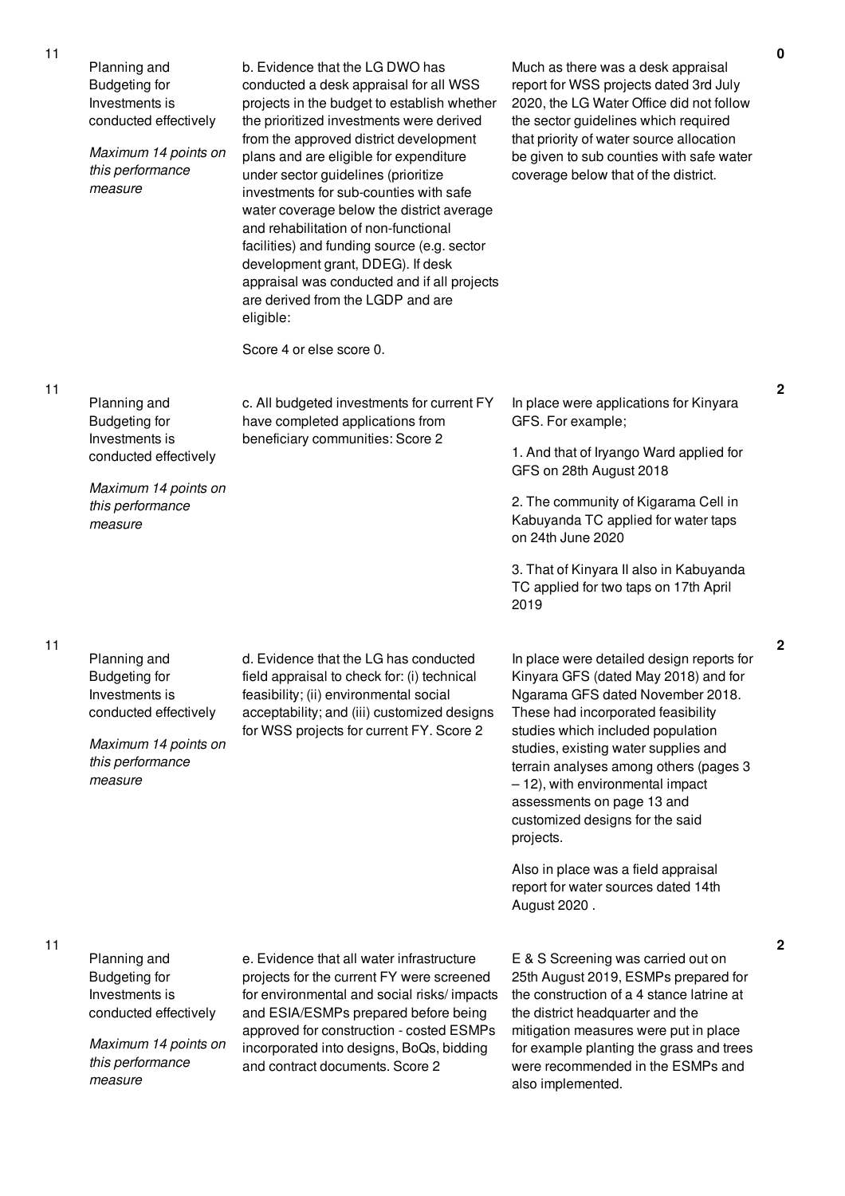| | | | | |
|---|---|---|---|---|
| 11 | Planning and Budgeting for Investments is conducted effectively<br><br>*Maximum 14 points on this performance measure* | b. Evidence that the LG DWO has conducted a desk appraisal for all WSS projects in the budget to establish whether the prioritized investments were derived from the approved district development plans and are eligible for expenditure under sector guidelines (prioritize investments for sub-counties with safe water coverage below the district average and rehabilitation of non-functional facilities) and funding source (e.g. sector development grant, DDEG). If desk appraisal was conducted and if all projects are derived from the LGDP and are eligible:<br><br>Score 4 or else score 0. | Much as there was a desk appraisal report for WSS projects dated 3rd July 2020, the LG Water Office did not follow the sector guidelines which required that priority of water source allocation be given to sub counties with safe water coverage below that of the district. | 0 |
| 11 | Planning and Budgeting for Investments is conducted effectively<br><br>*Maximum 14 points on this performance measure* | c. All budgeted investments for current FY have completed applications from beneficiary communities: Score 2 | In place were applications for Kinyara GFS. For example;<br><br>1. And that of Iryango Ward applied for GFS on 28th August 2018<br><br>2. The community of Kigarama Cell in Kabuyanda TC applied for water taps on 24th June 2020<br><br>3. That of Kinyara II also in Kabuyanda TC applied for two taps on 17th April 2019 | 2 |
| 11 | Planning and Budgeting for Investments is conducted effectively<br><br>*Maximum 14 points on this performance measure* | d. Evidence that the LG has conducted field appraisal to check for: (i) technical feasibility; (ii) environmental social acceptability; and (iii) customized designs for WSS projects for current FY. Score 2 | In place were detailed design reports for Kinyara GFS (dated May 2018) and for Ngarama GFS dated November 2018. These had incorporated feasibility studies which included population studies, existing water supplies and terrain analyses among others (pages 3 – 12), with environmental impact assessments on page 13 and customized designs for the said projects.<br><br>Also in place was a field appraisal report for water sources dated 14th August 2020 . | 2 |
| 11 | Planning and Budgeting for Investments is conducted effectively<br><br>*Maximum 14 points on this performance measure* | e. Evidence that all water infrastructure projects for the current FY were screened for environmental and social risks/ impacts and ESIA/ESMPs prepared before being approved for construction - costed ESMPs incorporated into designs, BoQs, bidding and contract documents. Score 2 | E & S Screening was carried out on 25th August 2019, ESMPs prepared for the construction of a 4 stance latrine at the district headquarter and the mitigation measures were put in place for example planting the grass and trees were recommended in the ESMPs and also implemented. | 2 |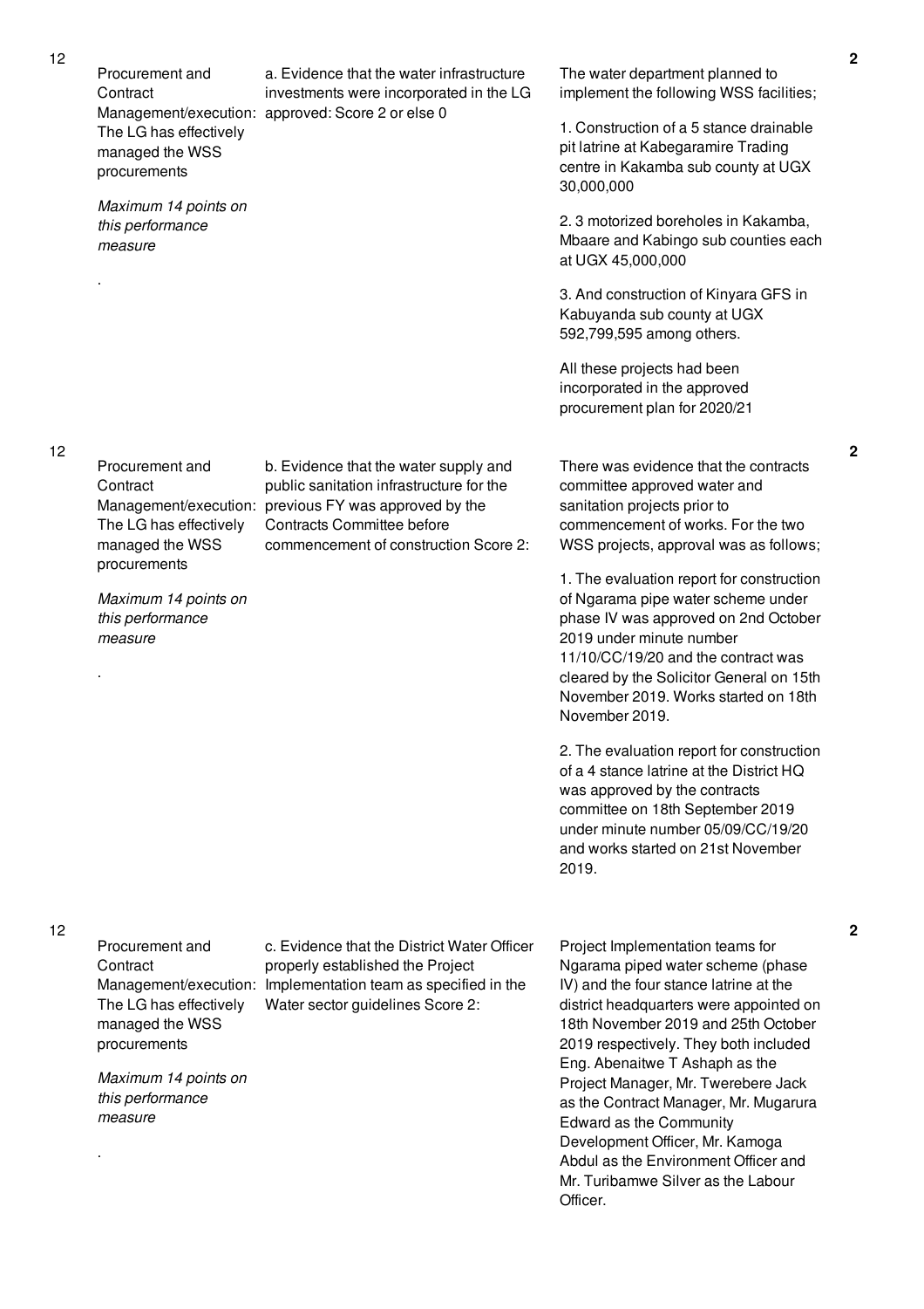| No. | Performance Measure | Indicator | Assessment | Score |
|---|---|---|---|---|
| 12 | Procurement and Contract Management/execution: The LG has effectively managed the WSS procurements<br><br>*Maximum 14 points on this performance measure*<br><br>. | a. Evidence that the water infrastructure investments were incorporated in the LG approved: Score 2 or else 0 | The water department planned to implement the following WSS facilities;<br><br>1. Construction of a 5 stance drainable pit latrine at Kabegaramire Trading centre in Kakamba sub county at UGX 30,000,000<br><br>2. 3 motorized boreholes in Kakamba, Mbaare and Kabingo sub counties each at UGX 45,000,000<br><br>3. And construction of Kinyara GFS in Kabuyanda sub county at UGX 592,799,595 among others.<br><br>All these projects had been incorporated in the approved procurement plan for 2020/21 | 2 |
| 12 | Procurement and Contract Management/execution: The LG has effectively managed the WSS procurements<br><br>*Maximum 14 points on this performance measure*<br><br>. | b. Evidence that the water supply and public sanitation infrastructure for the previous FY was approved by the Contracts Committee before commencement of construction Score 2: | There was evidence that the contracts committee approved water and sanitation projects prior to commencement of works. For the two WSS projects, approval was as follows;<br><br>1. The evaluation report for construction of Ngarama pipe water scheme under phase IV was approved on 2nd October 2019 under minute number 11/10/CC/19/20 and the contract was cleared by the Solicitor General on 15th November 2019. Works started on 18th November 2019.<br><br>2. The evaluation report for construction of a 4 stance latrine at the District HQ was approved by the contracts committee on 18th September 2019 under minute number 05/09/CC/19/20 and works started on 21st November 2019. | 2 |
| 12 | Procurement and Contract Management/execution: The LG has effectively managed the WSS procurements<br><br>*Maximum 14 points on this performance measure*<br><br>. | c. Evidence that the District Water Officer properly established the Project Implementation team as specified in the Water sector guidelines Score 2: | Project Implementation teams for Ngarama piped water scheme (phase IV) and the four stance latrine at the district headquarters were appointed on 18th November 2019 and 25th October 2019 respectively. They both included Eng. Abenaitwe T Ashaph as the Project Manager, Mr. Twerebere Jack as the Contract Manager, Mr. Mugarura Edward as the Community Development Officer, Mr. Kamoga Abdul as the Environment Officer and Mr. Turibamwe Silver as the Labour Officer. | 2 |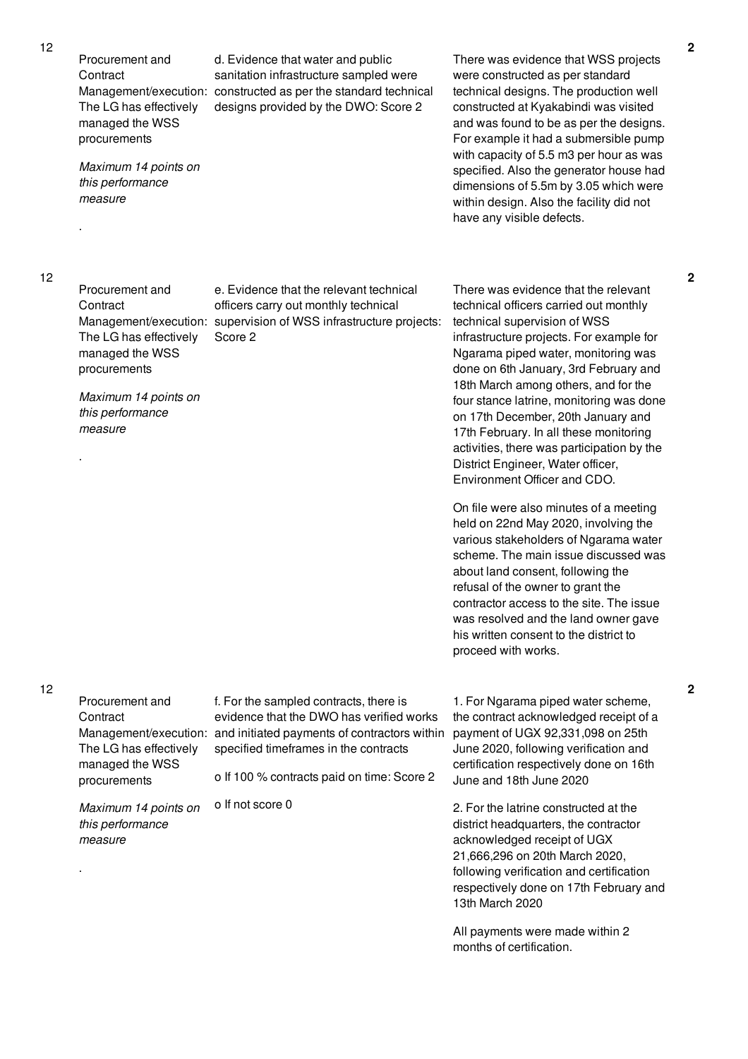| | | | | |
|---|---|---|---|---|
| 12 | Procurement and Contract Management/execution: The LG has effectively managed the WSS procurements<br><br>*Maximum 14 points on this performance measure*<br><br>. | d. Evidence that water and public sanitation infrastructure sampled were constructed as per the standard technical designs provided by the DWO: Score 2 | There was evidence that WSS projects were constructed as per standard technical designs. The production well constructed at Kyakabindi was visited and was found to be as per the designs. For example it had a submersible pump with capacity of 5.5 m3 per hour as was specified. Also the generator house had dimensions of 5.5m by 3.05 which were within design. Also the facility did not have any visible defects. | 2 |
| 12 | Procurement and Contract Management/execution: The LG has effectively managed the WSS procurements<br><br>*Maximum 14 points on this performance measure*<br><br>. | e. Evidence that the relevant technical officers carry out monthly technical supervision of WSS infrastructure projects: Score 2 | There was evidence that the relevant technical officers carried out monthly technical supervision of WSS infrastructure projects. For example for Ngarama piped water, monitoring was done on 6th January, 3rd February and 18th March among others, and for the four stance latrine, monitoring was done on 17th December, 20th January and 17th February. In all these monitoring activities, there was participation by the District Engineer, Water officer, Environment Officer and CDO.<br><br>On file were also minutes of a meeting held on 22nd May 2020, involving the various stakeholders of Ngarama water scheme. The main issue discussed was about land consent, following the refusal of the owner to grant the contractor access to the site. The issue was resolved and the land owner gave his written consent to the district to proceed with works. | 2 |
| 12 | Procurement and Contract Management/execution: The LG has effectively managed the WSS procurements<br><br>*Maximum 14 points on this performance measure*<br><br>. | f. For the sampled contracts, there is evidence that the DWO has verified works and initiated payments of contractors within specified timeframes in the contracts<br><br>o If 100 % contracts paid on time: Score 2<br><br>o If not score 0 | 1. For Ngarama piped water scheme, the contract acknowledged receipt of a payment of UGX 92,331,098 on 25th June 2020, following verification and certification respectively done on 16th June and 18th June 2020<br><br>2. For the latrine constructed at the district headquarters, the contractor acknowledged receipt of UGX 21,666,296 on 20th March 2020, following verification and certification respectively done on 17th February and 13th March 2020<br><br>All payments were made within 2 months of certification. | 2 |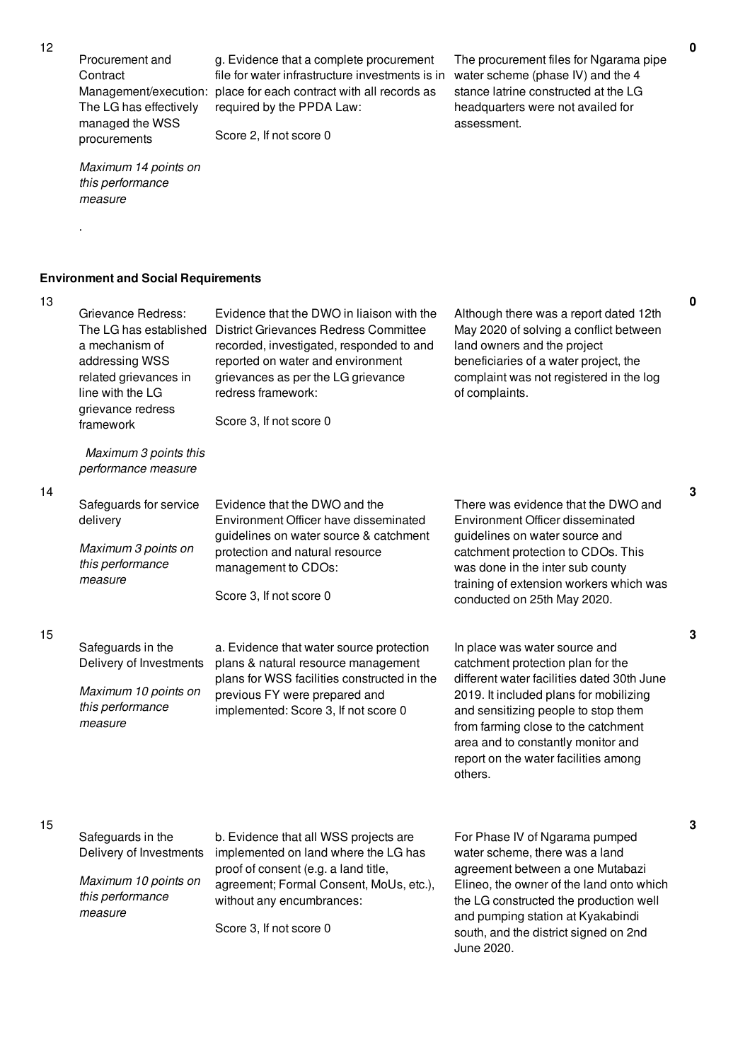| No. | Performance Area | Performance Measure | Assessment | Score |
|---|---|---|---|---|
| 12 | Procurement and Contract Management/execution: The LG has effectively managed the WSS procurements<br><br>*Maximum 14 points on this performance measure*<br><br>. | g. Evidence that a complete procurement file for water infrastructure investments is in place for each contract with all records as required by the PPDA Law:<br><br>Score 2, If not score 0 | The procurement files for Ngarama pipe water scheme (phase IV) and the 4 stance latrine constructed at the LG headquarters were not availed for assessment. | 0 |

**Environment and Social Requirements**

| No. | Performance Area | Performance Measure | Assessment | Score |
|---|---|---|---|---|
| 13 | Grievance Redress: The LG has established a mechanism of addressing WSS related grievances in line with the LG grievance redress framework<br><br>*Maximum 3 points this performance measure* | Evidence that the DWO in liaison with the District Grievances Redress Committee recorded, investigated, responded to and reported on water and environment grievances as per the LG grievance redress framework:<br><br>Score 3, If not score 0 | Although there was a report dated 12th May 2020 of solving a conflict between land owners and the project beneficiaries of a water project, the complaint was not registered in the log of complaints. | 0 |
| 14 | Safeguards for service delivery<br><br>*Maximum 3 points on this performance measure* | Evidence that the DWO and the Environment Officer have disseminated guidelines on water source & catchment protection and natural resource management to CDOs:<br><br>Score 3, If not score 0 | There was evidence that the DWO and Environment Officer disseminated guidelines on water source and catchment protection to CDOs. This was done in the inter sub county training of extension workers which was conducted on 25th May 2020. | 3 |
| 15 | Safeguards in the Delivery of Investments<br><br>*Maximum 10 points on this performance measure* | a. Evidence that water source protection plans & natural resource management plans for WSS facilities constructed in the previous FY were prepared and implemented: Score 3, If not score 0 | In place was water source and catchment protection plan for the different water facilities dated 30th June 2019. It included plans for mobilizing and sensitizing people to stop them from farming close to the catchment area and to constantly monitor and report on the water facilities among others. | 3 |
| 15 | Safeguards in the Delivery of Investments<br><br>*Maximum 10 points on this performance measure* | b. Evidence that all WSS projects are implemented on land where the LG has proof of consent (e.g. a land title, agreement; Formal Consent, MoUs, etc.), without any encumbrances:<br><br>Score 3, If not score 0 | For Phase IV of Ngarama pumped water scheme, there was a land agreement between a one Mutabazi Elineo, the owner of the land onto which the LG constructed the production well and pumping station at Kyakabindi south, and the district signed on 2nd June 2020. | 3 |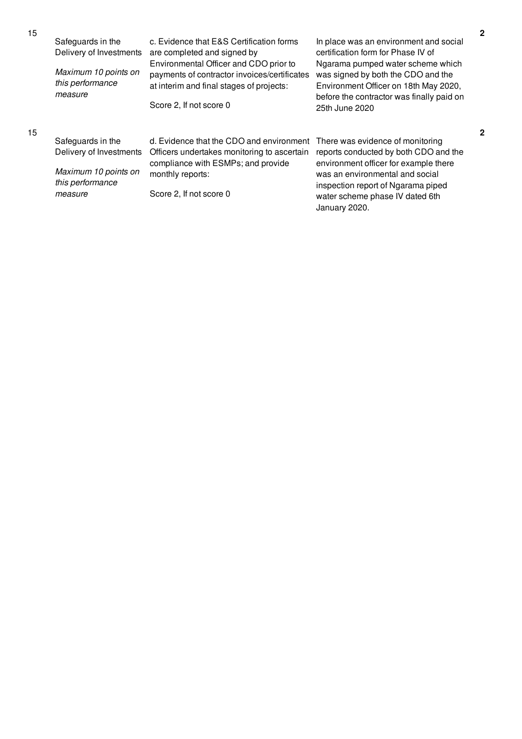| | | | | |
|---|---|---|---|---|
| 15 | Safeguards in the Delivery of Investments<br><br>*Maximum 10 points on this performance measure* | c. Evidence that E&S Certification forms are completed and signed by Environmental Officer and CDO prior to payments of contractor invoices/certificates at interim and final stages of projects:<br><br>Score 2, If not score 0 | In place was an environment and social certification form for Phase IV of Ngarama pumped water scheme which was signed by both the CDO and the Environment Officer on 18th May 2020, before the contractor was finally paid on 25th June 2020 | **2** |
| 15 | Safeguards in the Delivery of Investments<br><br>*Maximum 10 points on this performance measure* | d. Evidence that the CDO and environment Officers undertakes monitoring to ascertain compliance with ESMPs; and provide monthly reports:<br><br>Score 2, If not score 0 | There was evidence of monitoring reports conducted by both CDO and the environment officer for example there was an environmental and social inspection report of Ngarama piped water scheme phase IV dated 6th January 2020. | **2** |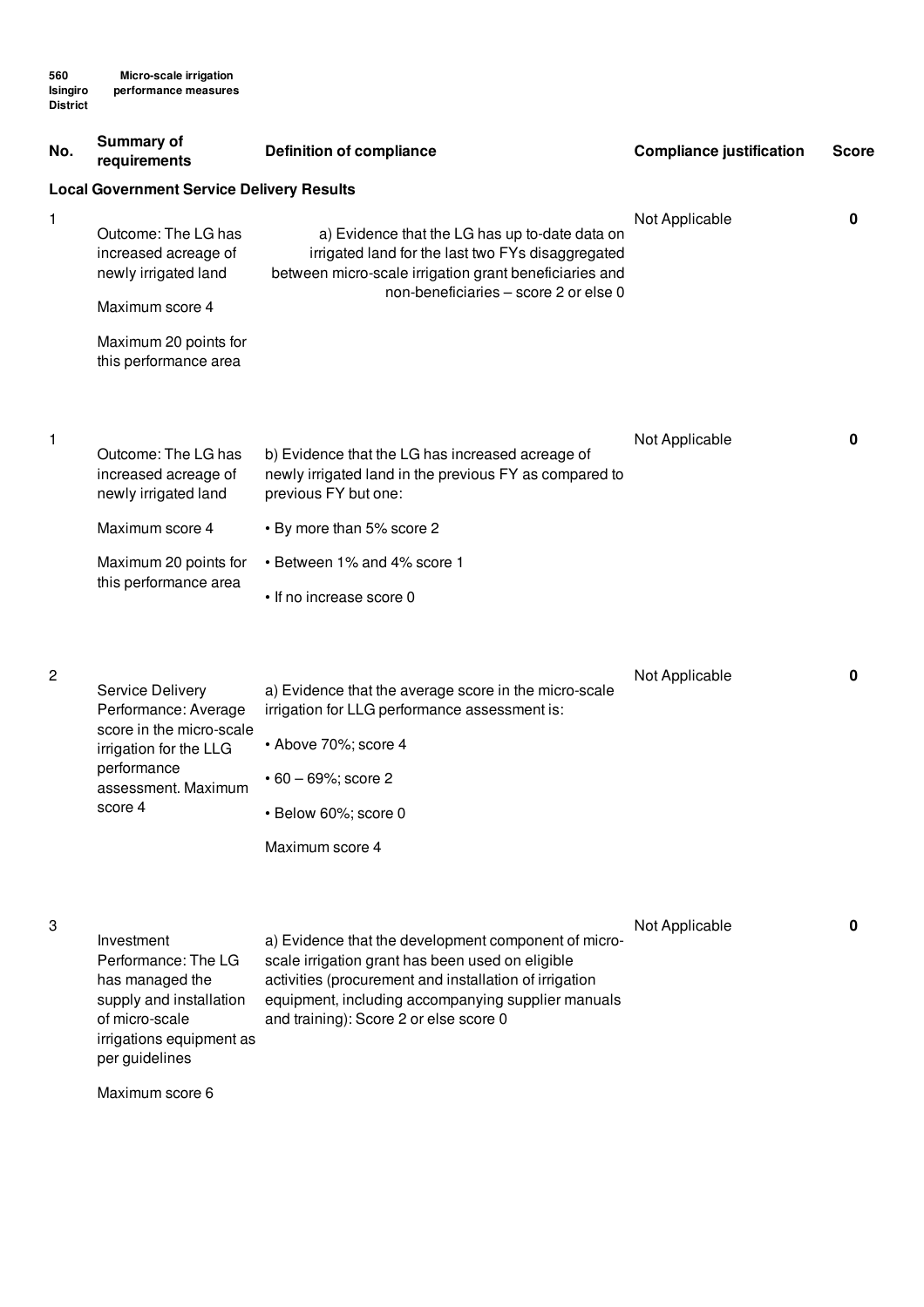560 Isingiro District — Micro-scale irrigation performance measures

| No. | Summary of requirements | Definition of compliance | Compliance justification | Score |
|---|---|---|---|---|
| **Local Government Service Delivery Results** | | | | |
| 1 | Outcome: The LG has increased acreage of newly irrigated land<br><br>Maximum score 4<br><br>Maximum 20 points for this performance area | a) Evidence that the LG has up to-date data on irrigated land for the last two FYs disaggregated between micro-scale irrigation grant beneficiaries and non-beneficiaries – score 2 or else 0 | Not Applicable | 0 |
| 1 | Outcome: The LG has increased acreage of newly irrigated land<br><br>Maximum score 4<br><br>Maximum 20 points for this performance area | b) Evidence that the LG has increased acreage of newly irrigated land in the previous FY as compared to previous FY but one:<br><br>• By more than 5% score 2<br><br>• Between 1% and 4% score 1<br><br>• If no increase score 0 | Not Applicable | 0 |
| 2 | Service Delivery Performance: Average score in the micro-scale irrigation for the LLG performance assessment. Maximum score 4 | a) Evidence that the average score in the micro-scale irrigation for LLG performance assessment is:<br><br>• Above 70%; score 4<br><br>• 60 – 69%; score 2<br><br>• Below 60%; score 0<br><br>Maximum score 4 | Not Applicable | 0 |
| 3 | Investment Performance: The LG has managed the supply and installation of micro-scale irrigations equipment as per guidelines<br><br>Maximum score 6 | a) Evidence that the development component of micro-scale irrigation grant has been used on eligible activities (procurement and installation of irrigation equipment, including accompanying supplier manuals and training): Score 2 or else score 0 | Not Applicable | 0 |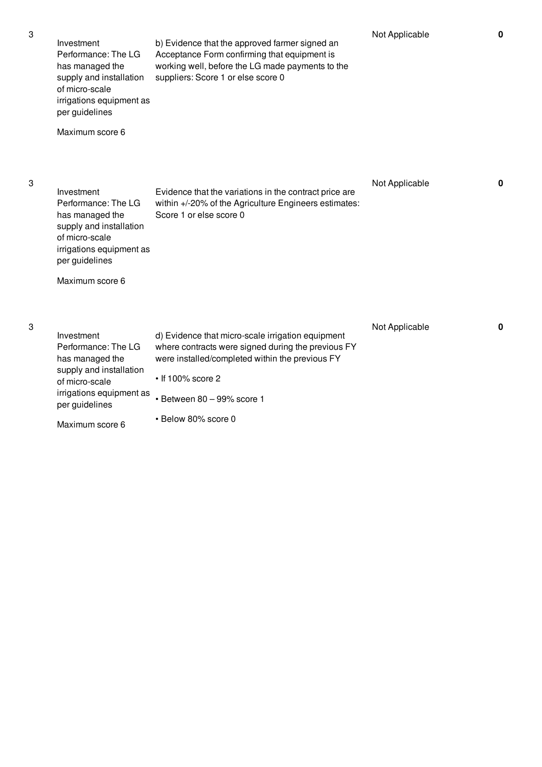| | | | | |
|---|---|---|---|---|
| 3 | Investment Performance: The LG has managed the supply and installation of micro-scale irrigations equipment as per guidelines<br><br>Maximum score 6 | b) Evidence that the approved farmer signed an Acceptance Form confirming that equipment is working well, before the LG made payments to the suppliers: Score 1 or else score 0 | Not Applicable | **0** |
| 3 | Investment Performance: The LG has managed the supply and installation of micro-scale irrigations equipment as per guidelines<br><br>Maximum score 6 | Evidence that the variations in the contract price are within +/-20% of the Agriculture Engineers estimates: Score 1 or else score 0 | Not Applicable | **0** |
| 3 | Investment Performance: The LG has managed the supply and installation of micro-scale irrigations equipment as per guidelines<br><br>Maximum score 6 | d) Evidence that micro-scale irrigation equipment where contracts were signed during the previous FY were installed/completed within the previous FY<br><br>• If 100% score 2<br><br>• Between 80 – 99% score 1<br><br>• Below 80% score 0 | Not Applicable | **0** |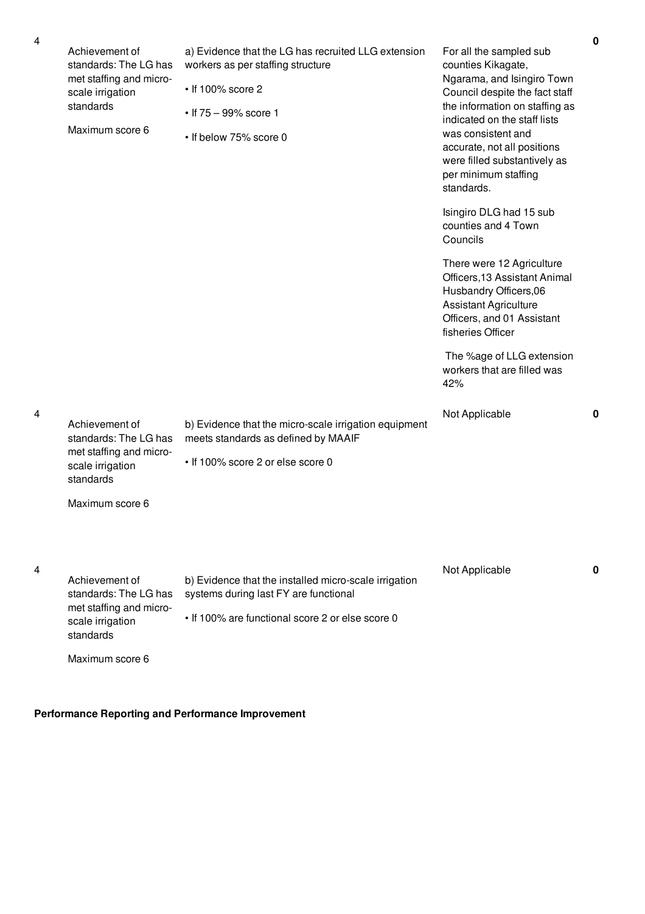| No. | Summary of requirements | Definition of compliance | Compliance justification | Score |
|---|---|---|---|---|
| 4 | Achievement of standards: The LG has met staffing and micro-scale irrigation standards<br><br>Maximum score 6 | a) Evidence that the LG has recruited LLG extension workers as per staffing structure<br><br>• If 100% score 2<br><br>• If 75 – 99% score 1<br><br>• If below 75% score 0 | For all the sampled sub counties Kikagate, Ngarama, and Isingiro Town Council despite the fact staff the information on staffing as indicated on the staff lists was consistent and accurate, not all positions were filled substantively as per minimum staffing standards.<br><br>Isingiro DLG had 15 sub counties and 4 Town Councils<br><br>There were 12 Agriculture Officers,13 Assistant Animal Husbandry Officers,06 Assistant Agriculture Officers, and 01 Assistant fisheries Officer<br><br>The %age of LLG extension workers that are filled was 42% | 0 |
| 4 | Achievement of standards: The LG has met staffing and micro-scale irrigation standards<br><br>Maximum score 6 | b) Evidence that the micro-scale irrigation equipment meets standards as defined by MAAIF<br><br>• If 100% score 2 or else score 0 | Not Applicable | 0 |
| 4 | Achievement of standards: The LG has met staffing and micro-scale irrigation standards<br><br>Maximum score 6 | b) Evidence that the installed micro-scale irrigation systems during last FY are functional<br><br>• If 100% are functional score 2 or else score 0 | Not Applicable | 0 |

**Performance Reporting and Performance Improvement**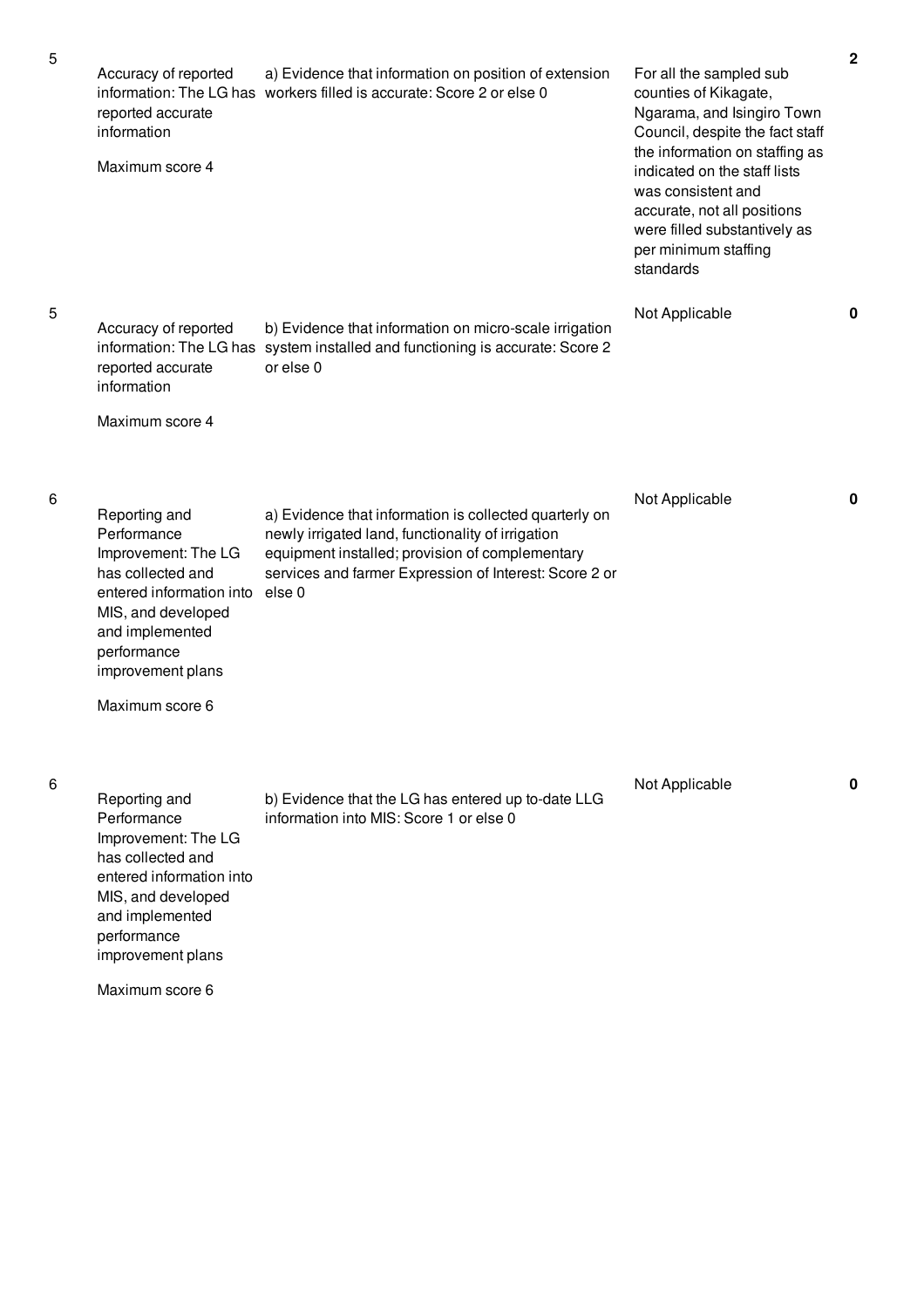| | | | | |
|---|---|---|---|---|
| 5 | Accuracy of reported information: The LG has reported accurate information<br><br>Maximum score 4 | a) Evidence that information on position of extension workers filled is accurate: Score 2 or else 0 | For all the sampled sub counties of Kikagate, Ngarama, and Isingiro Town Council, despite the fact staff the information on staffing as indicated on the staff lists was consistent and accurate, not all positions were filled substantively as per minimum staffing standards | 2 |
| 5 | Accuracy of reported information: The LG has reported accurate information<br><br>Maximum score 4 | b) Evidence that information on micro-scale irrigation system installed and functioning is accurate: Score 2 or else 0 | Not Applicable | 0 |
| 6 | Reporting and Performance Improvement: The LG has collected and entered information into MIS, and developed and implemented performance improvement plans<br><br>Maximum score 6 | a) Evidence that information is collected quarterly on newly irrigated land, functionality of irrigation equipment installed; provision of complementary services and farmer Expression of Interest: Score 2 or else 0 | Not Applicable | 0 |
| 6 | Reporting and Performance Improvement: The LG has collected and entered information into MIS, and developed and implemented performance improvement plans<br><br>Maximum score 6 | b) Evidence that the LG has entered up to-date LLG information into MIS: Score 1 or else 0 | Not Applicable | 0 |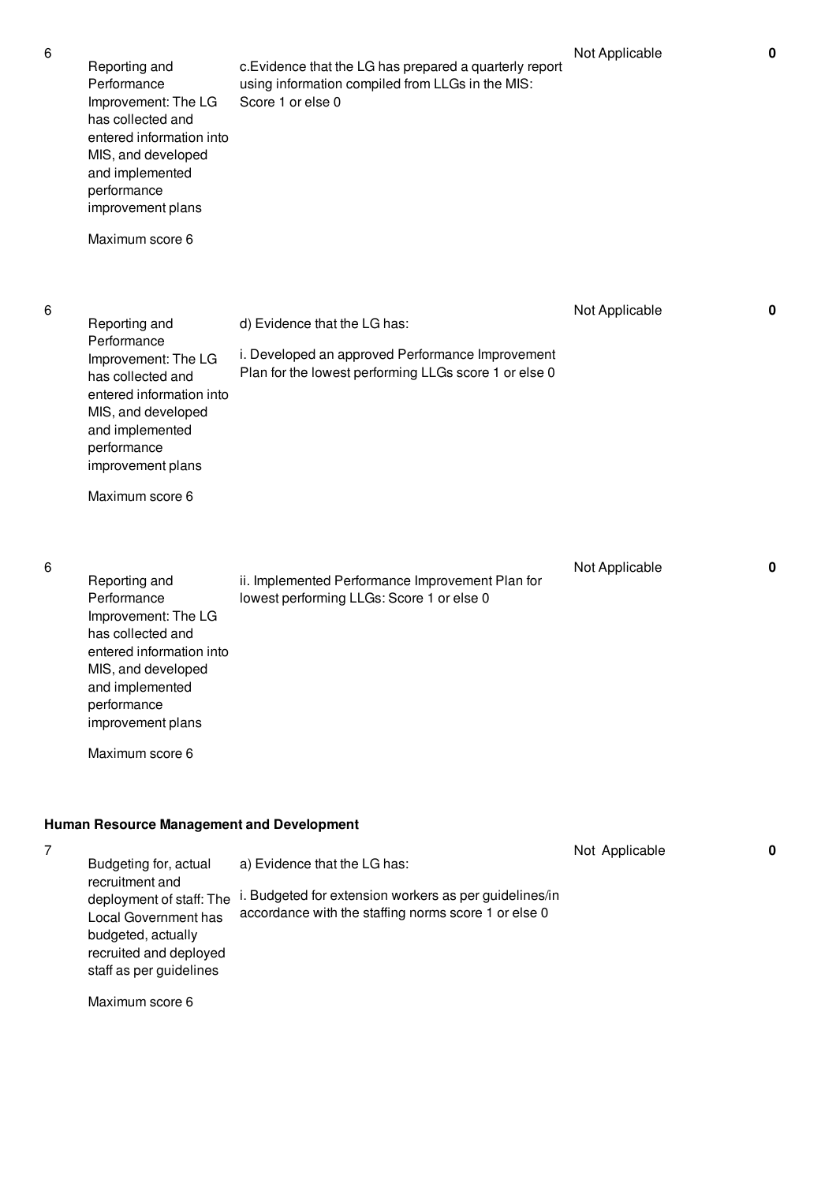| No. | Performance Area | Performance Measure | Assessment | Score |
|---|---|---|---|---|
| 6 | Reporting and Performance Improvement: The LG has collected and entered information into MIS, and developed and implemented performance improvement plans<br><br>Maximum score 6 | c.Evidence that the LG has prepared a quarterly report using information compiled from LLGs in the MIS: Score 1 or else 0 | Not Applicable | 0 |
| 6 | Reporting and Performance Improvement: The LG has collected and entered information into MIS, and developed and implemented performance improvement plans<br><br>Maximum score 6 | d) Evidence that the LG has:<br><br>i. Developed an approved Performance Improvement Plan for the lowest performing LLGs score 1 or else 0 | Not Applicable | 0 |
| 6 | Reporting and Performance Improvement: The LG has collected and entered information into MIS, and developed and implemented performance improvement plans<br><br>Maximum score 6 | ii. Implemented Performance Improvement Plan for lowest performing LLGs: Score 1 or else 0 | Not Applicable | 0 |

**Human Resource Management and Development**

| No. | Performance Area | Performance Measure | Assessment | Score |
|---|---|---|---|---|
| 7 | Budgeting for, actual recruitment and deployment of staff: The Local Government has budgeted, actually recruited and deployed staff as per guidelines<br><br>Maximum score 6 | a) Evidence that the LG has:<br><br>i. Budgeted for extension workers as per guidelines/in accordance with the staffing norms score 1 or else 0 | Not Applicable | 0 |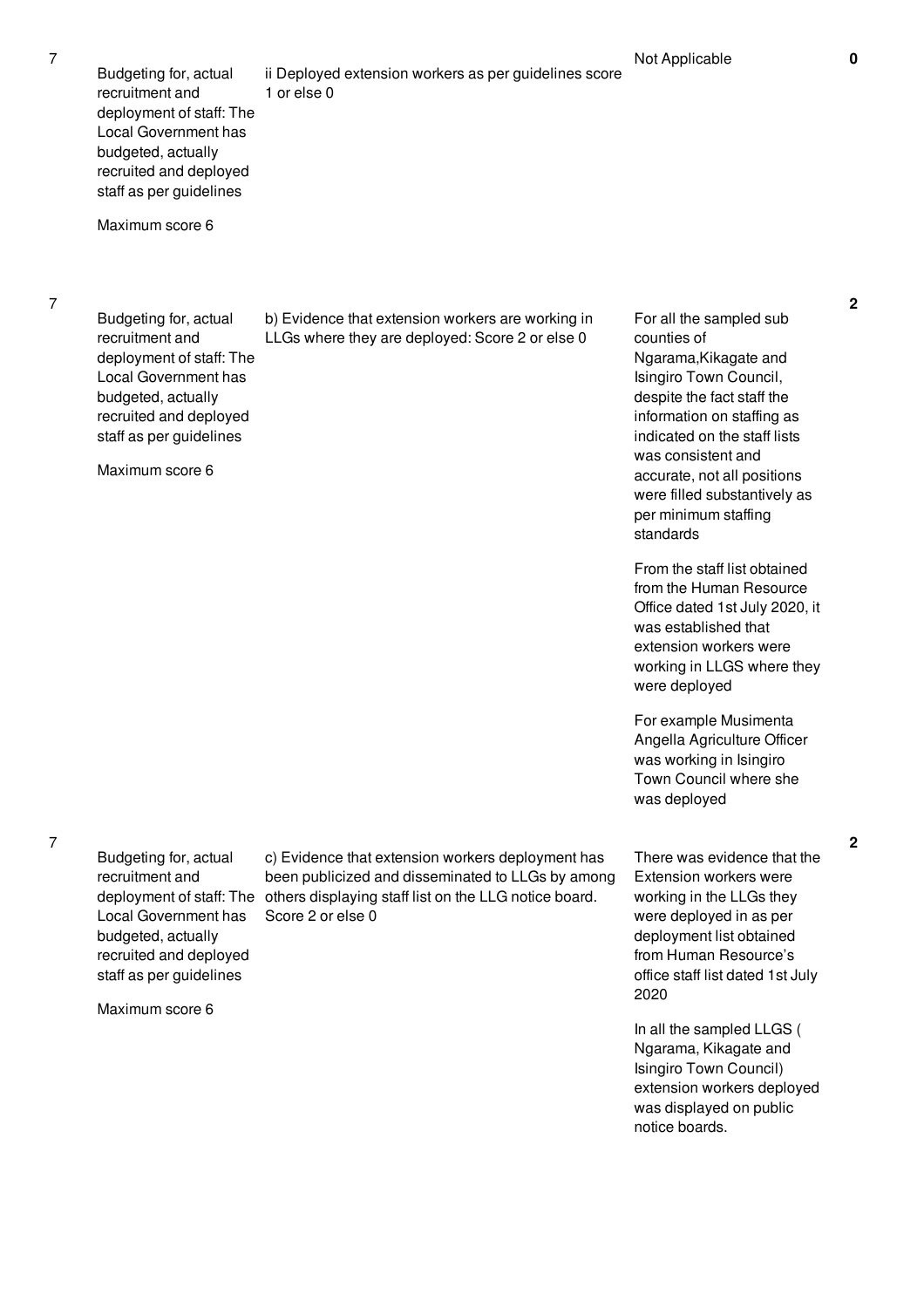| | | | | |
|---|---|---|---|---|
| 7 | Budgeting for, actual recruitment and deployment of staff: The Local Government has budgeted, actually recruited and deployed staff as per guidelines<br><br>Maximum score 6 | ii Deployed extension workers as per guidelines score 1 or else 0 | Not Applicable | **0** |
| 7 | Budgeting for, actual recruitment and deployment of staff: The Local Government has budgeted, actually recruited and deployed staff as per guidelines<br><br>Maximum score 6 | b) Evidence that extension workers are working in LLGs where they are deployed: Score 2 or else 0 | For all the sampled sub counties of Ngarama,Kikagate and Isingiro Town Council, despite the fact staff the information on staffing as indicated on the staff lists was consistent and accurate, not all positions were filled substantively as per minimum staffing standards<br><br>From the staff list obtained from the Human Resource Office dated 1st July 2020, it was established that extension workers were working in LLGS where they were deployed<br><br>For example Musimenta Angella Agriculture Officer was working in Isingiro Town Council where she was deployed | **2** |
| 7 | Budgeting for, actual recruitment and deployment of staff: The Local Government has budgeted, actually recruited and deployed staff as per guidelines<br><br>Maximum score 6 | c) Evidence that extension workers deployment has been publicized and disseminated to LLGs by among others displaying staff list on the LLG notice board. Score 2 or else 0 | There was evidence that the Extension workers were working in the LLGs they were deployed in as per deployment list obtained from Human Resource's office staff list dated 1st July 2020<br><br>In all the sampled LLGS ( Ngarama, Kikagate and Isingiro Town Council) extension workers deployed was displayed on public notice boards. | **2** |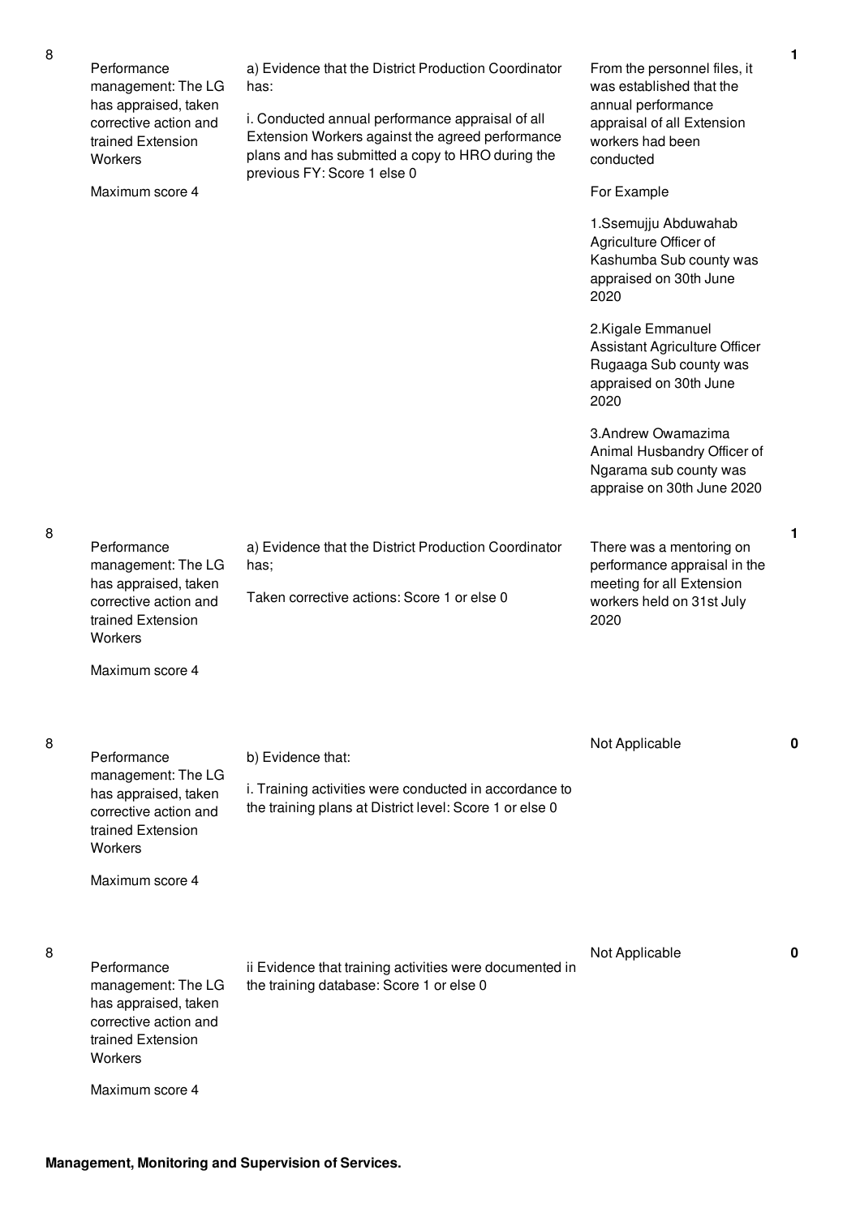| 8 | Performance management: The LG has appraised, taken corrective action and trained Extension Workers<br><br>Maximum score 4 | a) Evidence that the District Production Coordinator has:<br><br>i. Conducted annual performance appraisal of all Extension Workers against the agreed performance plans and has submitted a copy to HRO during the previous FY: Score 1 else 0 | From the personnel files, it was established that the annual performance appraisal of all Extension workers had been conducted<br><br>For Example<br><br>1.Ssemujju Abduwahab Agriculture Officer of Kashumba Sub county was appraised on 30th June 2020<br><br>2.Kigale Emmanuel Assistant Agriculture Officer Rugaaga Sub county was appraised on 30th June 2020<br><br>3.Andrew Owamazima Animal Husbandry Officer of Ngarama sub county was appraise on 30th June 2020 | 1 |
|---|---|---|---|---|
| 8 | Performance management: The LG has appraised, taken corrective action and trained Extension Workers<br><br>Maximum score 4 | a) Evidence that the District Production Coordinator has;<br><br>Taken corrective actions: Score 1 or else 0 | There was a mentoring on performance appraisal in the meeting for all Extension workers held on 31st July 2020 | 1 |
| 8 | Performance management: The LG has appraised, taken corrective action and trained Extension Workers<br><br>Maximum score 4 | b) Evidence that:<br><br>i. Training activities were conducted in accordance to the training plans at District level: Score 1 or else 0 | Not Applicable | 0 |
| 8 | Performance management: The LG has appraised, taken corrective action and trained Extension Workers<br><br>Maximum score 4 | ii Evidence that training activities were documented in the training database: Score 1 or else 0 | Not Applicable | 0 |

**Management, Monitoring and Supervision of Services.**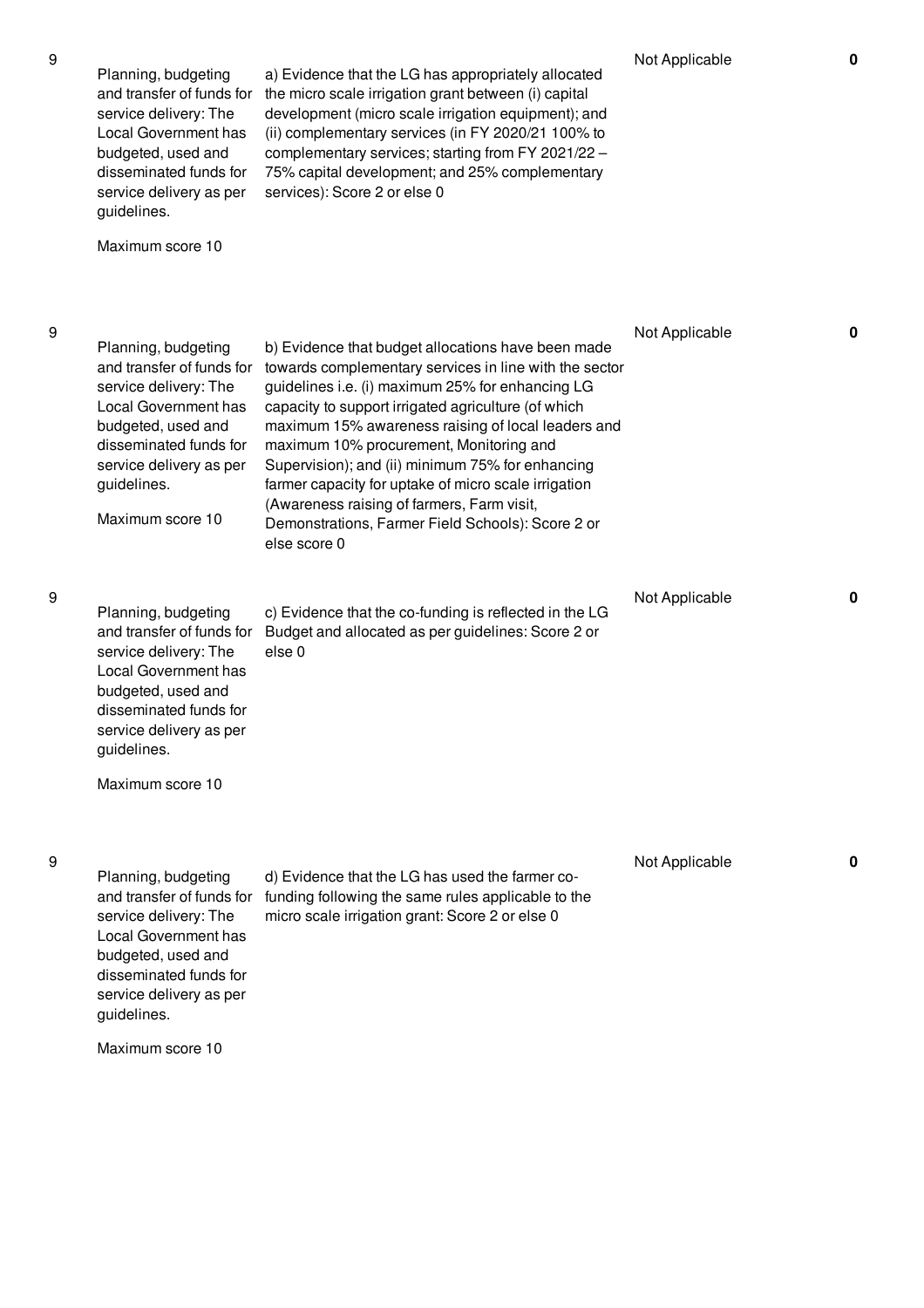| | | | | |
|---|---|---|---|---|
| 9 | Planning, budgeting and transfer of funds for service delivery: The Local Government has budgeted, used and disseminated funds for service delivery as per guidelines.<br><br>Maximum score 10 | a) Evidence that the LG has appropriately allocated the micro scale irrigation grant between (i) capital development (micro scale irrigation equipment); and (ii) complementary services (in FY 2020/21 100% to complementary services; starting from FY 2021/22 – 75% capital development; and 25% complementary services): Score 2 or else 0 | Not Applicable | **0** |
| 9 | Planning, budgeting and transfer of funds for service delivery: The Local Government has budgeted, used and disseminated funds for service delivery as per guidelines.<br><br>Maximum score 10 | b) Evidence that budget allocations have been made towards complementary services in line with the sector guidelines i.e. (i) maximum 25% for enhancing LG capacity to support irrigated agriculture (of which maximum 15% awareness raising of local leaders and maximum 10% procurement, Monitoring and Supervision); and (ii) minimum 75% for enhancing farmer capacity for uptake of micro scale irrigation (Awareness raising of farmers, Farm visit, Demonstrations, Farmer Field Schools): Score 2 or else score 0 | Not Applicable | **0** |
| 9 | Planning, budgeting and transfer of funds for service delivery: The Local Government has budgeted, used and disseminated funds for service delivery as per guidelines.<br><br>Maximum score 10 | c) Evidence that the co-funding is reflected in the LG Budget and allocated as per guidelines: Score 2 or else 0 | Not Applicable | **0** |
| 9 | Planning, budgeting and transfer of funds for service delivery: The Local Government has budgeted, used and disseminated funds for service delivery as per guidelines.<br><br>Maximum score 10 | d) Evidence that the LG has used the farmer co-funding following the same rules applicable to the micro scale irrigation grant: Score 2 or else 0 | Not Applicable | **0** |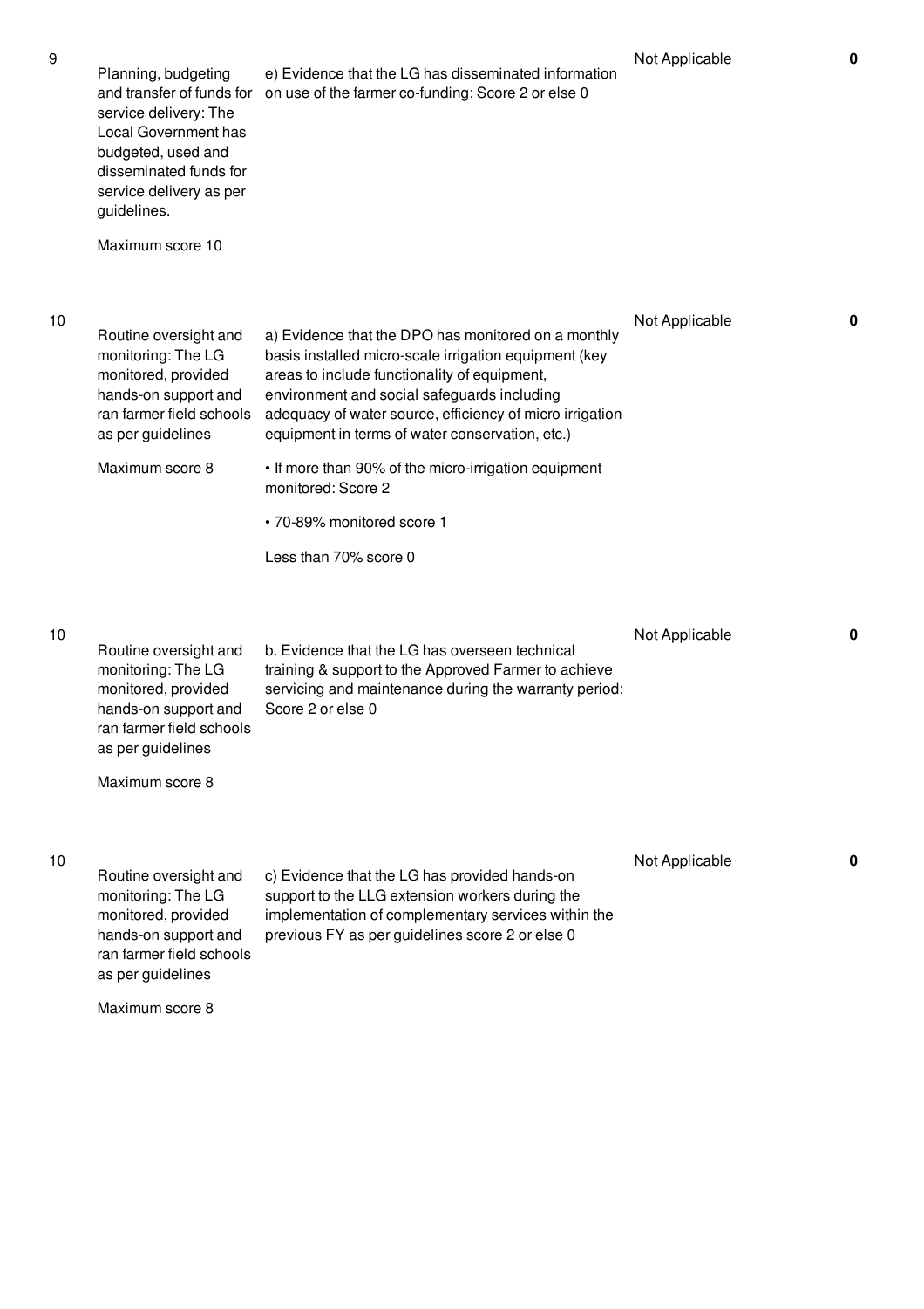| | | | | |
|---|---|---|---|---|
| 9 | Planning, budgeting and transfer of funds for service delivery: The Local Government has budgeted, used and disseminated funds for service delivery as per guidelines.<br><br>Maximum score 10 | e) Evidence that the LG has disseminated information on use of the farmer co-funding: Score 2 or else 0 | Not Applicable | **0** |
| 10 | Routine oversight and monitoring: The LG monitored, provided hands-on support and ran farmer field schools as per guidelines<br><br>Maximum score 8 | a) Evidence that the DPO has monitored on a monthly basis installed micro-scale irrigation equipment (key areas to include functionality of equipment, environment and social safeguards including adequacy of water source, efficiency of micro irrigation equipment in terms of water conservation, etc.)<br><br>• If more than 90% of the micro-irrigation equipment monitored: Score 2<br><br>• 70-89% monitored score 1<br><br>Less than 70% score 0 | Not Applicable | **0** |
| 10 | Routine oversight and monitoring: The LG monitored, provided hands-on support and ran farmer field schools as per guidelines<br><br>Maximum score 8 | b. Evidence that the LG has overseen technical training & support to the Approved Farmer to achieve servicing and maintenance during the warranty period: Score 2 or else 0 | Not Applicable | **0** |
| 10 | Routine oversight and monitoring: The LG monitored, provided hands-on support and ran farmer field schools as per guidelines<br><br>Maximum score 8 | c) Evidence that the LG has provided hands-on support to the LLG extension workers during the implementation of complementary services within the previous FY as per guidelines score 2 or else 0 | Not Applicable | **0** |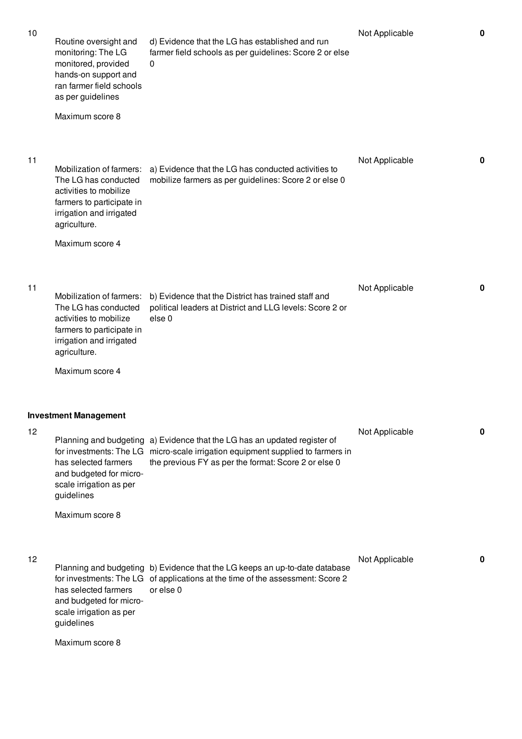| No. | Performance Measure | Scoring Guide | Status | Score |
|---|---|---|---|---|
| 10 | Routine oversight and monitoring: The LG monitored, provided hands-on support and ran farmer field schools as per guidelines<br><br>Maximum score 8 | d) Evidence that the LG has established and run farmer field schools as per guidelines: Score 2 or else 0 | Not Applicable | **0** |
| 11 | Mobilization of farmers: The LG has conducted activities to mobilize farmers to participate in irrigation and irrigated agriculture.<br><br>Maximum score 4 | a) Evidence that the LG has conducted activities to mobilize farmers as per guidelines: Score 2 or else 0 | Not Applicable | **0** |
| 11 | Mobilization of farmers: The LG has conducted activities to mobilize farmers to participate in irrigation and irrigated agriculture.<br><br>Maximum score 4 | b) Evidence that the District has trained staff and political leaders at District and LLG levels: Score 2 or else 0 | Not Applicable | **0** |
| **Investment Management** | | | | |
| 12 | Planning and budgeting for investments: The LG has selected farmers and budgeted for micro-scale irrigation as per guidelines<br><br>Maximum score 8 | a) Evidence that the LG has an updated register of micro-scale irrigation equipment supplied to farmers in the previous FY as per the format: Score 2 or else 0 | Not Applicable | **0** |
| 12 | Planning and budgeting for investments: The LG has selected farmers and budgeted for micro-scale irrigation as per guidelines<br><br>Maximum score 8 | b) Evidence that the LG keeps an up-to-date database of applications at the time of the assessment: Score 2 or else 0 | Not Applicable | **0** |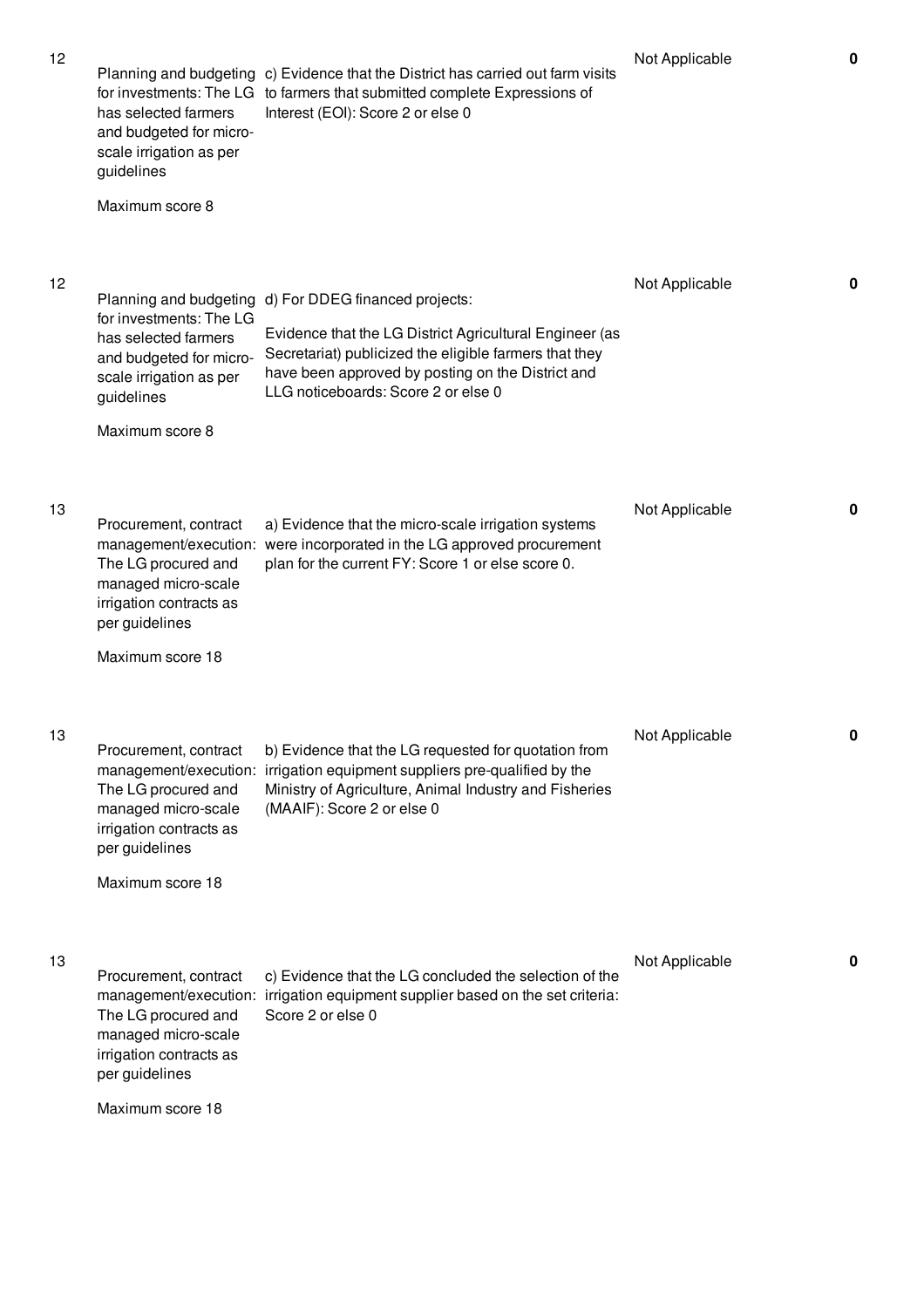| | | | | |
|---|---|---|---|---|
| 12 | Planning and budgeting for investments: The LG has selected farmers and budgeted for micro-scale irrigation as per guidelines<br><br>Maximum score 8 | c) Evidence that the District has carried out farm visits to farmers that submitted complete Expressions of Interest (EOI): Score 2 or else 0 | Not Applicable | **0** |
| 12 | Planning and budgeting for investments: The LG has selected farmers and budgeted for micro-scale irrigation as per guidelines<br><br>Maximum score 8 | d) For DDEG financed projects:<br><br>Evidence that the LG District Agricultural Engineer (as Secretariat) publicized the eligible farmers that they have been approved by posting on the District and LLG noticeboards: Score 2 or else 0 | Not Applicable | **0** |
| 13 | Procurement, contract management/execution: The LG procured and managed micro-scale irrigation contracts as per guidelines<br><br>Maximum score 18 | a) Evidence that the micro-scale irrigation systems were incorporated in the LG approved procurement plan for the current FY: Score 1 or else score 0. | Not Applicable | **0** |
| 13 | Procurement, contract management/execution: The LG procured and managed micro-scale irrigation contracts as per guidelines<br><br>Maximum score 18 | b) Evidence that the LG requested for quotation from irrigation equipment suppliers pre-qualified by the Ministry of Agriculture, Animal Industry and Fisheries (MAAIF): Score 2 or else 0 | Not Applicable | **0** |
| 13 | Procurement, contract management/execution: The LG procured and managed micro-scale irrigation contracts as per guidelines<br><br>Maximum score 18 | c) Evidence that the LG concluded the selection of the irrigation equipment supplier based on the set criteria: Score 2 or else 0 | Not Applicable | **0** |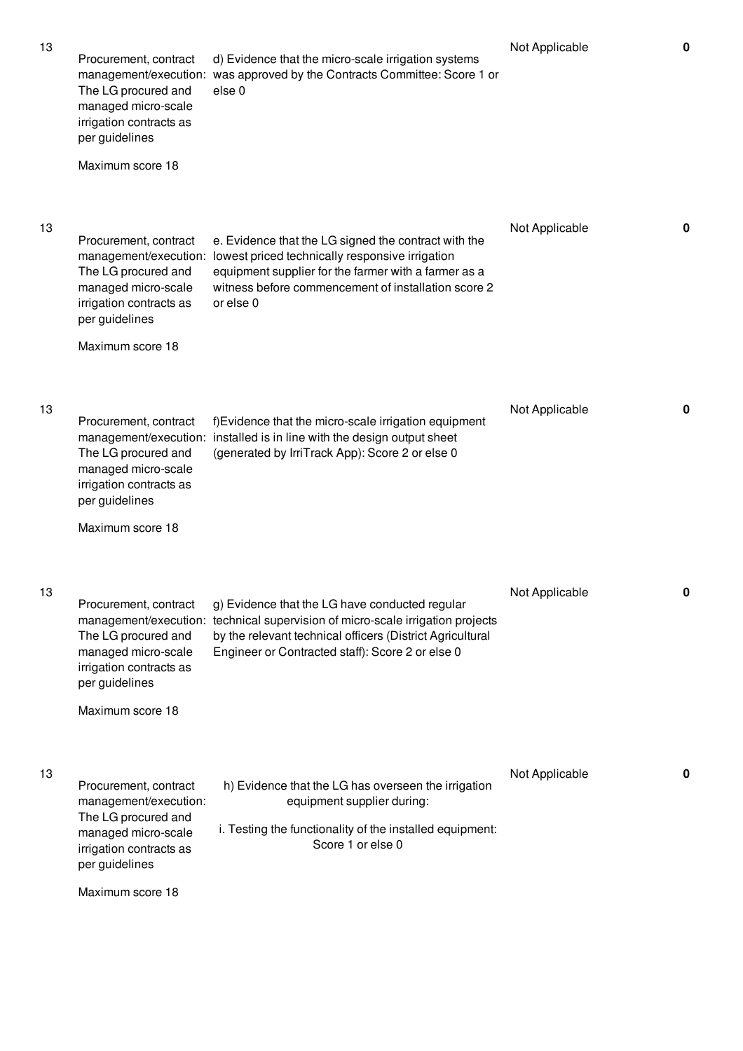| | | | | |
|---|---|---|---|---|
| 13 | Procurement, contract management/execution: The LG procured and managed micro-scale irrigation contracts as per guidelines<br><br>Maximum score 18 | d) Evidence that the micro-scale irrigation systems was approved by the Contracts Committee: Score 1 or else 0 | Not Applicable | **0** |
| 13 | Procurement, contract management/execution: The LG procured and managed micro-scale irrigation contracts as per guidelines<br><br>Maximum score 18 | e. Evidence that the LG signed the contract with the lowest priced technically responsive irrigation equipment supplier for the farmer with a farmer as a witness before commencement of installation score 2 or else 0 | Not Applicable | **0** |
| 13 | Procurement, contract management/execution: The LG procured and managed micro-scale irrigation contracts as per guidelines<br><br>Maximum score 18 | f)Evidence that the micro-scale irrigation equipment installed is in line with the design output sheet (generated by IrriTrack App): Score 2 or else 0 | Not Applicable | **0** |
| 13 | Procurement, contract management/execution: The LG procured and managed micro-scale irrigation contracts as per guidelines<br><br>Maximum score 18 | g) Evidence that the LG have conducted regular technical supervision of micro-scale irrigation projects by the relevant technical officers (District Agricultural Engineer or Contracted staff): Score 2 or else 0 | Not Applicable | **0** |
| 13 | Procurement, contract management/execution: The LG procured and managed micro-scale irrigation contracts as per guidelines<br><br>Maximum score 18 | h) Evidence that the LG has overseen the irrigation equipment supplier during:<br><br>i. Testing the functionality of the installed equipment: Score 1 or else 0 | Not Applicable | **0** |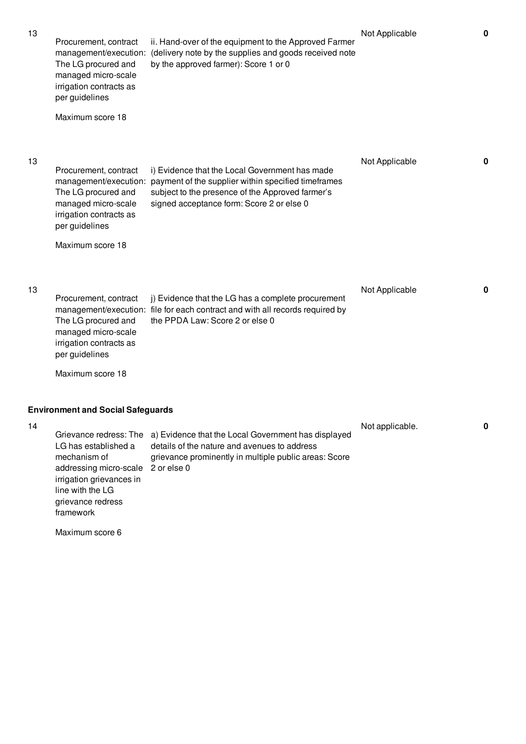| | | | | |
|---|---|---|---|---|
| 13 | Procurement, contract management/execution: The LG procured and managed micro-scale irrigation contracts as per guidelines<br><br>Maximum score 18 | ii. Hand-over of the equipment to the Approved Farmer (delivery note by the supplies and goods received note by the approved farmer): Score 1 or 0 | Not Applicable | **0** |
| 13 | Procurement, contract management/execution: The LG procured and managed micro-scale irrigation contracts as per guidelines<br><br>Maximum score 18 | i) Evidence that the Local Government has made payment of the supplier within specified timeframes subject to the presence of the Approved farmer's signed acceptance form: Score 2 or else 0 | Not Applicable | **0** |
| 13 | Procurement, contract management/execution: The LG procured and managed micro-scale irrigation contracts as per guidelines<br><br>Maximum score 18 | j) Evidence that the LG has a complete procurement file for each contract and with all records required by the PPDA Law: Score 2 or else 0 | Not Applicable | **0** |

**Environment and Social Safeguards**

| | | | | |
|---|---|---|---|---|
| 14 | Grievance redress: The LG has established a mechanism of addressing micro-scale irrigation grievances in line with the LG grievance redress framework<br><br>Maximum score 6 | a) Evidence that the Local Government has displayed details of the nature and avenues to address grievance prominently in multiple public areas: Score 2 or else 0 | Not applicable. | **0** |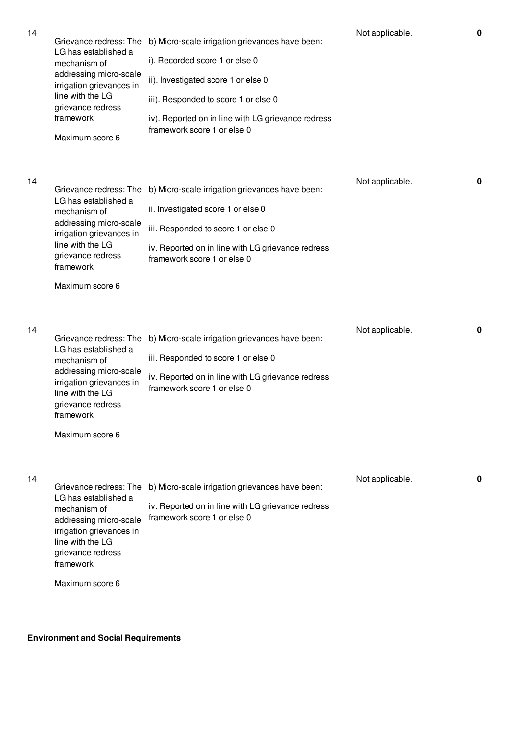| | | | | |
|---|---|---|---|---|
| 14 | Grievance redress: The LG has established a mechanism of addressing micro-scale irrigation grievances in line with the LG grievance redress framework<br><br>Maximum score 6 | b) Micro-scale irrigation grievances have been:<br><br>i). Recorded score 1 or else 0<br><br>ii). Investigated score 1 or else 0<br><br>iii). Responded to score 1 or else 0<br><br>iv). Reported on in line with LG grievance redress framework score 1 or else 0 | Not applicable. | **0** |
| 14 | Grievance redress: The LG has established a mechanism of addressing micro-scale irrigation grievances in line with the LG grievance redress framework<br><br>Maximum score 6 | b) Micro-scale irrigation grievances have been:<br><br>ii. Investigated score 1 or else 0<br><br>iii. Responded to score 1 or else 0<br><br>iv. Reported on in line with LG grievance redress framework score 1 or else 0 | Not applicable. | **0** |
| 14 | Grievance redress: The LG has established a mechanism of addressing micro-scale irrigation grievances in line with the LG grievance redress framework<br><br>Maximum score 6 | b) Micro-scale irrigation grievances have been:<br><br>iii. Responded to score 1 or else 0<br><br>iv. Reported on in line with LG grievance redress framework score 1 or else 0 | Not applicable. | **0** |
| 14 | Grievance redress: The LG has established a mechanism of addressing micro-scale irrigation grievances in line with the LG grievance redress framework<br><br>Maximum score 6 | b) Micro-scale irrigation grievances have been:<br><br>iv. Reported on in line with LG grievance redress framework score 1 or else 0 | Not applicable. | **0** |

**Environment and Social Requirements**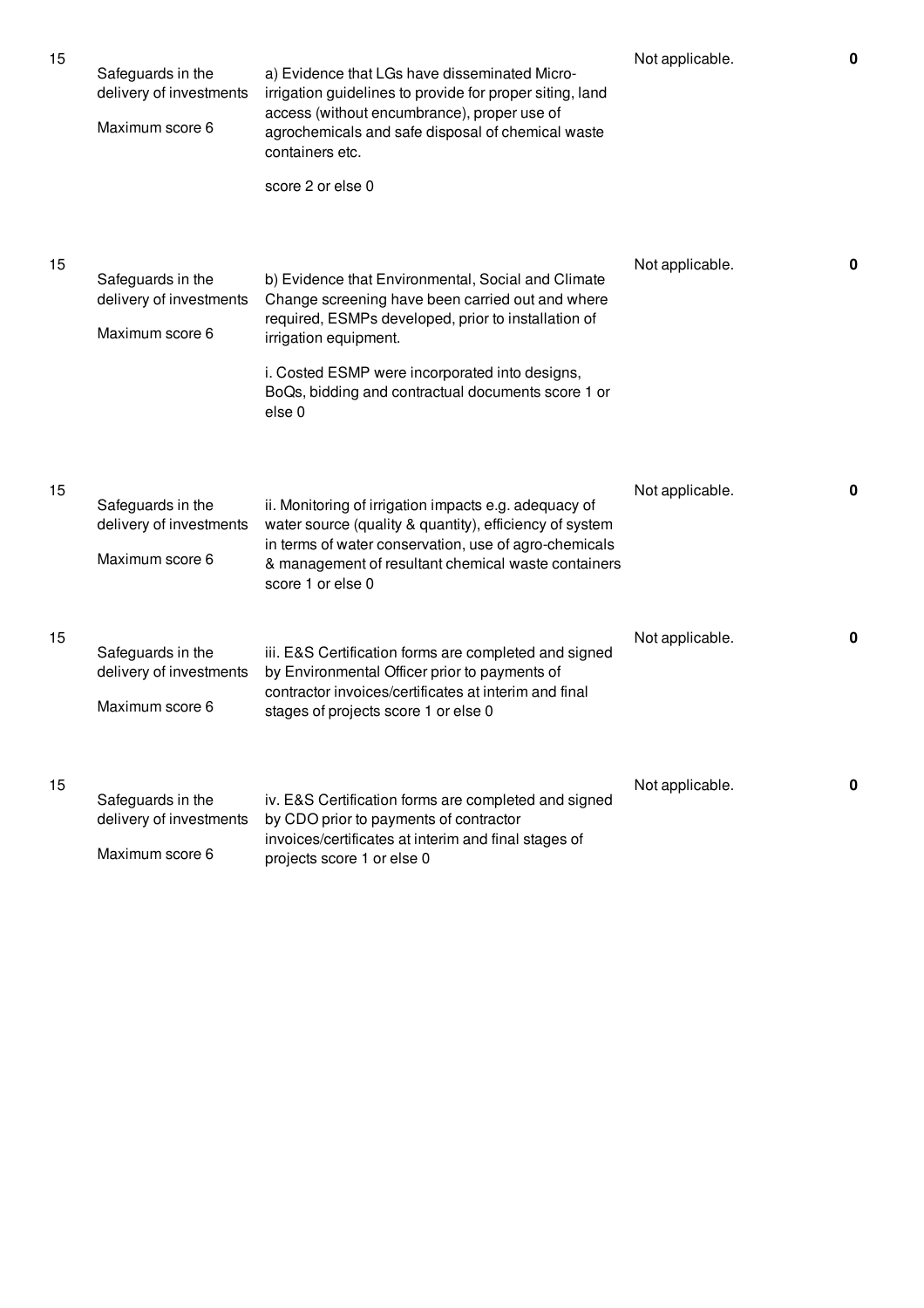| | | | | |
|---|---|---|---|---|
| 15 | Safeguards in the delivery of investments<br><br>Maximum score 6 | a) Evidence that LGs have disseminated Micro-irrigation guidelines to provide for proper siting, land access (without encumbrance), proper use of agrochemicals and safe disposal of chemical waste containers etc.<br><br>score 2 or else 0 | Not applicable. | **0** |
| 15 | Safeguards in the delivery of investments<br><br>Maximum score 6 | b) Evidence that Environmental, Social and Climate Change screening have been carried out and where required, ESMPs developed, prior to installation of irrigation equipment.<br><br>i. Costed ESMP were incorporated into designs, BoQs, bidding and contractual documents score 1 or else 0 | Not applicable. | **0** |
| 15 | Safeguards in the delivery of investments<br><br>Maximum score 6 | ii. Monitoring of irrigation impacts e.g. adequacy of water source (quality & quantity), efficiency of system in terms of water conservation, use of agro-chemicals & management of resultant chemical waste containers score 1 or else 0 | Not applicable. | **0** |
| 15 | Safeguards in the delivery of investments<br><br>Maximum score 6 | iii. E&S Certification forms are completed and signed by Environmental Officer prior to payments of contractor invoices/certificates at interim and final stages of projects score 1 or else 0 | Not applicable. | **0** |
| 15 | Safeguards in the delivery of investments<br><br>Maximum score 6 | iv. E&S Certification forms are completed and signed by CDO prior to payments of contractor invoices/certificates at interim and final stages of projects score 1 or else 0 | Not applicable. | **0** |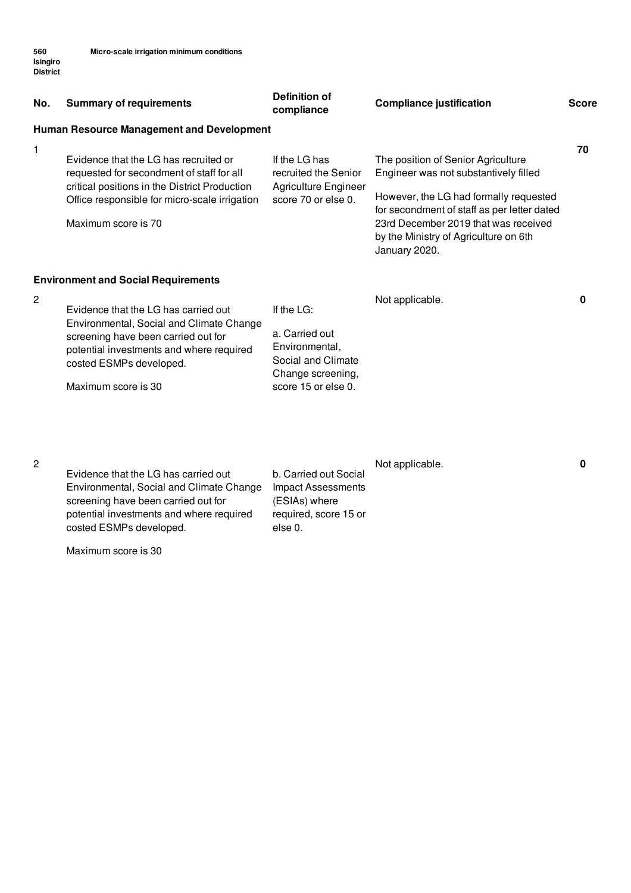**560 Isingiro District** **Micro-scale irrigation minimum conditions**

| No. | Summary of requirements | Definition of compliance | Compliance justification | Score |
|---|---|---|---|---|
| **Human Resource Management and Development** | | | | |
| 1 | Evidence that the LG has recruited or requested for secondment of staff for all critical positions in the District Production Office responsible for micro-scale irrigation<br><br>Maximum score is 70 | If the LG has recruited the Senior Agriculture Engineer score 70 or else 0. | The position of Senior Agriculture Engineer was not substantively filled<br><br>However, the LG had formally requested for secondment of staff as per letter dated 23rd December 2019 that was received by the Ministry of Agriculture on 6th January 2020. | **70** |
| **Environment and Social Requirements** | | | | |
| 2 | Evidence that the LG has carried out Environmental, Social and Climate Change screening have been carried out for potential investments and where required costed ESMPs developed.<br><br>Maximum score is 30 | If the LG:<br><br>a. Carried out Environmental, Social and Climate Change screening, score 15 or else 0. | Not applicable. | **0** |
| 2 | Evidence that the LG has carried out Environmental, Social and Climate Change screening have been carried out for potential investments and where required costed ESMPs developed.<br><br>Maximum score is 30 | b. Carried out Social Impact Assessments (ESIAs) where required, score 15 or else 0. | Not applicable. | **0** |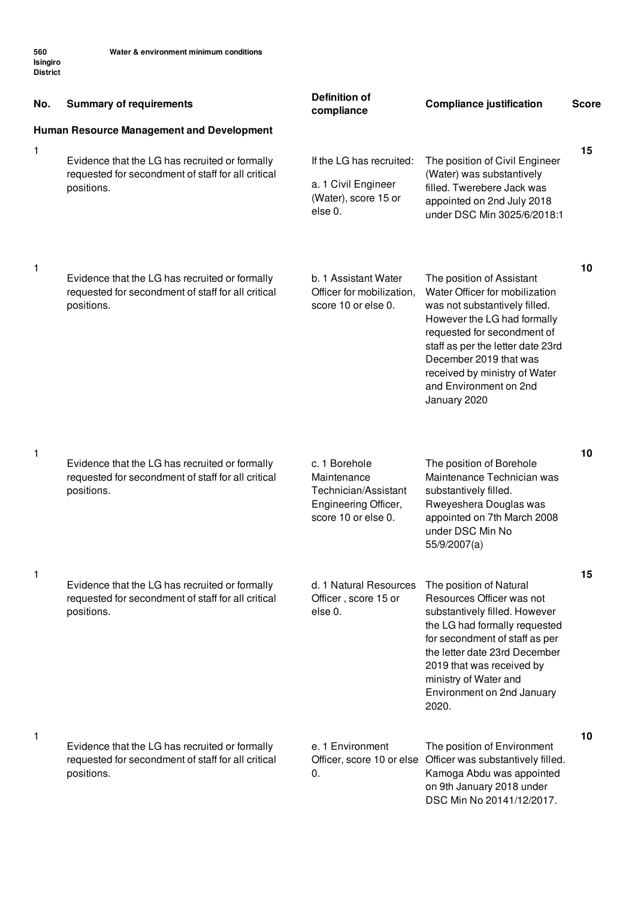560 Isingiro District — Water & environment minimum conditions

| No. | Summary of requirements | Definition of compliance | Compliance justification | Score |
|---|---|---|---|---|
| **Human Resource Management and Development** | | | | |
| 1 | Evidence that the LG has recruited or formally requested for secondment of staff for all critical positions. | If the LG has recruited: a. 1 Civil Engineer (Water), score 15 or else 0. | The position of Civil Engineer (Water) was substantively filled. Twerebere Jack was appointed on 2nd July 2018 under DSC Min 3025/6/2018:1 | 15 |
| 1 | Evidence that the LG has recruited or formally requested for secondment of staff for all critical positions. | b. 1 Assistant Water Officer for mobilization, score 10 or else 0. | The position of Assistant Water Officer for mobilization was not substantively filled. However the LG had formally requested for secondment of staff as per the letter date 23rd December 2019 that was received by ministry of Water and Environment on 2nd January 2020 | 10 |
| 1 | Evidence that the LG has recruited or formally requested for secondment of staff for all critical positions. | c. 1 Borehole Maintenance Technician/Assistant Engineering Officer, score 10 or else 0. | The position of Borehole Maintenance Technician was substantively filled. Rweyeshera Douglas was appointed on 7th March 2008 under DSC Min No 55/9/2007(a) | 10 |
| 1 | Evidence that the LG has recruited or formally requested for secondment of staff for all critical positions. | d. 1 Natural Resources Officer , score 15 or else 0. | The position of Natural Resources Officer was not substantively filled. However the LG had formally requested for secondment of staff as per the letter date 23rd December 2019 that was received by ministry of Water and Environment on 2nd January 2020. | 15 |
| 1 | Evidence that the LG has recruited or formally requested for secondment of staff for all critical positions. | e. 1 Environment Officer, score 10 or else 0. | The position of Environment Officer was substantively filled. Kamoga Abdu was appointed on 9th January 2018 under DSC Min No 20141/12/2017. | 10 |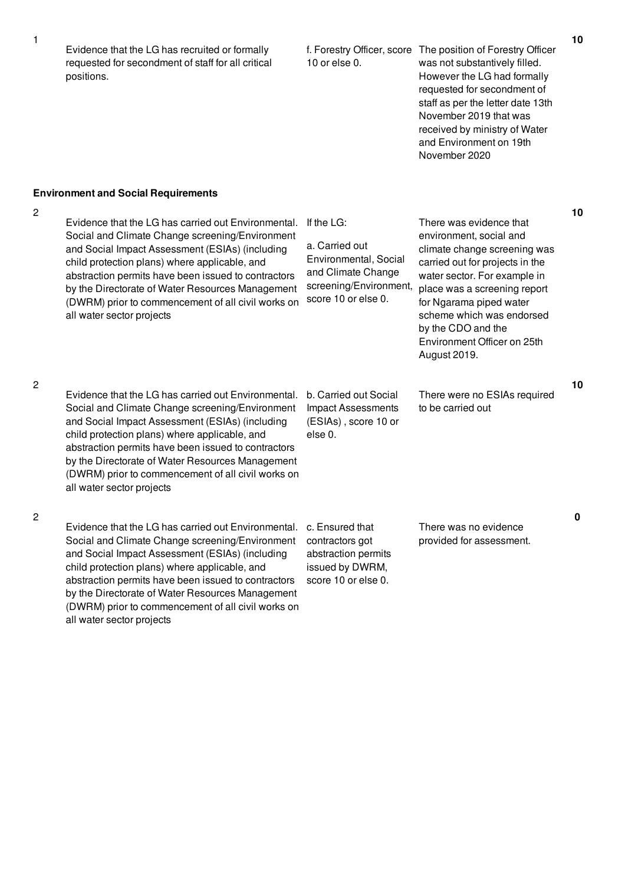| | | | | |
|---|---|---|---|---|
| 1 | Evidence that the LG has recruited or formally requested for secondment of staff for all critical positions. | f. Forestry Officer, score 10 or else 0. | The position of Forestry Officer was not substantively filled. However the LG had formally requested for secondment of staff as per the letter date 13th November 2019 that was received by ministry of Water and Environment on 19th November 2020 | 10 |

**Environment and Social Requirements**

| | | | | |
|---|---|---|---|---|
| 2 | Evidence that the LG has carried out Environmental. Social and Climate Change screening/Environment and Social Impact Assessment (ESIAs) (including child protection plans) where applicable, and abstraction permits have been issued to contractors by the Directorate of Water Resources Management (DWRM) prior to commencement of all civil works on all water sector projects | If the LG:<br><br>a. Carried out Environmental, Social and Climate Change screening/Environment, score 10 or else 0. | There was evidence that environment, social and climate change screening was carried out for projects in the water sector. For example in place was a screening report for Ngarama piped water scheme which was endorsed by the CDO and the Environment Officer on 25th August 2019. | 10 |
| 2 | Evidence that the LG has carried out Environmental. Social and Climate Change screening/Environment and Social Impact Assessment (ESIAs) (including child protection plans) where applicable, and abstraction permits have been issued to contractors by the Directorate of Water Resources Management (DWRM) prior to commencement of all civil works on all water sector projects | b. Carried out Social Impact Assessments (ESIAs) , score 10 or else 0. | There were no ESIAs required to be carried out | 10 |
| 2 | Evidence that the LG has carried out Environmental. Social and Climate Change screening/Environment and Social Impact Assessment (ESIAs) (including child protection plans) where applicable, and abstraction permits have been issued to contractors by the Directorate of Water Resources Management (DWRM) prior to commencement of all civil works on all water sector projects | c. Ensured that contractors got abstraction permits issued by DWRM, score 10 or else 0. | There was no evidence provided for assessment. | 0 |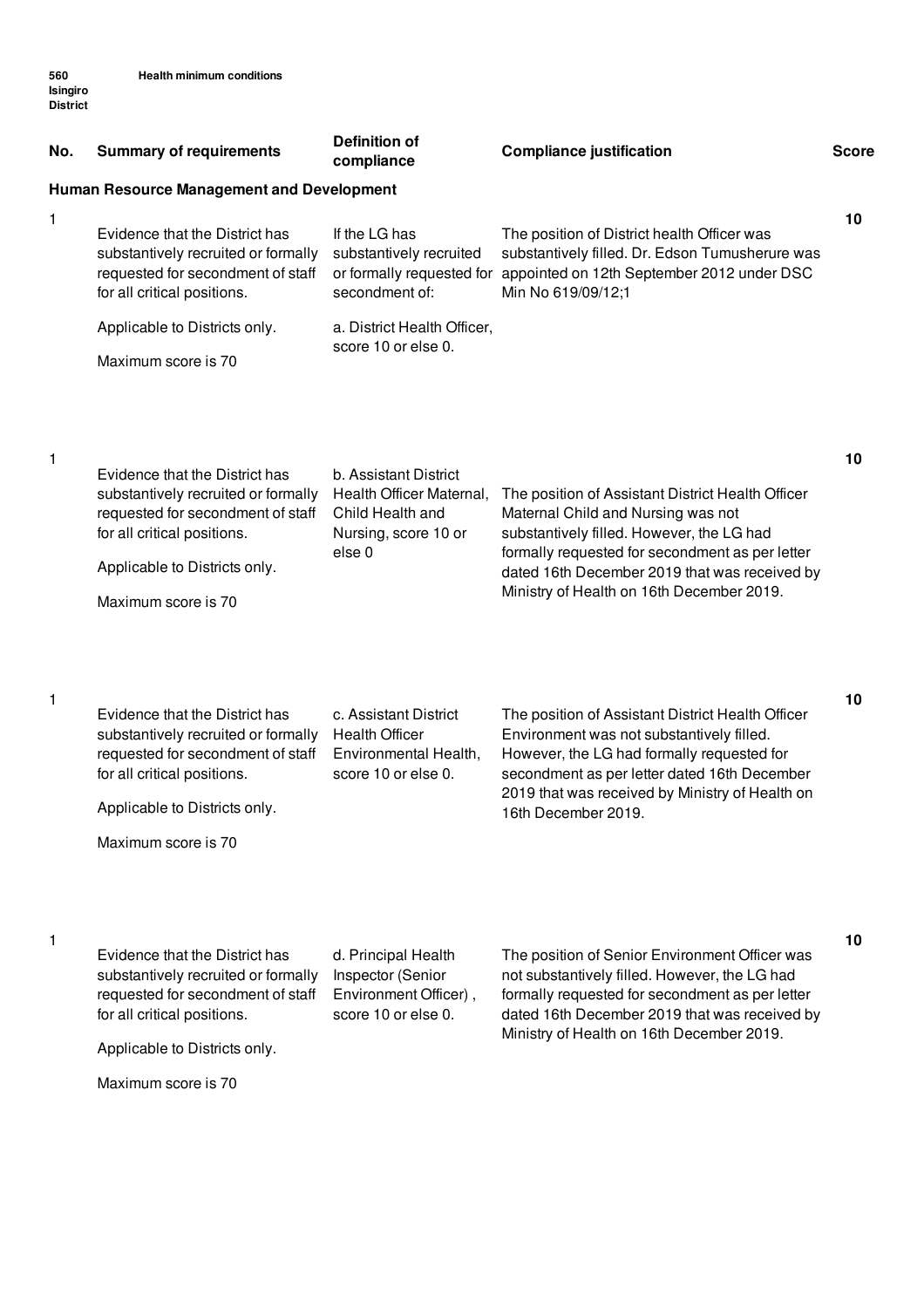560 Isingiro District — Health minimum conditions

| No. | Summary of requirements | Definition of compliance | Compliance justification | Score |
| --- | --- | --- | --- | --- |
| **Human Resource Management and Development** | | | | |
| 1 | Evidence that the District has substantively recruited or formally requested for secondment of staff for all critical positions.<br><br>Applicable to Districts only.<br><br>Maximum score is 70 | If the LG has substantively recruited or formally requested for secondment of:<br><br>a. District Health Officer, score 10 or else 0. | The position of District health Officer was substantively filled. Dr. Edson Tumusherure was appointed on 12th September 2012 under DSC Min No 619/09/12;1 | **10** |
| 1 | Evidence that the District has substantively recruited or formally requested for secondment of staff for all critical positions.<br><br>Applicable to Districts only.<br><br>Maximum score is 70 | b. Assistant District Health Officer Maternal, Child Health and Nursing, score 10 or else 0 | The position of Assistant District Health Officer Maternal Child and Nursing was not substantively filled. However, the LG had formally requested for secondment as per letter dated 16th December 2019 that was received by Ministry of Health on 16th December 2019. | **10** |
| 1 | Evidence that the District has substantively recruited or formally requested for secondment of staff for all critical positions.<br><br>Applicable to Districts only.<br><br>Maximum score is 70 | c. Assistant District Health Officer Environmental Health, score 10 or else 0. | The position of Assistant District Health Officer Environment was not substantively filled. However, the LG had formally requested for secondment as per letter dated 16th December 2019 that was received by Ministry of Health on 16th December 2019. | **10** |
| 1 | Evidence that the District has substantively recruited or formally requested for secondment of staff for all critical positions.<br><br>Applicable to Districts only.<br><br>Maximum score is 70 | d. Principal Health Inspector (Senior Environment Officer), score 10 or else 0. | The position of Senior Environment Officer was not substantively filled. However, the LG had formally requested for secondment as per letter dated 16th December 2019 that was received by Ministry of Health on 16th December 2019. | **10** |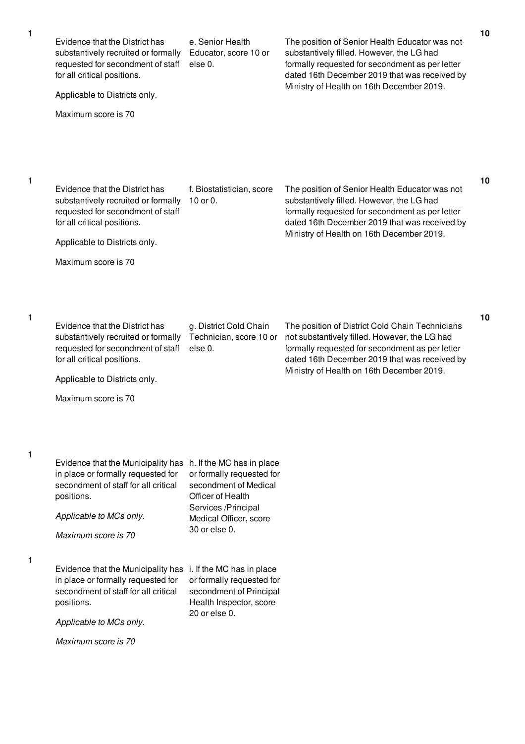| | | | | |
|---|---|---|---|---|
| 1 | Evidence that the District has substantively recruited or formally requested for secondment of staff for all critical positions.<br><br>Applicable to Districts only.<br><br>Maximum score is 70 | e. Senior Health Educator, score 10 or else 0. | The position of Senior Health Educator was not substantively filled. However, the LG had formally requested for secondment as per letter dated 16th December 2019 that was received by Ministry of Health on 16th December 2019. | **10** |
| 1 | Evidence that the District has substantively recruited or formally requested for secondment of staff for all critical positions.<br><br>Applicable to Districts only.<br><br>Maximum score is 70 | f. Biostatistician, score 10 or 0. | The position of Senior Health Educator was not substantively filled. However, the LG had formally requested for secondment as per letter dated 16th December 2019 that was received by Ministry of Health on 16th December 2019. | **10** |
| 1 | Evidence that the District has substantively recruited or formally requested for secondment of staff for all critical positions.<br><br>Applicable to Districts only.<br><br>Maximum score is 70 | g. District Cold Chain Technician, score 10 or else 0. | The position of District Cold Chain Technicians not substantively filled. However, the LG had formally requested for secondment as per letter dated 16th December 2019 that was received by Ministry of Health on 16th December 2019. | **10** |
| 1 | Evidence that the Municipality has in place or formally requested for secondment of staff for all critical positions.<br><br>*Applicable to MCs only.*<br><br>*Maximum score is 70* | h. If the MC has in place or formally requested for secondment of Medical Officer of Health Services /Principal Medical Officer, score 30 or else 0. | | |
| 1 | Evidence that the Municipality has in place or formally requested for secondment of staff for all critical positions.<br><br>*Applicable to MCs only.*<br><br>*Maximum score is 70* | i. If the MC has in place or formally requested for secondment of Principal Health Inspector, score 20 or else 0. | | |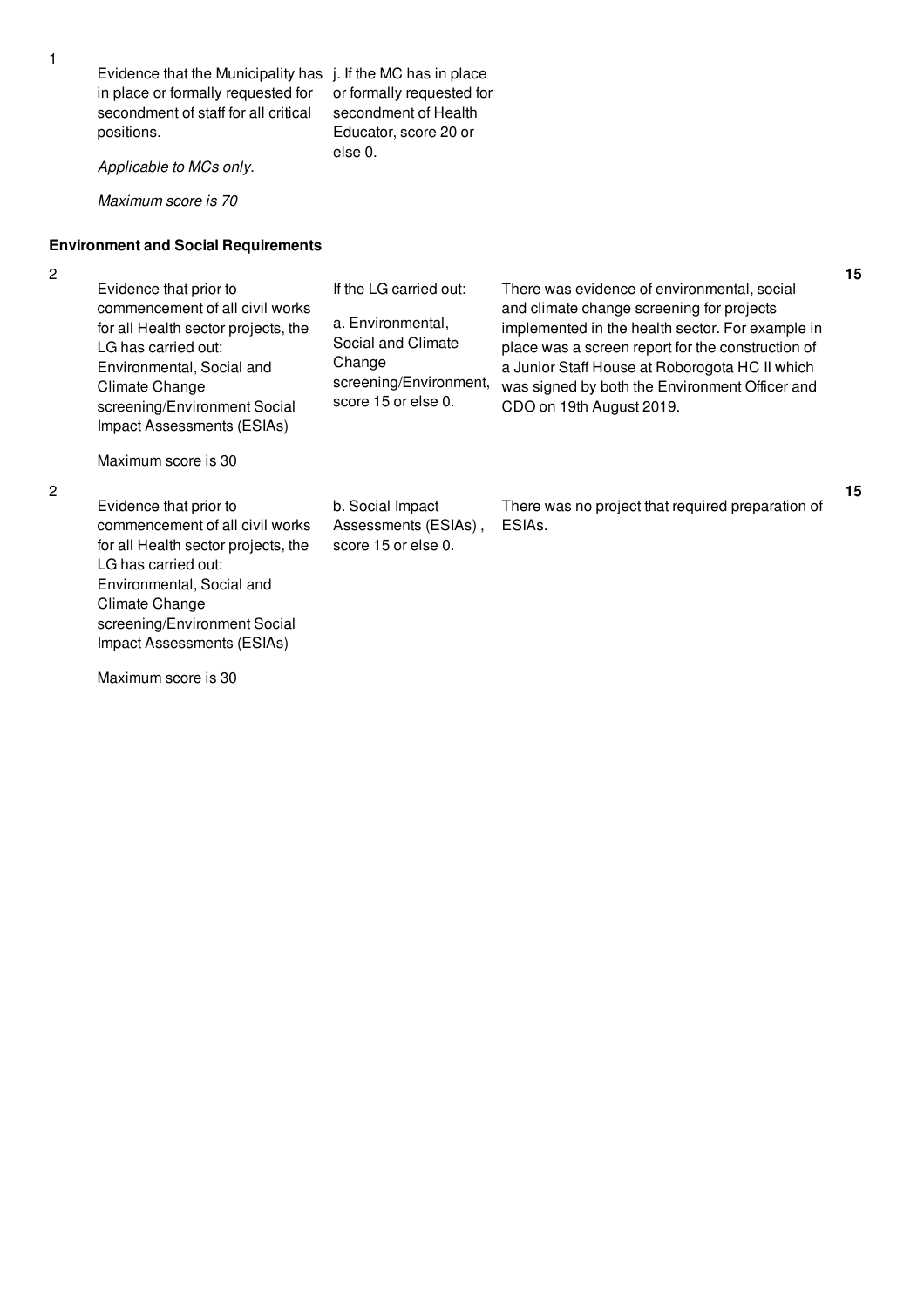| | | | | |
|---|---|---|---|---|
| 1 | Evidence that the Municipality has in place or formally requested for secondment of staff for all critical positions.<br><br>*Applicable to MCs only.*<br><br>*Maximum score is 70* | j. If the MC has in place or formally requested for secondment of Health Educator, score 20 or else 0. | | |

**Environment and Social Requirements**

| | | | | |
|---|---|---|---|---|
| 2 | Evidence that prior to commencement of all civil works for all Health sector projects, the LG has carried out: Environmental, Social and Climate Change screening/Environment Social Impact Assessments (ESIAs)<br><br>Maximum score is 30 | If the LG carried out:<br><br>a. Environmental, Social and Climate Change screening/Environment, score 15 or else 0. | There was evidence of environmental, social and climate change screening for projects implemented in the health sector. For example in place was a screen report for the construction of a Junior Staff House at Roborogota HC II which was signed by both the Environment Officer and CDO on 19th August 2019. | **15** |
| 2 | Evidence that prior to commencement of all civil works for all Health sector projects, the LG has carried out: Environmental, Social and Climate Change screening/Environment Social Impact Assessments (ESIAs)<br><br>Maximum score is 30 | b. Social Impact Assessments (ESIAs) , score 15 or else 0. | There was no project that required preparation of ESIAs. | **15** |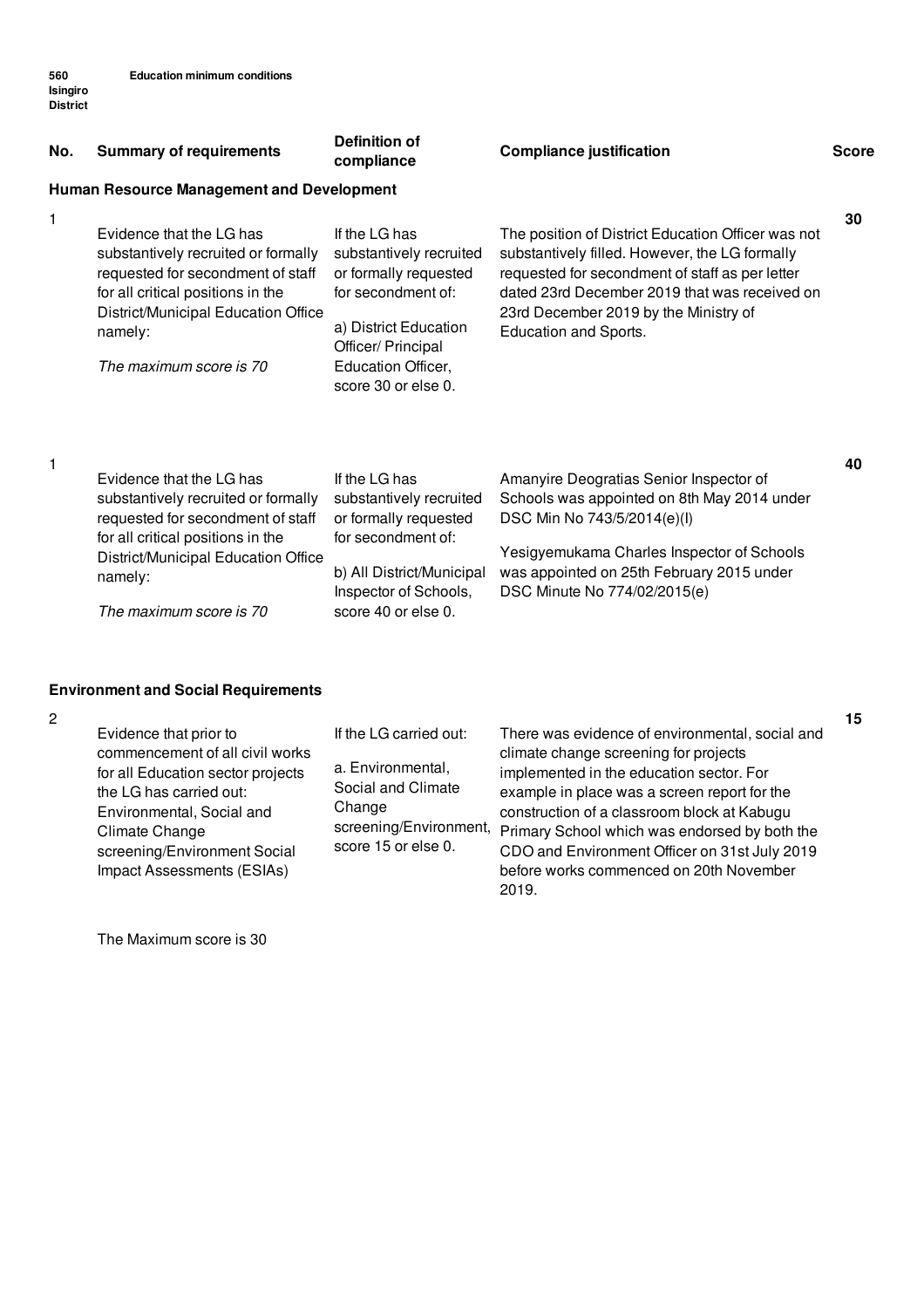560 Isingiro District

**Education minimum conditions**

| No. | Summary of requirements | Definition of compliance | Compliance justification | Score |
|---|---|---|---|---|
| **Human Resource Management and Development** | | | | |
| 1 | Evidence that the LG has substantively recruited or formally requested for secondment of staff for all critical positions in the District/Municipal Education Office namely:<br><br>*The maximum score is 70* | If the LG has substantively recruited or formally requested for secondment of:<br><br>a) District Education Officer/ Principal Education Officer, score 30 or else 0. | The position of District Education Officer was not substantively filled. However, the LG formally requested for secondment of staff as per letter dated 23rd December 2019 that was received on 23rd December 2019 by the Ministry of Education and Sports. | **30** |
| 1 | Evidence that the LG has substantively recruited or formally requested for secondment of staff for all critical positions in the District/Municipal Education Office namely:<br><br>*The maximum score is 70* | If the LG has substantively recruited or formally requested for secondment of:<br><br>b) All District/Municipal Inspector of Schools, score 40 or else 0. | Amanyire Deogratias Senior Inspector of Schools was appointed on 8th May 2014 under DSC Min No 743/5/2014(e)(l)<br><br>Yesigyemukama Charles Inspector of Schools was appointed on 25th February 2015 under DSC Minute No 774/02/2015(e) | **40** |
| **Environment and Social Requirements** | | | | |
| 2 | Evidence that prior to commencement of all civil works for all Education sector projects the LG has carried out: Environmental, Social and Climate Change screening/Environment Social Impact Assessments (ESIAs)<br><br>The Maximum score is 30 | If the LG carried out:<br><br>a. Environmental, Social and Climate Change screening/Environment, score 15 or else 0. | There was evidence of environmental, social and climate change screening for projects implemented in the education sector. For example in place was a screen report for the construction of a classroom block at Kabugu Primary School which was endorsed by both the CDO and Environment Officer on 31st July 2019 before works commenced on 20th November 2019. | **15** |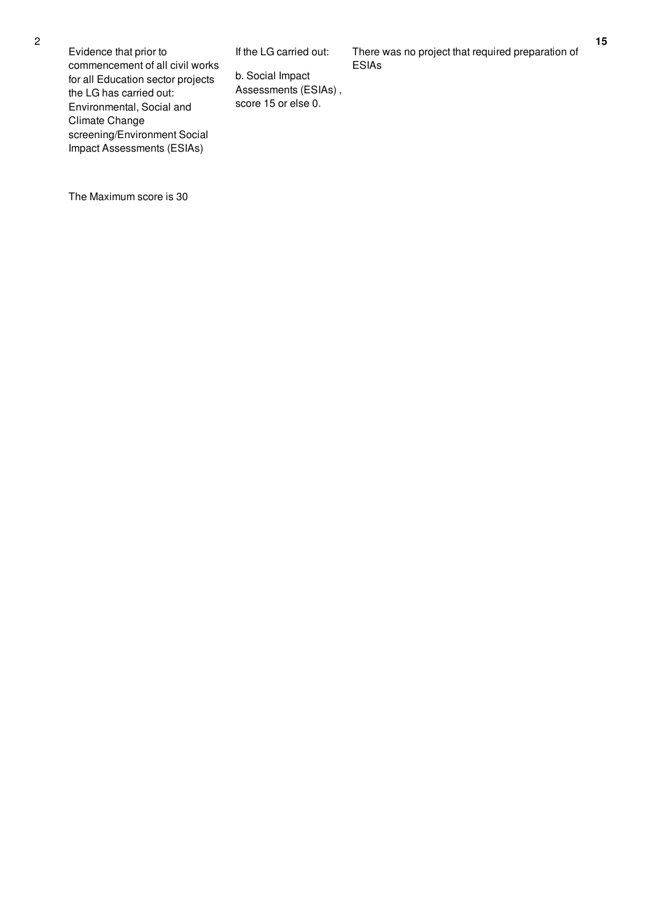| 2 | Evidence that prior to commencement of all civil works for all Education sector projects the LG has carried out: Environmental, Social and Climate Change screening/Environment Social Impact Assessments (ESIAs)<br><br>The Maximum score is 30 | If the LG carried out:<br><br>b. Social Impact Assessments (ESIAs) , score 15 or else 0. | There was no project that required preparation of ESIAs | **15** |
|---|---|---|---|---|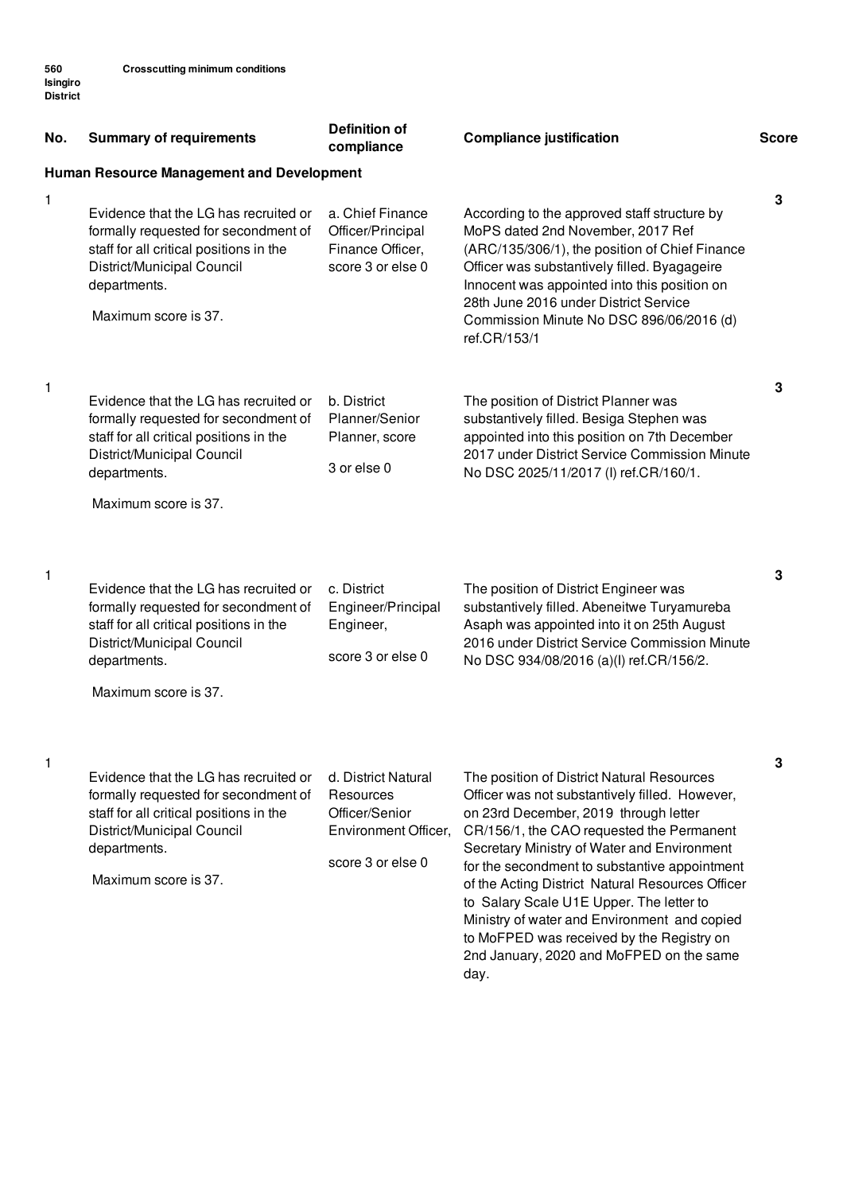560 Isingiro District — Crosscutting minimum conditions

| No. | Summary of requirements | Definition of compliance | Compliance justification | Score |
|---|---|---|---|---|
| **Human Resource Management and Development** | | | | |
| 1 | Evidence that the LG has recruited or formally requested for secondment of staff for all critical positions in the District/Municipal Council departments.<br><br>Maximum score is 37. | a. Chief Finance Officer/Principal Finance Officer, score 3 or else 0 | According to the approved staff structure by MoPS dated 2nd November, 2017 Ref (ARC/135/306/1), the position of Chief Finance Officer was substantively filled. Byagageire Innocent was appointed into this position on 28th June 2016 under District Service Commission Minute No DSC 896/06/2016 (d) ref.CR/153/1 | 3 |
| 1 | Evidence that the LG has recruited or formally requested for secondment of staff for all critical positions in the District/Municipal Council departments.<br><br>Maximum score is 37. | b. District Planner/Senior Planner, score 3 or else 0 | The position of District Planner was substantively filled. Besiga Stephen was appointed into this position on 7th December 2017 under District Service Commission Minute No DSC 2025/11/2017 (l) ref.CR/160/1. | 3 |
| 1 | Evidence that the LG has recruited or formally requested for secondment of staff for all critical positions in the District/Municipal Council departments.<br><br>Maximum score is 37. | c. District Engineer/Principal Engineer, score 3 or else 0 | The position of District Engineer was substantively filled. Abeneitwe Turyamureba Asaph was appointed into it on 25th August 2016 under District Service Commission Minute No DSC 934/08/2016 (a)(l) ref.CR/156/2. | 3 |
| 1 | Evidence that the LG has recruited or formally requested for secondment of staff for all critical positions in the District/Municipal Council departments.<br><br>Maximum score is 37. | d. District Natural Resources Officer/Senior Environment Officer, score 3 or else 0 | The position of District Natural Resources Officer was not substantively filled. However, on 23rd December, 2019 through letter CR/156/1, the CAO requested the Permanent Secretary Ministry of Water and Environment for the secondment to substantive appointment of the Acting District Natural Resources Officer to Salary Scale U1E Upper. The letter to Ministry of water and Environment and copied to MoFPED was received by the Registry on 2nd January, 2020 and MoFPED on the same day. | 3 |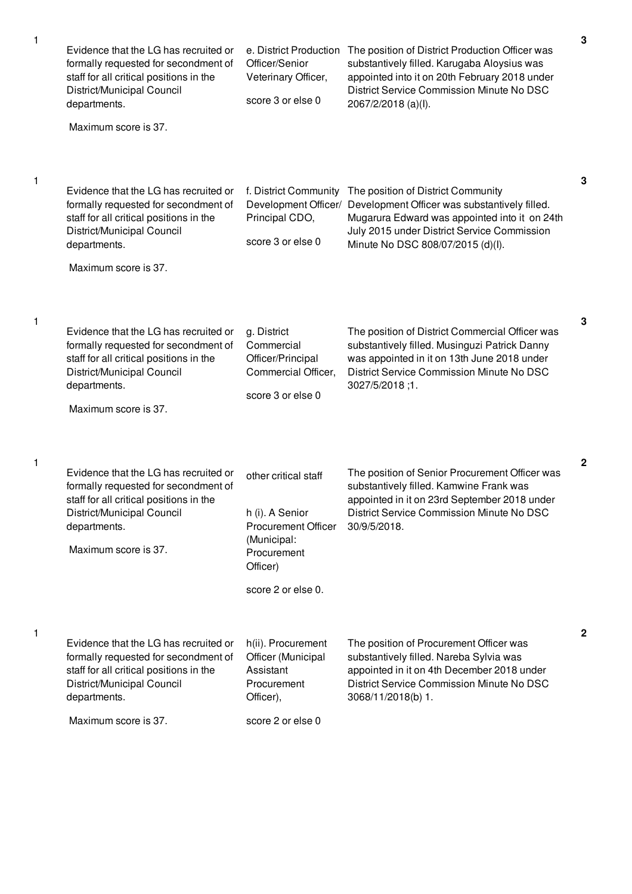| | | | | |
|---|---|---|---|---|
| 1 | Evidence that the LG has recruited or formally requested for secondment of staff for all critical positions in the District/Municipal Council departments.<br><br>Maximum score is 37. | e. District Production Officer/Senior Veterinary Officer,<br><br>score 3 or else 0 | The position of District Production Officer was substantively filled. Karugaba Aloysius was appointed into it on 20th February 2018 under District Service Commission Minute No DSC 2067/2/2018 (a)(I). | 3 |
| 1 | Evidence that the LG has recruited or formally requested for secondment of staff for all critical positions in the District/Municipal Council departments.<br><br>Maximum score is 37. | f. District Community Development Officer/ Principal CDO,<br><br>score 3 or else 0 | The position of District Community Development Officer was substantively filled. Mugarura Edward was appointed into it on 24th July 2015 under District Service Commission Minute No DSC 808/07/2015 (d)(I). | 3 |
| 1 | Evidence that the LG has recruited or formally requested for secondment of staff for all critical positions in the District/Municipal Council departments.<br><br>Maximum score is 37. | g. District Commercial Officer/Principal Commercial Officer,<br><br>score 3 or else 0 | The position of District Commercial Officer was substantively filled. Musinguzi Patrick Danny was appointed in it on 13th June 2018 under District Service Commission Minute No DSC 3027/5/2018 ;1. | 3 |
| 1 | Evidence that the LG has recruited or formally requested for secondment of staff for all critical positions in the District/Municipal Council departments.<br><br>Maximum score is 37. | other critical staff<br><br>h (i). A Senior Procurement Officer (Municipal: Procurement Officer)<br><br>score 2 or else 0. | The position of Senior Procurement Officer was substantively filled. Kamwine Frank was appointed in it on 23rd September 2018 under District Service Commission Minute No DSC 30/9/5/2018. | 2 |
| 1 | Evidence that the LG has recruited or formally requested for secondment of staff for all critical positions in the District/Municipal Council departments.<br><br>Maximum score is 37. | h(ii). Procurement Officer (Municipal Assistant Procurement Officer),<br><br>score 2 or else 0 | The position of Procurement Officer was substantively filled. Nareba Sylvia was appointed in it on 4th December 2018 under District Service Commission Minute No DSC 3068/11/2018(b) 1. | 2 |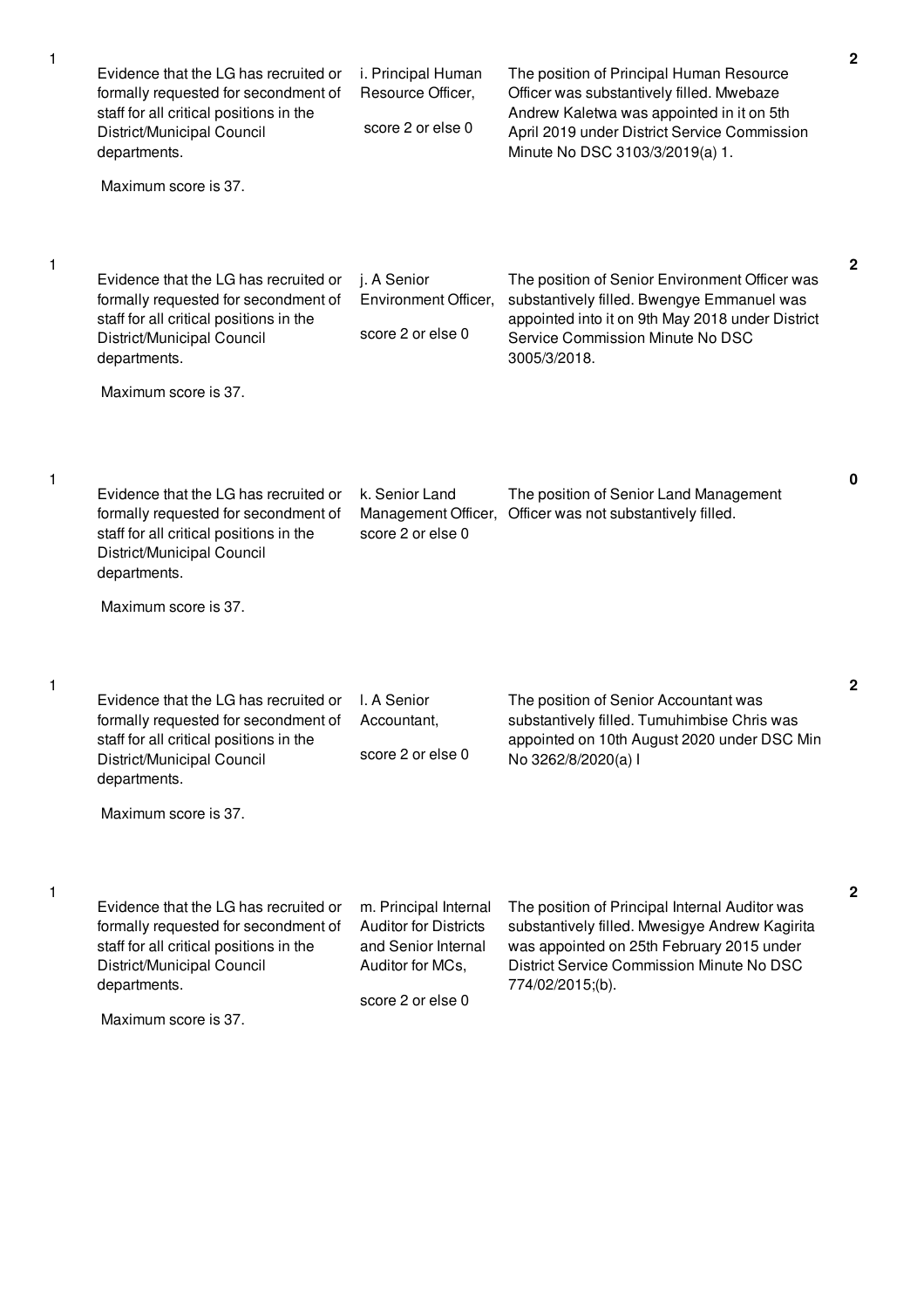| | | | | |
|---|---|---|---|---|
| 1 | Evidence that the LG has recruited or formally requested for secondment of staff for all critical positions in the District/Municipal Council departments.<br><br>Maximum score is 37. | i. Principal Human Resource Officer,<br><br>score 2 or else 0 | The position of Principal Human Resource Officer was substantively filled. Mwebaze Andrew Kaletwa was appointed in it on 5th April 2019 under District Service Commission Minute No DSC 3103/3/2019(a) 1. | 2 |
| 1 | Evidence that the LG has recruited or formally requested for secondment of staff for all critical positions in the District/Municipal Council departments.<br><br>Maximum score is 37. | j. A Senior Environment Officer,<br><br>score 2 or else 0 | The position of Senior Environment Officer was substantively filled. Bwengye Emmanuel was appointed into it on 9th May 2018 under District Service Commission Minute No DSC 3005/3/2018. | 2 |
| 1 | Evidence that the LG has recruited or formally requested for secondment of staff for all critical positions in the District/Municipal Council departments.<br><br>Maximum score is 37. | k. Senior Land Management Officer, score 2 or else 0 | The position of Senior Land Management Officer was not substantively filled. | 0 |
| 1 | Evidence that the LG has recruited or formally requested for secondment of staff for all critical positions in the District/Municipal Council departments.<br><br>Maximum score is 37. | l. A Senior Accountant,<br><br>score 2 or else 0 | The position of Senior Accountant was substantively filled. Tumuhimbise Chris was appointed on 10th August 2020 under DSC Min No 3262/8/2020(a) I | 2 |
| 1 | Evidence that the LG has recruited or formally requested for secondment of staff for all critical positions in the District/Municipal Council departments.<br><br>Maximum score is 37. | m. Principal Internal Auditor for Districts and Senior Internal Auditor for MCs,<br><br>score 2 or else 0 | The position of Principal Internal Auditor was substantively filled. Mwesigye Andrew Kagirita was appointed on 25th February 2015 under District Service Commission Minute No DSC 774/02/2015;(b). | 2 |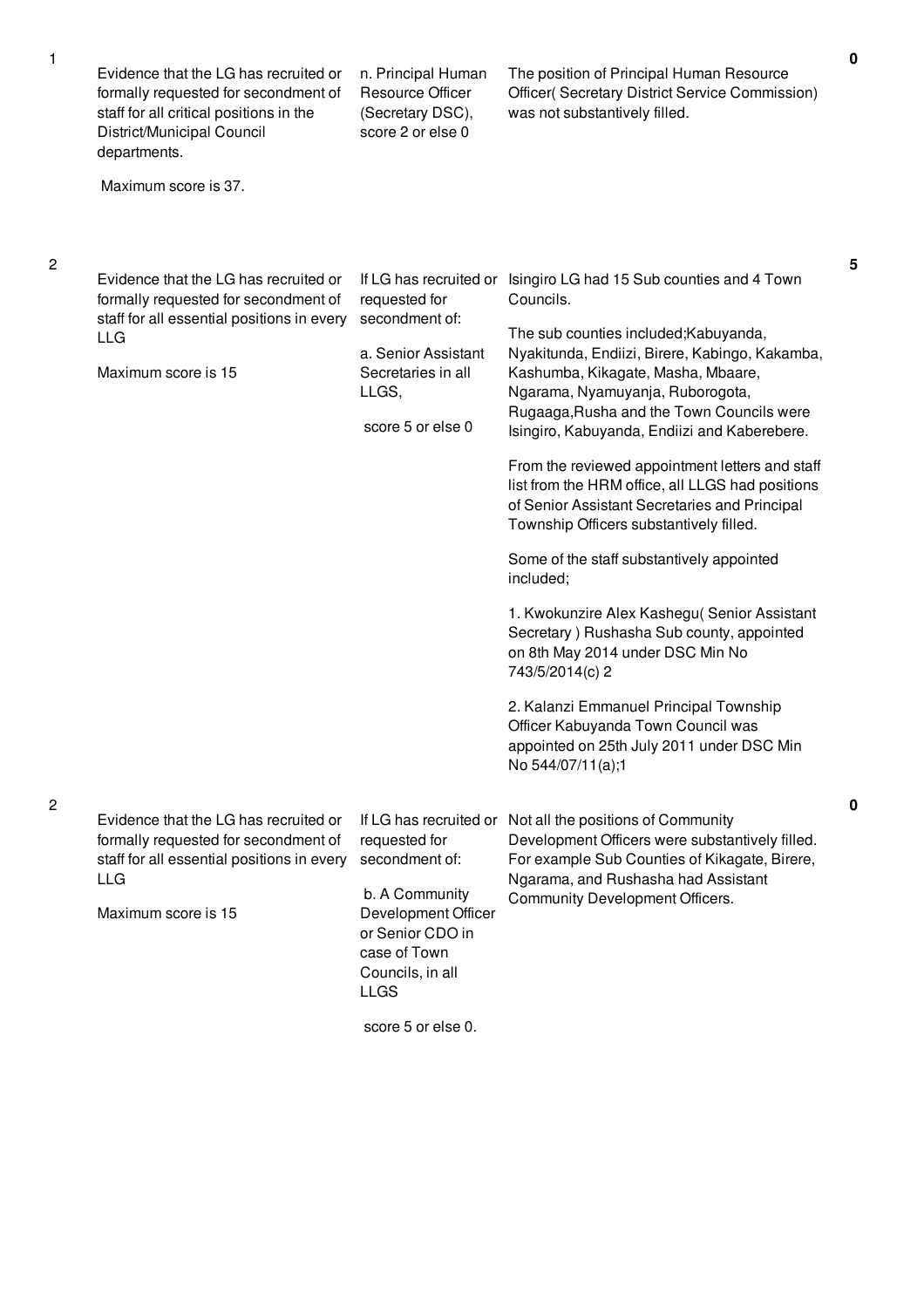| No. | Performance Measure | Scoring Guide | Assessment | Score |
|---|---|---|---|---|
| 1 | Evidence that the LG has recruited or formally requested for secondment of staff for all critical positions in the District/Municipal Council departments.<br><br>Maximum score is 37. | n. Principal Human Resource Officer (Secretary DSC), score 2 or else 0 | The position of Principal Human Resource Officer( Secretary District Service Commission) was not substantively filled. | 0 |
| 2 | Evidence that the LG has recruited or formally requested for secondment of staff for all essential positions in every LLG<br><br>Maximum score is 15 | If LG has recruited or requested for secondment of:<br><br>a. Senior Assistant Secretaries in all LLGS,<br><br>score 5 or else 0 | Isingiro LG had 15 Sub counties and 4 Town Councils.<br><br>The sub counties included;Kabuyanda, Nyakitunda, Endiizi, Birere, Kabingo, Kakamba, Kashumba, Kikagate, Masha, Mbaare, Ngarama, Nyamuyanja, Ruborogota, Rugaaga,Rusha and the Town Councils were Isingiro, Kabuyanda, Endiizi and Kaberebere.<br><br>From the reviewed appointment letters and staff list from the HRM office, all LLGS had positions of Senior Assistant Secretaries and Principal Township Officers substantively filled.<br><br>Some of the staff substantively appointed included;<br><br>1. Kwokunzire Alex Kashegu( Senior Assistant Secretary ) Rushasha Sub county, appointed on 8th May 2014 under DSC Min No 743/5/2014(c) 2<br><br>2. Kalanzi Emmanuel Principal Township Officer Kabuyanda Town Council was appointed on 25th July 2011 under DSC Min No 544/07/11(a);1 | 5 |
| 2 | Evidence that the LG has recruited or formally requested for secondment of staff for all essential positions in every LLG<br><br>Maximum score is 15 | If LG has recruited or requested for secondment of:<br><br>b. A Community Development Officer or Senior CDO in case of Town Councils, in all LLGS<br><br>score 5 or else 0. | Not all the positions of Community Development Officers were substantively filled. For example Sub Counties of Kikagate, Birere, Ngarama, and Rushasha had Assistant Community Development Officers. | 0 |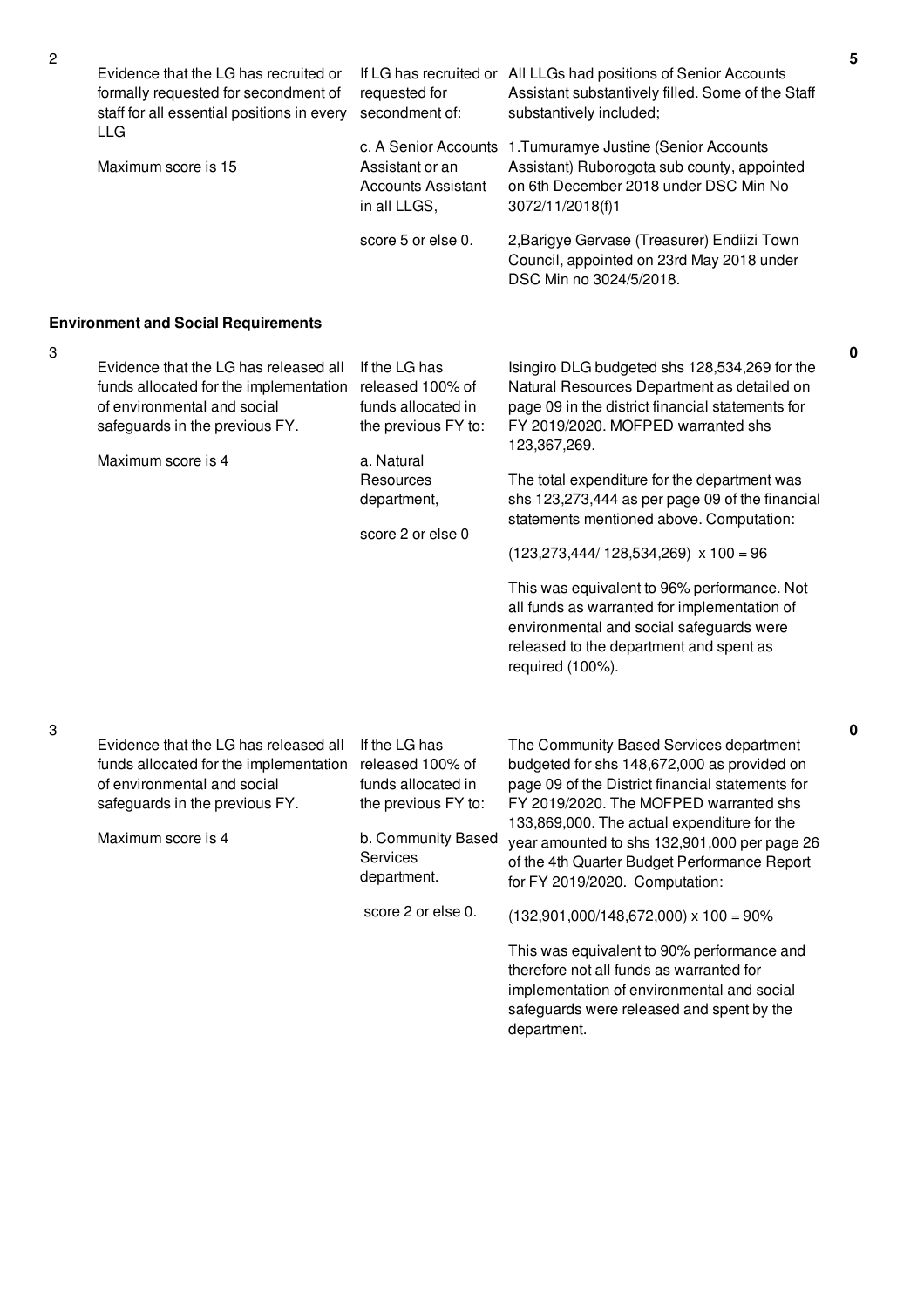| No. | Performance Measure | Scoring Guide | Justification | Score |
|---|---|---|---|---|
| 2 | Evidence that the LG has recruited or formally requested for secondment of staff for all essential positions in every LLG<br><br>Maximum score is 15 | If LG has recruited or requested for secondment of:<br><br>c. A Senior Accounts Assistant or an Accounts Assistant in all LLGS,<br><br>score 5 or else 0. | All LLGs had positions of Senior Accounts Assistant substantively filled. Some of the Staff substantively included;<br><br>1.Tumuramye Justine (Senior Accounts Assistant) Ruborogota sub county, appointed on 6th December 2018 under DSC Min No 3072/11/2018(f)1<br><br>2,Barigye Gervase (Treasurer) Endiizi Town Council, appointed on 23rd May 2018 under DSC Min no 3024/5/2018. | 5 |

**Environment and Social Requirements**

| No. | Performance Measure | Scoring Guide | Justification | Score |
|---|---|---|---|---|
| 3 | Evidence that the LG has released all funds allocated for the implementation of environmental and social safeguards in the previous FY.<br><br>Maximum score is 4 | If the LG has released 100% of funds allocated in the previous FY to:<br><br>a. Natural Resources department,<br><br>score 2 or else 0 | Isingiro DLG budgeted shs 128,534,269 for the Natural Resources Department as detailed on page 09 in the district financial statements for FY 2019/2020. MOFPED warranted shs 123,367,269.<br><br>The total expenditure for the department was shs 123,273,444 as per page 09 of the financial statements mentioned above. Computation:<br><br>(123,273,444/ 128,534,269) x 100 = 96<br><br>This was equivalent to 96% performance. Not all funds as warranted for implementation of environmental and social safeguards were released to the department and spent as required (100%). | 0 |
| 3 | Evidence that the LG has released all funds allocated for the implementation of environmental and social safeguards in the previous FY.<br><br>Maximum score is 4 | If the LG has released 100% of funds allocated in the previous FY to:<br><br>b. Community Based Services department.<br><br>score 2 or else 0. | The Community Based Services department budgeted for shs 148,672,000 as provided on page 09 of the District financial statements for FY 2019/2020. The MOFPED warranted shs 133,869,000. The actual expenditure for the year amounted to shs 132,901,000 per page 26 of the 4th Quarter Budget Performance Report for FY 2019/2020. Computation:<br><br>(132,901,000/148,672,000) x 100 = 90%<br><br>This was equivalent to 90% performance and therefore not all funds as warranted for implementation of environmental and social safeguards were released and spent by the department. | 0 |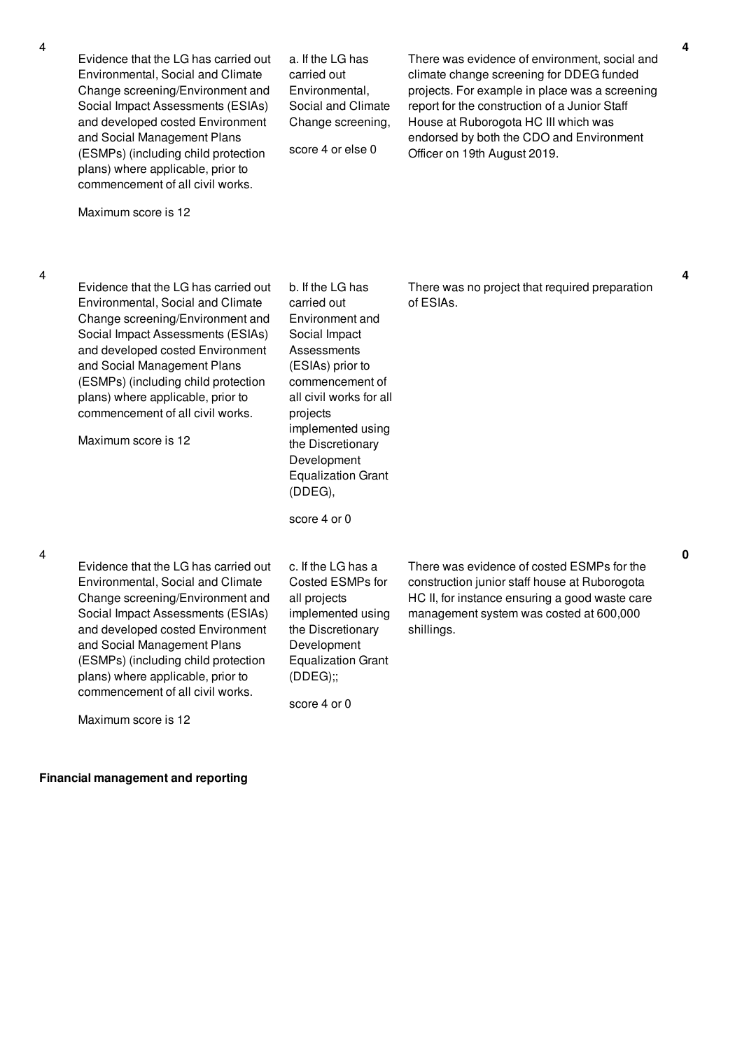| No. | Performance Measure | Scoring Guide | Assessment Findings | Score |
|---|---|---|---|---|
| 4 | Evidence that the LG has carried out Environmental, Social and Climate Change screening/Environment and Social Impact Assessments (ESIAs) and developed costed Environment and Social Management Plans (ESMPs) (including child protection plans) where applicable, prior to commencement of all civil works.<br><br>Maximum score is 12 | a. If the LG has carried out Environmental, Social and Climate Change screening,<br><br>score 4 or else 0 | There was evidence of environment, social and climate change screening for DDEG funded projects. For example in place was a screening report for the construction of a Junior Staff House at Ruborogota HC III which was endorsed by both the CDO and Environment Officer on 19th August 2019. | 4 |
| 4 | Evidence that the LG has carried out Environmental, Social and Climate Change screening/Environment and Social Impact Assessments (ESIAs) and developed costed Environment and Social Management Plans (ESMPs) (including child protection plans) where applicable, prior to commencement of all civil works.<br><br>Maximum score is 12 | b. If the LG has carried out Environment and Social Impact Assessments (ESIAs) prior to commencement of all civil works for all projects implemented using the Discretionary Development Equalization Grant (DDEG),<br><br>score 4 or 0 | There was no project that required preparation of ESIAs. | 4 |
| 4 | Evidence that the LG has carried out Environmental, Social and Climate Change screening/Environment and Social Impact Assessments (ESIAs) and developed costed Environment and Social Management Plans (ESMPs) (including child protection plans) where applicable, prior to commencement of all civil works.<br><br>Maximum score is 12 | c. If the LG has a Costed ESMPs for all projects implemented using the Discretionary Development Equalization Grant (DDEG);;<br><br>score 4 or 0 | There was evidence of costed ESMPs for the construction junior staff house at Ruborogota HC II, for instance ensuring a good waste care management system was costed at 600,000 shillings. | 0 |

**Financial management and reporting**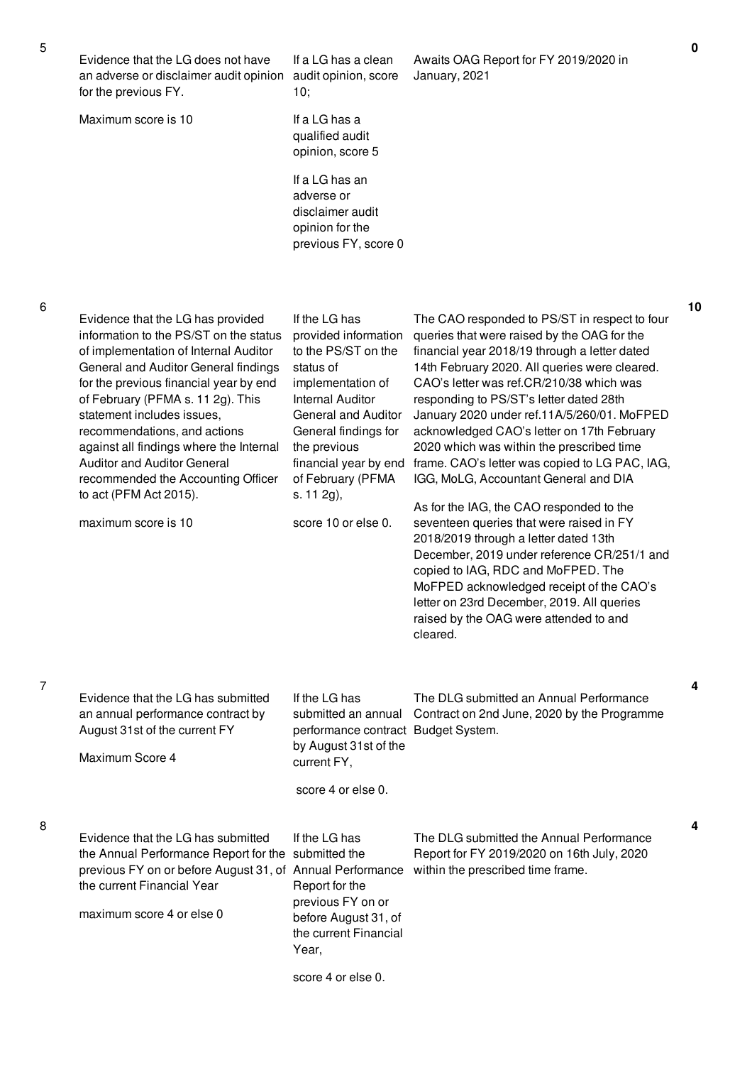| No. | Performance Measure | Scoring Guide | Justification | Score |
|---|---|---|---|---|
| 5 | Evidence that the LG does not have an adverse or disclaimer audit opinion for the previous FY.<br><br>Maximum score is 10 | If a LG has a clean audit opinion, score 10;<br><br>If a LG has a qualified audit opinion, score 5<br><br>If a LG has an adverse or disclaimer audit opinion for the previous FY, score 0 | Awaits OAG Report for FY 2019/2020 in January, 2021 | 0 |
| 6 | Evidence that the LG has provided information to the PS/ST on the status of implementation of Internal Auditor General and Auditor General findings for the previous financial year by end of February (PFMA s. 11 2g). This statement includes issues, recommendations, and actions against all findings where the Internal Auditor and Auditor General recommended the Accounting Officer to act (PFM Act 2015).<br><br>maximum score is 10 | If the LG has provided information to the PS/ST on the status of implementation of Internal Auditor General and Auditor General findings for the previous financial year by end of February (PFMA s. 11 2g),<br><br>score 10 or else 0. | The CAO responded to PS/ST in respect to four queries that were raised by the OAG for the financial year 2018/19 through a letter dated 14th February 2020. All queries were cleared. CAO's letter was ref.CR/210/38 which was responding to PS/ST's letter dated 28th January 2020 under ref.11A/5/260/01. MoFPED acknowledged CAO's letter on 17th February 2020 which was within the prescribed time frame. CAO's letter was copied to LG PAC, IAG, IGG, MoLG, Accountant General and DIA<br><br>As for the IAG, the CAO responded to the seventeen queries that were raised in FY 2018/2019 through a letter dated 13th December, 2019 under reference CR/251/1 and copied to IAG, RDC and MoFPED. The MoFPED acknowledged receipt of the CAO's letter on 23rd December, 2019. All queries raised by the OAG were attended to and cleared. | 10 |
| 7 | Evidence that the LG has submitted an annual performance contract by August 31st of the current FY<br><br>Maximum Score 4 | If the LG has submitted an annual performance contract by August 31st of the current FY,<br><br>score 4 or else 0. | The DLG submitted an Annual Performance Contract on 2nd June, 2020 by the Programme Budget System. | 4 |
| 8 | Evidence that the LG has submitted the Annual Performance Report for the previous FY on or before August 31, of the current Financial Year<br><br>maximum score 4 or else 0 | If the LG has submitted the Annual Performance Report for the previous FY on or before August 31, of the current Financial Year,<br><br>score 4 or else 0. | The DLG submitted the Annual Performance Report for FY 2019/2020 on 16th July, 2020 within the prescribed time frame. | 4 |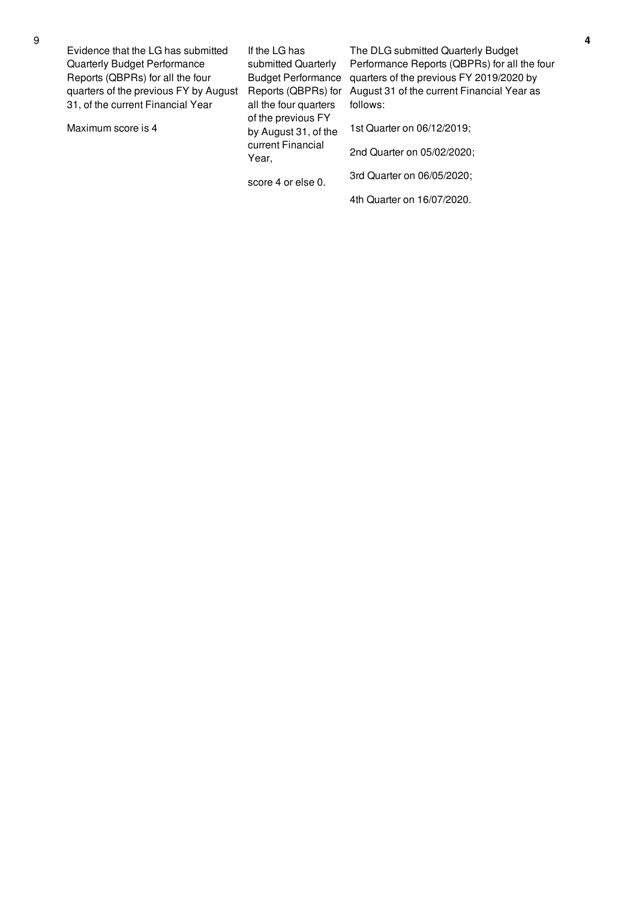| | | | | |
|---|---|---|---|---|
| 9 | Evidence that the LG has submitted Quarterly Budget Performance Reports (QBPRs) for all the four quarters of the previous FY by August 31, of the current Financial Year<br><br>Maximum score is 4 | If the LG has submitted Quarterly Budget Performance Reports (QBPRs) for all the four quarters of the previous FY by August 31, of the current Financial Year,<br><br>score 4 or else 0. | The DLG submitted Quarterly Budget Performance Reports (QBPRs) for all the four quarters of the previous FY 2019/2020 by August 31 of the current Financial Year as follows:<br><br>1st Quarter on 06/12/2019;<br><br>2nd Quarter on 05/02/2020;<br><br>3rd Quarter on 06/05/2020;<br><br>4th Quarter on 16/07/2020. | 4 |